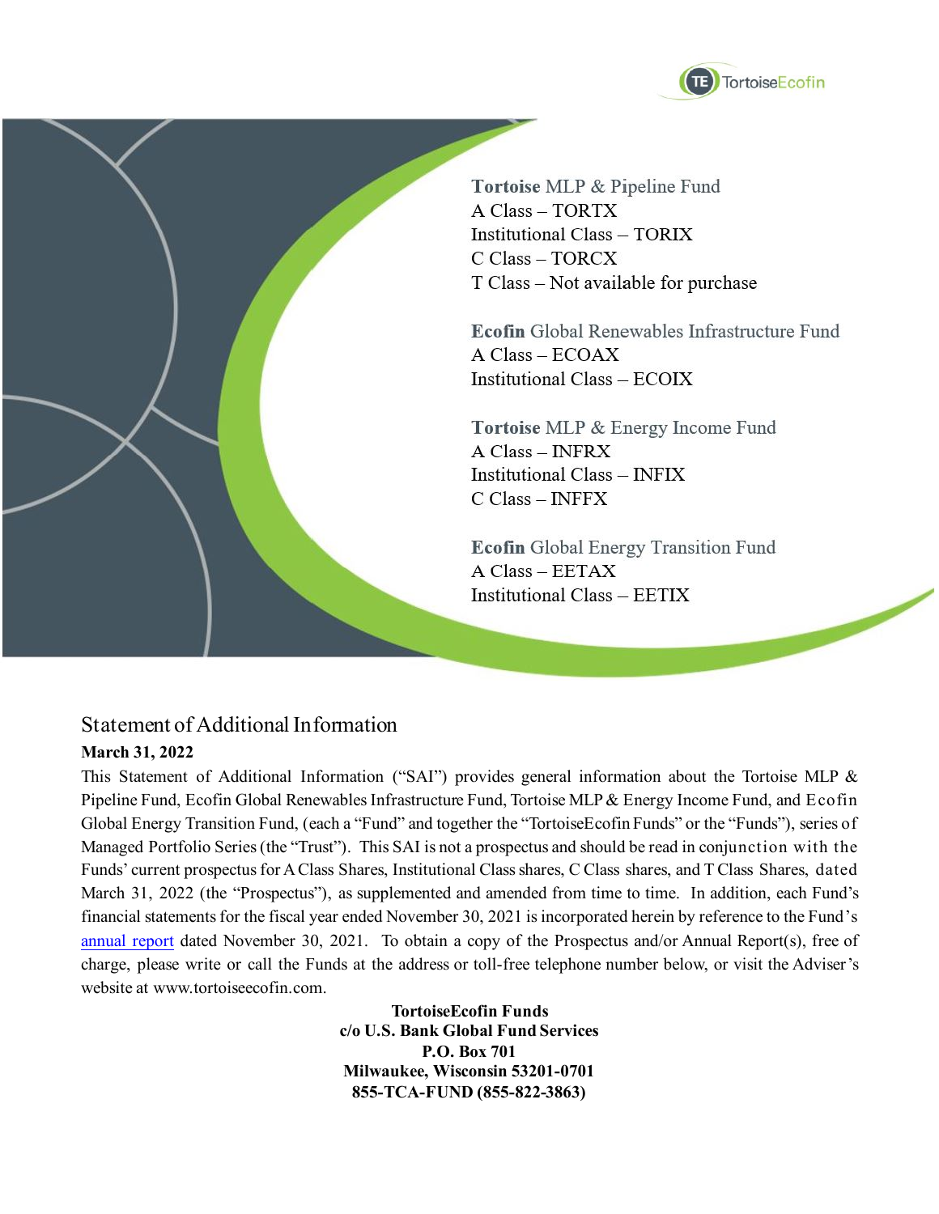TortoiseEcofin

**Tortoise** MLP & Pipeline Fund
A Class – TORTX
Institutional Class – TORIX
C Class – TORCX
T Class – Not available for purchase

**Ecofin** Global Renewables Infrastructure Fund
A Class – ECOAX
Institutional Class – ECOIX

**Tortoise** MLP & Energy Income Fund
A Class – INFRX
Institutional Class – INFIX
C Class – INFFX

**Ecofin** Global Energy Transition Fund
A Class – EETAX
Institutional Class – EETIX

# Statement of Additional Information

**March 31, 2022**

This Statement of Additional Information ("SAI") provides general information about the Tortoise MLP & Pipeline Fund, Ecofin Global Renewables Infrastructure Fund, Tortoise MLP & Energy Income Fund, and Ecofin Global Energy Transition Fund, (each a "Fund" and together the "TortoiseEcofin Funds" or the "Funds"), series of Managed Portfolio Series (the "Trust"). This SAI is not a prospectus and should be read in conjunction with the Funds' current prospectus for A Class Shares, Institutional Class shares, C Class shares, and T Class Shares, dated March 31, 2022 (the "Prospectus"), as supplemented and amended from time to time. In addition, each Fund's financial statements for the fiscal year ended November 30, 2021 is incorporated herein by reference to the Fund's annual report dated November 30, 2021. To obtain a copy of the Prospectus and/or Annual Report(s), free of charge, please write or call the Funds at the address or toll-free telephone number below, or visit the Adviser's website at www.tortoiseecofin.com.

**TortoiseEcofin Funds**
**c/o U.S. Bank Global Fund Services**
**P.O. Box 701**
**Milwaukee, Wisconsin 53201-0701**
**855-TCA-FUND (855-822-3863)**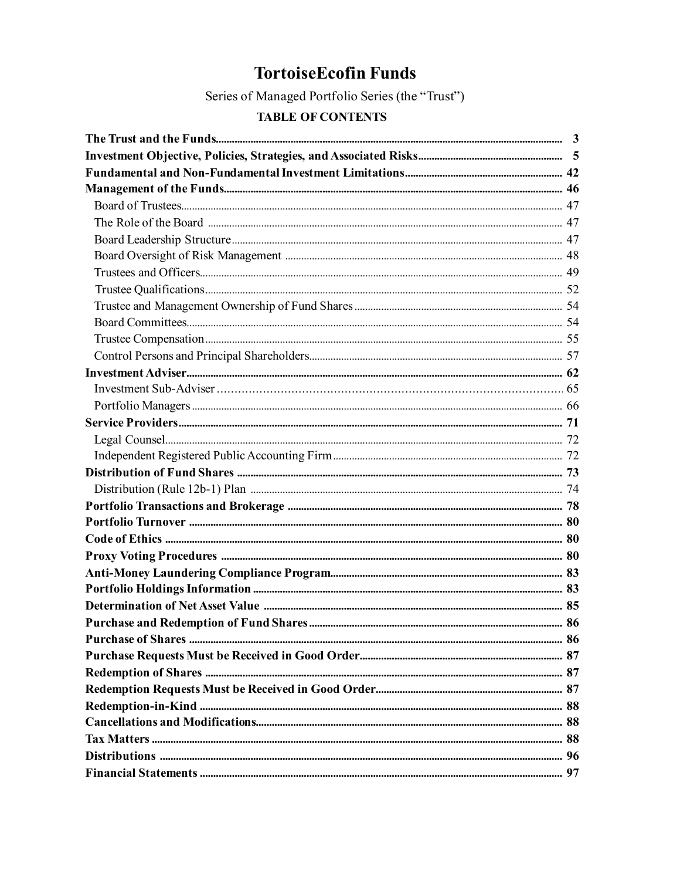# TortoiseEcofin Funds

Series of Managed Portfolio Series (the "Trust")

## TABLE OF CONTENTS

| | |
|---|---|
| **The Trust and the Funds** | **3** |
| **Investment Objective, Policies, Strategies, and Associated Risks** | **5** |
| **Fundamental and Non-Fundamental Investment Limitations** | **42** |
| **Management of the Funds** | **46** |
| Board of Trustees | 47 |
| The Role of the Board | 47 |
| Board Leadership Structure | 47 |
| Board Oversight of Risk Management | 48 |
| Trustees and Officers | 49 |
| Trustee Qualifications | 52 |
| Trustee and Management Ownership of Fund Shares | 54 |
| Board Committees | 54 |
| Trustee Compensation | 55 |
| Control Persons and Principal Shareholders | 57 |
| **Investment Adviser** | **62** |
| Investment Sub-Adviser | 65 |
| Portfolio Managers | 66 |
| **Service Providers** | **71** |
| Legal Counsel | 72 |
| Independent Registered Public Accounting Firm | 72 |
| **Distribution of Fund Shares** | **73** |
| Distribution (Rule 12b-1) Plan | 74 |
| **Portfolio Transactions and Brokerage** | **78** |
| **Portfolio Turnover** | **80** |
| **Code of Ethics** | **80** |
| **Proxy Voting Procedures** | **80** |
| **Anti-Money Laundering Compliance Program** | **83** |
| **Portfolio Holdings Information** | **83** |
| **Determination of Net Asset Value** | **85** |
| **Purchase and Redemption of Fund Shares** | **86** |
| **Purchase of Shares** | **86** |
| **Purchase Requests Must be Received in Good Order** | **87** |
| **Redemption of Shares** | **87** |
| **Redemption Requests Must be Received in Good Order** | **87** |
| **Redemption-in-Kind** | **88** |
| **Cancellations and Modifications** | **88** |
| **Tax Matters** | **88** |
| **Distributions** | **96** |
| **Financial Statements** | **97** |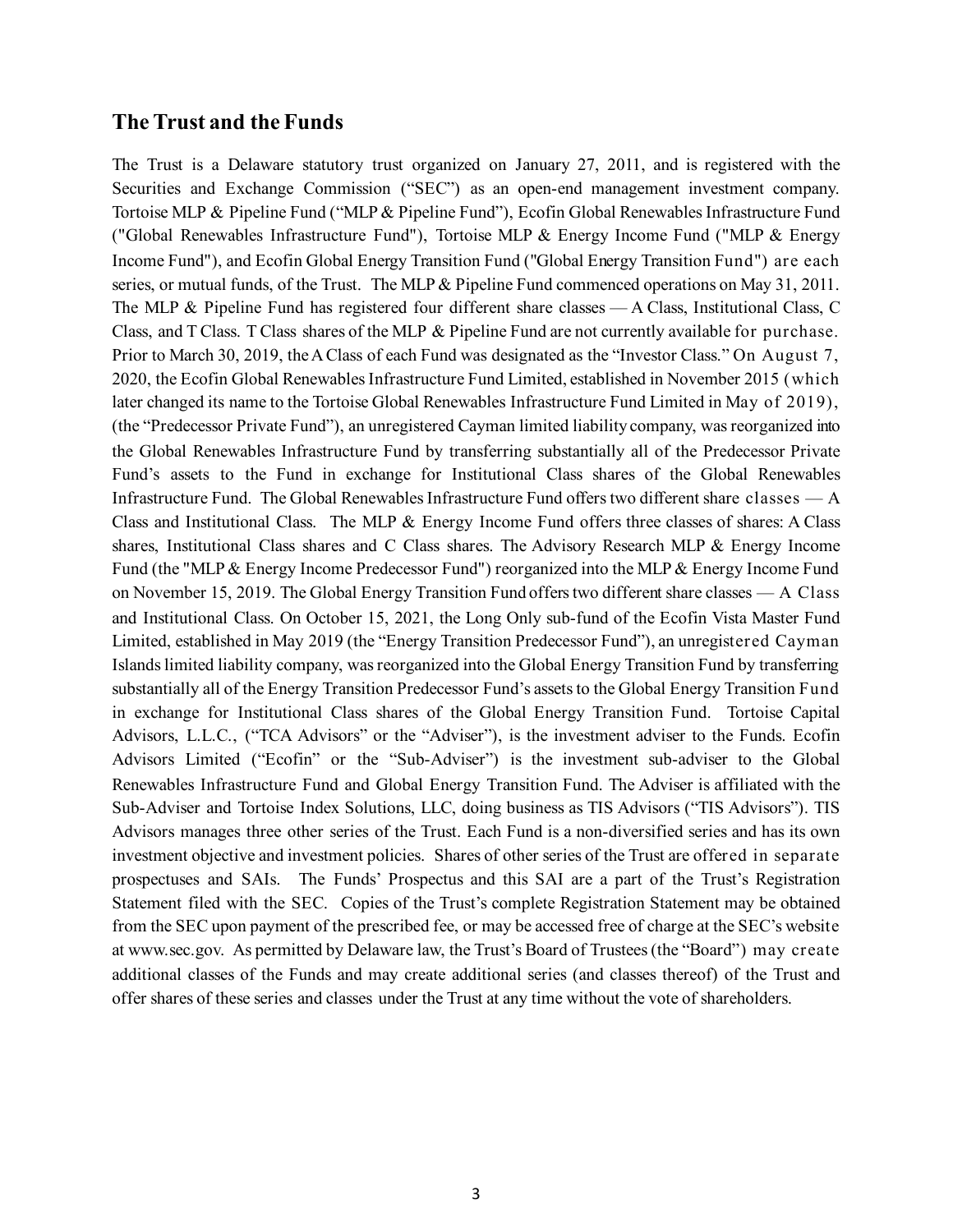## The Trust and the Funds

The Trust is a Delaware statutory trust organized on January 27, 2011, and is registered with the Securities and Exchange Commission ("SEC") as an open-end management investment company. Tortoise MLP & Pipeline Fund ("MLP & Pipeline Fund"), Ecofin Global Renewables Infrastructure Fund ("Global Renewables Infrastructure Fund"), Tortoise MLP & Energy Income Fund ("MLP & Energy Income Fund"), and Ecofin Global Energy Transition Fund ("Global Energy Transition Fund") are each series, or mutual funds, of the Trust. The MLP & Pipeline Fund commenced operations on May 31, 2011. The MLP & Pipeline Fund has registered four different share classes — A Class, Institutional Class, C Class, and T Class. T Class shares of the MLP & Pipeline Fund are not currently available for purchase. Prior to March 30, 2019, the A Class of each Fund was designated as the "Investor Class." On August 7, 2020, the Ecofin Global Renewables Infrastructure Fund Limited, established in November 2015 (which later changed its name to the Tortoise Global Renewables Infrastructure Fund Limited in May of 2019), (the "Predecessor Private Fund"), an unregistered Cayman limited liability company, was reorganized into the Global Renewables Infrastructure Fund by transferring substantially all of the Predecessor Private Fund's assets to the Fund in exchange for Institutional Class shares of the Global Renewables Infrastructure Fund. The Global Renewables Infrastructure Fund offers two different share classes — A Class and Institutional Class. The MLP & Energy Income Fund offers three classes of shares: A Class shares, Institutional Class shares and C Class shares. The Advisory Research MLP & Energy Income Fund (the "MLP & Energy Income Predecessor Fund") reorganized into the MLP & Energy Income Fund on November 15, 2019. The Global Energy Transition Fund offers two different share classes — A Class and Institutional Class. On October 15, 2021, the Long Only sub-fund of the Ecofin Vista Master Fund Limited, established in May 2019 (the "Energy Transition Predecessor Fund"), an unregistered Cayman Islands limited liability company, was reorganized into the Global Energy Transition Fund by transferring substantially all of the Energy Transition Predecessor Fund's assets to the Global Energy Transition Fund in exchange for Institutional Class shares of the Global Energy Transition Fund. Tortoise Capital Advisors, L.L.C., ("TCA Advisors" or the "Adviser"), is the investment adviser to the Funds. Ecofin Advisors Limited ("Ecofin" or the "Sub-Adviser") is the investment sub-adviser to the Global Renewables Infrastructure Fund and Global Energy Transition Fund. The Adviser is affiliated with the Sub-Adviser and Tortoise Index Solutions, LLC, doing business as TIS Advisors ("TIS Advisors"). TIS Advisors manages three other series of the Trust. Each Fund is a non-diversified series and has its own investment objective and investment policies. Shares of other series of the Trust are offered in separate prospectuses and SAIs. The Funds' Prospectus and this SAI are a part of the Trust's Registration Statement filed with the SEC. Copies of the Trust's complete Registration Statement may be obtained from the SEC upon payment of the prescribed fee, or may be accessed free of charge at the SEC's website at www.sec.gov. As permitted by Delaware law, the Trust's Board of Trustees (the "Board") may create additional classes of the Funds and may create additional series (and classes thereof) of the Trust and offer shares of these series and classes under the Trust at any time without the vote of shareholders.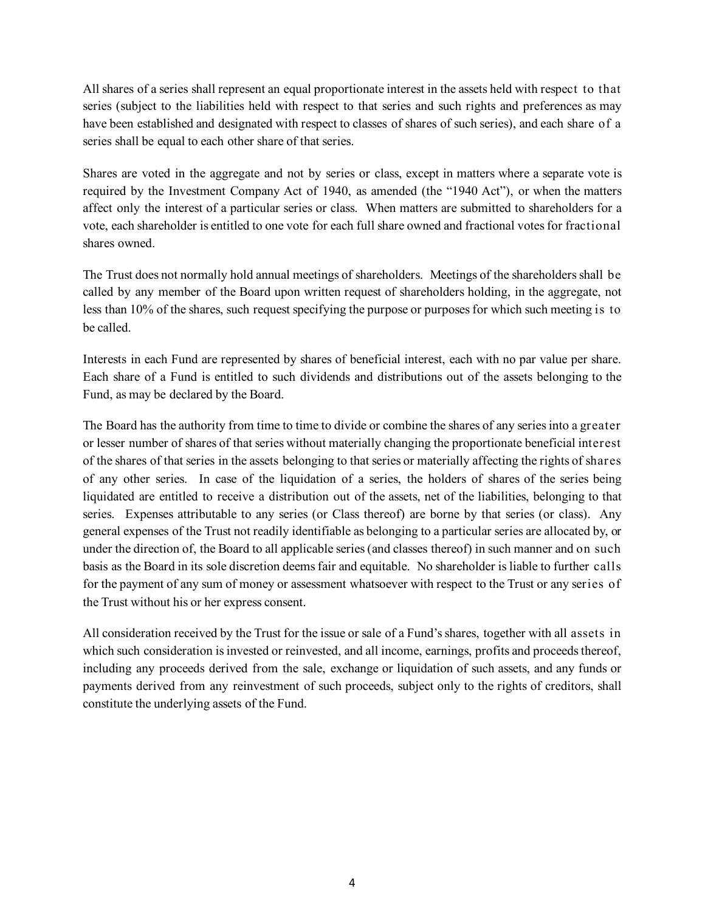All shares of a series shall represent an equal proportionate interest in the assets held with respect to that series (subject to the liabilities held with respect to that series and such rights and preferences as may have been established and designated with respect to classes of shares of such series), and each share of a series shall be equal to each other share of that series.

Shares are voted in the aggregate and not by series or class, except in matters where a separate vote is required by the Investment Company Act of 1940, as amended (the "1940 Act"), or when the matters affect only the interest of a particular series or class. When matters are submitted to shareholders for a vote, each shareholder is entitled to one vote for each full share owned and fractional votes for fractional shares owned.

The Trust does not normally hold annual meetings of shareholders. Meetings of the shareholders shall be called by any member of the Board upon written request of shareholders holding, in the aggregate, not less than 10% of the shares, such request specifying the purpose or purposes for which such meeting is to be called.

Interests in each Fund are represented by shares of beneficial interest, each with no par value per share. Each share of a Fund is entitled to such dividends and distributions out of the assets belonging to the Fund, as may be declared by the Board.

The Board has the authority from time to time to divide or combine the shares of any series into a greater or lesser number of shares of that series without materially changing the proportionate beneficial interest of the shares of that series in the assets belonging to that series or materially affecting the rights of shares of any other series. In case of the liquidation of a series, the holders of shares of the series being liquidated are entitled to receive a distribution out of the assets, net of the liabilities, belonging to that series. Expenses attributable to any series (or Class thereof) are borne by that series (or class). Any general expenses of the Trust not readily identifiable as belonging to a particular series are allocated by, or under the direction of, the Board to all applicable series (and classes thereof) in such manner and on such basis as the Board in its sole discretion deems fair and equitable. No shareholder is liable to further calls for the payment of any sum of money or assessment whatsoever with respect to the Trust or any series of the Trust without his or her express consent.

All consideration received by the Trust for the issue or sale of a Fund's shares, together with all assets in which such consideration is invested or reinvested, and all income, earnings, profits and proceeds thereof, including any proceeds derived from the sale, exchange or liquidation of such assets, and any funds or payments derived from any reinvestment of such proceeds, subject only to the rights of creditors, shall constitute the underlying assets of the Fund.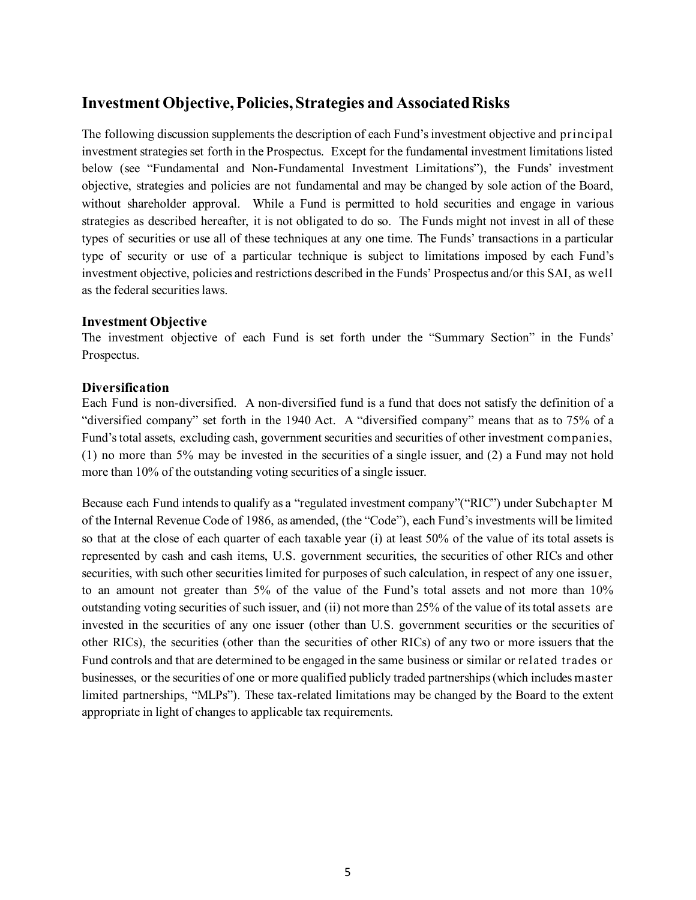## Investment Objective, Policies, Strategies and Associated Risks

The following discussion supplements the description of each Fund's investment objective and principal investment strategies set forth in the Prospectus. Except for the fundamental investment limitations listed below (see "Fundamental and Non-Fundamental Investment Limitations"), the Funds' investment objective, strategies and policies are not fundamental and may be changed by sole action of the Board, without shareholder approval. While a Fund is permitted to hold securities and engage in various strategies as described hereafter, it is not obligated to do so. The Funds might not invest in all of these types of securities or use all of these techniques at any one time. The Funds' transactions in a particular type of security or use of a particular technique is subject to limitations imposed by each Fund's investment objective, policies and restrictions described in the Funds' Prospectus and/or this SAI, as well as the federal securities laws.

### Investment Objective

The investment objective of each Fund is set forth under the "Summary Section" in the Funds' Prospectus.

### Diversification

Each Fund is non-diversified. A non-diversified fund is a fund that does not satisfy the definition of a "diversified company" set forth in the 1940 Act. A "diversified company" means that as to 75% of a Fund's total assets, excluding cash, government securities and securities of other investment companies, (1) no more than 5% may be invested in the securities of a single issuer, and (2) a Fund may not hold more than 10% of the outstanding voting securities of a single issuer.

Because each Fund intends to qualify as a "regulated investment company"("RIC") under Subchapter M of the Internal Revenue Code of 1986, as amended, (the "Code"), each Fund's investments will be limited so that at the close of each quarter of each taxable year (i) at least 50% of the value of its total assets is represented by cash and cash items, U.S. government securities, the securities of other RICs and other securities, with such other securities limited for purposes of such calculation, in respect of any one issuer, to an amount not greater than 5% of the value of the Fund's total assets and not more than 10% outstanding voting securities of such issuer, and (ii) not more than 25% of the value of its total assets are invested in the securities of any one issuer (other than U.S. government securities or the securities of other RICs), the securities (other than the securities of other RICs) of any two or more issuers that the Fund controls and that are determined to be engaged in the same business or similar or related trades or businesses, or the securities of one or more qualified publicly traded partnerships (which includes master limited partnerships, "MLPs"). These tax-related limitations may be changed by the Board to the extent appropriate in light of changes to applicable tax requirements.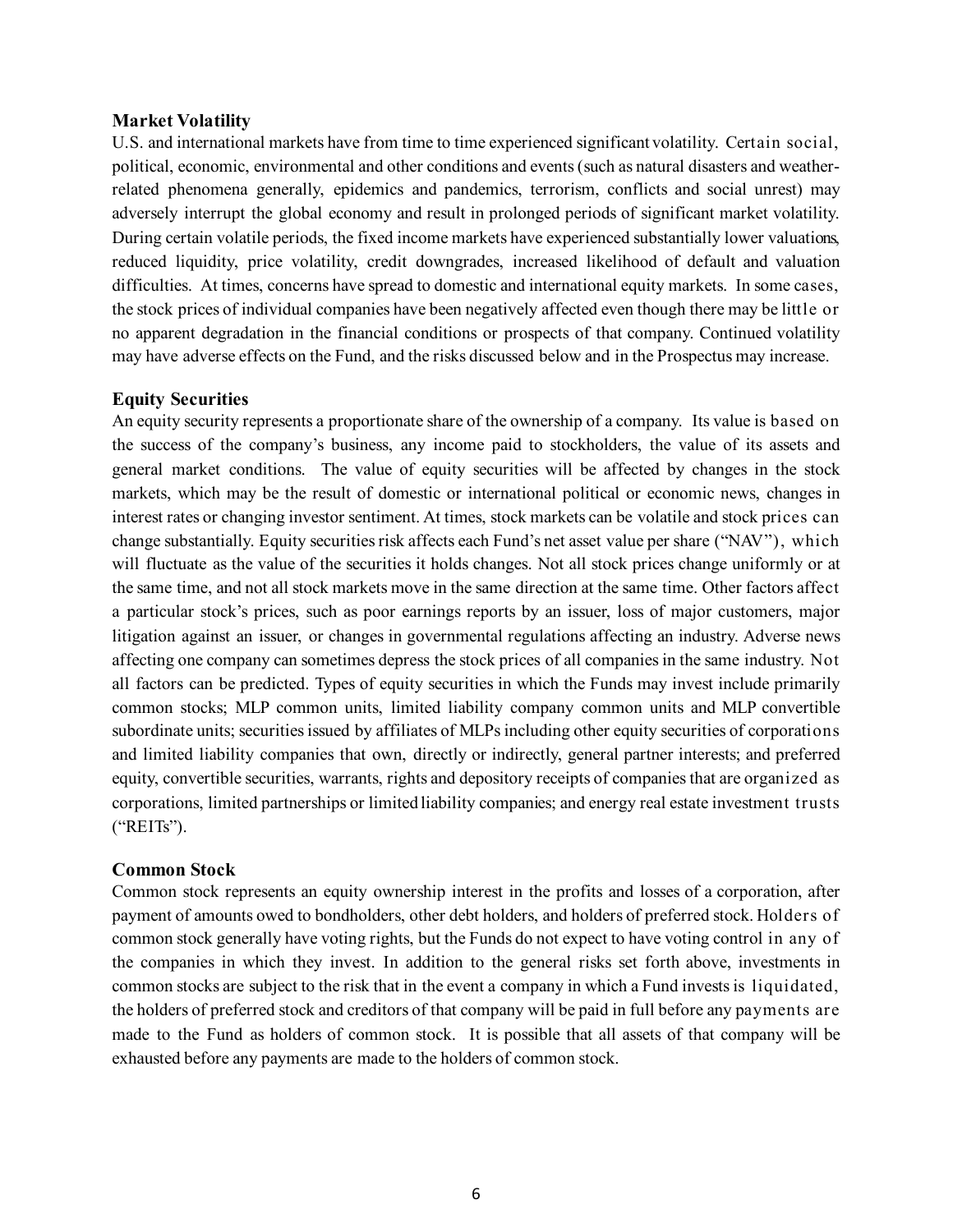### Market Volatility

U.S. and international markets have from time to time experienced significant volatility. Certain social, political, economic, environmental and other conditions and events (such as natural disasters and weather-related phenomena generally, epidemics and pandemics, terrorism, conflicts and social unrest) may adversely interrupt the global economy and result in prolonged periods of significant market volatility. During certain volatile periods, the fixed income markets have experienced substantially lower valuations, reduced liquidity, price volatility, credit downgrades, increased likelihood of default and valuation difficulties. At times, concerns have spread to domestic and international equity markets. In some cases, the stock prices of individual companies have been negatively affected even though there may be little or no apparent degradation in the financial conditions or prospects of that company. Continued volatility may have adverse effects on the Fund, and the risks discussed below and in the Prospectus may increase.

### Equity Securities

An equity security represents a proportionate share of the ownership of a company. Its value is based on the success of the company's business, any income paid to stockholders, the value of its assets and general market conditions. The value of equity securities will be affected by changes in the stock markets, which may be the result of domestic or international political or economic news, changes in interest rates or changing investor sentiment. At times, stock markets can be volatile and stock prices can change substantially. Equity securities risk affects each Fund's net asset value per share ("NAV"), which will fluctuate as the value of the securities it holds changes. Not all stock prices change uniformly or at the same time, and not all stock markets move in the same direction at the same time. Other factors affect a particular stock's prices, such as poor earnings reports by an issuer, loss of major customers, major litigation against an issuer, or changes in governmental regulations affecting an industry. Adverse news affecting one company can sometimes depress the stock prices of all companies in the same industry. Not all factors can be predicted. Types of equity securities in which the Funds may invest include primarily common stocks; MLP common units, limited liability company common units and MLP convertible subordinate units; securities issued by affiliates of MLPs including other equity securities of corporations and limited liability companies that own, directly or indirectly, general partner interests; and preferred equity, convertible securities, warrants, rights and depository receipts of companies that are organized as corporations, limited partnerships or limited liability companies; and energy real estate investment trusts ("REITs").

### Common Stock

Common stock represents an equity ownership interest in the profits and losses of a corporation, after payment of amounts owed to bondholders, other debt holders, and holders of preferred stock. Holders of common stock generally have voting rights, but the Funds do not expect to have voting control in any of the companies in which they invest. In addition to the general risks set forth above, investments in common stocks are subject to the risk that in the event a company in which a Fund invests is liquidated, the holders of preferred stock and creditors of that company will be paid in full before any payments are made to the Fund as holders of common stock. It is possible that all assets of that company will be exhausted before any payments are made to the holders of common stock.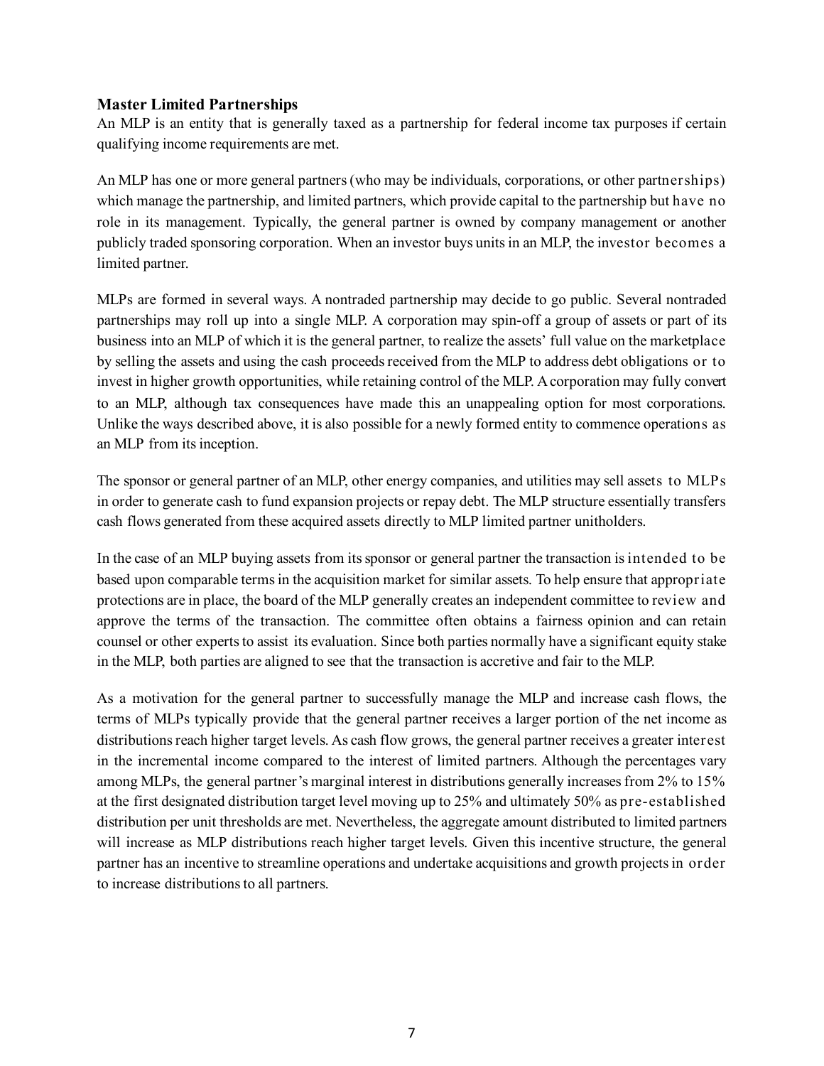### Master Limited Partnerships

An MLP is an entity that is generally taxed as a partnership for federal income tax purposes if certain qualifying income requirements are met.

An MLP has one or more general partners (who may be individuals, corporations, or other partnerships) which manage the partnership, and limited partners, which provide capital to the partnership but have no role in its management. Typically, the general partner is owned by company management or another publicly traded sponsoring corporation. When an investor buys units in an MLP, the investor becomes a limited partner.

MLPs are formed in several ways. A nontraded partnership may decide to go public. Several nontraded partnerships may roll up into a single MLP. A corporation may spin-off a group of assets or part of its business into an MLP of which it is the general partner, to realize the assets' full value on the marketplace by selling the assets and using the cash proceeds received from the MLP to address debt obligations or to invest in higher growth opportunities, while retaining control of the MLP. A corporation may fully convert to an MLP, although tax consequences have made this an unappealing option for most corporations. Unlike the ways described above, it is also possible for a newly formed entity to commence operations as an MLP from its inception.

The sponsor or general partner of an MLP, other energy companies, and utilities may sell assets to MLPs in order to generate cash to fund expansion projects or repay debt. The MLP structure essentially transfers cash flows generated from these acquired assets directly to MLP limited partner unitholders.

In the case of an MLP buying assets from its sponsor or general partner the transaction is intended to be based upon comparable terms in the acquisition market for similar assets. To help ensure that appropriate protections are in place, the board of the MLP generally creates an independent committee to review and approve the terms of the transaction. The committee often obtains a fairness opinion and can retain counsel or other experts to assist its evaluation. Since both parties normally have a significant equity stake in the MLP, both parties are aligned to see that the transaction is accretive and fair to the MLP.

As a motivation for the general partner to successfully manage the MLP and increase cash flows, the terms of MLPs typically provide that the general partner receives a larger portion of the net income as distributions reach higher target levels. As cash flow grows, the general partner receives a greater interest in the incremental income compared to the interest of limited partners. Although the percentages vary among MLPs, the general partner's marginal interest in distributions generally increases from 2% to 15% at the first designated distribution target level moving up to 25% and ultimately 50% as pre-established distribution per unit thresholds are met. Nevertheless, the aggregate amount distributed to limited partners will increase as MLP distributions reach higher target levels. Given this incentive structure, the general partner has an incentive to streamline operations and undertake acquisitions and growth projects in order to increase distributions to all partners.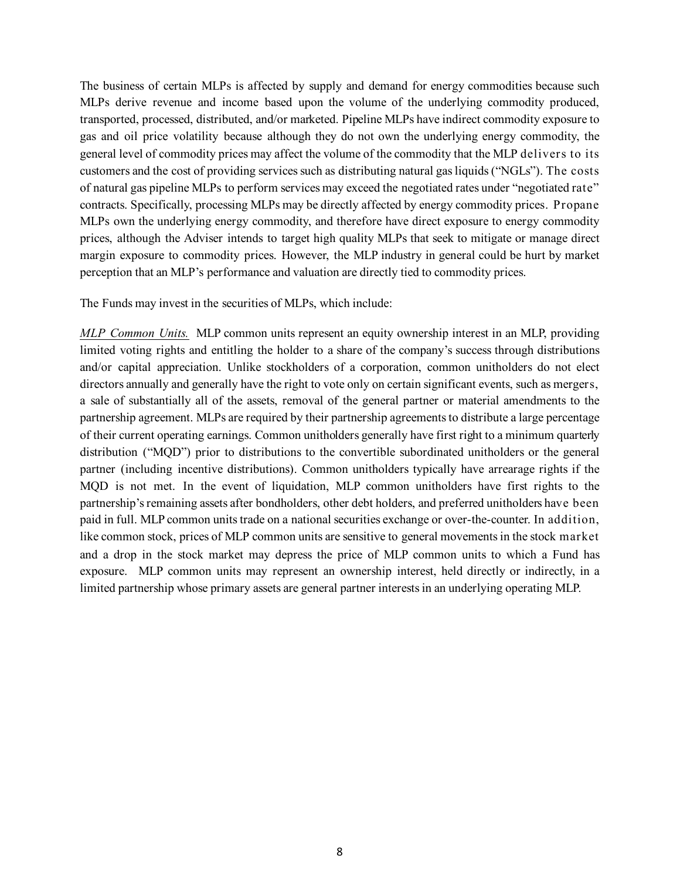The business of certain MLPs is affected by supply and demand for energy commodities because such MLPs derive revenue and income based upon the volume of the underlying commodity produced, transported, processed, distributed, and/or marketed. Pipeline MLPs have indirect commodity exposure to gas and oil price volatility because although they do not own the underlying energy commodity, the general level of commodity prices may affect the volume of the commodity that the MLP delivers to its customers and the cost of providing services such as distributing natural gas liquids ("NGLs"). The costs of natural gas pipeline MLPs to perform services may exceed the negotiated rates under "negotiated rate" contracts. Specifically, processing MLPs may be directly affected by energy commodity prices. Propane MLPs own the underlying energy commodity, and therefore have direct exposure to energy commodity prices, although the Adviser intends to target high quality MLPs that seek to mitigate or manage direct margin exposure to commodity prices. However, the MLP industry in general could be hurt by market perception that an MLP's performance and valuation are directly tied to commodity prices.

The Funds may invest in the securities of MLPs, which include:

*MLP Common Units.* MLP common units represent an equity ownership interest in an MLP, providing limited voting rights and entitling the holder to a share of the company's success through distributions and/or capital appreciation. Unlike stockholders of a corporation, common unitholders do not elect directors annually and generally have the right to vote only on certain significant events, such as mergers, a sale of substantially all of the assets, removal of the general partner or material amendments to the partnership agreement. MLPs are required by their partnership agreements to distribute a large percentage of their current operating earnings. Common unitholders generally have first right to a minimum quarterly distribution ("MQD") prior to distributions to the convertible subordinated unitholders or the general partner (including incentive distributions). Common unitholders typically have arrearage rights if the MQD is not met. In the event of liquidation, MLP common unitholders have first rights to the partnership's remaining assets after bondholders, other debt holders, and preferred unitholders have been paid in full. MLP common units trade on a national securities exchange or over-the-counter. In addition, like common stock, prices of MLP common units are sensitive to general movements in the stock market and a drop in the stock market may depress the price of MLP common units to which a Fund has exposure. MLP common units may represent an ownership interest, held directly or indirectly, in a limited partnership whose primary assets are general partner interests in an underlying operating MLP.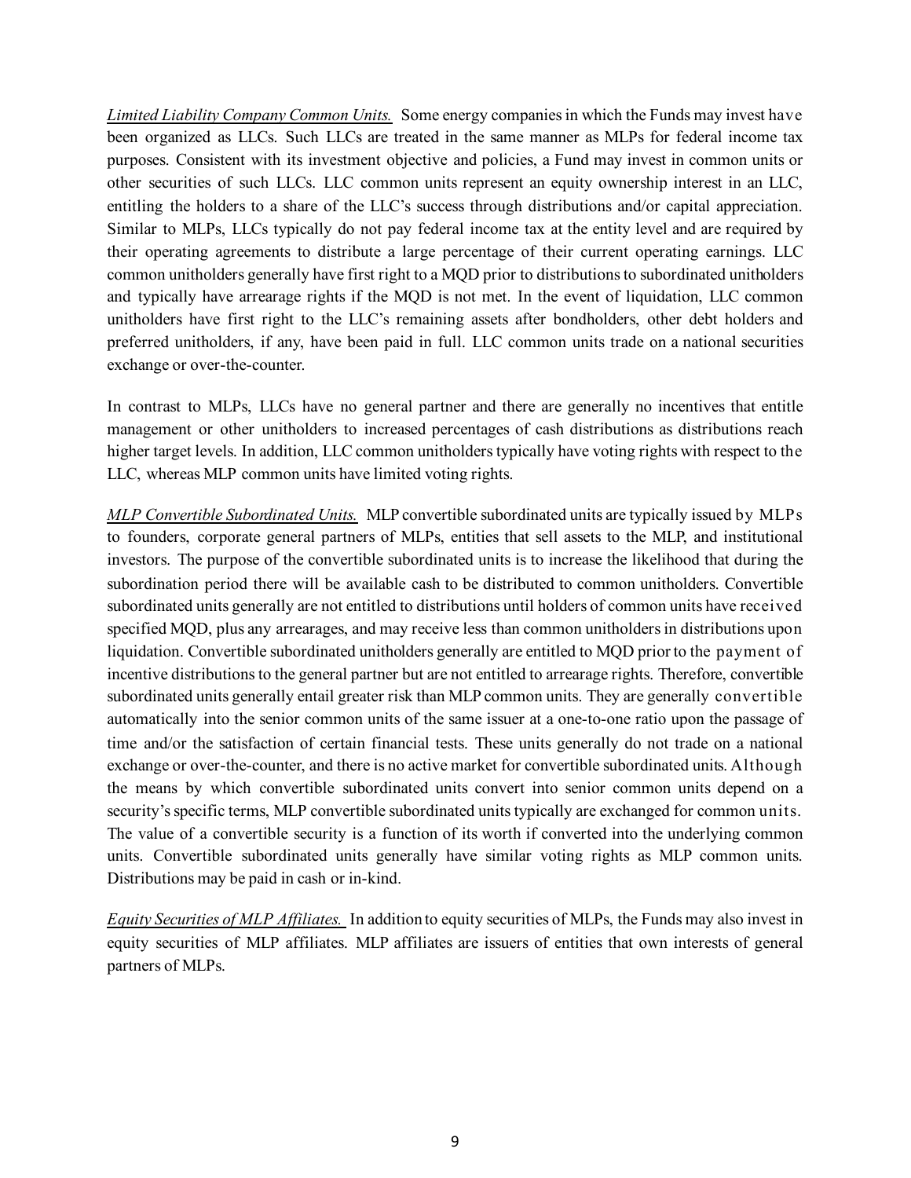*Limited Liability Company Common Units.* Some energy companies in which the Funds may invest have been organized as LLCs. Such LLCs are treated in the same manner as MLPs for federal income tax purposes. Consistent with its investment objective and policies, a Fund may invest in common units or other securities of such LLCs. LLC common units represent an equity ownership interest in an LLC, entitling the holders to a share of the LLC's success through distributions and/or capital appreciation. Similar to MLPs, LLCs typically do not pay federal income tax at the entity level and are required by their operating agreements to distribute a large percentage of their current operating earnings. LLC common unitholders generally have first right to a MQD prior to distributions to subordinated unitholders and typically have arrearage rights if the MQD is not met. In the event of liquidation, LLC common unitholders have first right to the LLC's remaining assets after bondholders, other debt holders and preferred unitholders, if any, have been paid in full. LLC common units trade on a national securities exchange or over-the-counter.

In contrast to MLPs, LLCs have no general partner and there are generally no incentives that entitle management or other unitholders to increased percentages of cash distributions as distributions reach higher target levels. In addition, LLC common unitholders typically have voting rights with respect to the LLC, whereas MLP common units have limited voting rights.

*MLP Convertible Subordinated Units.* MLP convertible subordinated units are typically issued by MLPs to founders, corporate general partners of MLPs, entities that sell assets to the MLP, and institutional investors. The purpose of the convertible subordinated units is to increase the likelihood that during the subordination period there will be available cash to be distributed to common unitholders. Convertible subordinated units generally are not entitled to distributions until holders of common units have received specified MQD, plus any arrearages, and may receive less than common unitholders in distributions upon liquidation. Convertible subordinated unitholders generally are entitled to MQD prior to the payment of incentive distributions to the general partner but are not entitled to arrearage rights. Therefore, convertible subordinated units generally entail greater risk than MLP common units. They are generally convertible automatically into the senior common units of the same issuer at a one-to-one ratio upon the passage of time and/or the satisfaction of certain financial tests. These units generally do not trade on a national exchange or over-the-counter, and there is no active market for convertible subordinated units. Although the means by which convertible subordinated units convert into senior common units depend on a security's specific terms, MLP convertible subordinated units typically are exchanged for common units. The value of a convertible security is a function of its worth if converted into the underlying common units. Convertible subordinated units generally have similar voting rights as MLP common units. Distributions may be paid in cash or in-kind.

*Equity Securities of MLP Affiliates.* In addition to equity securities of MLPs, the Funds may also invest in equity securities of MLP affiliates. MLP affiliates are issuers of entities that own interests of general partners of MLPs.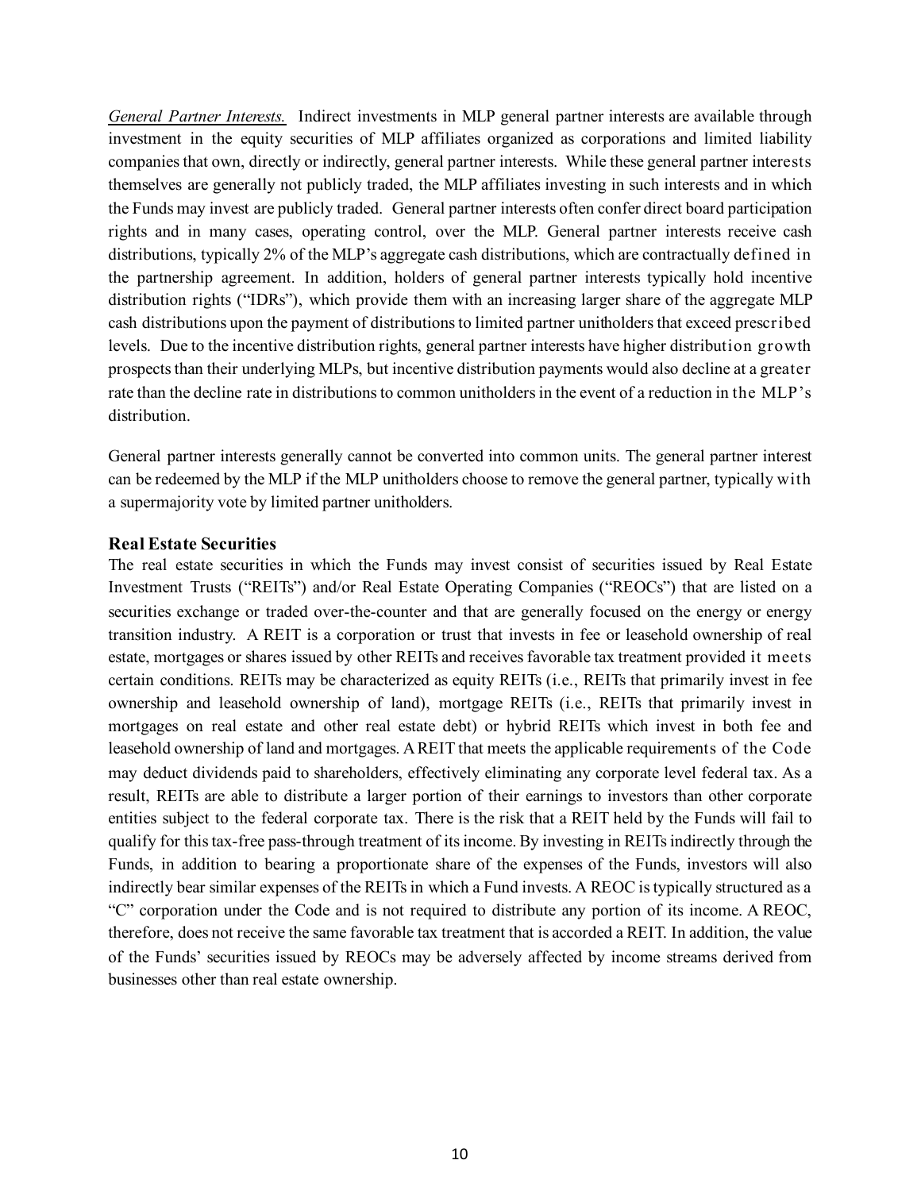*General Partner Interests.* Indirect investments in MLP general partner interests are available through investment in the equity securities of MLP affiliates organized as corporations and limited liability companies that own, directly or indirectly, general partner interests. While these general partner interests themselves are generally not publicly traded, the MLP affiliates investing in such interests and in which the Funds may invest are publicly traded. General partner interests often confer direct board participation rights and in many cases, operating control, over the MLP. General partner interests receive cash distributions, typically 2% of the MLP's aggregate cash distributions, which are contractually defined in the partnership agreement. In addition, holders of general partner interests typically hold incentive distribution rights ("IDRs"), which provide them with an increasing larger share of the aggregate MLP cash distributions upon the payment of distributions to limited partner unitholders that exceed prescribed levels. Due to the incentive distribution rights, general partner interests have higher distribution growth prospects than their underlying MLPs, but incentive distribution payments would also decline at a greater rate than the decline rate in distributions to common unitholders in the event of a reduction in the MLP's distribution.

General partner interests generally cannot be converted into common units. The general partner interest can be redeemed by the MLP if the MLP unitholders choose to remove the general partner, typically with a supermajority vote by limited partner unitholders.

### Real Estate Securities

The real estate securities in which the Funds may invest consist of securities issued by Real Estate Investment Trusts ("REITs") and/or Real Estate Operating Companies ("REOCs") that are listed on a securities exchange or traded over-the-counter and that are generally focused on the energy or energy transition industry. A REIT is a corporation or trust that invests in fee or leasehold ownership of real estate, mortgages or shares issued by other REITs and receives favorable tax treatment provided it meets certain conditions. REITs may be characterized as equity REITs (i.e., REITs that primarily invest in fee ownership and leasehold ownership of land), mortgage REITs (i.e., REITs that primarily invest in mortgages on real estate and other real estate debt) or hybrid REITs which invest in both fee and leasehold ownership of land and mortgages. A REIT that meets the applicable requirements of the Code may deduct dividends paid to shareholders, effectively eliminating any corporate level federal tax. As a result, REITs are able to distribute a larger portion of their earnings to investors than other corporate entities subject to the federal corporate tax. There is the risk that a REIT held by the Funds will fail to qualify for this tax-free pass-through treatment of its income. By investing in REITs indirectly through the Funds, in addition to bearing a proportionate share of the expenses of the Funds, investors will also indirectly bear similar expenses of the REITs in which a Fund invests. A REOC is typically structured as a "C" corporation under the Code and is not required to distribute any portion of its income. A REOC, therefore, does not receive the same favorable tax treatment that is accorded a REIT. In addition, the value of the Funds' securities issued by REOCs may be adversely affected by income streams derived from businesses other than real estate ownership.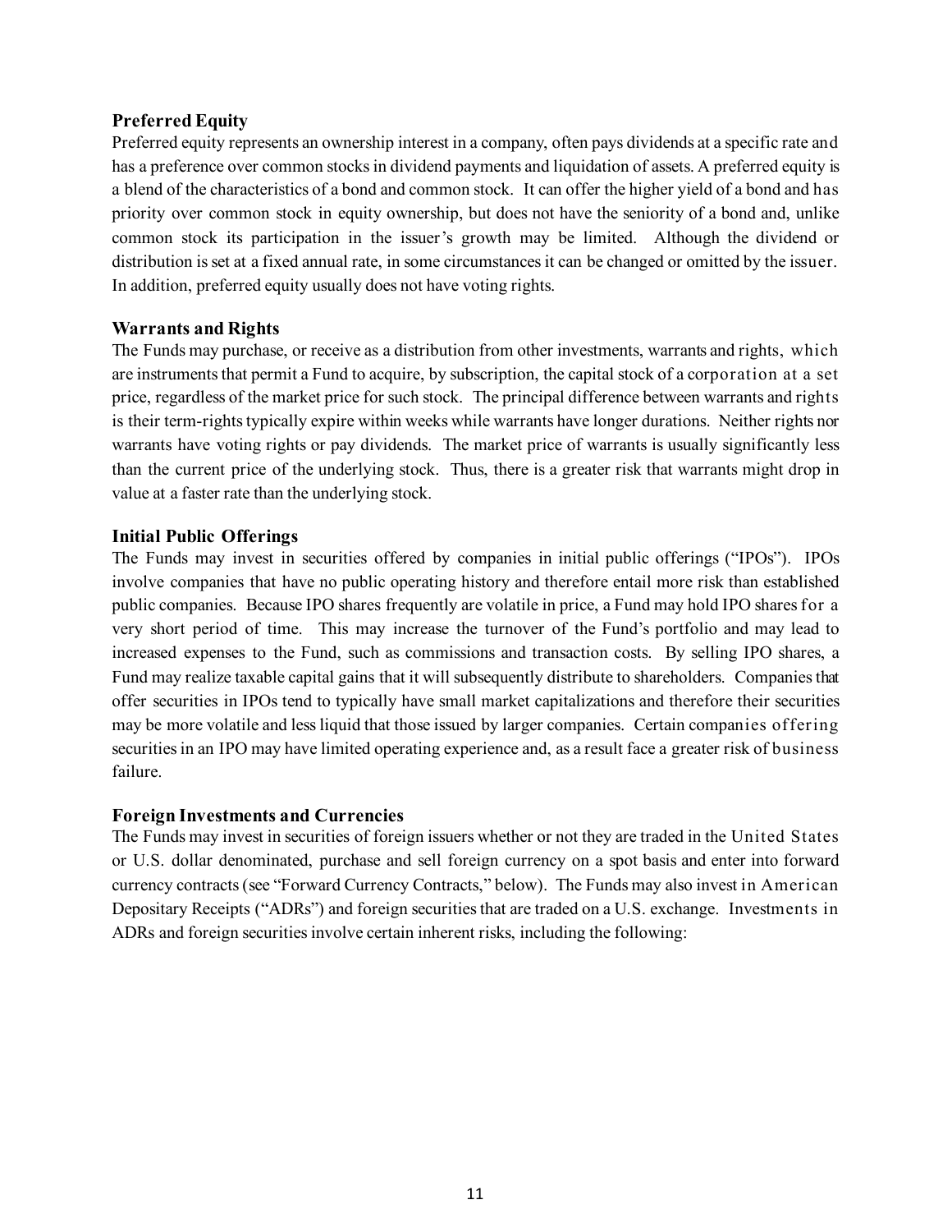### Preferred Equity

Preferred equity represents an ownership interest in a company, often pays dividends at a specific rate and has a preference over common stocks in dividend payments and liquidation of assets. A preferred equity is a blend of the characteristics of a bond and common stock. It can offer the higher yield of a bond and has priority over common stock in equity ownership, but does not have the seniority of a bond and, unlike common stock its participation in the issuer's growth may be limited. Although the dividend or distribution is set at a fixed annual rate, in some circumstances it can be changed or omitted by the issuer. In addition, preferred equity usually does not have voting rights.

### Warrants and Rights

The Funds may purchase, or receive as a distribution from other investments, warrants and rights, which are instruments that permit a Fund to acquire, by subscription, the capital stock of a corporation at a set price, regardless of the market price for such stock. The principal difference between warrants and rights is their term-rights typically expire within weeks while warrants have longer durations. Neither rights nor warrants have voting rights or pay dividends. The market price of warrants is usually significantly less than the current price of the underlying stock. Thus, there is a greater risk that warrants might drop in value at a faster rate than the underlying stock.

### Initial Public Offerings

The Funds may invest in securities offered by companies in initial public offerings ("IPOs"). IPOs involve companies that have no public operating history and therefore entail more risk than established public companies. Because IPO shares frequently are volatile in price, a Fund may hold IPO shares for a very short period of time. This may increase the turnover of the Fund's portfolio and may lead to increased expenses to the Fund, such as commissions and transaction costs. By selling IPO shares, a Fund may realize taxable capital gains that it will subsequently distribute to shareholders. Companies that offer securities in IPOs tend to typically have small market capitalizations and therefore their securities may be more volatile and less liquid that those issued by larger companies. Certain companies offering securities in an IPO may have limited operating experience and, as a result face a greater risk of business failure.

### Foreign Investments and Currencies

The Funds may invest in securities of foreign issuers whether or not they are traded in the United States or U.S. dollar denominated, purchase and sell foreign currency on a spot basis and enter into forward currency contracts (see "Forward Currency Contracts," below). The Funds may also invest in American Depositary Receipts ("ADRs") and foreign securities that are traded on a U.S. exchange. Investments in ADRs and foreign securities involve certain inherent risks, including the following: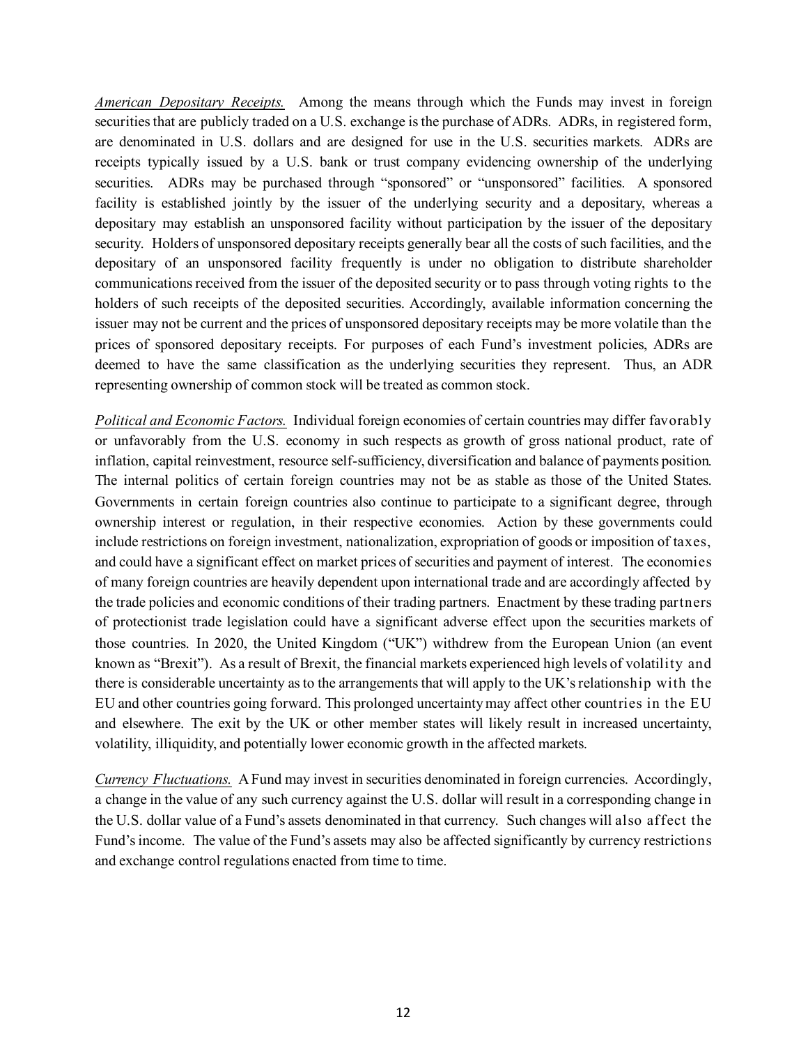*American Depositary Receipts.* Among the means through which the Funds may invest in foreign securities that are publicly traded on a U.S. exchange is the purchase of ADRs. ADRs, in registered form, are denominated in U.S. dollars and are designed for use in the U.S. securities markets. ADRs are receipts typically issued by a U.S. bank or trust company evidencing ownership of the underlying securities. ADRs may be purchased through "sponsored" or "unsponsored" facilities. A sponsored facility is established jointly by the issuer of the underlying security and a depositary, whereas a depositary may establish an unsponsored facility without participation by the issuer of the depositary security. Holders of unsponsored depositary receipts generally bear all the costs of such facilities, and the depositary of an unsponsored facility frequently is under no obligation to distribute shareholder communications received from the issuer of the deposited security or to pass through voting rights to the holders of such receipts of the deposited securities. Accordingly, available information concerning the issuer may not be current and the prices of unsponsored depositary receipts may be more volatile than the prices of sponsored depositary receipts. For purposes of each Fund's investment policies, ADRs are deemed to have the same classification as the underlying securities they represent. Thus, an ADR representing ownership of common stock will be treated as common stock.

*Political and Economic Factors.* Individual foreign economies of certain countries may differ favorably or unfavorably from the U.S. economy in such respects as growth of gross national product, rate of inflation, capital reinvestment, resource self-sufficiency, diversification and balance of payments position. The internal politics of certain foreign countries may not be as stable as those of the United States. Governments in certain foreign countries also continue to participate to a significant degree, through ownership interest or regulation, in their respective economies. Action by these governments could include restrictions on foreign investment, nationalization, expropriation of goods or imposition of taxes, and could have a significant effect on market prices of securities and payment of interest. The economies of many foreign countries are heavily dependent upon international trade and are accordingly affected by the trade policies and economic conditions of their trading partners. Enactment by these trading partners of protectionist trade legislation could have a significant adverse effect upon the securities markets of those countries. In 2020, the United Kingdom ("UK") withdrew from the European Union (an event known as "Brexit"). As a result of Brexit, the financial markets experienced high levels of volatility and there is considerable uncertainty as to the arrangements that will apply to the UK's relationship with the EU and other countries going forward. This prolonged uncertainty may affect other countries in the EU and elsewhere. The exit by the UK or other member states will likely result in increased uncertainty, volatility, illiquidity, and potentially lower economic growth in the affected markets.

*Currency Fluctuations.* A Fund may invest in securities denominated in foreign currencies. Accordingly, a change in the value of any such currency against the U.S. dollar will result in a corresponding change in the U.S. dollar value of a Fund's assets denominated in that currency. Such changes will also affect the Fund's income. The value of the Fund's assets may also be affected significantly by currency restrictions and exchange control regulations enacted from time to time.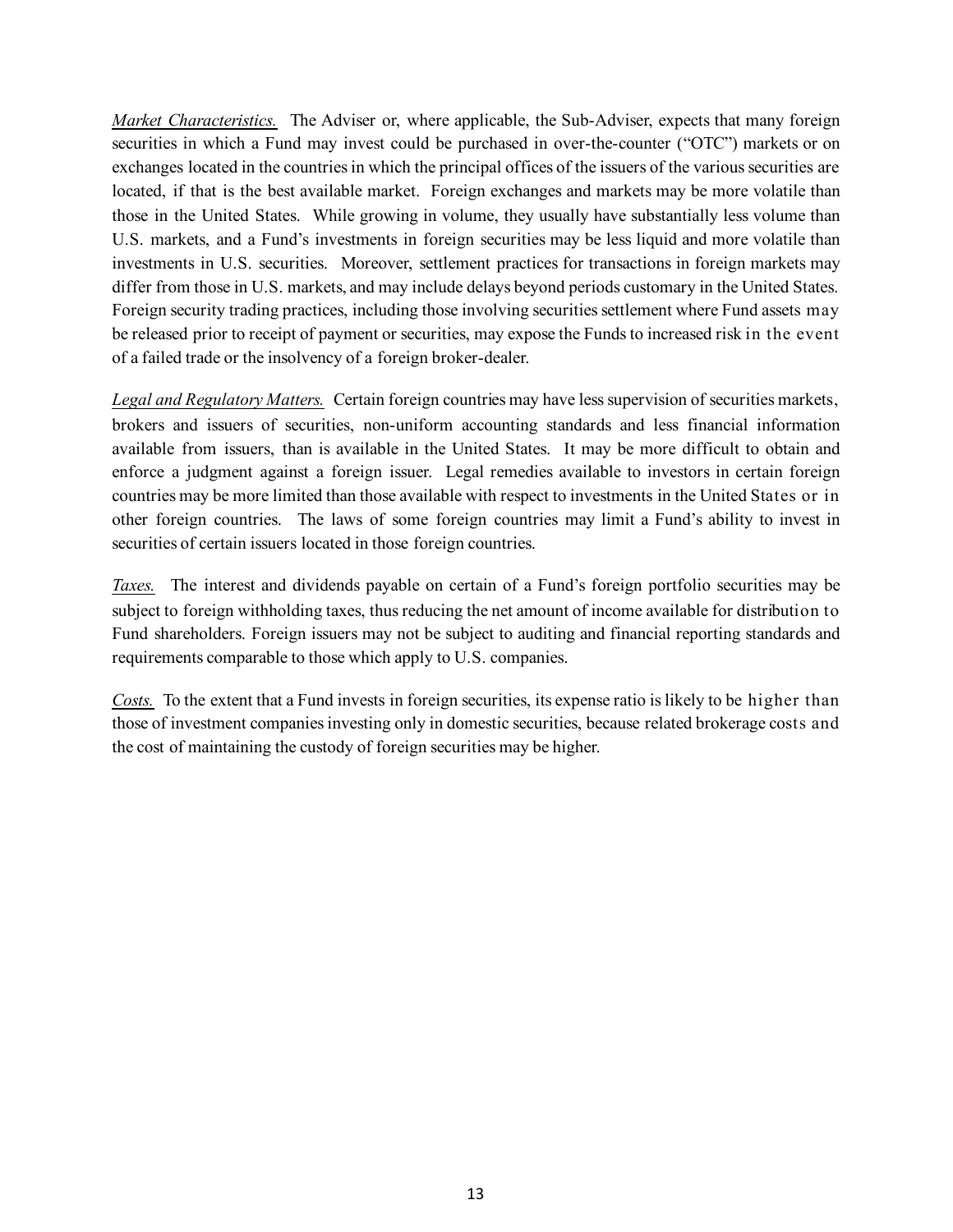*Market Characteristics.* The Adviser or, where applicable, the Sub-Adviser, expects that many foreign securities in which a Fund may invest could be purchased in over-the-counter ("OTC") markets or on exchanges located in the countries in which the principal offices of the issuers of the various securities are located, if that is the best available market. Foreign exchanges and markets may be more volatile than those in the United States. While growing in volume, they usually have substantially less volume than U.S. markets, and a Fund's investments in foreign securities may be less liquid and more volatile than investments in U.S. securities. Moreover, settlement practices for transactions in foreign markets may differ from those in U.S. markets, and may include delays beyond periods customary in the United States. Foreign security trading practices, including those involving securities settlement where Fund assets may be released prior to receipt of payment or securities, may expose the Funds to increased risk in the event of a failed trade or the insolvency of a foreign broker-dealer.

*Legal and Regulatory Matters.* Certain foreign countries may have less supervision of securities markets, brokers and issuers of securities, non-uniform accounting standards and less financial information available from issuers, than is available in the United States. It may be more difficult to obtain and enforce a judgment against a foreign issuer. Legal remedies available to investors in certain foreign countries may be more limited than those available with respect to investments in the United States or in other foreign countries. The laws of some foreign countries may limit a Fund's ability to invest in securities of certain issuers located in those foreign countries.

*Taxes.* The interest and dividends payable on certain of a Fund's foreign portfolio securities may be subject to foreign withholding taxes, thus reducing the net amount of income available for distribution to Fund shareholders. Foreign issuers may not be subject to auditing and financial reporting standards and requirements comparable to those which apply to U.S. companies.

*Costs.* To the extent that a Fund invests in foreign securities, its expense ratio is likely to be higher than those of investment companies investing only in domestic securities, because related brokerage costs and the cost of maintaining the custody of foreign securities may be higher.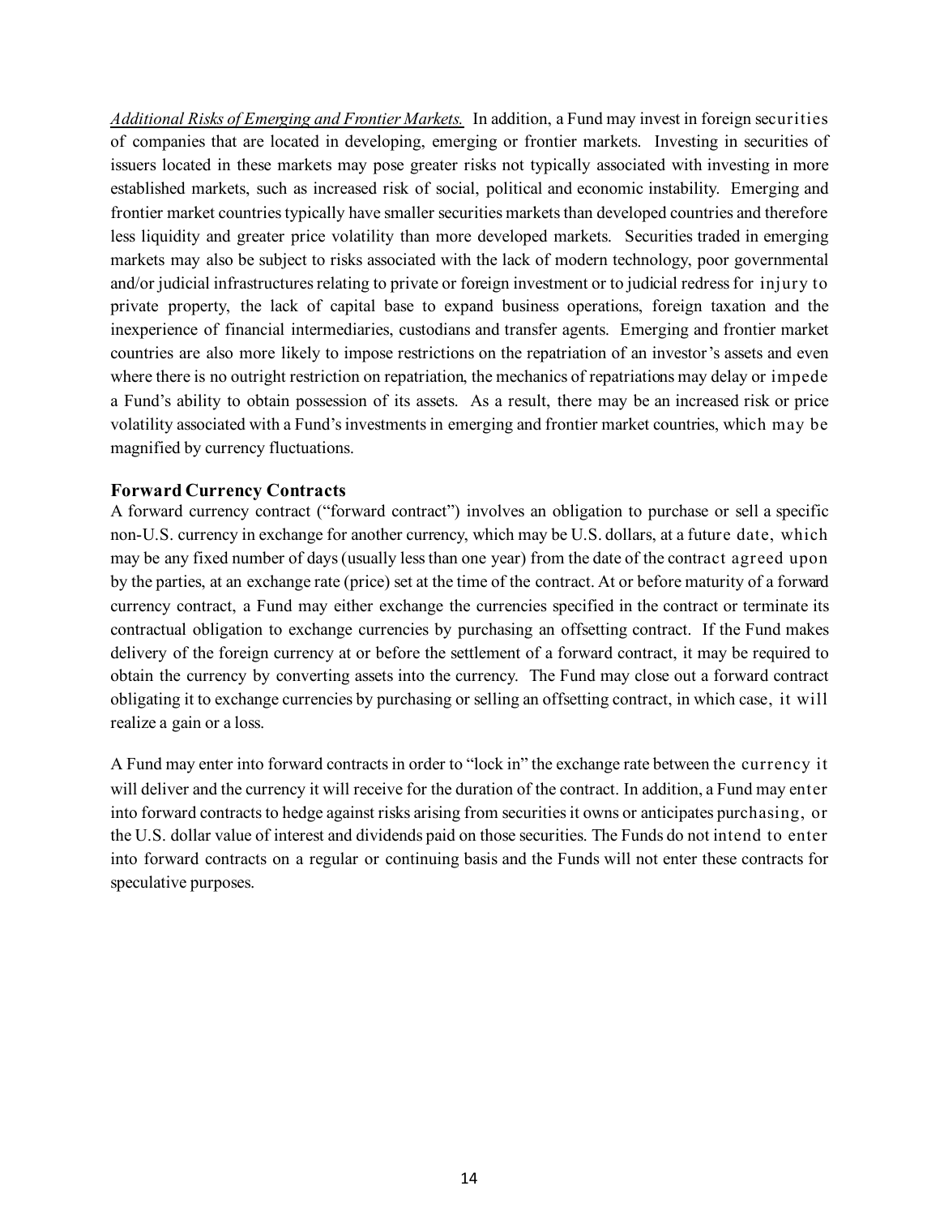*Additional Risks of Emerging and Frontier Markets.* In addition, a Fund may invest in foreign securities of companies that are located in developing, emerging or frontier markets. Investing in securities of issuers located in these markets may pose greater risks not typically associated with investing in more established markets, such as increased risk of social, political and economic instability. Emerging and frontier market countries typically have smaller securities markets than developed countries and therefore less liquidity and greater price volatility than more developed markets. Securities traded in emerging markets may also be subject to risks associated with the lack of modern technology, poor governmental and/or judicial infrastructures relating to private or foreign investment or to judicial redress for injury to private property, the lack of capital base to expand business operations, foreign taxation and the inexperience of financial intermediaries, custodians and transfer agents. Emerging and frontier market countries are also more likely to impose restrictions on the repatriation of an investor's assets and even where there is no outright restriction on repatriation, the mechanics of repatriations may delay or impede a Fund's ability to obtain possession of its assets. As a result, there may be an increased risk or price volatility associated with a Fund's investments in emerging and frontier market countries, which may be magnified by currency fluctuations.

### Forward Currency Contracts

A forward currency contract ("forward contract") involves an obligation to purchase or sell a specific non-U.S. currency in exchange for another currency, which may be U.S. dollars, at a future date, which may be any fixed number of days (usually less than one year) from the date of the contract agreed upon by the parties, at an exchange rate (price) set at the time of the contract. At or before maturity of a forward currency contract, a Fund may either exchange the currencies specified in the contract or terminate its contractual obligation to exchange currencies by purchasing an offsetting contract. If the Fund makes delivery of the foreign currency at or before the settlement of a forward contract, it may be required to obtain the currency by converting assets into the currency. The Fund may close out a forward contract obligating it to exchange currencies by purchasing or selling an offsetting contract, in which case, it will realize a gain or a loss.

A Fund may enter into forward contracts in order to "lock in" the exchange rate between the currency it will deliver and the currency it will receive for the duration of the contract. In addition, a Fund may enter into forward contracts to hedge against risks arising from securities it owns or anticipates purchasing, or the U.S. dollar value of interest and dividends paid on those securities. The Funds do not intend to enter into forward contracts on a regular or continuing basis and the Funds will not enter these contracts for speculative purposes.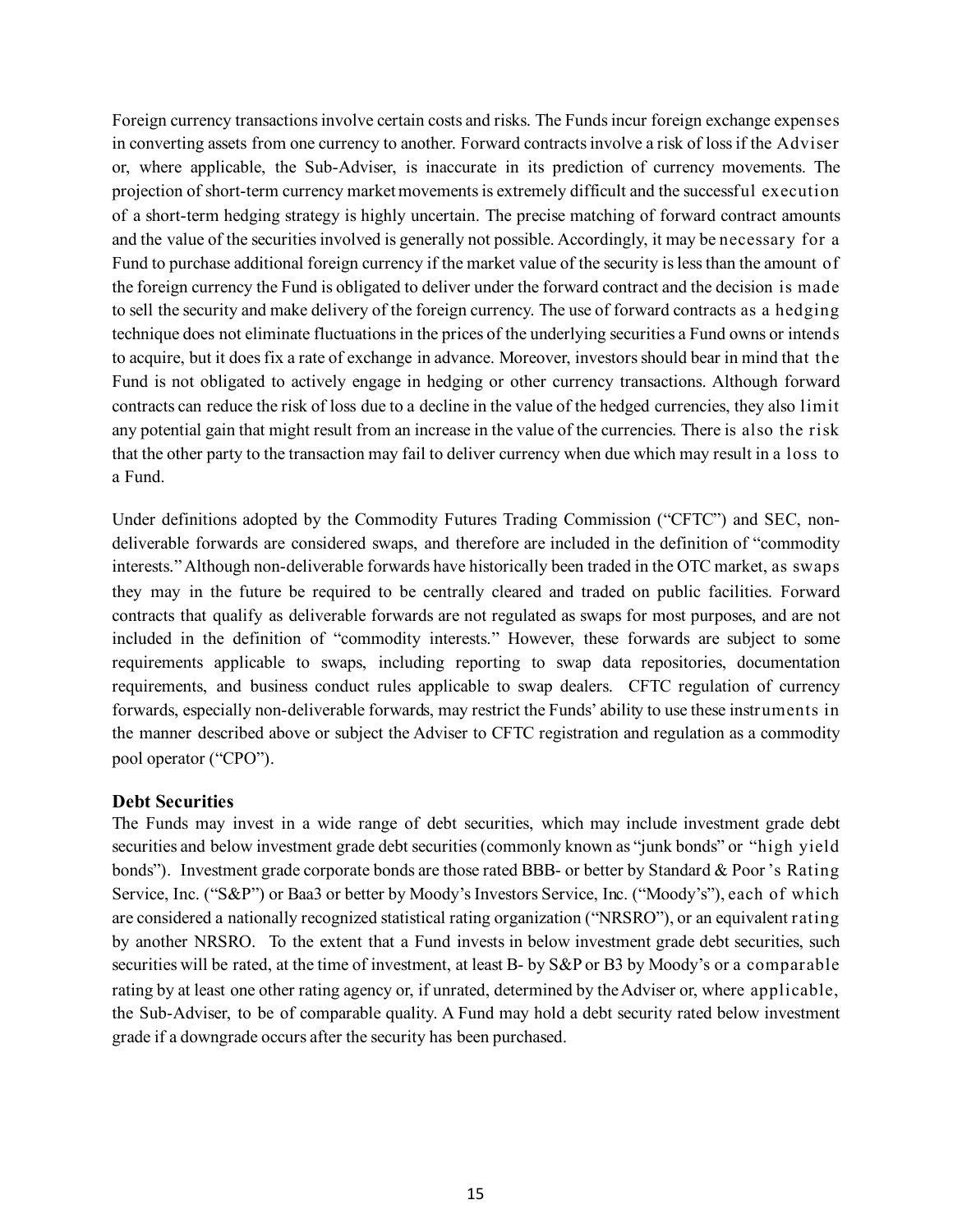Foreign currency transactions involve certain costs and risks. The Funds incur foreign exchange expenses in converting assets from one currency to another. Forward contracts involve a risk of loss if the Adviser or, where applicable, the Sub-Adviser, is inaccurate in its prediction of currency movements. The projection of short-term currency market movements is extremely difficult and the successful execution of a short-term hedging strategy is highly uncertain. The precise matching of forward contract amounts and the value of the securities involved is generally not possible. Accordingly, it may be necessary for a Fund to purchase additional foreign currency if the market value of the security is less than the amount of the foreign currency the Fund is obligated to deliver under the forward contract and the decision is made to sell the security and make delivery of the foreign currency. The use of forward contracts as a hedging technique does not eliminate fluctuations in the prices of the underlying securities a Fund owns or intends to acquire, but it does fix a rate of exchange in advance. Moreover, investors should bear in mind that the Fund is not obligated to actively engage in hedging or other currency transactions. Although forward contracts can reduce the risk of loss due to a decline in the value of the hedged currencies, they also limit any potential gain that might result from an increase in the value of the currencies. There is also the risk that the other party to the transaction may fail to deliver currency when due which may result in a loss to a Fund.

Under definitions adopted by the Commodity Futures Trading Commission ("CFTC") and SEC, non-deliverable forwards are considered swaps, and therefore are included in the definition of "commodity interests." Although non-deliverable forwards have historically been traded in the OTC market, as swaps they may in the future be required to be centrally cleared and traded on public facilities. Forward contracts that qualify as deliverable forwards are not regulated as swaps for most purposes, and are not included in the definition of "commodity interests." However, these forwards are subject to some requirements applicable to swaps, including reporting to swap data repositories, documentation requirements, and business conduct rules applicable to swap dealers. CFTC regulation of currency forwards, especially non-deliverable forwards, may restrict the Funds' ability to use these instruments in the manner described above or subject the Adviser to CFTC registration and regulation as a commodity pool operator ("CPO").

**Debt Securities**

The Funds may invest in a wide range of debt securities, which may include investment grade debt securities and below investment grade debt securities (commonly known as "junk bonds" or "high yield bonds"). Investment grade corporate bonds are those rated BBB- or better by Standard & Poor's Rating Service, Inc. ("S&P") or Baa3 or better by Moody's Investors Service, Inc. ("Moody's"), each of which are considered a nationally recognized statistical rating organization ("NRSRO"), or an equivalent rating by another NRSRO. To the extent that a Fund invests in below investment grade debt securities, such securities will be rated, at the time of investment, at least B- by S&P or B3 by Moody's or a comparable rating by at least one other rating agency or, if unrated, determined by the Adviser or, where applicable, the Sub-Adviser, to be of comparable quality. A Fund may hold a debt security rated below investment grade if a downgrade occurs after the security has been purchased.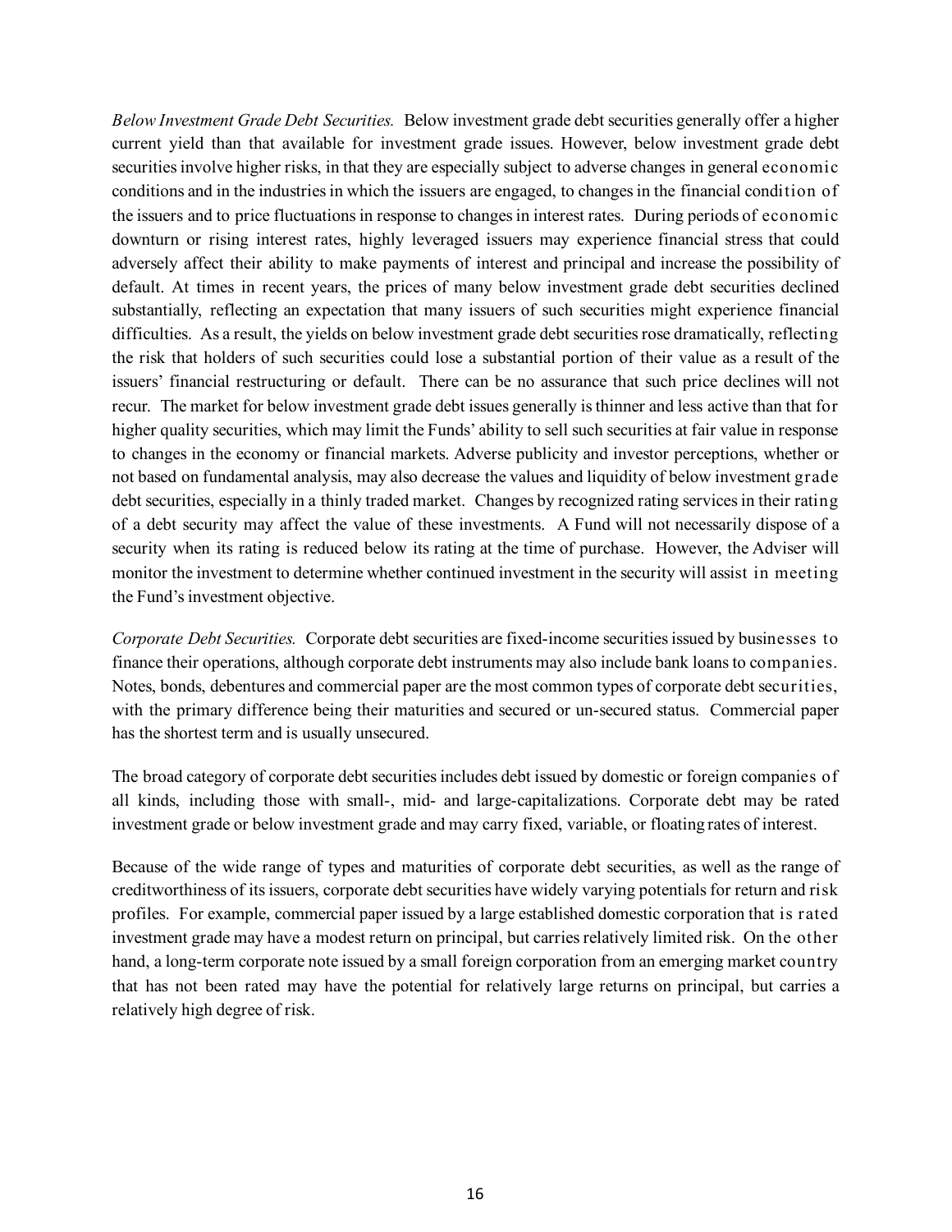*Below Investment Grade Debt Securities.* Below investment grade debt securities generally offer a higher current yield than that available for investment grade issues. However, below investment grade debt securities involve higher risks, in that they are especially subject to adverse changes in general economic conditions and in the industries in which the issuers are engaged, to changes in the financial condition of the issuers and to price fluctuations in response to changes in interest rates. During periods of economic downturn or rising interest rates, highly leveraged issuers may experience financial stress that could adversely affect their ability to make payments of interest and principal and increase the possibility of default. At times in recent years, the prices of many below investment grade debt securities declined substantially, reflecting an expectation that many issuers of such securities might experience financial difficulties. As a result, the yields on below investment grade debt securities rose dramatically, reflecting the risk that holders of such securities could lose a substantial portion of their value as a result of the issuers' financial restructuring or default. There can be no assurance that such price declines will not recur. The market for below investment grade debt issues generally is thinner and less active than that for higher quality securities, which may limit the Funds' ability to sell such securities at fair value in response to changes in the economy or financial markets. Adverse publicity and investor perceptions, whether or not based on fundamental analysis, may also decrease the values and liquidity of below investment grade debt securities, especially in a thinly traded market. Changes by recognized rating services in their rating of a debt security may affect the value of these investments. A Fund will not necessarily dispose of a security when its rating is reduced below its rating at the time of purchase. However, the Adviser will monitor the investment to determine whether continued investment in the security will assist in meeting the Fund's investment objective.

*Corporate Debt Securities.* Corporate debt securities are fixed-income securities issued by businesses to finance their operations, although corporate debt instruments may also include bank loans to companies. Notes, bonds, debentures and commercial paper are the most common types of corporate debt securities, with the primary difference being their maturities and secured or un-secured status. Commercial paper has the shortest term and is usually unsecured.

The broad category of corporate debt securities includes debt issued by domestic or foreign companies of all kinds, including those with small-, mid- and large-capitalizations. Corporate debt may be rated investment grade or below investment grade and may carry fixed, variable, or floating rates of interest.

Because of the wide range of types and maturities of corporate debt securities, as well as the range of creditworthiness of its issuers, corporate debt securities have widely varying potentials for return and risk profiles. For example, commercial paper issued by a large established domestic corporation that is rated investment grade may have a modest return on principal, but carries relatively limited risk. On the other hand, a long-term corporate note issued by a small foreign corporation from an emerging market country that has not been rated may have the potential for relatively large returns on principal, but carries a relatively high degree of risk.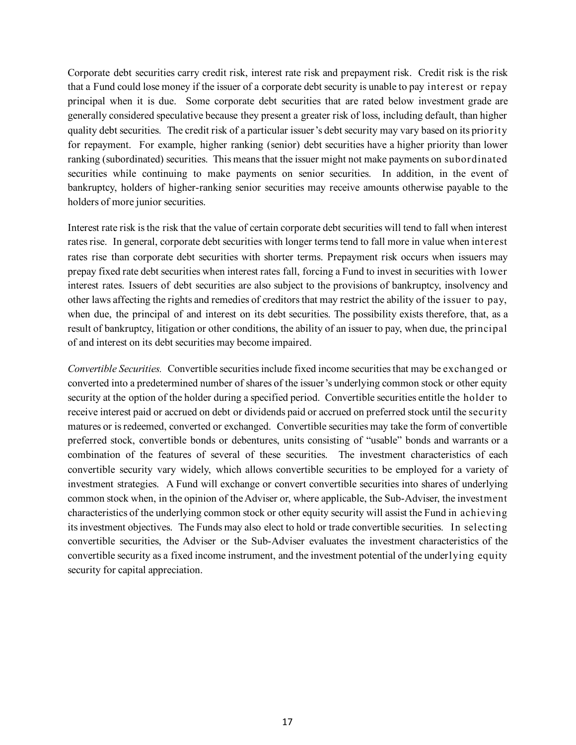Corporate debt securities carry credit risk, interest rate risk and prepayment risk. Credit risk is the risk that a Fund could lose money if the issuer of a corporate debt security is unable to pay interest or repay principal when it is due. Some corporate debt securities that are rated below investment grade are generally considered speculative because they present a greater risk of loss, including default, than higher quality debt securities. The credit risk of a particular issuer's debt security may vary based on its priority for repayment. For example, higher ranking (senior) debt securities have a higher priority than lower ranking (subordinated) securities. This means that the issuer might not make payments on subordinated securities while continuing to make payments on senior securities. In addition, in the event of bankruptcy, holders of higher-ranking senior securities may receive amounts otherwise payable to the holders of more junior securities.

Interest rate risk is the risk that the value of certain corporate debt securities will tend to fall when interest rates rise. In general, corporate debt securities with longer terms tend to fall more in value when interest rates rise than corporate debt securities with shorter terms. Prepayment risk occurs when issuers may prepay fixed rate debt securities when interest rates fall, forcing a Fund to invest in securities with lower interest rates. Issuers of debt securities are also subject to the provisions of bankruptcy, insolvency and other laws affecting the rights and remedies of creditors that may restrict the ability of the issuer to pay, when due, the principal of and interest on its debt securities. The possibility exists therefore, that, as a result of bankruptcy, litigation or other conditions, the ability of an issuer to pay, when due, the principal of and interest on its debt securities may become impaired.

*Convertible Securities.* Convertible securities include fixed income securities that may be exchanged or converted into a predetermined number of shares of the issuer's underlying common stock or other equity security at the option of the holder during a specified period. Convertible securities entitle the holder to receive interest paid or accrued on debt or dividends paid or accrued on preferred stock until the security matures or is redeemed, converted or exchanged. Convertible securities may take the form of convertible preferred stock, convertible bonds or debentures, units consisting of "usable" bonds and warrants or a combination of the features of several of these securities. The investment characteristics of each convertible security vary widely, which allows convertible securities to be employed for a variety of investment strategies. A Fund will exchange or convert convertible securities into shares of underlying common stock when, in the opinion of the Adviser or, where applicable, the Sub-Adviser, the investment characteristics of the underlying common stock or other equity security will assist the Fund in achieving its investment objectives. The Funds may also elect to hold or trade convertible securities. In selecting convertible securities, the Adviser or the Sub-Adviser evaluates the investment characteristics of the convertible security as a fixed income instrument, and the investment potential of the underlying equity security for capital appreciation.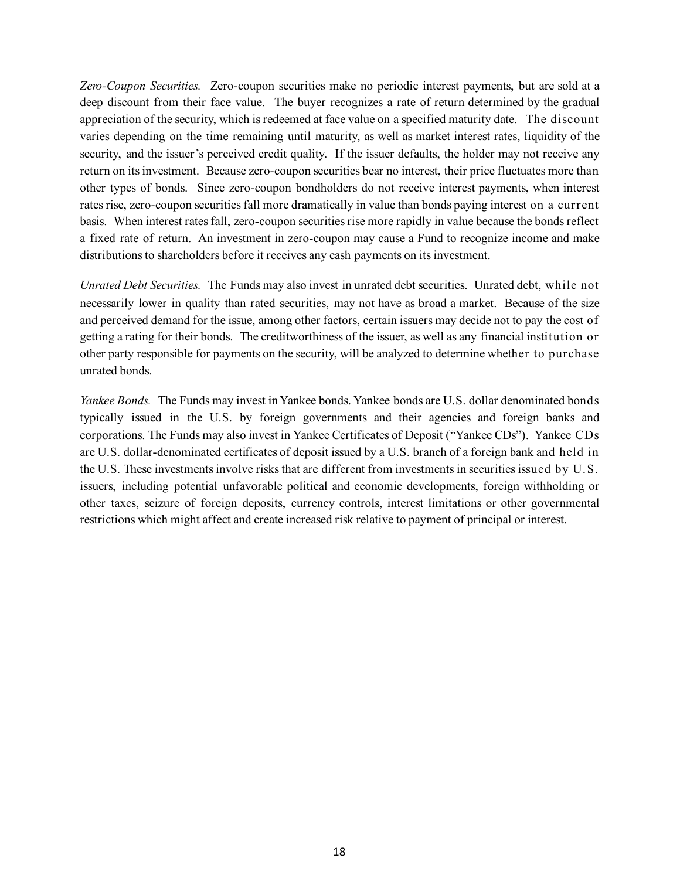*Zero-Coupon Securities.* Zero-coupon securities make no periodic interest payments, but are sold at a deep discount from their face value. The buyer recognizes a rate of return determined by the gradual appreciation of the security, which is redeemed at face value on a specified maturity date. The discount varies depending on the time remaining until maturity, as well as market interest rates, liquidity of the security, and the issuer's perceived credit quality. If the issuer defaults, the holder may not receive any return on its investment. Because zero-coupon securities bear no interest, their price fluctuates more than other types of bonds. Since zero-coupon bondholders do not receive interest payments, when interest rates rise, zero-coupon securities fall more dramatically in value than bonds paying interest on a current basis. When interest rates fall, zero-coupon securities rise more rapidly in value because the bonds reflect a fixed rate of return. An investment in zero-coupon may cause a Fund to recognize income and make distributions to shareholders before it receives any cash payments on its investment.

*Unrated Debt Securities.* The Funds may also invest in unrated debt securities. Unrated debt, while not necessarily lower in quality than rated securities, may not have as broad a market. Because of the size and perceived demand for the issue, among other factors, certain issuers may decide not to pay the cost of getting a rating for their bonds. The creditworthiness of the issuer, as well as any financial institution or other party responsible for payments on the security, will be analyzed to determine whether to purchase unrated bonds.

*Yankee Bonds.* The Funds may invest in Yankee bonds. Yankee bonds are U.S. dollar denominated bonds typically issued in the U.S. by foreign governments and their agencies and foreign banks and corporations. The Funds may also invest in Yankee Certificates of Deposit ("Yankee CDs"). Yankee CDs are U.S. dollar-denominated certificates of deposit issued by a U.S. branch of a foreign bank and held in the U.S. These investments involve risks that are different from investments in securities issued by U.S. issuers, including potential unfavorable political and economic developments, foreign withholding or other taxes, seizure of foreign deposits, currency controls, interest limitations or other governmental restrictions which might affect and create increased risk relative to payment of principal or interest.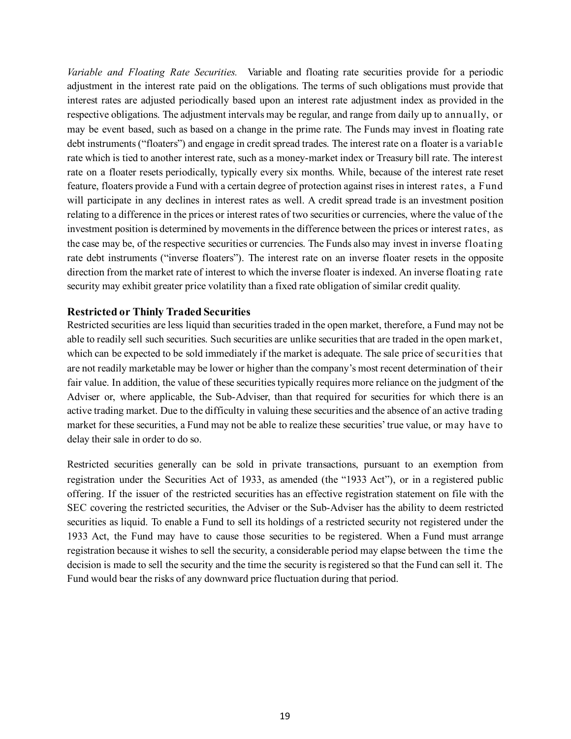*Variable and Floating Rate Securities.* Variable and floating rate securities provide for a periodic adjustment in the interest rate paid on the obligations. The terms of such obligations must provide that interest rates are adjusted periodically based upon an interest rate adjustment index as provided in the respective obligations. The adjustment intervals may be regular, and range from daily up to annually, or may be event based, such as based on a change in the prime rate. The Funds may invest in floating rate debt instruments ("floaters") and engage in credit spread trades. The interest rate on a floater is a variable rate which is tied to another interest rate, such as a money-market index or Treasury bill rate. The interest rate on a floater resets periodically, typically every six months. While, because of the interest rate reset feature, floaters provide a Fund with a certain degree of protection against rises in interest rates, a Fund will participate in any declines in interest rates as well. A credit spread trade is an investment position relating to a difference in the prices or interest rates of two securities or currencies, where the value of the investment position is determined by movements in the difference between the prices or interest rates, as the case may be, of the respective securities or currencies. The Funds also may invest in inverse floating rate debt instruments ("inverse floaters"). The interest rate on an inverse floater resets in the opposite direction from the market rate of interest to which the inverse floater is indexed. An inverse floating rate security may exhibit greater price volatility than a fixed rate obligation of similar credit quality.

### Restricted or Thinly Traded Securities

Restricted securities are less liquid than securities traded in the open market, therefore, a Fund may not be able to readily sell such securities. Such securities are unlike securities that are traded in the open market, which can be expected to be sold immediately if the market is adequate. The sale price of securities that are not readily marketable may be lower or higher than the company's most recent determination of their fair value. In addition, the value of these securities typically requires more reliance on the judgment of the Adviser or, where applicable, the Sub-Adviser, than that required for securities for which there is an active trading market. Due to the difficulty in valuing these securities and the absence of an active trading market for these securities, a Fund may not be able to realize these securities' true value, or may have to delay their sale in order to do so.

Restricted securities generally can be sold in private transactions, pursuant to an exemption from registration under the Securities Act of 1933, as amended (the "1933 Act"), or in a registered public offering. If the issuer of the restricted securities has an effective registration statement on file with the SEC covering the restricted securities, the Adviser or the Sub-Adviser has the ability to deem restricted securities as liquid. To enable a Fund to sell its holdings of a restricted security not registered under the 1933 Act, the Fund may have to cause those securities to be registered. When a Fund must arrange registration because it wishes to sell the security, a considerable period may elapse between the time the decision is made to sell the security and the time the security is registered so that the Fund can sell it. The Fund would bear the risks of any downward price fluctuation during that period.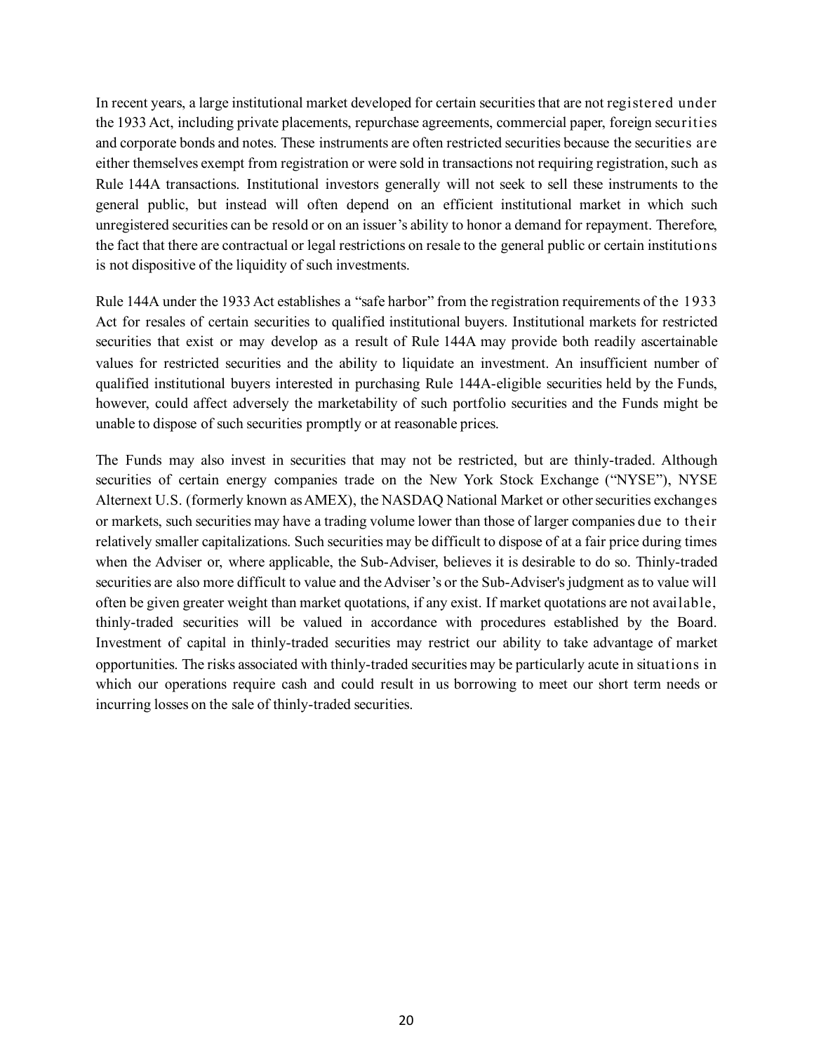In recent years, a large institutional market developed for certain securities that are not registered under the 1933 Act, including private placements, repurchase agreements, commercial paper, foreign securities and corporate bonds and notes. These instruments are often restricted securities because the securities are either themselves exempt from registration or were sold in transactions not requiring registration, such as Rule 144A transactions. Institutional investors generally will not seek to sell these instruments to the general public, but instead will often depend on an efficient institutional market in which such unregistered securities can be resold or on an issuer's ability to honor a demand for repayment. Therefore, the fact that there are contractual or legal restrictions on resale to the general public or certain institutions is not dispositive of the liquidity of such investments.

Rule 144A under the 1933 Act establishes a "safe harbor" from the registration requirements of the 1933 Act for resales of certain securities to qualified institutional buyers. Institutional markets for restricted securities that exist or may develop as a result of Rule 144A may provide both readily ascertainable values for restricted securities and the ability to liquidate an investment. An insufficient number of qualified institutional buyers interested in purchasing Rule 144A-eligible securities held by the Funds, however, could affect adversely the marketability of such portfolio securities and the Funds might be unable to dispose of such securities promptly or at reasonable prices.

The Funds may also invest in securities that may not be restricted, but are thinly-traded. Although securities of certain energy companies trade on the New York Stock Exchange ("NYSE"), NYSE Alternext U.S. (formerly known as AMEX), the NASDAQ National Market or other securities exchanges or markets, such securities may have a trading volume lower than those of larger companies due to their relatively smaller capitalizations. Such securities may be difficult to dispose of at a fair price during times when the Adviser or, where applicable, the Sub-Adviser, believes it is desirable to do so. Thinly-traded securities are also more difficult to value and the Adviser's or the Sub-Adviser's judgment as to value will often be given greater weight than market quotations, if any exist. If market quotations are not available, thinly-traded securities will be valued in accordance with procedures established by the Board. Investment of capital in thinly-traded securities may restrict our ability to take advantage of market opportunities. The risks associated with thinly-traded securities may be particularly acute in situations in which our operations require cash and could result in us borrowing to meet our short term needs or incurring losses on the sale of thinly-traded securities.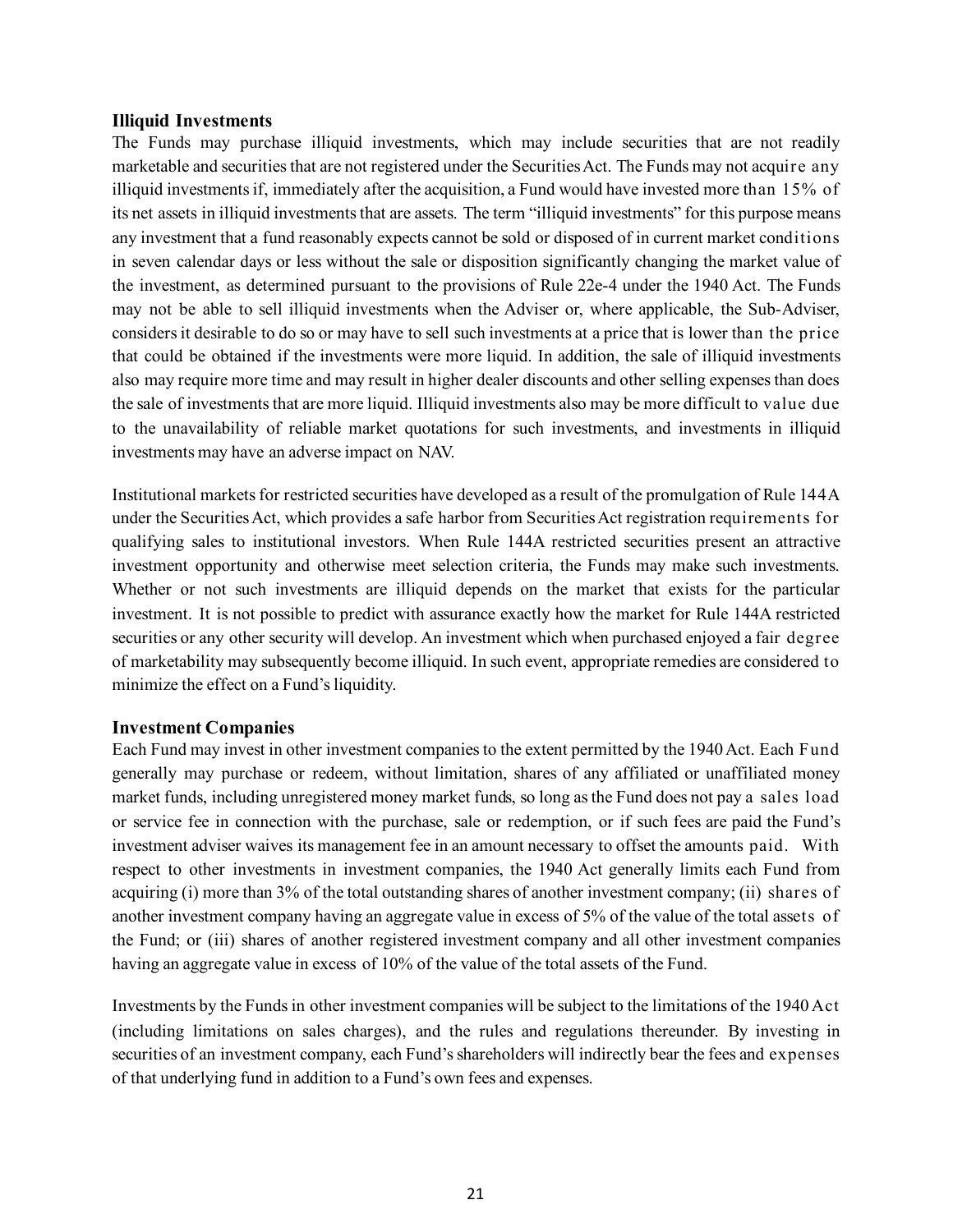### Illiquid Investments

The Funds may purchase illiquid investments, which may include securities that are not readily marketable and securities that are not registered under the Securities Act. The Funds may not acquire any illiquid investments if, immediately after the acquisition, a Fund would have invested more than 15% of its net assets in illiquid investments that are assets. The term "illiquid investments" for this purpose means any investment that a fund reasonably expects cannot be sold or disposed of in current market conditions in seven calendar days or less without the sale or disposition significantly changing the market value of the investment, as determined pursuant to the provisions of Rule 22e-4 under the 1940 Act. The Funds may not be able to sell illiquid investments when the Adviser or, where applicable, the Sub-Adviser, considers it desirable to do so or may have to sell such investments at a price that is lower than the price that could be obtained if the investments were more liquid. In addition, the sale of illiquid investments also may require more time and may result in higher dealer discounts and other selling expenses than does the sale of investments that are more liquid. Illiquid investments also may be more difficult to value due to the unavailability of reliable market quotations for such investments, and investments in illiquid investments may have an adverse impact on NAV.

Institutional markets for restricted securities have developed as a result of the promulgation of Rule 144A under the Securities Act, which provides a safe harbor from Securities Act registration requirements for qualifying sales to institutional investors. When Rule 144A restricted securities present an attractive investment opportunity and otherwise meet selection criteria, the Funds may make such investments. Whether or not such investments are illiquid depends on the market that exists for the particular investment. It is not possible to predict with assurance exactly how the market for Rule 144A restricted securities or any other security will develop. An investment which when purchased enjoyed a fair degree of marketability may subsequently become illiquid. In such event, appropriate remedies are considered to minimize the effect on a Fund's liquidity.

### Investment Companies

Each Fund may invest in other investment companies to the extent permitted by the 1940 Act. Each Fund generally may purchase or redeem, without limitation, shares of any affiliated or unaffiliated money market funds, including unregistered money market funds, so long as the Fund does not pay a sales load or service fee in connection with the purchase, sale or redemption, or if such fees are paid the Fund's investment adviser waives its management fee in an amount necessary to offset the amounts paid. With respect to other investments in investment companies, the 1940 Act generally limits each Fund from acquiring (i) more than 3% of the total outstanding shares of another investment company; (ii) shares of another investment company having an aggregate value in excess of 5% of the value of the total assets of the Fund; or (iii) shares of another registered investment company and all other investment companies having an aggregate value in excess of 10% of the value of the total assets of the Fund.

Investments by the Funds in other investment companies will be subject to the limitations of the 1940 Act (including limitations on sales charges), and the rules and regulations thereunder. By investing in securities of an investment company, each Fund's shareholders will indirectly bear the fees and expenses of that underlying fund in addition to a Fund's own fees and expenses.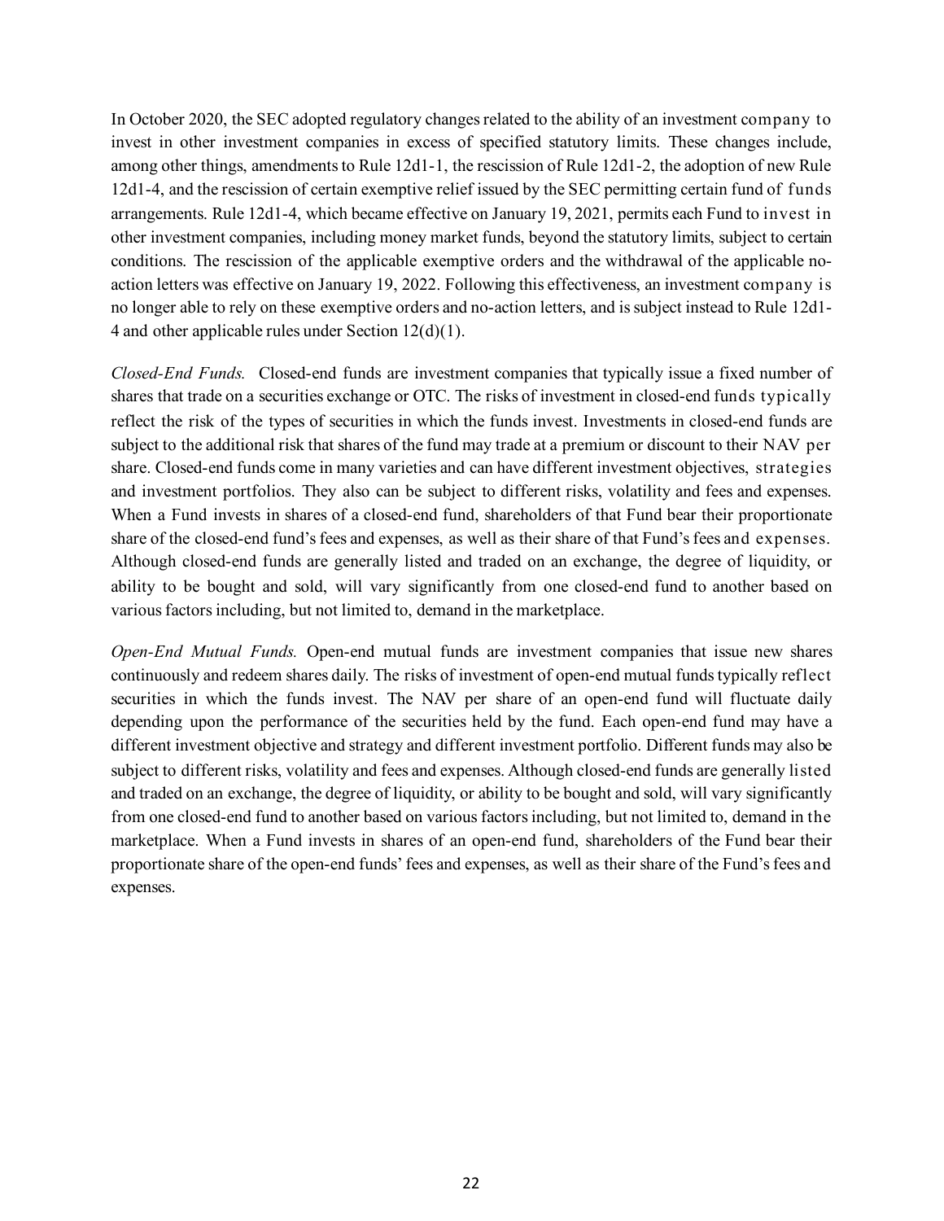In October 2020, the SEC adopted regulatory changes related to the ability of an investment company to invest in other investment companies in excess of specified statutory limits. These changes include, among other things, amendments to Rule 12d1-1, the rescission of Rule 12d1-2, the adoption of new Rule 12d1-4, and the rescission of certain exemptive relief issued by the SEC permitting certain fund of funds arrangements. Rule 12d1-4, which became effective on January 19, 2021, permits each Fund to invest in other investment companies, including money market funds, beyond the statutory limits, subject to certain conditions. The rescission of the applicable exemptive orders and the withdrawal of the applicable no-action letters was effective on January 19, 2022. Following this effectiveness, an investment company is no longer able to rely on these exemptive orders and no-action letters, and is subject instead to Rule 12d1-4 and other applicable rules under Section 12(d)(1).

*Closed-End Funds.* Closed-end funds are investment companies that typically issue a fixed number of shares that trade on a securities exchange or OTC. The risks of investment in closed-end funds typically reflect the risk of the types of securities in which the funds invest. Investments in closed-end funds are subject to the additional risk that shares of the fund may trade at a premium or discount to their NAV per share. Closed-end funds come in many varieties and can have different investment objectives, strategies and investment portfolios. They also can be subject to different risks, volatility and fees and expenses. When a Fund invests in shares of a closed-end fund, shareholders of that Fund bear their proportionate share of the closed-end fund's fees and expenses, as well as their share of that Fund's fees and expenses. Although closed-end funds are generally listed and traded on an exchange, the degree of liquidity, or ability to be bought and sold, will vary significantly from one closed-end fund to another based on various factors including, but not limited to, demand in the marketplace.

*Open-End Mutual Funds.* Open-end mutual funds are investment companies that issue new shares continuously and redeem shares daily. The risks of investment of open-end mutual funds typically reflect securities in which the funds invest. The NAV per share of an open-end fund will fluctuate daily depending upon the performance of the securities held by the fund. Each open-end fund may have a different investment objective and strategy and different investment portfolio. Different funds may also be subject to different risks, volatility and fees and expenses. Although closed-end funds are generally listed and traded on an exchange, the degree of liquidity, or ability to be bought and sold, will vary significantly from one closed-end fund to another based on various factors including, but not limited to, demand in the marketplace. When a Fund invests in shares of an open-end fund, shareholders of the Fund bear their proportionate share of the open-end funds' fees and expenses, as well as their share of the Fund's fees and expenses.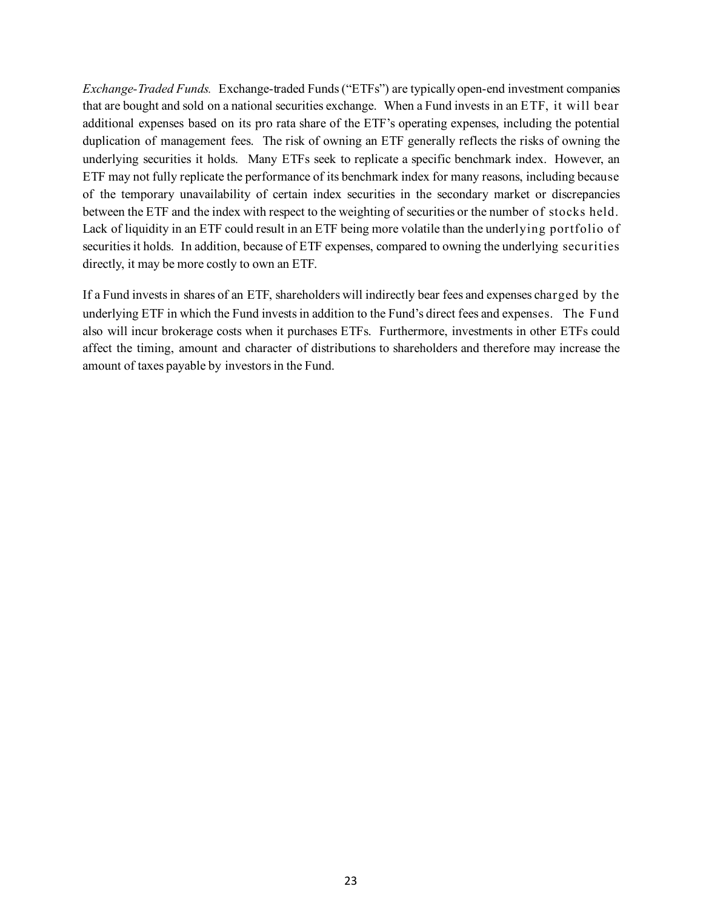*Exchange-Traded Funds.* Exchange-traded Funds ("ETFs") are typically open-end investment companies that are bought and sold on a national securities exchange. When a Fund invests in an ETF, it will bear additional expenses based on its pro rata share of the ETF's operating expenses, including the potential duplication of management fees. The risk of owning an ETF generally reflects the risks of owning the underlying securities it holds. Many ETFs seek to replicate a specific benchmark index. However, an ETF may not fully replicate the performance of its benchmark index for many reasons, including because of the temporary unavailability of certain index securities in the secondary market or discrepancies between the ETF and the index with respect to the weighting of securities or the number of stocks held. Lack of liquidity in an ETF could result in an ETF being more volatile than the underlying portfolio of securities it holds. In addition, because of ETF expenses, compared to owning the underlying securities directly, it may be more costly to own an ETF.

If a Fund invests in shares of an ETF, shareholders will indirectly bear fees and expenses charged by the underlying ETF in which the Fund invests in addition to the Fund's direct fees and expenses. The Fund also will incur brokerage costs when it purchases ETFs. Furthermore, investments in other ETFs could affect the timing, amount and character of distributions to shareholders and therefore may increase the amount of taxes payable by investors in the Fund.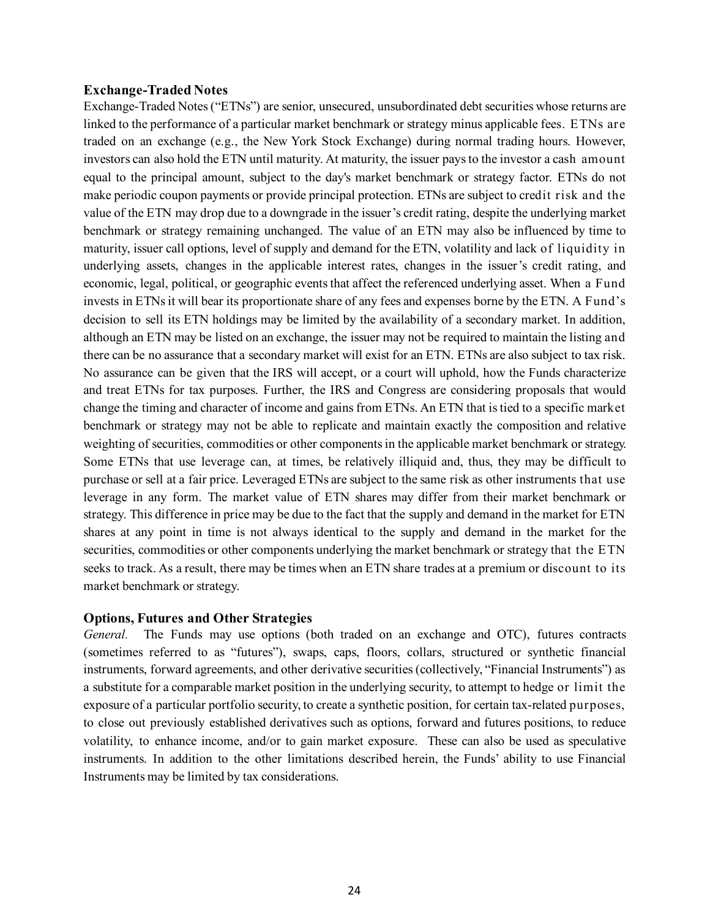### Exchange-Traded Notes

Exchange-Traded Notes ("ETNs") are senior, unsecured, unsubordinated debt securities whose returns are linked to the performance of a particular market benchmark or strategy minus applicable fees. ETNs are traded on an exchange (e.g., the New York Stock Exchange) during normal trading hours. However, investors can also hold the ETN until maturity. At maturity, the issuer pays to the investor a cash amount equal to the principal amount, subject to the day's market benchmark or strategy factor. ETNs do not make periodic coupon payments or provide principal protection. ETNs are subject to credit risk and the value of the ETN may drop due to a downgrade in the issuer's credit rating, despite the underlying market benchmark or strategy remaining unchanged. The value of an ETN may also be influenced by time to maturity, issuer call options, level of supply and demand for the ETN, volatility and lack of liquidity in underlying assets, changes in the applicable interest rates, changes in the issuer's credit rating, and economic, legal, political, or geographic events that affect the referenced underlying asset. When a Fund invests in ETNs it will bear its proportionate share of any fees and expenses borne by the ETN. A Fund's decision to sell its ETN holdings may be limited by the availability of a secondary market. In addition, although an ETN may be listed on an exchange, the issuer may not be required to maintain the listing and there can be no assurance that a secondary market will exist for an ETN. ETNs are also subject to tax risk. No assurance can be given that the IRS will accept, or a court will uphold, how the Funds characterize and treat ETNs for tax purposes. Further, the IRS and Congress are considering proposals that would change the timing and character of income and gains from ETNs. An ETN that is tied to a specific market benchmark or strategy may not be able to replicate and maintain exactly the composition and relative weighting of securities, commodities or other components in the applicable market benchmark or strategy. Some ETNs that use leverage can, at times, be relatively illiquid and, thus, they may be difficult to purchase or sell at a fair price. Leveraged ETNs are subject to the same risk as other instruments that use leverage in any form. The market value of ETN shares may differ from their market benchmark or strategy. This difference in price may be due to the fact that the supply and demand in the market for ETN shares at any point in time is not always identical to the supply and demand in the market for the securities, commodities or other components underlying the market benchmark or strategy that the ETN seeks to track. As a result, there may be times when an ETN share trades at a premium or discount to its market benchmark or strategy.

### Options, Futures and Other Strategies

*General.* The Funds may use options (both traded on an exchange and OTC), futures contracts (sometimes referred to as "futures"), swaps, caps, floors, collars, structured or synthetic financial instruments, forward agreements, and other derivative securities (collectively, "Financial Instruments") as a substitute for a comparable market position in the underlying security, to attempt to hedge or limit the exposure of a particular portfolio security, to create a synthetic position, for certain tax-related purposes, to close out previously established derivatives such as options, forward and futures positions, to reduce volatility, to enhance income, and/or to gain market exposure. These can also be used as speculative instruments. In addition to the other limitations described herein, the Funds' ability to use Financial Instruments may be limited by tax considerations.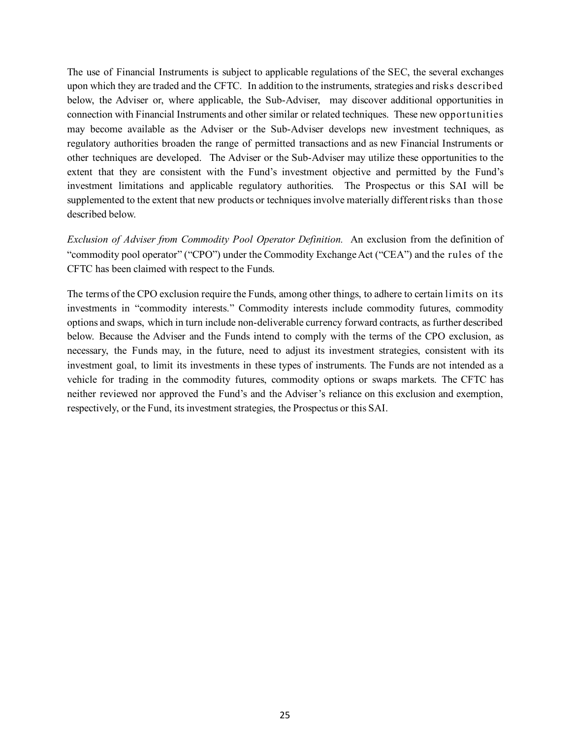The use of Financial Instruments is subject to applicable regulations of the SEC, the several exchanges upon which they are traded and the CFTC. In addition to the instruments, strategies and risks described below, the Adviser or, where applicable, the Sub-Adviser, may discover additional opportunities in connection with Financial Instruments and other similar or related techniques. These new opportunities may become available as the Adviser or the Sub-Adviser develops new investment techniques, as regulatory authorities broaden the range of permitted transactions and as new Financial Instruments or other techniques are developed. The Adviser or the Sub-Adviser may utilize these opportunities to the extent that they are consistent with the Fund's investment objective and permitted by the Fund's investment limitations and applicable regulatory authorities. The Prospectus or this SAI will be supplemented to the extent that new products or techniques involve materially different risks than those described below.

*Exclusion of Adviser from Commodity Pool Operator Definition.* An exclusion from the definition of "commodity pool operator" ("CPO") under the Commodity Exchange Act ("CEA") and the rules of the CFTC has been claimed with respect to the Funds.

The terms of the CPO exclusion require the Funds, among other things, to adhere to certain limits on its investments in "commodity interests." Commodity interests include commodity futures, commodity options and swaps, which in turn include non-deliverable currency forward contracts, as further described below. Because the Adviser and the Funds intend to comply with the terms of the CPO exclusion, as necessary, the Funds may, in the future, need to adjust its investment strategies, consistent with its investment goal, to limit its investments in these types of instruments. The Funds are not intended as a vehicle for trading in the commodity futures, commodity options or swaps markets. The CFTC has neither reviewed nor approved the Fund's and the Adviser's reliance on this exclusion and exemption, respectively, or the Fund, its investment strategies, the Prospectus or this SAI.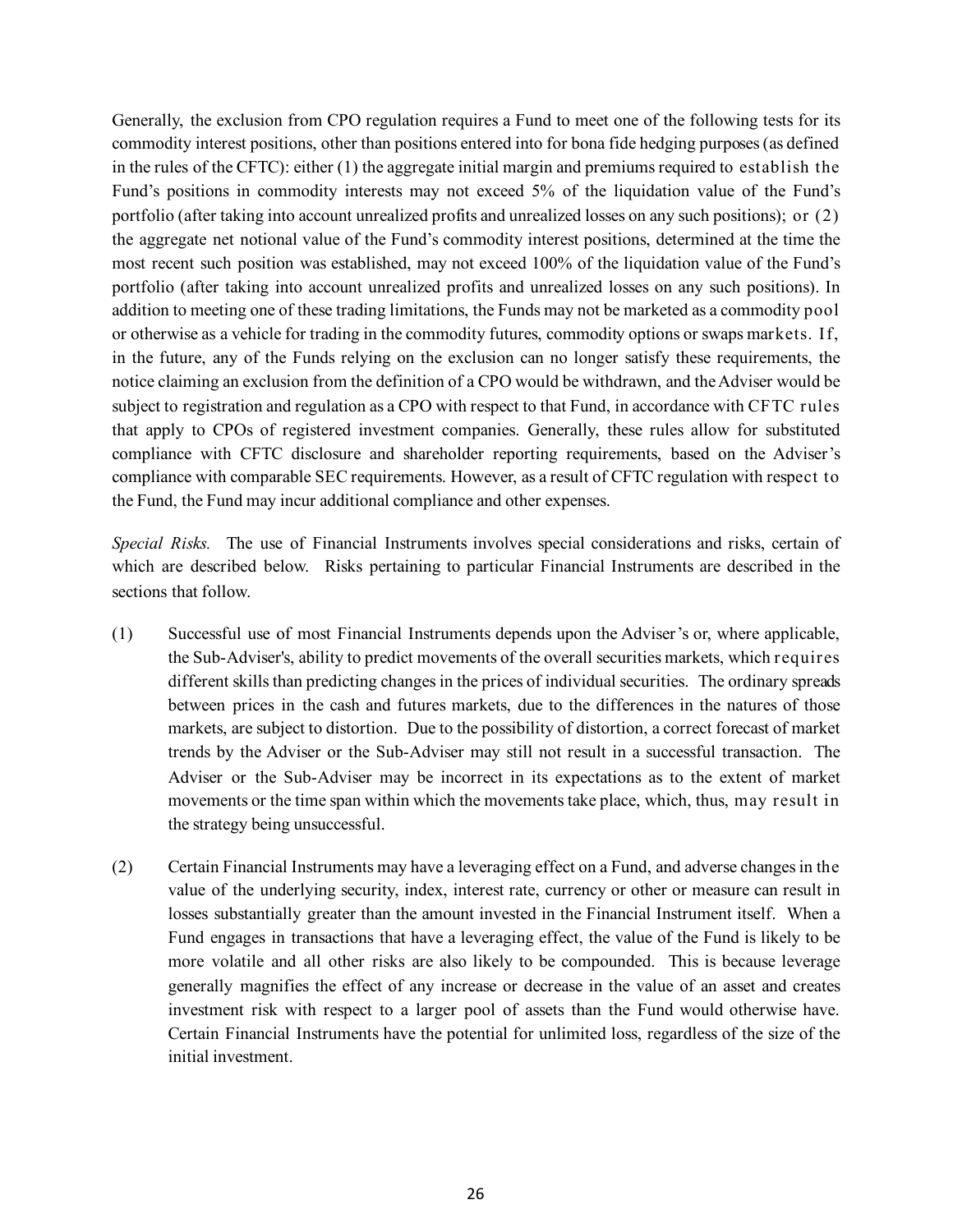Generally, the exclusion from CPO regulation requires a Fund to meet one of the following tests for its commodity interest positions, other than positions entered into for bona fide hedging purposes (as defined in the rules of the CFTC): either (1) the aggregate initial margin and premiums required to establish the Fund's positions in commodity interests may not exceed 5% of the liquidation value of the Fund's portfolio (after taking into account unrealized profits and unrealized losses on any such positions); or (2) the aggregate net notional value of the Fund's commodity interest positions, determined at the time the most recent such position was established, may not exceed 100% of the liquidation value of the Fund's portfolio (after taking into account unrealized profits and unrealized losses on any such positions). In addition to meeting one of these trading limitations, the Funds may not be marketed as a commodity pool or otherwise as a vehicle for trading in the commodity futures, commodity options or swaps markets. If, in the future, any of the Funds relying on the exclusion can no longer satisfy these requirements, the notice claiming an exclusion from the definition of a CPO would be withdrawn, and the Adviser would be subject to registration and regulation as a CPO with respect to that Fund, in accordance with CFTC rules that apply to CPOs of registered investment companies. Generally, these rules allow for substituted compliance with CFTC disclosure and shareholder reporting requirements, based on the Adviser's compliance with comparable SEC requirements. However, as a result of CFTC regulation with respect to the Fund, the Fund may incur additional compliance and other expenses.

*Special Risks.* The use of Financial Instruments involves special considerations and risks, certain of which are described below. Risks pertaining to particular Financial Instruments are described in the sections that follow.

(1) Successful use of most Financial Instruments depends upon the Adviser's or, where applicable, the Sub-Adviser's, ability to predict movements of the overall securities markets, which requires different skills than predicting changes in the prices of individual securities. The ordinary spreads between prices in the cash and futures markets, due to the differences in the natures of those markets, are subject to distortion. Due to the possibility of distortion, a correct forecast of market trends by the Adviser or the Sub-Adviser may still not result in a successful transaction. The Adviser or the Sub-Adviser may be incorrect in its expectations as to the extent of market movements or the time span within which the movements take place, which, thus, may result in the strategy being unsuccessful.

(2) Certain Financial Instruments may have a leveraging effect on a Fund, and adverse changes in the value of the underlying security, index, interest rate, currency or other or measure can result in losses substantially greater than the amount invested in the Financial Instrument itself. When a Fund engages in transactions that have a leveraging effect, the value of the Fund is likely to be more volatile and all other risks are also likely to be compounded. This is because leverage generally magnifies the effect of any increase or decrease in the value of an asset and creates investment risk with respect to a larger pool of assets than the Fund would otherwise have. Certain Financial Instruments have the potential for unlimited loss, regardless of the size of the initial investment.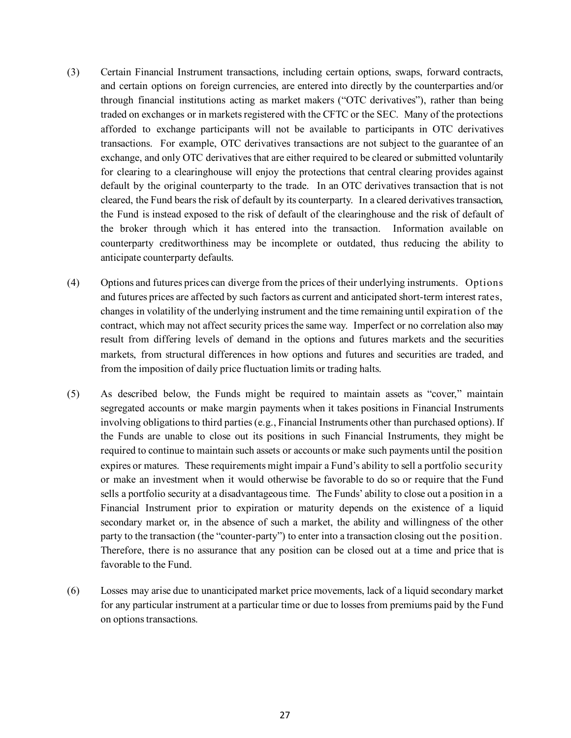(3) Certain Financial Instrument transactions, including certain options, swaps, forward contracts, and certain options on foreign currencies, are entered into directly by the counterparties and/or through financial institutions acting as market makers ("OTC derivatives"), rather than being traded on exchanges or in markets registered with the CFTC or the SEC. Many of the protections afforded to exchange participants will not be available to participants in OTC derivatives transactions. For example, OTC derivatives transactions are not subject to the guarantee of an exchange, and only OTC derivatives that are either required to be cleared or submitted voluntarily for clearing to a clearinghouse will enjoy the protections that central clearing provides against default by the original counterparty to the trade. In an OTC derivatives transaction that is not cleared, the Fund bears the risk of default by its counterparty. In a cleared derivatives transaction, the Fund is instead exposed to the risk of default of the clearinghouse and the risk of default of the broker through which it has entered into the transaction. Information available on counterparty creditworthiness may be incomplete or outdated, thus reducing the ability to anticipate counterparty defaults.

(4) Options and futures prices can diverge from the prices of their underlying instruments. Options and futures prices are affected by such factors as current and anticipated short-term interest rates, changes in volatility of the underlying instrument and the time remaining until expiration of the contract, which may not affect security prices the same way. Imperfect or no correlation also may result from differing levels of demand in the options and futures markets and the securities markets, from structural differences in how options and futures and securities are traded, and from the imposition of daily price fluctuation limits or trading halts.

(5) As described below, the Funds might be required to maintain assets as "cover," maintain segregated accounts or make margin payments when it takes positions in Financial Instruments involving obligations to third parties (e.g., Financial Instruments other than purchased options). If the Funds are unable to close out its positions in such Financial Instruments, they might be required to continue to maintain such assets or accounts or make such payments until the position expires or matures. These requirements might impair a Fund's ability to sell a portfolio security or make an investment when it would otherwise be favorable to do so or require that the Fund sells a portfolio security at a disadvantageous time. The Funds' ability to close out a position in a Financial Instrument prior to expiration or maturity depends on the existence of a liquid secondary market or, in the absence of such a market, the ability and willingness of the other party to the transaction (the "counter-party") to enter into a transaction closing out the position. Therefore, there is no assurance that any position can be closed out at a time and price that is favorable to the Fund.

(6) Losses may arise due to unanticipated market price movements, lack of a liquid secondary market for any particular instrument at a particular time or due to losses from premiums paid by the Fund on options transactions.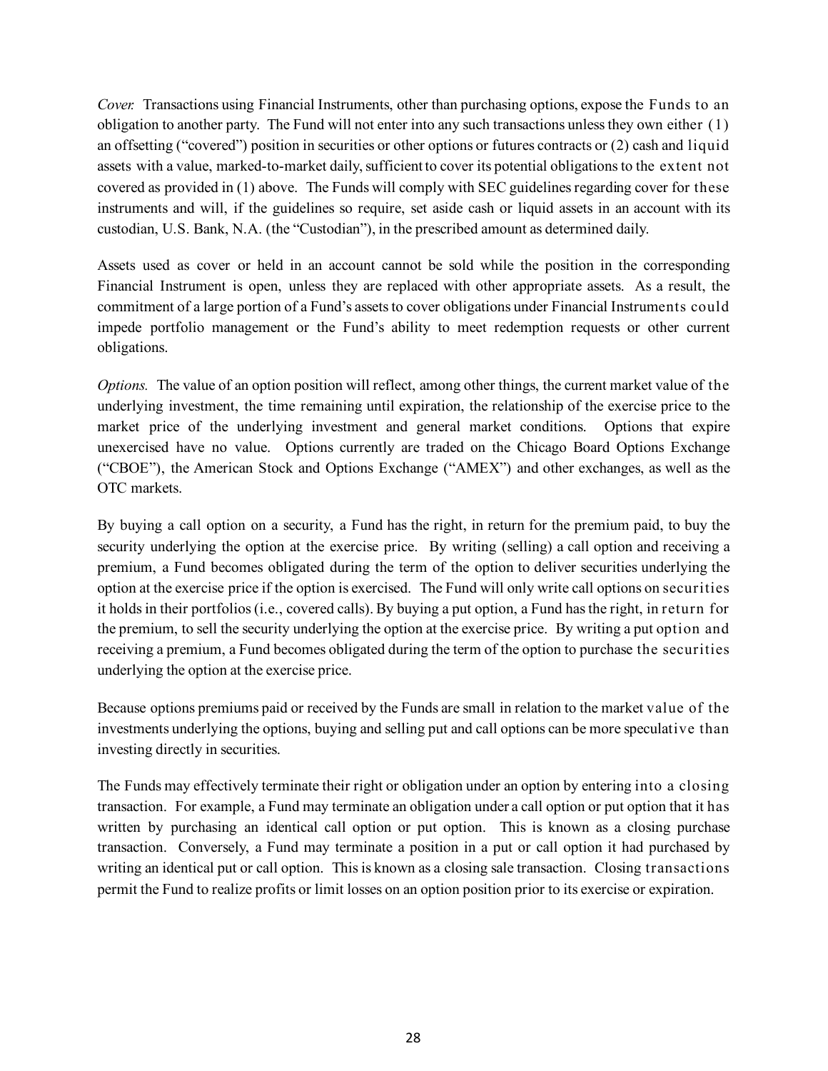*Cover.* Transactions using Financial Instruments, other than purchasing options, expose the Funds to an obligation to another party. The Fund will not enter into any such transactions unless they own either (1) an offsetting ("covered") position in securities or other options or futures contracts or (2) cash and liquid assets with a value, marked-to-market daily, sufficient to cover its potential obligations to the extent not covered as provided in (1) above. The Funds will comply with SEC guidelines regarding cover for these instruments and will, if the guidelines so require, set aside cash or liquid assets in an account with its custodian, U.S. Bank, N.A. (the "Custodian"), in the prescribed amount as determined daily.

Assets used as cover or held in an account cannot be sold while the position in the corresponding Financial Instrument is open, unless they are replaced with other appropriate assets. As a result, the commitment of a large portion of a Fund's assets to cover obligations under Financial Instruments could impede portfolio management or the Fund's ability to meet redemption requests or other current obligations.

*Options.* The value of an option position will reflect, among other things, the current market value of the underlying investment, the time remaining until expiration, the relationship of the exercise price to the market price of the underlying investment and general market conditions. Options that expire unexercised have no value. Options currently are traded on the Chicago Board Options Exchange ("CBOE"), the American Stock and Options Exchange ("AMEX") and other exchanges, as well as the OTC markets.

By buying a call option on a security, a Fund has the right, in return for the premium paid, to buy the security underlying the option at the exercise price. By writing (selling) a call option and receiving a premium, a Fund becomes obligated during the term of the option to deliver securities underlying the option at the exercise price if the option is exercised. The Fund will only write call options on securities it holds in their portfolios (i.e., covered calls). By buying a put option, a Fund has the right, in return for the premium, to sell the security underlying the option at the exercise price. By writing a put option and receiving a premium, a Fund becomes obligated during the term of the option to purchase the securities underlying the option at the exercise price.

Because options premiums paid or received by the Funds are small in relation to the market value of the investments underlying the options, buying and selling put and call options can be more speculative than investing directly in securities.

The Funds may effectively terminate their right or obligation under an option by entering into a closing transaction. For example, a Fund may terminate an obligation under a call option or put option that it has written by purchasing an identical call option or put option. This is known as a closing purchase transaction. Conversely, a Fund may terminate a position in a put or call option it had purchased by writing an identical put or call option. This is known as a closing sale transaction. Closing transactions permit the Fund to realize profits or limit losses on an option position prior to its exercise or expiration.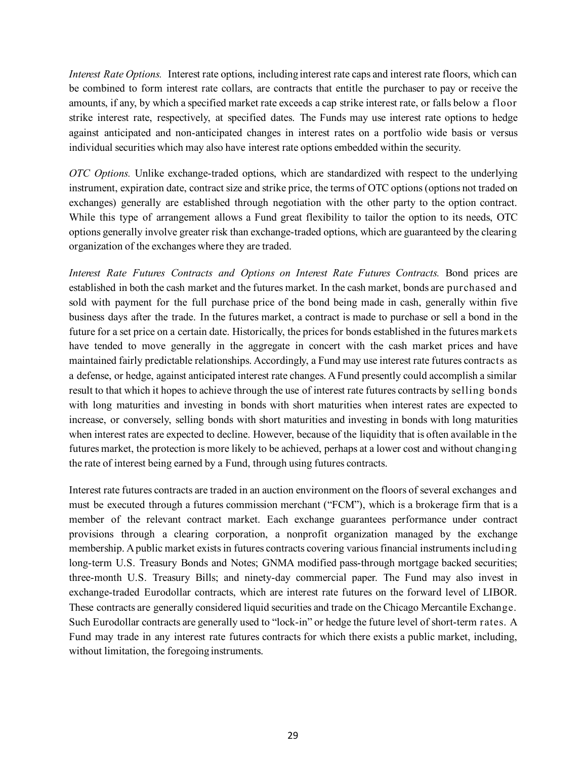*Interest Rate Options.* Interest rate options, including interest rate caps and interest rate floors, which can be combined to form interest rate collars, are contracts that entitle the purchaser to pay or receive the amounts, if any, by which a specified market rate exceeds a cap strike interest rate, or falls below a floor strike interest rate, respectively, at specified dates. The Funds may use interest rate options to hedge against anticipated and non-anticipated changes in interest rates on a portfolio wide basis or versus individual securities which may also have interest rate options embedded within the security.

*OTC Options.* Unlike exchange-traded options, which are standardized with respect to the underlying instrument, expiration date, contract size and strike price, the terms of OTC options (options not traded on exchanges) generally are established through negotiation with the other party to the option contract. While this type of arrangement allows a Fund great flexibility to tailor the option to its needs, OTC options generally involve greater risk than exchange-traded options, which are guaranteed by the clearing organization of the exchanges where they are traded.

*Interest Rate Futures Contracts and Options on Interest Rate Futures Contracts.* Bond prices are established in both the cash market and the futures market. In the cash market, bonds are purchased and sold with payment for the full purchase price of the bond being made in cash, generally within five business days after the trade. In the futures market, a contract is made to purchase or sell a bond in the future for a set price on a certain date. Historically, the prices for bonds established in the futures markets have tended to move generally in the aggregate in concert with the cash market prices and have maintained fairly predictable relationships. Accordingly, a Fund may use interest rate futures contracts as a defense, or hedge, against anticipated interest rate changes. A Fund presently could accomplish a similar result to that which it hopes to achieve through the use of interest rate futures contracts by selling bonds with long maturities and investing in bonds with short maturities when interest rates are expected to increase, or conversely, selling bonds with short maturities and investing in bonds with long maturities when interest rates are expected to decline. However, because of the liquidity that is often available in the futures market, the protection is more likely to be achieved, perhaps at a lower cost and without changing the rate of interest being earned by a Fund, through using futures contracts.

Interest rate futures contracts are traded in an auction environment on the floors of several exchanges and must be executed through a futures commission merchant ("FCM"), which is a brokerage firm that is a member of the relevant contract market. Each exchange guarantees performance under contract provisions through a clearing corporation, a nonprofit organization managed by the exchange membership. A public market exists in futures contracts covering various financial instruments including long-term U.S. Treasury Bonds and Notes; GNMA modified pass-through mortgage backed securities; three-month U.S. Treasury Bills; and ninety-day commercial paper. The Fund may also invest in exchange-traded Eurodollar contracts, which are interest rate futures on the forward level of LIBOR. These contracts are generally considered liquid securities and trade on the Chicago Mercantile Exchange. Such Eurodollar contracts are generally used to "lock-in" or hedge the future level of short-term rates. A Fund may trade in any interest rate futures contracts for which there exists a public market, including, without limitation, the foregoing instruments.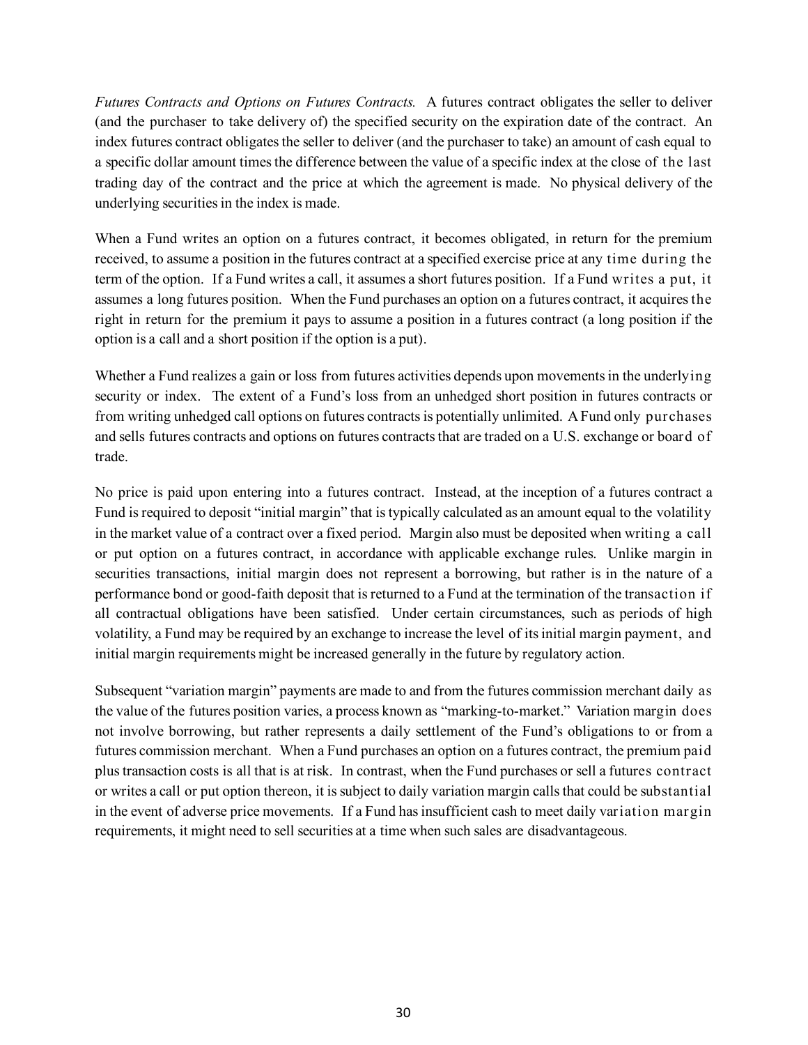*Futures Contracts and Options on Futures Contracts.* A futures contract obligates the seller to deliver (and the purchaser to take delivery of) the specified security on the expiration date of the contract. An index futures contract obligates the seller to deliver (and the purchaser to take) an amount of cash equal to a specific dollar amount times the difference between the value of a specific index at the close of the last trading day of the contract and the price at which the agreement is made. No physical delivery of the underlying securities in the index is made.

When a Fund writes an option on a futures contract, it becomes obligated, in return for the premium received, to assume a position in the futures contract at a specified exercise price at any time during the term of the option. If a Fund writes a call, it assumes a short futures position. If a Fund writes a put, it assumes a long futures position. When the Fund purchases an option on a futures contract, it acquires the right in return for the premium it pays to assume a position in a futures contract (a long position if the option is a call and a short position if the option is a put).

Whether a Fund realizes a gain or loss from futures activities depends upon movements in the underlying security or index. The extent of a Fund's loss from an unhedged short position in futures contracts or from writing unhedged call options on futures contracts is potentially unlimited. A Fund only purchases and sells futures contracts and options on futures contracts that are traded on a U.S. exchange or board of trade.

No price is paid upon entering into a futures contract. Instead, at the inception of a futures contract a Fund is required to deposit "initial margin" that is typically calculated as an amount equal to the volatility in the market value of a contract over a fixed period. Margin also must be deposited when writing a call or put option on a futures contract, in accordance with applicable exchange rules. Unlike margin in securities transactions, initial margin does not represent a borrowing, but rather is in the nature of a performance bond or good-faith deposit that is returned to a Fund at the termination of the transaction if all contractual obligations have been satisfied. Under certain circumstances, such as periods of high volatility, a Fund may be required by an exchange to increase the level of its initial margin payment, and initial margin requirements might be increased generally in the future by regulatory action.

Subsequent "variation margin" payments are made to and from the futures commission merchant daily as the value of the futures position varies, a process known as "marking-to-market." Variation margin does not involve borrowing, but rather represents a daily settlement of the Fund's obligations to or from a futures commission merchant. When a Fund purchases an option on a futures contract, the premium paid plus transaction costs is all that is at risk. In contrast, when the Fund purchases or sell a futures contract or writes a call or put option thereon, it is subject to daily variation margin calls that could be substantial in the event of adverse price movements. If a Fund has insufficient cash to meet daily variation margin requirements, it might need to sell securities at a time when such sales are disadvantageous.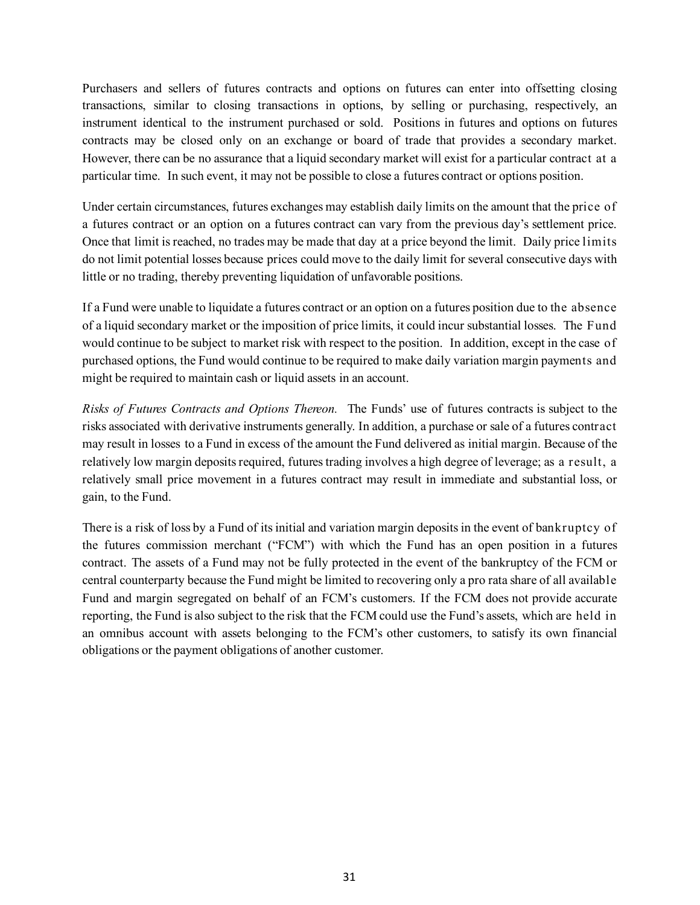Purchasers and sellers of futures contracts and options on futures can enter into offsetting closing transactions, similar to closing transactions in options, by selling or purchasing, respectively, an instrument identical to the instrument purchased or sold. Positions in futures and options on futures contracts may be closed only on an exchange or board of trade that provides a secondary market. However, there can be no assurance that a liquid secondary market will exist for a particular contract at a particular time. In such event, it may not be possible to close a futures contract or options position.

Under certain circumstances, futures exchanges may establish daily limits on the amount that the price of a futures contract or an option on a futures contract can vary from the previous day's settlement price. Once that limit is reached, no trades may be made that day at a price beyond the limit. Daily price limits do not limit potential losses because prices could move to the daily limit for several consecutive days with little or no trading, thereby preventing liquidation of unfavorable positions.

If a Fund were unable to liquidate a futures contract or an option on a futures position due to the absence of a liquid secondary market or the imposition of price limits, it could incur substantial losses. The Fund would continue to be subject to market risk with respect to the position. In addition, except in the case of purchased options, the Fund would continue to be required to make daily variation margin payments and might be required to maintain cash or liquid assets in an account.

*Risks of Futures Contracts and Options Thereon.* The Funds' use of futures contracts is subject to the risks associated with derivative instruments generally. In addition, a purchase or sale of a futures contract may result in losses to a Fund in excess of the amount the Fund delivered as initial margin. Because of the relatively low margin deposits required, futures trading involves a high degree of leverage; as a result, a relatively small price movement in a futures contract may result in immediate and substantial loss, or gain, to the Fund.

There is a risk of loss by a Fund of its initial and variation margin deposits in the event of bankruptcy of the futures commission merchant ("FCM") with which the Fund has an open position in a futures contract. The assets of a Fund may not be fully protected in the event of the bankruptcy of the FCM or central counterparty because the Fund might be limited to recovering only a pro rata share of all available Fund and margin segregated on behalf of an FCM's customers. If the FCM does not provide accurate reporting, the Fund is also subject to the risk that the FCM could use the Fund's assets, which are held in an omnibus account with assets belonging to the FCM's other customers, to satisfy its own financial obligations or the payment obligations of another customer.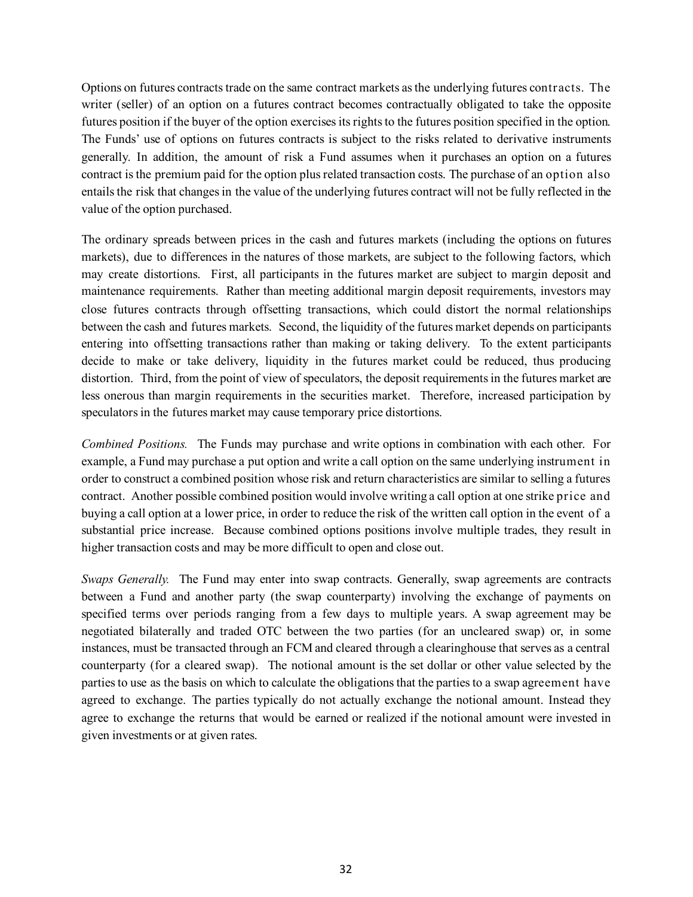Options on futures contracts trade on the same contract markets as the underlying futures contracts. The writer (seller) of an option on a futures contract becomes contractually obligated to take the opposite futures position if the buyer of the option exercises its rights to the futures position specified in the option. The Funds' use of options on futures contracts is subject to the risks related to derivative instruments generally. In addition, the amount of risk a Fund assumes when it purchases an option on a futures contract is the premium paid for the option plus related transaction costs. The purchase of an option also entails the risk that changes in the value of the underlying futures contract will not be fully reflected in the value of the option purchased.

The ordinary spreads between prices in the cash and futures markets (including the options on futures markets), due to differences in the natures of those markets, are subject to the following factors, which may create distortions. First, all participants in the futures market are subject to margin deposit and maintenance requirements. Rather than meeting additional margin deposit requirements, investors may close futures contracts through offsetting transactions, which could distort the normal relationships between the cash and futures markets. Second, the liquidity of the futures market depends on participants entering into offsetting transactions rather than making or taking delivery. To the extent participants decide to make or take delivery, liquidity in the futures market could be reduced, thus producing distortion. Third, from the point of view of speculators, the deposit requirements in the futures market are less onerous than margin requirements in the securities market. Therefore, increased participation by speculators in the futures market may cause temporary price distortions.

*Combined Positions.* The Funds may purchase and write options in combination with each other. For example, a Fund may purchase a put option and write a call option on the same underlying instrument in order to construct a combined position whose risk and return characteristics are similar to selling a futures contract. Another possible combined position would involve writing a call option at one strike price and buying a call option at a lower price, in order to reduce the risk of the written call option in the event of a substantial price increase. Because combined options positions involve multiple trades, they result in higher transaction costs and may be more difficult to open and close out.

*Swaps Generally.* The Fund may enter into swap contracts. Generally, swap agreements are contracts between a Fund and another party (the swap counterparty) involving the exchange of payments on specified terms over periods ranging from a few days to multiple years. A swap agreement may be negotiated bilaterally and traded OTC between the two parties (for an uncleared swap) or, in some instances, must be transacted through an FCM and cleared through a clearinghouse that serves as a central counterparty (for a cleared swap). The notional amount is the set dollar or other value selected by the parties to use as the basis on which to calculate the obligations that the parties to a swap agreement have agreed to exchange. The parties typically do not actually exchange the notional amount. Instead they agree to exchange the returns that would be earned or realized if the notional amount were invested in given investments or at given rates.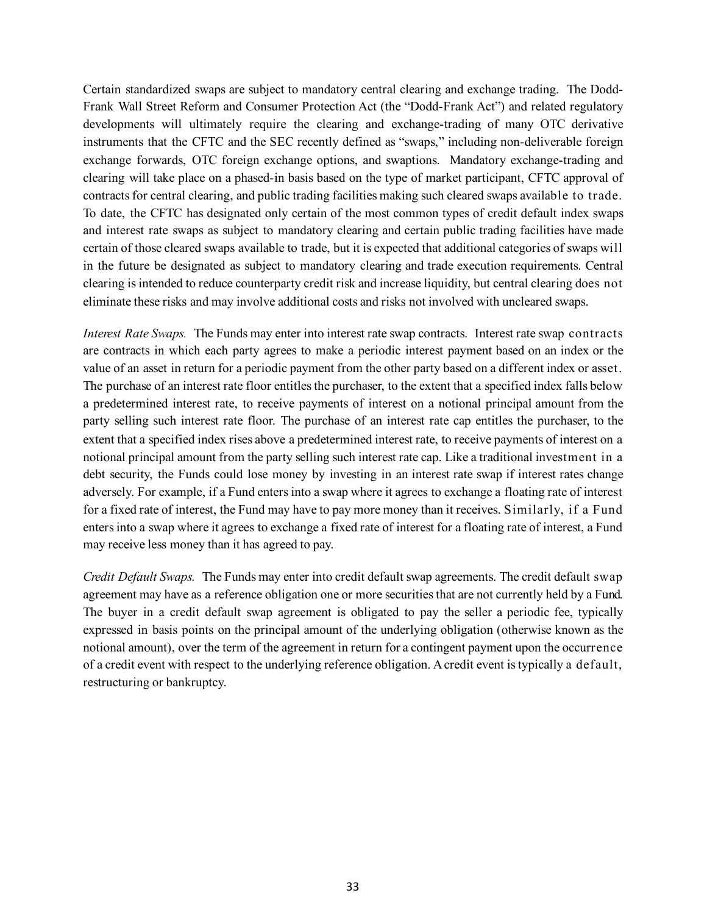Certain standardized swaps are subject to mandatory central clearing and exchange trading. The Dodd-Frank Wall Street Reform and Consumer Protection Act (the "Dodd-Frank Act") and related regulatory developments will ultimately require the clearing and exchange-trading of many OTC derivative instruments that the CFTC and the SEC recently defined as "swaps," including non-deliverable foreign exchange forwards, OTC foreign exchange options, and swaptions. Mandatory exchange-trading and clearing will take place on a phased-in basis based on the type of market participant, CFTC approval of contracts for central clearing, and public trading facilities making such cleared swaps available to trade. To date, the CFTC has designated only certain of the most common types of credit default index swaps and interest rate swaps as subject to mandatory clearing and certain public trading facilities have made certain of those cleared swaps available to trade, but it is expected that additional categories of swaps will in the future be designated as subject to mandatory clearing and trade execution requirements. Central clearing is intended to reduce counterparty credit risk and increase liquidity, but central clearing does not eliminate these risks and may involve additional costs and risks not involved with uncleared swaps.

*Interest Rate Swaps.* The Funds may enter into interest rate swap contracts. Interest rate swap contracts are contracts in which each party agrees to make a periodic interest payment based on an index or the value of an asset in return for a periodic payment from the other party based on a different index or asset. The purchase of an interest rate floor entitles the purchaser, to the extent that a specified index falls below a predetermined interest rate, to receive payments of interest on a notional principal amount from the party selling such interest rate floor. The purchase of an interest rate cap entitles the purchaser, to the extent that a specified index rises above a predetermined interest rate, to receive payments of interest on a notional principal amount from the party selling such interest rate cap. Like a traditional investment in a debt security, the Funds could lose money by investing in an interest rate swap if interest rates change adversely. For example, if a Fund enters into a swap where it agrees to exchange a floating rate of interest for a fixed rate of interest, the Fund may have to pay more money than it receives. Similarly, if a Fund enters into a swap where it agrees to exchange a fixed rate of interest for a floating rate of interest, a Fund may receive less money than it has agreed to pay.

*Credit Default Swaps.* The Funds may enter into credit default swap agreements. The credit default swap agreement may have as a reference obligation one or more securities that are not currently held by a Fund. The buyer in a credit default swap agreement is obligated to pay the seller a periodic fee, typically expressed in basis points on the principal amount of the underlying obligation (otherwise known as the notional amount), over the term of the agreement in return for a contingent payment upon the occurrence of a credit event with respect to the underlying reference obligation. A credit event is typically a default, restructuring or bankruptcy.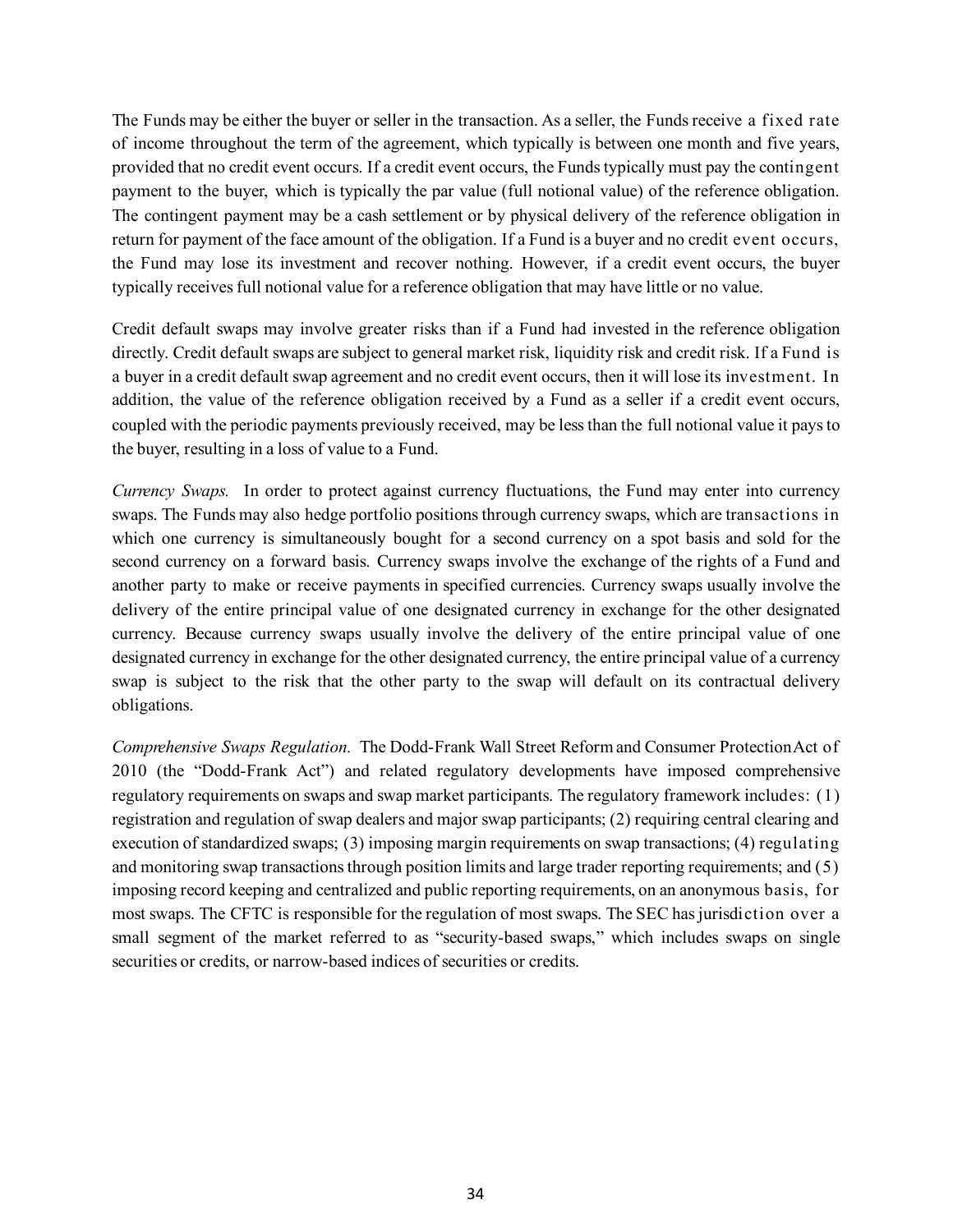The Funds may be either the buyer or seller in the transaction. As a seller, the Funds receive a fixed rate of income throughout the term of the agreement, which typically is between one month and five years, provided that no credit event occurs. If a credit event occurs, the Funds typically must pay the contingent payment to the buyer, which is typically the par value (full notional value) of the reference obligation. The contingent payment may be a cash settlement or by physical delivery of the reference obligation in return for payment of the face amount of the obligation. If a Fund is a buyer and no credit event occurs, the Fund may lose its investment and recover nothing. However, if a credit event occurs, the buyer typically receives full notional value for a reference obligation that may have little or no value.

Credit default swaps may involve greater risks than if a Fund had invested in the reference obligation directly. Credit default swaps are subject to general market risk, liquidity risk and credit risk. If a Fund is a buyer in a credit default swap agreement and no credit event occurs, then it will lose its investment. In addition, the value of the reference obligation received by a Fund as a seller if a credit event occurs, coupled with the periodic payments previously received, may be less than the full notional value it pays to the buyer, resulting in a loss of value to a Fund.

*Currency Swaps.* In order to protect against currency fluctuations, the Fund may enter into currency swaps. The Funds may also hedge portfolio positions through currency swaps, which are transactions in which one currency is simultaneously bought for a second currency on a spot basis and sold for the second currency on a forward basis. Currency swaps involve the exchange of the rights of a Fund and another party to make or receive payments in specified currencies. Currency swaps usually involve the delivery of the entire principal value of one designated currency in exchange for the other designated currency. Because currency swaps usually involve the delivery of the entire principal value of one designated currency in exchange for the other designated currency, the entire principal value of a currency swap is subject to the risk that the other party to the swap will default on its contractual delivery obligations.

*Comprehensive Swaps Regulation.* The Dodd-Frank Wall Street Reform and Consumer Protection Act of 2010 (the "Dodd-Frank Act") and related regulatory developments have imposed comprehensive regulatory requirements on swaps and swap market participants. The regulatory framework includes: (1) registration and regulation of swap dealers and major swap participants; (2) requiring central clearing and execution of standardized swaps; (3) imposing margin requirements on swap transactions; (4) regulating and monitoring swap transactions through position limits and large trader reporting requirements; and (5) imposing record keeping and centralized and public reporting requirements, on an anonymous basis, for most swaps. The CFTC is responsible for the regulation of most swaps. The SEC has jurisdiction over a small segment of the market referred to as "security-based swaps," which includes swaps on single securities or credits, or narrow-based indices of securities or credits.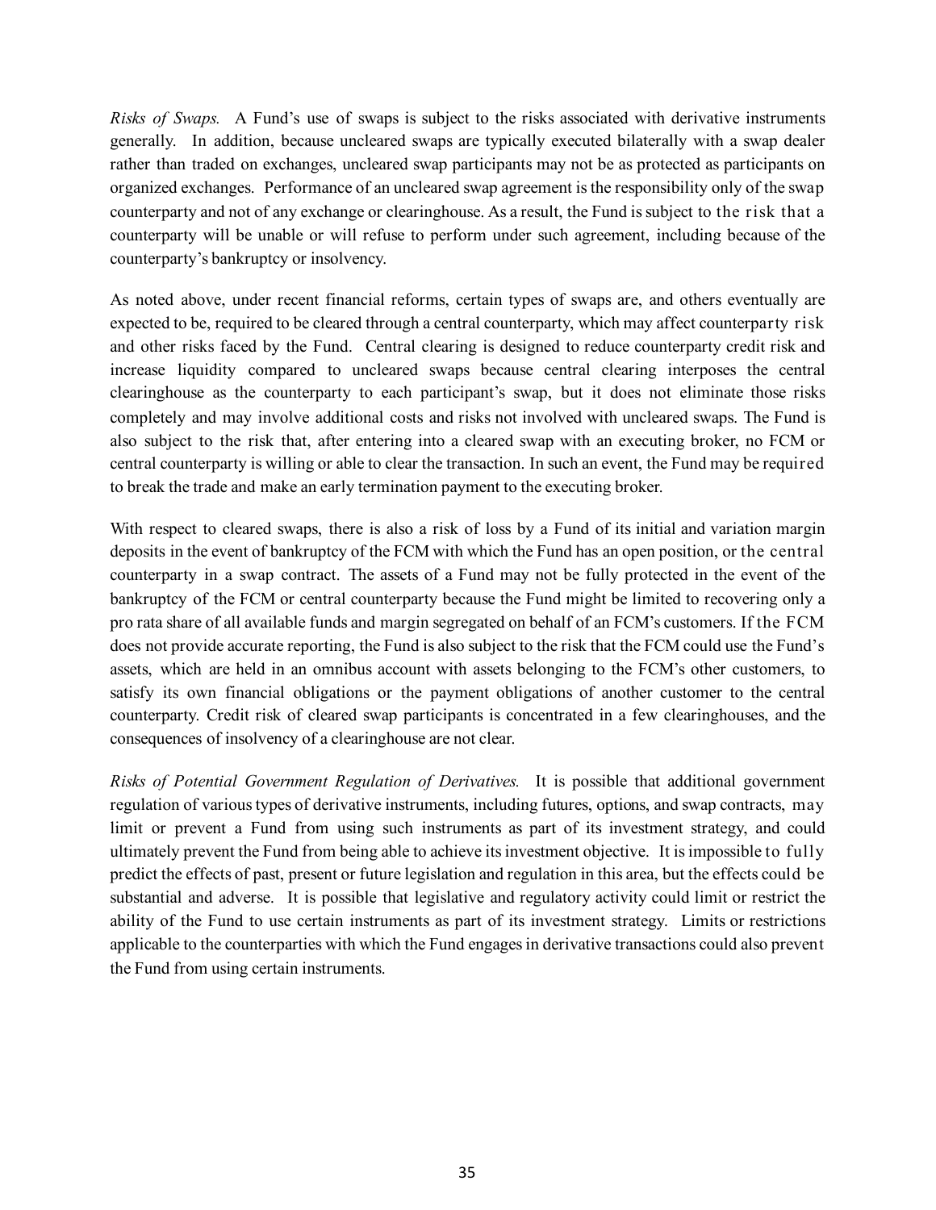*Risks of Swaps.* A Fund's use of swaps is subject to the risks associated with derivative instruments generally. In addition, because uncleared swaps are typically executed bilaterally with a swap dealer rather than traded on exchanges, uncleared swap participants may not be as protected as participants on organized exchanges. Performance of an uncleared swap agreement is the responsibility only of the swap counterparty and not of any exchange or clearinghouse. As a result, the Fund is subject to the risk that a counterparty will be unable or will refuse to perform under such agreement, including because of the counterparty's bankruptcy or insolvency.

As noted above, under recent financial reforms, certain types of swaps are, and others eventually are expected to be, required to be cleared through a central counterparty, which may affect counterparty risk and other risks faced by the Fund. Central clearing is designed to reduce counterparty credit risk and increase liquidity compared to uncleared swaps because central clearing interposes the central clearinghouse as the counterparty to each participant's swap, but it does not eliminate those risks completely and may involve additional costs and risks not involved with uncleared swaps. The Fund is also subject to the risk that, after entering into a cleared swap with an executing broker, no FCM or central counterparty is willing or able to clear the transaction. In such an event, the Fund may be required to break the trade and make an early termination payment to the executing broker.

With respect to cleared swaps, there is also a risk of loss by a Fund of its initial and variation margin deposits in the event of bankruptcy of the FCM with which the Fund has an open position, or the central counterparty in a swap contract. The assets of a Fund may not be fully protected in the event of the bankruptcy of the FCM or central counterparty because the Fund might be limited to recovering only a pro rata share of all available funds and margin segregated on behalf of an FCM's customers. If the FCM does not provide accurate reporting, the Fund is also subject to the risk that the FCM could use the Fund's assets, which are held in an omnibus account with assets belonging to the FCM's other customers, to satisfy its own financial obligations or the payment obligations of another customer to the central counterparty. Credit risk of cleared swap participants is concentrated in a few clearinghouses, and the consequences of insolvency of a clearinghouse are not clear.

*Risks of Potential Government Regulation of Derivatives.* It is possible that additional government regulation of various types of derivative instruments, including futures, options, and swap contracts, may limit or prevent a Fund from using such instruments as part of its investment strategy, and could ultimately prevent the Fund from being able to achieve its investment objective. It is impossible to fully predict the effects of past, present or future legislation and regulation in this area, but the effects could be substantial and adverse. It is possible that legislative and regulatory activity could limit or restrict the ability of the Fund to use certain instruments as part of its investment strategy. Limits or restrictions applicable to the counterparties with which the Fund engages in derivative transactions could also prevent the Fund from using certain instruments.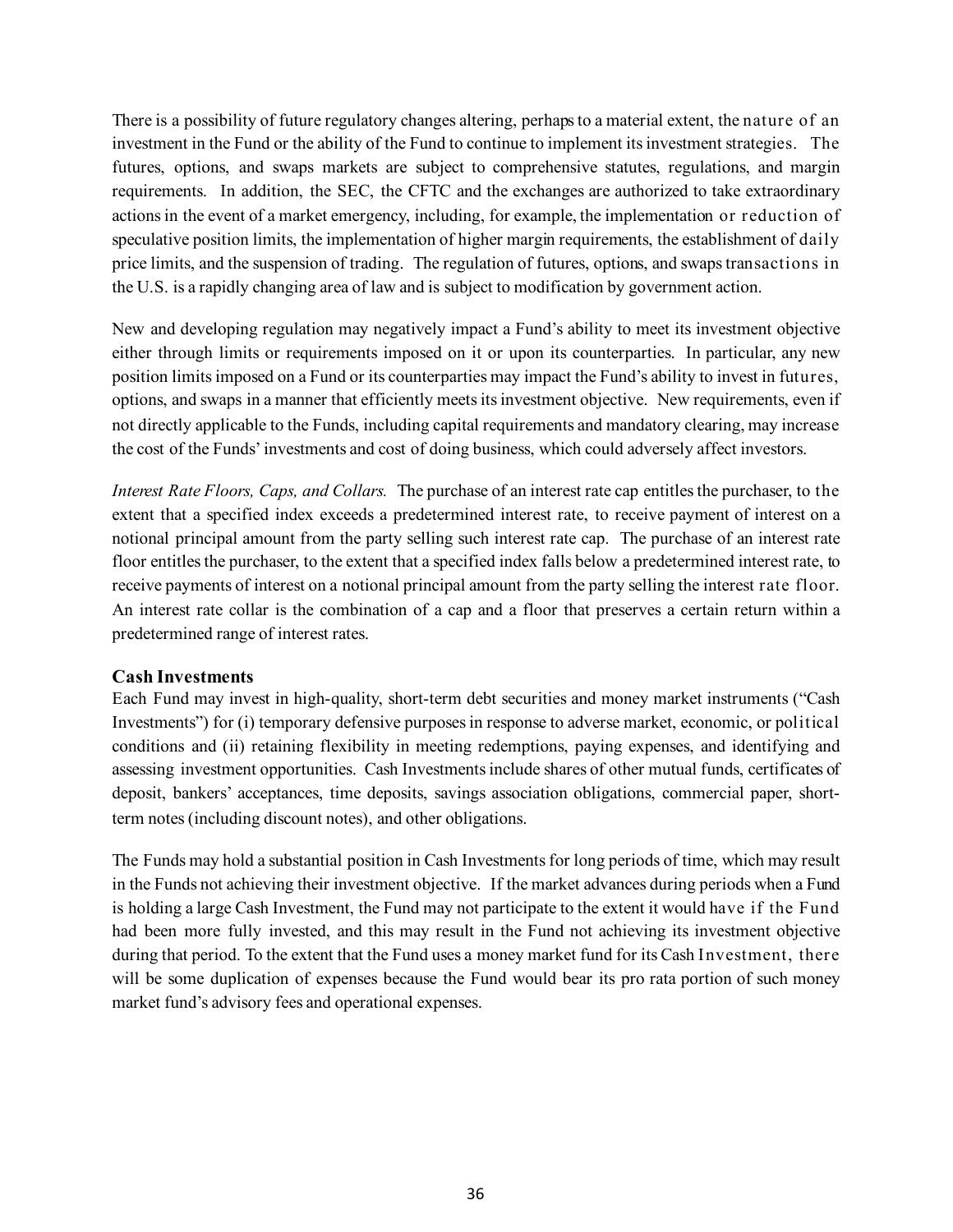There is a possibility of future regulatory changes altering, perhaps to a material extent, the nature of an investment in the Fund or the ability of the Fund to continue to implement its investment strategies. The futures, options, and swaps markets are subject to comprehensive statutes, regulations, and margin requirements. In addition, the SEC, the CFTC and the exchanges are authorized to take extraordinary actions in the event of a market emergency, including, for example, the implementation or reduction of speculative position limits, the implementation of higher margin requirements, the establishment of daily price limits, and the suspension of trading. The regulation of futures, options, and swaps transactions in the U.S. is a rapidly changing area of law and is subject to modification by government action.

New and developing regulation may negatively impact a Fund's ability to meet its investment objective either through limits or requirements imposed on it or upon its counterparties. In particular, any new position limits imposed on a Fund or its counterparties may impact the Fund's ability to invest in futures, options, and swaps in a manner that efficiently meets its investment objective. New requirements, even if not directly applicable to the Funds, including capital requirements and mandatory clearing, may increase the cost of the Funds' investments and cost of doing business, which could adversely affect investors.

*Interest Rate Floors, Caps, and Collars.* The purchase of an interest rate cap entitles the purchaser, to the extent that a specified index exceeds a predetermined interest rate, to receive payment of interest on a notional principal amount from the party selling such interest rate cap. The purchase of an interest rate floor entitles the purchaser, to the extent that a specified index falls below a predetermined interest rate, to receive payments of interest on a notional principal amount from the party selling the interest rate floor. An interest rate collar is the combination of a cap and a floor that preserves a certain return within a predetermined range of interest rates.

### Cash Investments

Each Fund may invest in high-quality, short-term debt securities and money market instruments ("Cash Investments") for (i) temporary defensive purposes in response to adverse market, economic, or political conditions and (ii) retaining flexibility in meeting redemptions, paying expenses, and identifying and assessing investment opportunities. Cash Investments include shares of other mutual funds, certificates of deposit, bankers' acceptances, time deposits, savings association obligations, commercial paper, short-term notes (including discount notes), and other obligations.

The Funds may hold a substantial position in Cash Investments for long periods of time, which may result in the Funds not achieving their investment objective. If the market advances during periods when a Fund is holding a large Cash Investment, the Fund may not participate to the extent it would have if the Fund had been more fully invested, and this may result in the Fund not achieving its investment objective during that period. To the extent that the Fund uses a money market fund for its Cash Investment, there will be some duplication of expenses because the Fund would bear its pro rata portion of such money market fund's advisory fees and operational expenses.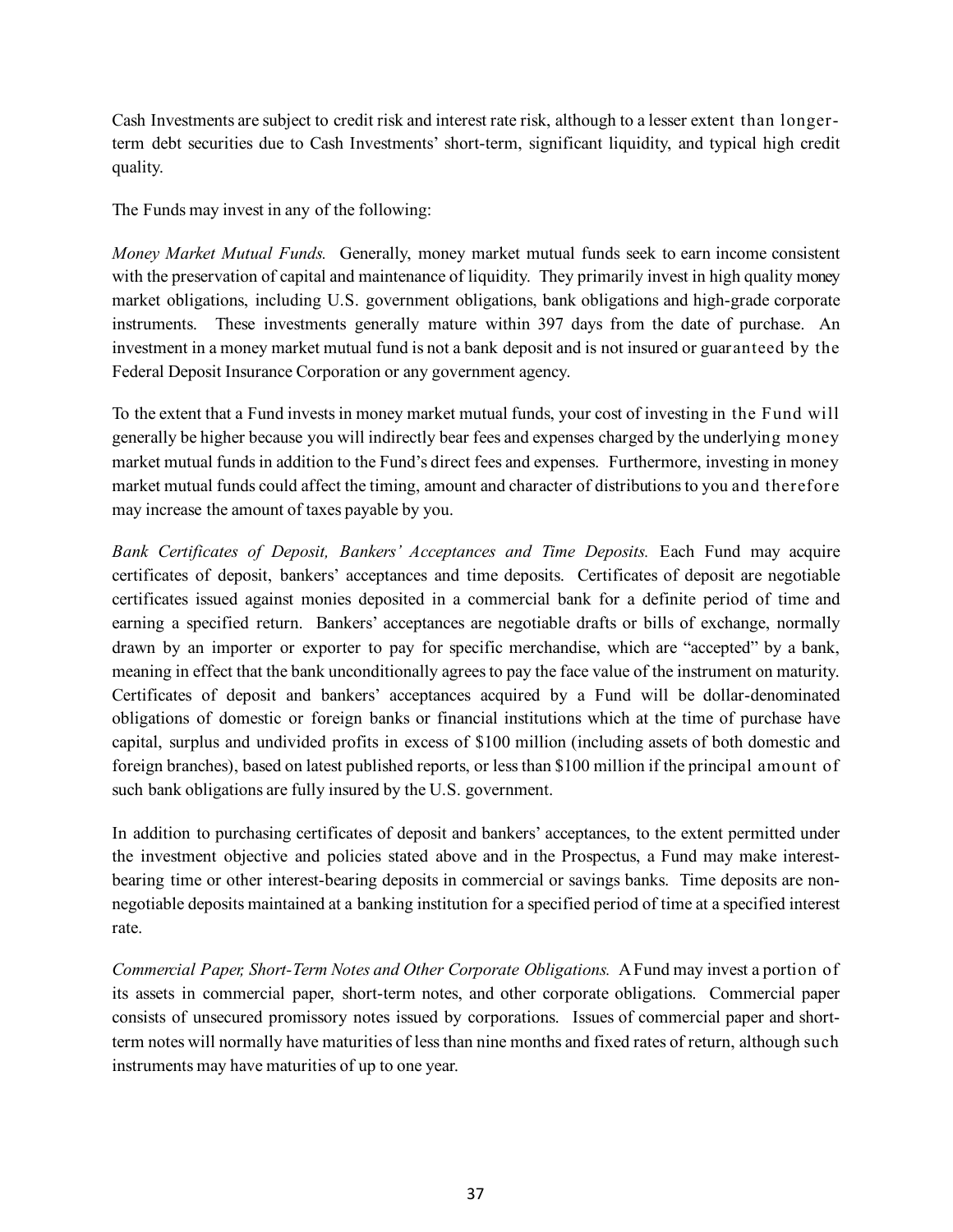Cash Investments are subject to credit risk and interest rate risk, although to a lesser extent than longer-term debt securities due to Cash Investments' short-term, significant liquidity, and typical high credit quality.

The Funds may invest in any of the following:

*Money Market Mutual Funds.* Generally, money market mutual funds seek to earn income consistent with the preservation of capital and maintenance of liquidity. They primarily invest in high quality money market obligations, including U.S. government obligations, bank obligations and high-grade corporate instruments. These investments generally mature within 397 days from the date of purchase. An investment in a money market mutual fund is not a bank deposit and is not insured or guaranteed by the Federal Deposit Insurance Corporation or any government agency.

To the extent that a Fund invests in money market mutual funds, your cost of investing in the Fund will generally be higher because you will indirectly bear fees and expenses charged by the underlying money market mutual funds in addition to the Fund's direct fees and expenses. Furthermore, investing in money market mutual funds could affect the timing, amount and character of distributions to you and therefore may increase the amount of taxes payable by you.

*Bank Certificates of Deposit, Bankers' Acceptances and Time Deposits.* Each Fund may acquire certificates of deposit, bankers' acceptances and time deposits. Certificates of deposit are negotiable certificates issued against monies deposited in a commercial bank for a definite period of time and earning a specified return. Bankers' acceptances are negotiable drafts or bills of exchange, normally drawn by an importer or exporter to pay for specific merchandise, which are "accepted" by a bank, meaning in effect that the bank unconditionally agrees to pay the face value of the instrument on maturity. Certificates of deposit and bankers' acceptances acquired by a Fund will be dollar-denominated obligations of domestic or foreign banks or financial institutions which at the time of purchase have capital, surplus and undivided profits in excess of $100 million (including assets of both domestic and foreign branches), based on latest published reports, or less than $100 million if the principal amount of such bank obligations are fully insured by the U.S. government.

In addition to purchasing certificates of deposit and bankers' acceptances, to the extent permitted under the investment objective and policies stated above and in the Prospectus, a Fund may make interest-bearing time or other interest-bearing deposits in commercial or savings banks. Time deposits are non-negotiable deposits maintained at a banking institution for a specified period of time at a specified interest rate.

*Commercial Paper, Short-Term Notes and Other Corporate Obligations.* A Fund may invest a portion of its assets in commercial paper, short-term notes, and other corporate obligations. Commercial paper consists of unsecured promissory notes issued by corporations. Issues of commercial paper and short-term notes will normally have maturities of less than nine months and fixed rates of return, although such instruments may have maturities of up to one year.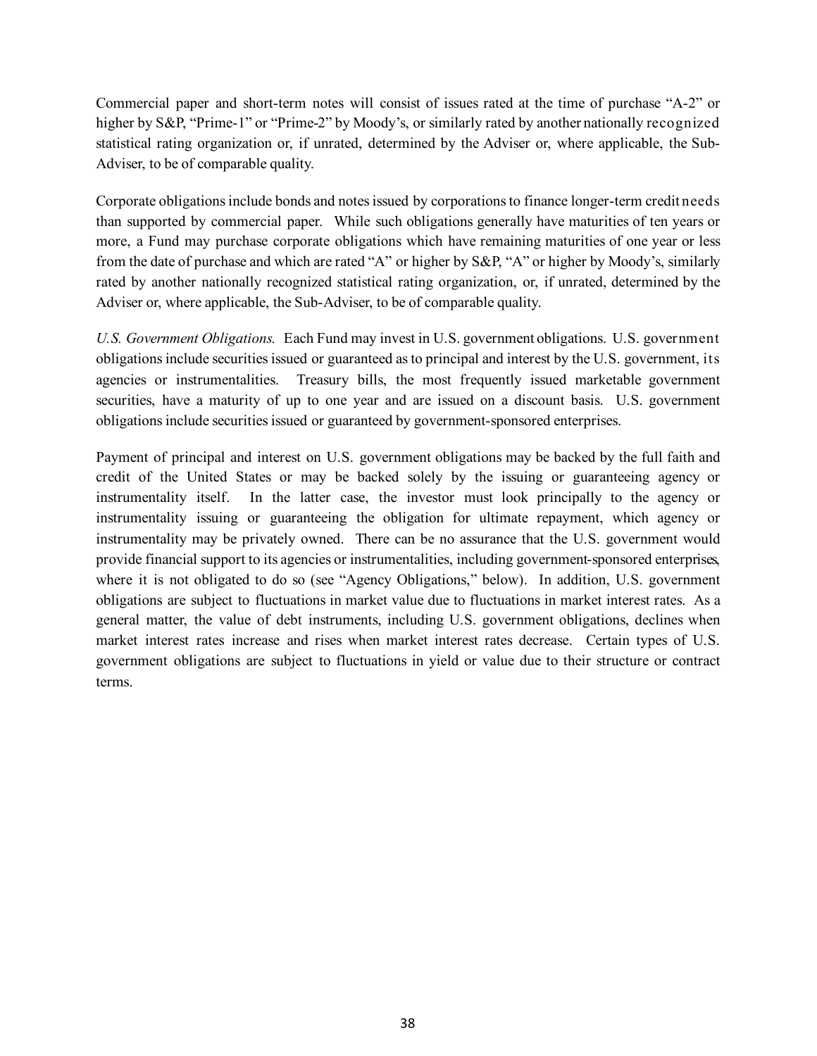Commercial paper and short-term notes will consist of issues rated at the time of purchase "A-2" or higher by S&P, "Prime-1" or "Prime-2" by Moody's, or similarly rated by another nationally recognized statistical rating organization or, if unrated, determined by the Adviser or, where applicable, the Sub-Adviser, to be of comparable quality.

Corporate obligations include bonds and notes issued by corporations to finance longer-term credit needs than supported by commercial paper. While such obligations generally have maturities of ten years or more, a Fund may purchase corporate obligations which have remaining maturities of one year or less from the date of purchase and which are rated "A" or higher by S&P, "A" or higher by Moody's, similarly rated by another nationally recognized statistical rating organization, or, if unrated, determined by the Adviser or, where applicable, the Sub-Adviser, to be of comparable quality.

*U.S. Government Obligations.* Each Fund may invest in U.S. government obligations. U.S. government obligations include securities issued or guaranteed as to principal and interest by the U.S. government, its agencies or instrumentalities. Treasury bills, the most frequently issued marketable government securities, have a maturity of up to one year and are issued on a discount basis. U.S. government obligations include securities issued or guaranteed by government-sponsored enterprises.

Payment of principal and interest on U.S. government obligations may be backed by the full faith and credit of the United States or may be backed solely by the issuing or guaranteeing agency or instrumentality itself. In the latter case, the investor must look principally to the agency or instrumentality issuing or guaranteeing the obligation for ultimate repayment, which agency or instrumentality may be privately owned. There can be no assurance that the U.S. government would provide financial support to its agencies or instrumentalities, including government-sponsored enterprises, where it is not obligated to do so (see "Agency Obligations," below). In addition, U.S. government obligations are subject to fluctuations in market value due to fluctuations in market interest rates. As a general matter, the value of debt instruments, including U.S. government obligations, declines when market interest rates increase and rises when market interest rates decrease. Certain types of U.S. government obligations are subject to fluctuations in yield or value due to their structure or contract terms.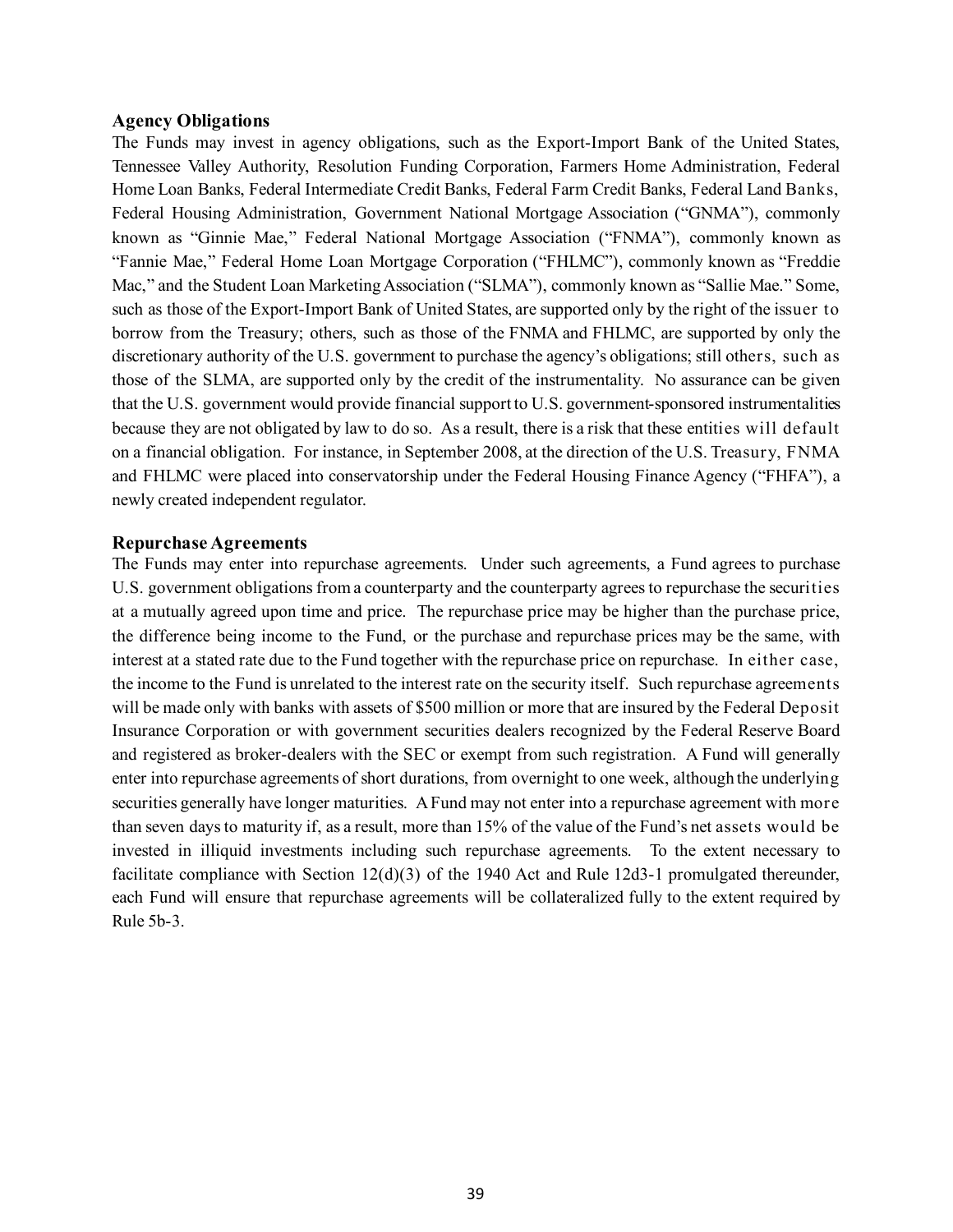**Agency Obligations**

The Funds may invest in agency obligations, such as the Export-Import Bank of the United States, Tennessee Valley Authority, Resolution Funding Corporation, Farmers Home Administration, Federal Home Loan Banks, Federal Intermediate Credit Banks, Federal Farm Credit Banks, Federal Land Banks, Federal Housing Administration, Government National Mortgage Association ("GNMA"), commonly known as "Ginnie Mae," Federal National Mortgage Association ("FNMA"), commonly known as "Fannie Mae," Federal Home Loan Mortgage Corporation ("FHLMC"), commonly known as "Freddie Mac," and the Student Loan Marketing Association ("SLMA"), commonly known as "Sallie Mae." Some, such as those of the Export-Import Bank of United States, are supported only by the right of the issuer to borrow from the Treasury; others, such as those of the FNMA and FHLMC, are supported by only the discretionary authority of the U.S. government to purchase the agency's obligations; still others, such as those of the SLMA, are supported only by the credit of the instrumentality. No assurance can be given that the U.S. government would provide financial support to U.S. government-sponsored instrumentalities because they are not obligated by law to do so. As a result, there is a risk that these entities will default on a financial obligation. For instance, in September 2008, at the direction of the U.S. Treasury, FNMA and FHLMC were placed into conservatorship under the Federal Housing Finance Agency ("FHFA"), a newly created independent regulator.

**Repurchase Agreements**

The Funds may enter into repurchase agreements. Under such agreements, a Fund agrees to purchase U.S. government obligations from a counterparty and the counterparty agrees to repurchase the securities at a mutually agreed upon time and price. The repurchase price may be higher than the purchase price, the difference being income to the Fund, or the purchase and repurchase prices may be the same, with interest at a stated rate due to the Fund together with the repurchase price on repurchase. In either case, the income to the Fund is unrelated to the interest rate on the security itself. Such repurchase agreements will be made only with banks with assets of $500 million or more that are insured by the Federal Deposit Insurance Corporation or with government securities dealers recognized by the Federal Reserve Board and registered as broker-dealers with the SEC or exempt from such registration. A Fund will generally enter into repurchase agreements of short durations, from overnight to one week, although the underlying securities generally have longer maturities. A Fund may not enter into a repurchase agreement with more than seven days to maturity if, as a result, more than 15% of the value of the Fund's net assets would be invested in illiquid investments including such repurchase agreements. To the extent necessary to facilitate compliance with Section 12(d)(3) of the 1940 Act and Rule 12d3-1 promulgated thereunder, each Fund will ensure that repurchase agreements will be collateralized fully to the extent required by Rule 5b-3.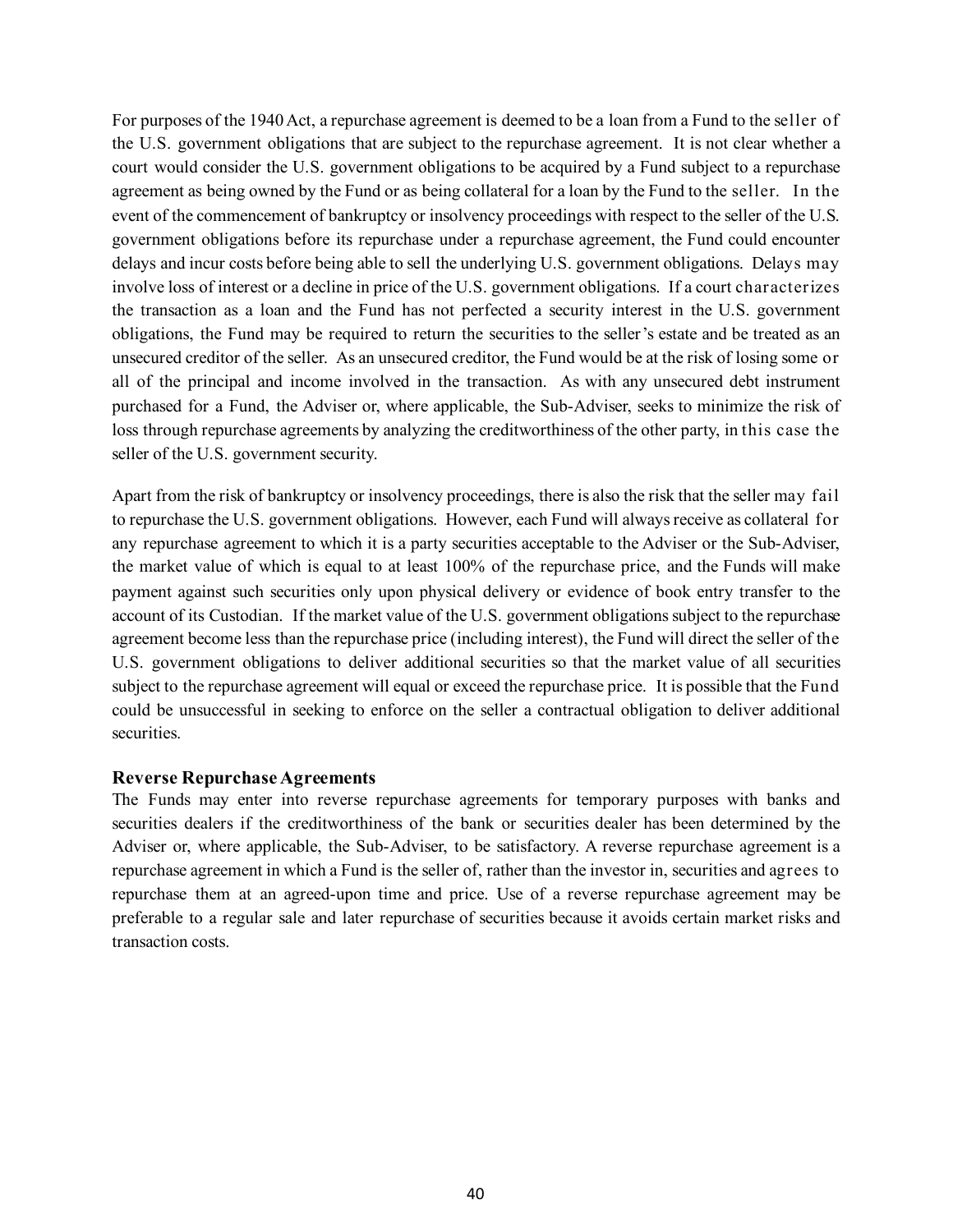For purposes of the 1940 Act, a repurchase agreement is deemed to be a loan from a Fund to the seller of the U.S. government obligations that are subject to the repurchase agreement. It is not clear whether a court would consider the U.S. government obligations to be acquired by a Fund subject to a repurchase agreement as being owned by the Fund or as being collateral for a loan by the Fund to the seller. In the event of the commencement of bankruptcy or insolvency proceedings with respect to the seller of the U.S. government obligations before its repurchase under a repurchase agreement, the Fund could encounter delays and incur costs before being able to sell the underlying U.S. government obligations. Delays may involve loss of interest or a decline in price of the U.S. government obligations. If a court characterizes the transaction as a loan and the Fund has not perfected a security interest in the U.S. government obligations, the Fund may be required to return the securities to the seller's estate and be treated as an unsecured creditor of the seller. As an unsecured creditor, the Fund would be at the risk of losing some or all of the principal and income involved in the transaction. As with any unsecured debt instrument purchased for a Fund, the Adviser or, where applicable, the Sub-Adviser, seeks to minimize the risk of loss through repurchase agreements by analyzing the creditworthiness of the other party, in this case the seller of the U.S. government security.

Apart from the risk of bankruptcy or insolvency proceedings, there is also the risk that the seller may fail to repurchase the U.S. government obligations. However, each Fund will always receive as collateral for any repurchase agreement to which it is a party securities acceptable to the Adviser or the Sub-Adviser, the market value of which is equal to at least 100% of the repurchase price, and the Funds will make payment against such securities only upon physical delivery or evidence of book entry transfer to the account of its Custodian. If the market value of the U.S. government obligations subject to the repurchase agreement become less than the repurchase price (including interest), the Fund will direct the seller of the U.S. government obligations to deliver additional securities so that the market value of all securities subject to the repurchase agreement will equal or exceed the repurchase price. It is possible that the Fund could be unsuccessful in seeking to enforce on the seller a contractual obligation to deliver additional securities.

### Reverse Repurchase Agreements

The Funds may enter into reverse repurchase agreements for temporary purposes with banks and securities dealers if the creditworthiness of the bank or securities dealer has been determined by the Adviser or, where applicable, the Sub-Adviser, to be satisfactory. A reverse repurchase agreement is a repurchase agreement in which a Fund is the seller of, rather than the investor in, securities and agrees to repurchase them at an agreed-upon time and price. Use of a reverse repurchase agreement may be preferable to a regular sale and later repurchase of securities because it avoids certain market risks and transaction costs.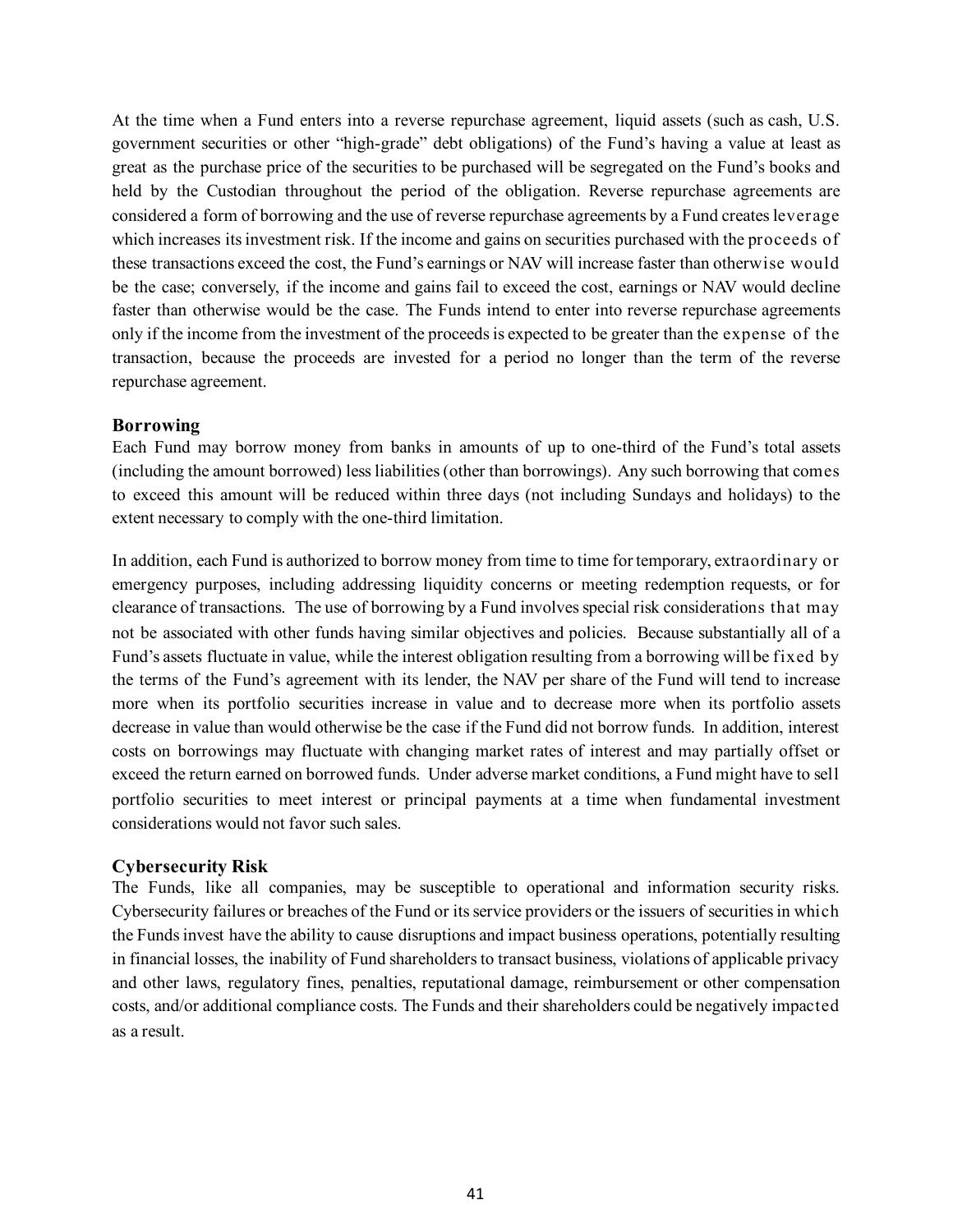At the time when a Fund enters into a reverse repurchase agreement, liquid assets (such as cash, U.S. government securities or other "high-grade" debt obligations) of the Fund's having a value at least as great as the purchase price of the securities to be purchased will be segregated on the Fund's books and held by the Custodian throughout the period of the obligation. Reverse repurchase agreements are considered a form of borrowing and the use of reverse repurchase agreements by a Fund creates leverage which increases its investment risk. If the income and gains on securities purchased with the proceeds of these transactions exceed the cost, the Fund's earnings or NAV will increase faster than otherwise would be the case; conversely, if the income and gains fail to exceed the cost, earnings or NAV would decline faster than otherwise would be the case. The Funds intend to enter into reverse repurchase agreements only if the income from the investment of the proceeds is expected to be greater than the expense of the transaction, because the proceeds are invested for a period no longer than the term of the reverse repurchase agreement.

### Borrowing

Each Fund may borrow money from banks in amounts of up to one-third of the Fund's total assets (including the amount borrowed) less liabilities (other than borrowings). Any such borrowing that comes to exceed this amount will be reduced within three days (not including Sundays and holidays) to the extent necessary to comply with the one-third limitation.

In addition, each Fund is authorized to borrow money from time to time for temporary, extraordinary or emergency purposes, including addressing liquidity concerns or meeting redemption requests, or for clearance of transactions. The use of borrowing by a Fund involves special risk considerations that may not be associated with other funds having similar objectives and policies. Because substantially all of a Fund's assets fluctuate in value, while the interest obligation resulting from a borrowing will be fixed by the terms of the Fund's agreement with its lender, the NAV per share of the Fund will tend to increase more when its portfolio securities increase in value and to decrease more when its portfolio assets decrease in value than would otherwise be the case if the Fund did not borrow funds. In addition, interest costs on borrowings may fluctuate with changing market rates of interest and may partially offset or exceed the return earned on borrowed funds. Under adverse market conditions, a Fund might have to sell portfolio securities to meet interest or principal payments at a time when fundamental investment considerations would not favor such sales.

### Cybersecurity Risk

The Funds, like all companies, may be susceptible to operational and information security risks. Cybersecurity failures or breaches of the Fund or its service providers or the issuers of securities in which the Funds invest have the ability to cause disruptions and impact business operations, potentially resulting in financial losses, the inability of Fund shareholders to transact business, violations of applicable privacy and other laws, regulatory fines, penalties, reputational damage, reimbursement or other compensation costs, and/or additional compliance costs. The Funds and their shareholders could be negatively impacted as a result.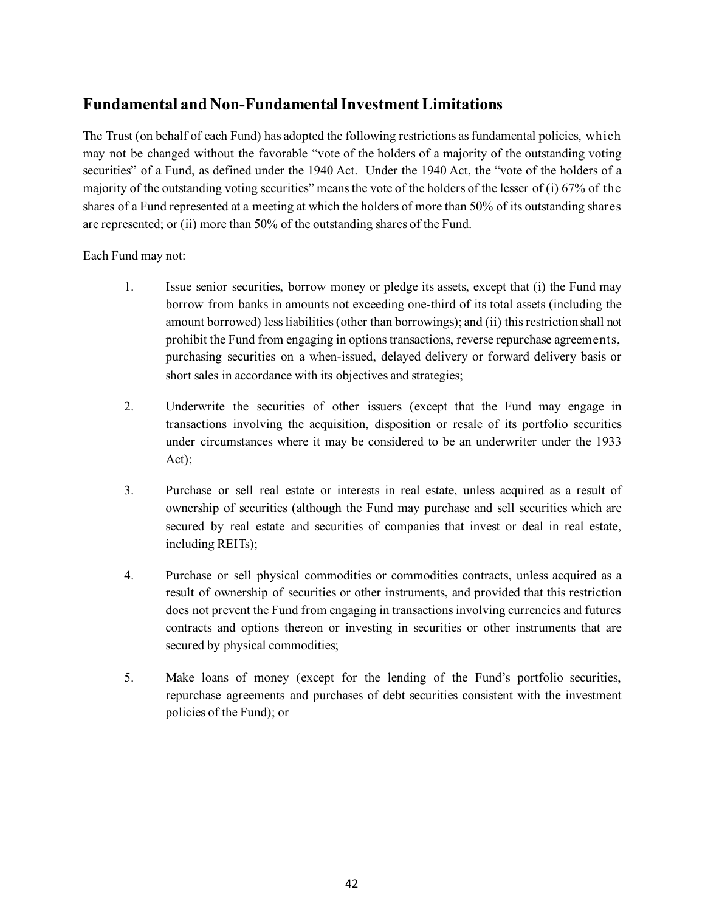## Fundamental and Non-Fundamental Investment Limitations

The Trust (on behalf of each Fund) has adopted the following restrictions as fundamental policies, which may not be changed without the favorable "vote of the holders of a majority of the outstanding voting securities" of a Fund, as defined under the 1940 Act. Under the 1940 Act, the "vote of the holders of a majority of the outstanding voting securities" means the vote of the holders of the lesser of (i) 67% of the shares of a Fund represented at a meeting at which the holders of more than 50% of its outstanding shares are represented; or (ii) more than 50% of the outstanding shares of the Fund.

Each Fund may not:

1. Issue senior securities, borrow money or pledge its assets, except that (i) the Fund may borrow from banks in amounts not exceeding one-third of its total assets (including the amount borrowed) less liabilities (other than borrowings); and (ii) this restriction shall not prohibit the Fund from engaging in options transactions, reverse repurchase agreements, purchasing securities on a when-issued, delayed delivery or forward delivery basis or short sales in accordance with its objectives and strategies;

2. Underwrite the securities of other issuers (except that the Fund may engage in transactions involving the acquisition, disposition or resale of its portfolio securities under circumstances where it may be considered to be an underwriter under the 1933 Act);

3. Purchase or sell real estate or interests in real estate, unless acquired as a result of ownership of securities (although the Fund may purchase and sell securities which are secured by real estate and securities of companies that invest or deal in real estate, including REITs);

4. Purchase or sell physical commodities or commodities contracts, unless acquired as a result of ownership of securities or other instruments, and provided that this restriction does not prevent the Fund from engaging in transactions involving currencies and futures contracts and options thereon or investing in securities or other instruments that are secured by physical commodities;

5. Make loans of money (except for the lending of the Fund's portfolio securities, repurchase agreements and purchases of debt securities consistent with the investment policies of the Fund); or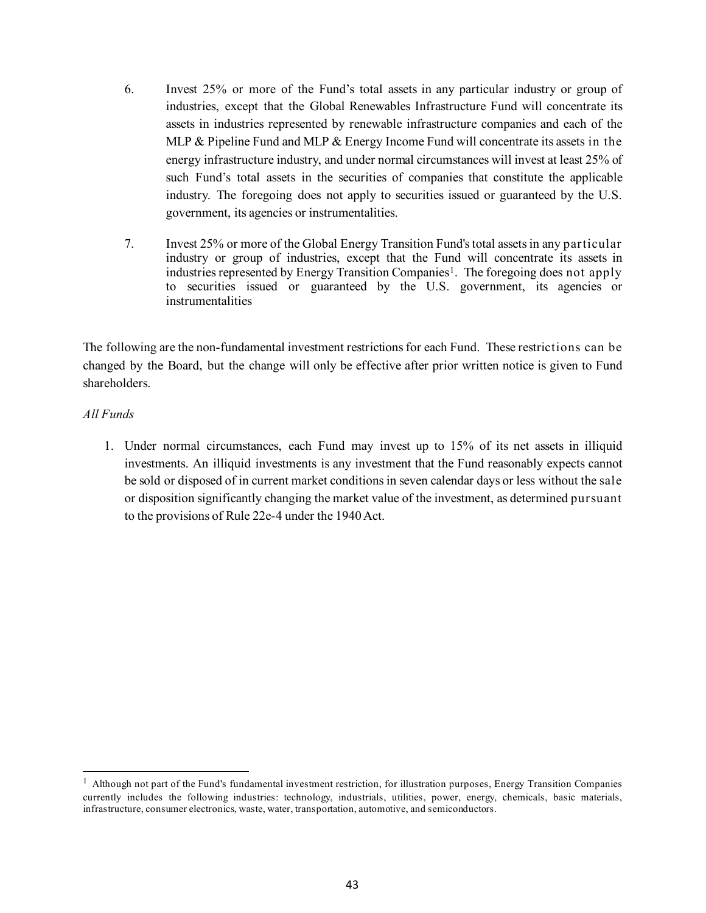6. Invest 25% or more of the Fund's total assets in any particular industry or group of industries, except that the Global Renewables Infrastructure Fund will concentrate its assets in industries represented by renewable infrastructure companies and each of the MLP & Pipeline Fund and MLP & Energy Income Fund will concentrate its assets in the energy infrastructure industry, and under normal circumstances will invest at least 25% of such Fund's total assets in the securities of companies that constitute the applicable industry. The foregoing does not apply to securities issued or guaranteed by the U.S. government, its agencies or instrumentalities.

7. Invest 25% or more of the Global Energy Transition Fund's total assets in any particular industry or group of industries, except that the Fund will concentrate its assets in industries represented by Energy Transition Companies[1]. The foregoing does not apply to securities issued or guaranteed by the U.S. government, its agencies or instrumentalities

The following are the non-fundamental investment restrictions for each Fund. These restrictions can be changed by the Board, but the change will only be effective after prior written notice is given to Fund shareholders.

*All Funds*

1. Under normal circumstances, each Fund may invest up to 15% of its net assets in illiquid investments. An illiquid investments is any investment that the Fund reasonably expects cannot be sold or disposed of in current market conditions in seven calendar days or less without the sale or disposition significantly changing the market value of the investment, as determined pursuant to the provisions of Rule 22e-4 under the 1940 Act.

[1] Although not part of the Fund's fundamental investment restriction, for illustration purposes, Energy Transition Companies currently includes the following industries: technology, industrials, utilities, power, energy, chemicals, basic materials, infrastructure, consumer electronics, waste, water, transportation, automotive, and semiconductors.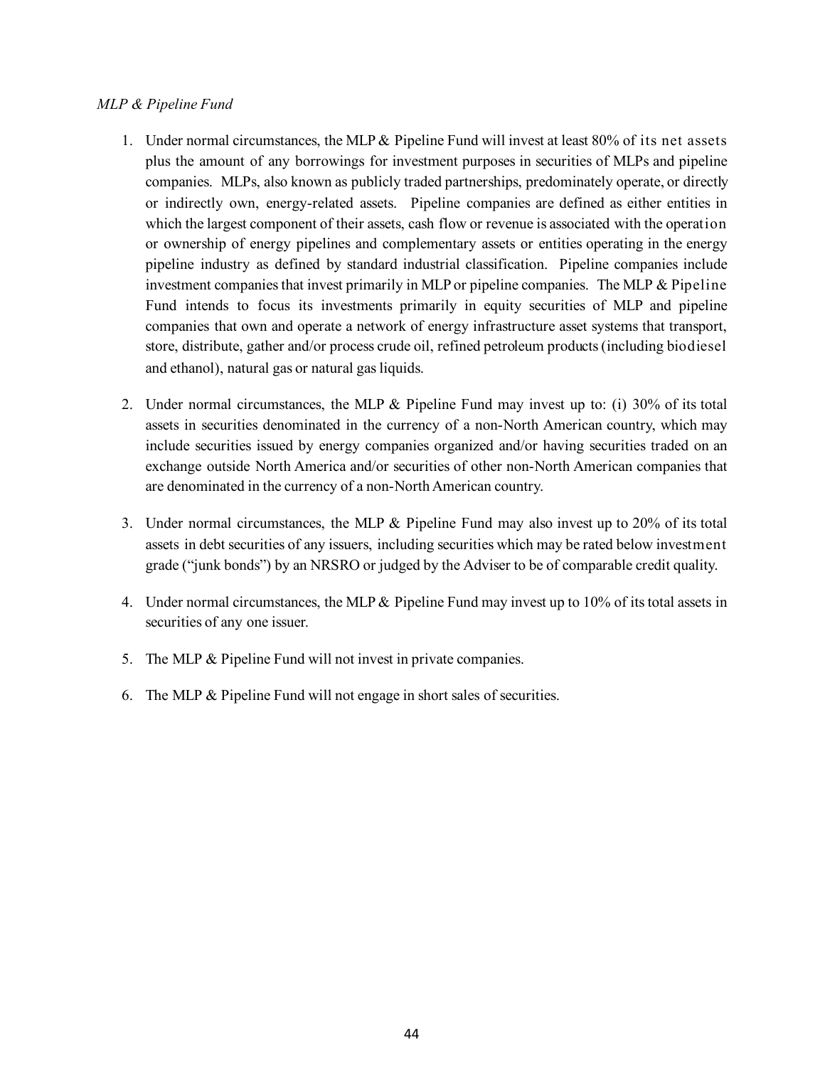*MLP & Pipeline Fund*

1. Under normal circumstances, the MLP & Pipeline Fund will invest at least 80% of its net assets plus the amount of any borrowings for investment purposes in securities of MLPs and pipeline companies. MLPs, also known as publicly traded partnerships, predominately operate, or directly or indirectly own, energy-related assets. Pipeline companies are defined as either entities in which the largest component of their assets, cash flow or revenue is associated with the operation or ownership of energy pipelines and complementary assets or entities operating in the energy pipeline industry as defined by standard industrial classification. Pipeline companies include investment companies that invest primarily in MLP or pipeline companies. The MLP & Pipeline Fund intends to focus its investments primarily in equity securities of MLP and pipeline companies that own and operate a network of energy infrastructure asset systems that transport, store, distribute, gather and/or process crude oil, refined petroleum products (including biodiesel and ethanol), natural gas or natural gas liquids.

2. Under normal circumstances, the MLP & Pipeline Fund may invest up to: (i) 30% of its total assets in securities denominated in the currency of a non-North American country, which may include securities issued by energy companies organized and/or having securities traded on an exchange outside North America and/or securities of other non-North American companies that are denominated in the currency of a non-North American country.

3. Under normal circumstances, the MLP & Pipeline Fund may also invest up to 20% of its total assets in debt securities of any issuers, including securities which may be rated below investment grade ("junk bonds") by an NRSRO or judged by the Adviser to be of comparable credit quality.

4. Under normal circumstances, the MLP & Pipeline Fund may invest up to 10% of its total assets in securities of any one issuer.

5. The MLP & Pipeline Fund will not invest in private companies.

6. The MLP & Pipeline Fund will not engage in short sales of securities.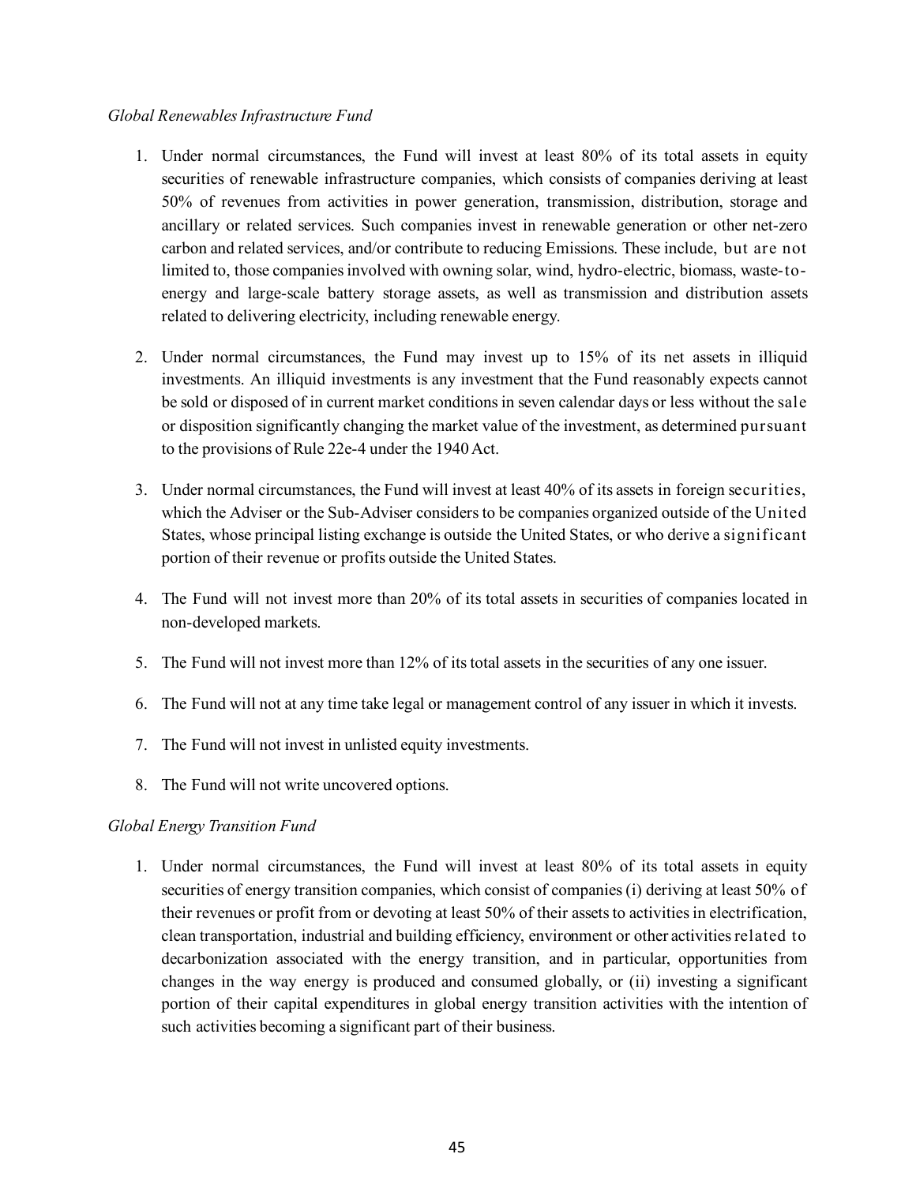*Global Renewables Infrastructure Fund*

1. Under normal circumstances, the Fund will invest at least 80% of its total assets in equity securities of renewable infrastructure companies, which consists of companies deriving at least 50% of revenues from activities in power generation, transmission, distribution, storage and ancillary or related services. Such companies invest in renewable generation or other net-zero carbon and related services, and/or contribute to reducing Emissions. These include, but are not limited to, those companies involved with owning solar, wind, hydro-electric, biomass, waste-to-energy and large-scale battery storage assets, as well as transmission and distribution assets related to delivering electricity, including renewable energy.

2. Under normal circumstances, the Fund may invest up to 15% of its net assets in illiquid investments. An illiquid investments is any investment that the Fund reasonably expects cannot be sold or disposed of in current market conditions in seven calendar days or less without the sale or disposition significantly changing the market value of the investment, as determined pursuant to the provisions of Rule 22e-4 under the 1940 Act.

3. Under normal circumstances, the Fund will invest at least 40% of its assets in foreign securities, which the Adviser or the Sub-Adviser considers to be companies organized outside of the United States, whose principal listing exchange is outside the United States, or who derive a significant portion of their revenue or profits outside the United States.

4. The Fund will not invest more than 20% of its total assets in securities of companies located in non-developed markets.

5. The Fund will not invest more than 12% of its total assets in the securities of any one issuer.

6. The Fund will not at any time take legal or management control of any issuer in which it invests.

7. The Fund will not invest in unlisted equity investments.

8. The Fund will not write uncovered options.

*Global Energy Transition Fund*

1. Under normal circumstances, the Fund will invest at least 80% of its total assets in equity securities of energy transition companies, which consist of companies (i) deriving at least 50% of their revenues or profit from or devoting at least 50% of their assets to activities in electrification, clean transportation, industrial and building efficiency, environment or other activities related to decarbonization associated with the energy transition, and in particular, opportunities from changes in the way energy is produced and consumed globally, or (ii) investing a significant portion of their capital expenditures in global energy transition activities with the intention of such activities becoming a significant part of their business.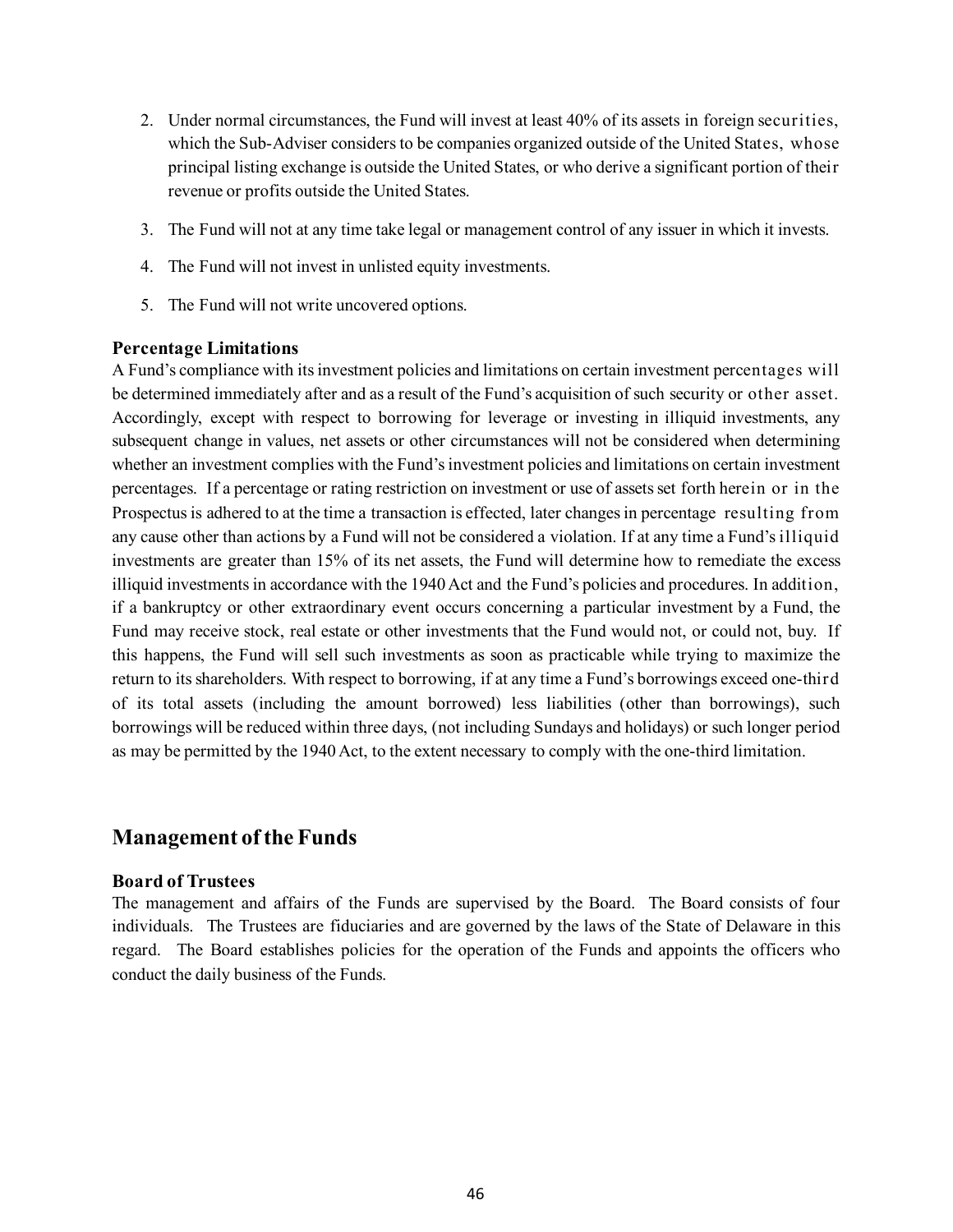2. Under normal circumstances, the Fund will invest at least 40% of its assets in foreign securities, which the Sub-Adviser considers to be companies organized outside of the United States, whose principal listing exchange is outside the United States, or who derive a significant portion of their revenue or profits outside the United States.

3. The Fund will not at any time take legal or management control of any issuer in which it invests.

4. The Fund will not invest in unlisted equity investments.

5. The Fund will not write uncovered options.

### Percentage Limitations

A Fund's compliance with its investment policies and limitations on certain investment percentages will be determined immediately after and as a result of the Fund's acquisition of such security or other asset. Accordingly, except with respect to borrowing for leverage or investing in illiquid investments, any subsequent change in values, net assets or other circumstances will not be considered when determining whether an investment complies with the Fund's investment policies and limitations on certain investment percentages. If a percentage or rating restriction on investment or use of assets set forth herein or in the Prospectus is adhered to at the time a transaction is effected, later changes in percentage resulting from any cause other than actions by a Fund will not be considered a violation. If at any time a Fund's illiquid investments are greater than 15% of its net assets, the Fund will determine how to remediate the excess illiquid investments in accordance with the 1940 Act and the Fund's policies and procedures. In addition, if a bankruptcy or other extraordinary event occurs concerning a particular investment by a Fund, the Fund may receive stock, real estate or other investments that the Fund would not, or could not, buy. If this happens, the Fund will sell such investments as soon as practicable while trying to maximize the return to its shareholders. With respect to borrowing, if at any time a Fund's borrowings exceed one-third of its total assets (including the amount borrowed) less liabilities (other than borrowings), such borrowings will be reduced within three days, (not including Sundays and holidays) or such longer period as may be permitted by the 1940 Act, to the extent necessary to comply with the one-third limitation.

## Management of the Funds

### Board of Trustees

The management and affairs of the Funds are supervised by the Board. The Board consists of four individuals. The Trustees are fiduciaries and are governed by the laws of the State of Delaware in this regard. The Board establishes policies for the operation of the Funds and appoints the officers who conduct the daily business of the Funds.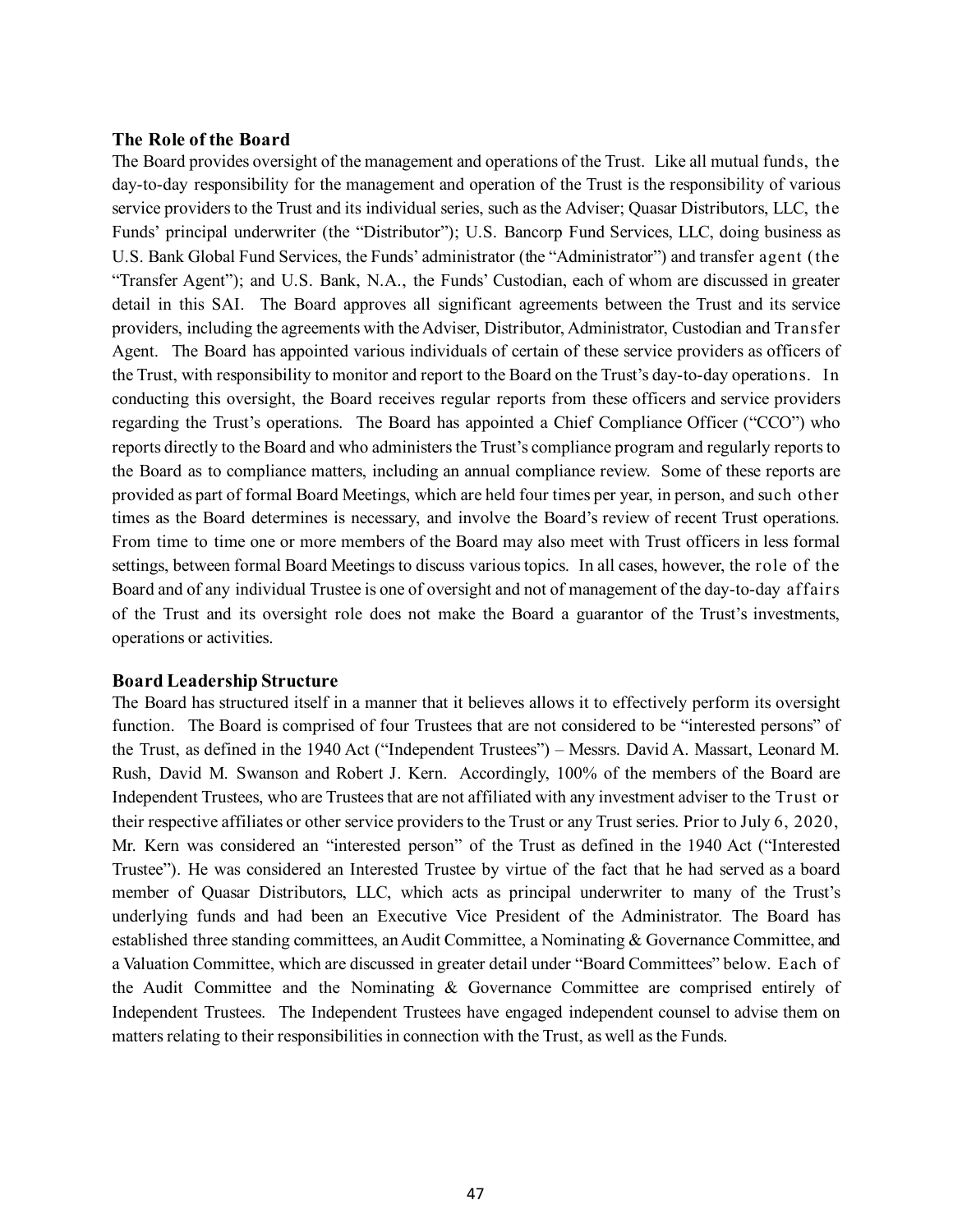### The Role of the Board

The Board provides oversight of the management and operations of the Trust. Like all mutual funds, the day-to-day responsibility for the management and operation of the Trust is the responsibility of various service providers to the Trust and its individual series, such as the Adviser; Quasar Distributors, LLC, the Funds' principal underwriter (the "Distributor"); U.S. Bancorp Fund Services, LLC, doing business as U.S. Bank Global Fund Services, the Funds' administrator (the "Administrator") and transfer agent (the "Transfer Agent"); and U.S. Bank, N.A., the Funds' Custodian, each of whom are discussed in greater detail in this SAI. The Board approves all significant agreements between the Trust and its service providers, including the agreements with the Adviser, Distributor, Administrator, Custodian and Transfer Agent. The Board has appointed various individuals of certain of these service providers as officers of the Trust, with responsibility to monitor and report to the Board on the Trust's day-to-day operations. In conducting this oversight, the Board receives regular reports from these officers and service providers regarding the Trust's operations. The Board has appointed a Chief Compliance Officer ("CCO") who reports directly to the Board and who administers the Trust's compliance program and regularly reports to the Board as to compliance matters, including an annual compliance review. Some of these reports are provided as part of formal Board Meetings, which are held four times per year, in person, and such other times as the Board determines is necessary, and involve the Board's review of recent Trust operations. From time to time one or more members of the Board may also meet with Trust officers in less formal settings, between formal Board Meetings to discuss various topics. In all cases, however, the role of the Board and of any individual Trustee is one of oversight and not of management of the day-to-day affairs of the Trust and its oversight role does not make the Board a guarantor of the Trust's investments, operations or activities.

### Board Leadership Structure

The Board has structured itself in a manner that it believes allows it to effectively perform its oversight function. The Board is comprised of four Trustees that are not considered to be "interested persons" of the Trust, as defined in the 1940 Act ("Independent Trustees") – Messrs. David A. Massart, Leonard M. Rush, David M. Swanson and Robert J. Kern. Accordingly, 100% of the members of the Board are Independent Trustees, who are Trustees that are not affiliated with any investment adviser to the Trust or their respective affiliates or other service providers to the Trust or any Trust series. Prior to July 6, 2020, Mr. Kern was considered an "interested person" of the Trust as defined in the 1940 Act ("Interested Trustee"). He was considered an Interested Trustee by virtue of the fact that he had served as a board member of Quasar Distributors, LLC, which acts as principal underwriter to many of the Trust's underlying funds and had been an Executive Vice President of the Administrator. The Board has established three standing committees, an Audit Committee, a Nominating & Governance Committee, and a Valuation Committee, which are discussed in greater detail under "Board Committees" below. Each of the Audit Committee and the Nominating & Governance Committee are comprised entirely of Independent Trustees. The Independent Trustees have engaged independent counsel to advise them on matters relating to their responsibilities in connection with the Trust, as well as the Funds.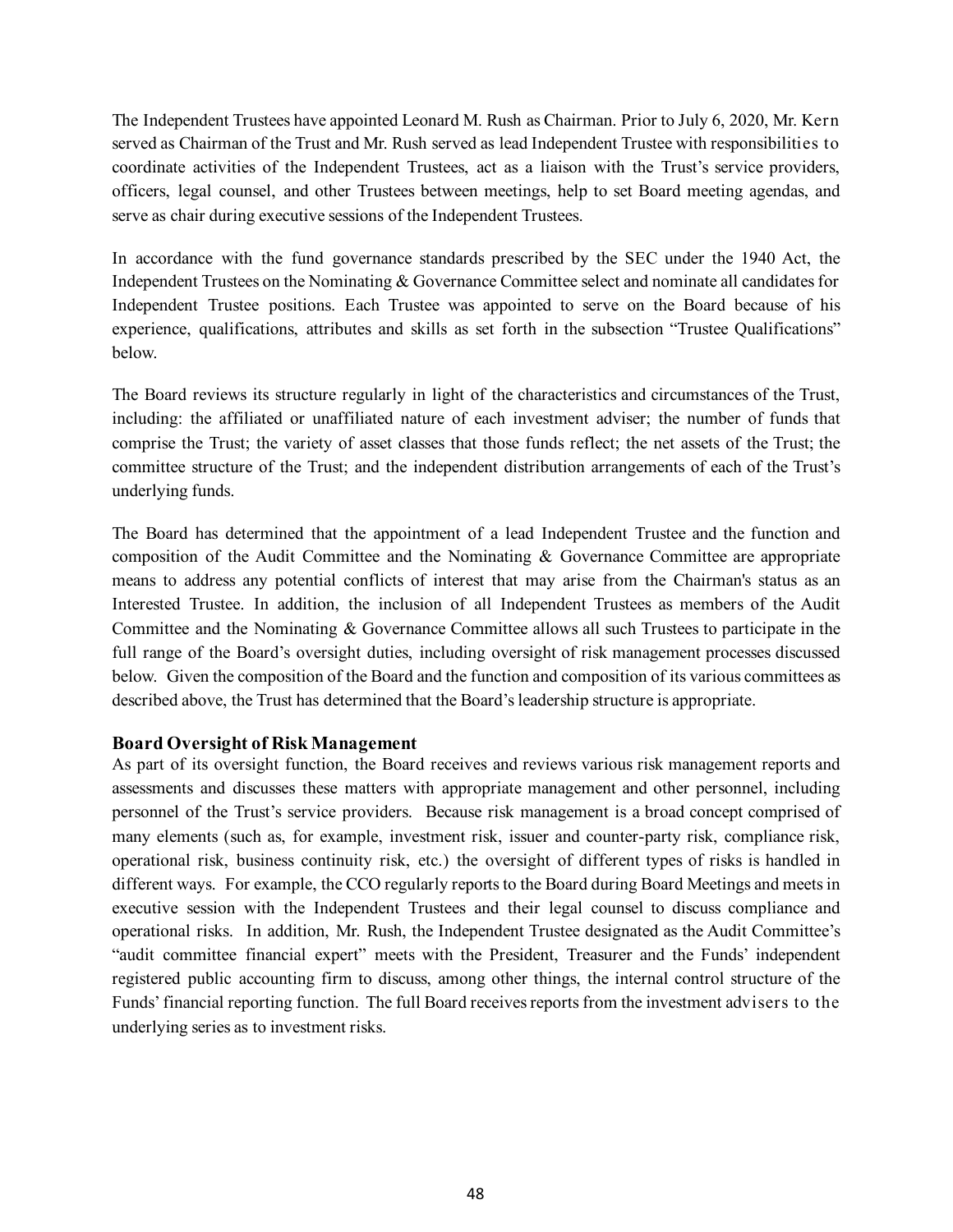The Independent Trustees have appointed Leonard M. Rush as Chairman. Prior to July 6, 2020, Mr. Kern served as Chairman of the Trust and Mr. Rush served as lead Independent Trustee with responsibilities to coordinate activities of the Independent Trustees, act as a liaison with the Trust's service providers, officers, legal counsel, and other Trustees between meetings, help to set Board meeting agendas, and serve as chair during executive sessions of the Independent Trustees.

In accordance with the fund governance standards prescribed by the SEC under the 1940 Act, the Independent Trustees on the Nominating & Governance Committee select and nominate all candidates for Independent Trustee positions. Each Trustee was appointed to serve on the Board because of his experience, qualifications, attributes and skills as set forth in the subsection "Trustee Qualifications" below.

The Board reviews its structure regularly in light of the characteristics and circumstances of the Trust, including: the affiliated or unaffiliated nature of each investment adviser; the number of funds that comprise the Trust; the variety of asset classes that those funds reflect; the net assets of the Trust; the committee structure of the Trust; and the independent distribution arrangements of each of the Trust's underlying funds.

The Board has determined that the appointment of a lead Independent Trustee and the function and composition of the Audit Committee and the Nominating & Governance Committee are appropriate means to address any potential conflicts of interest that may arise from the Chairman's status as an Interested Trustee. In addition, the inclusion of all Independent Trustees as members of the Audit Committee and the Nominating & Governance Committee allows all such Trustees to participate in the full range of the Board's oversight duties, including oversight of risk management processes discussed below. Given the composition of the Board and the function and composition of its various committees as described above, the Trust has determined that the Board's leadership structure is appropriate.

**Board Oversight of Risk Management**

As part of its oversight function, the Board receives and reviews various risk management reports and assessments and discusses these matters with appropriate management and other personnel, including personnel of the Trust's service providers. Because risk management is a broad concept comprised of many elements (such as, for example, investment risk, issuer and counter-party risk, compliance risk, operational risk, business continuity risk, etc.) the oversight of different types of risks is handled in different ways. For example, the CCO regularly reports to the Board during Board Meetings and meets in executive session with the Independent Trustees and their legal counsel to discuss compliance and operational risks. In addition, Mr. Rush, the Independent Trustee designated as the Audit Committee's "audit committee financial expert" meets with the President, Treasurer and the Funds' independent registered public accounting firm to discuss, among other things, the internal control structure of the Funds' financial reporting function. The full Board receives reports from the investment advisers to the underlying series as to investment risks.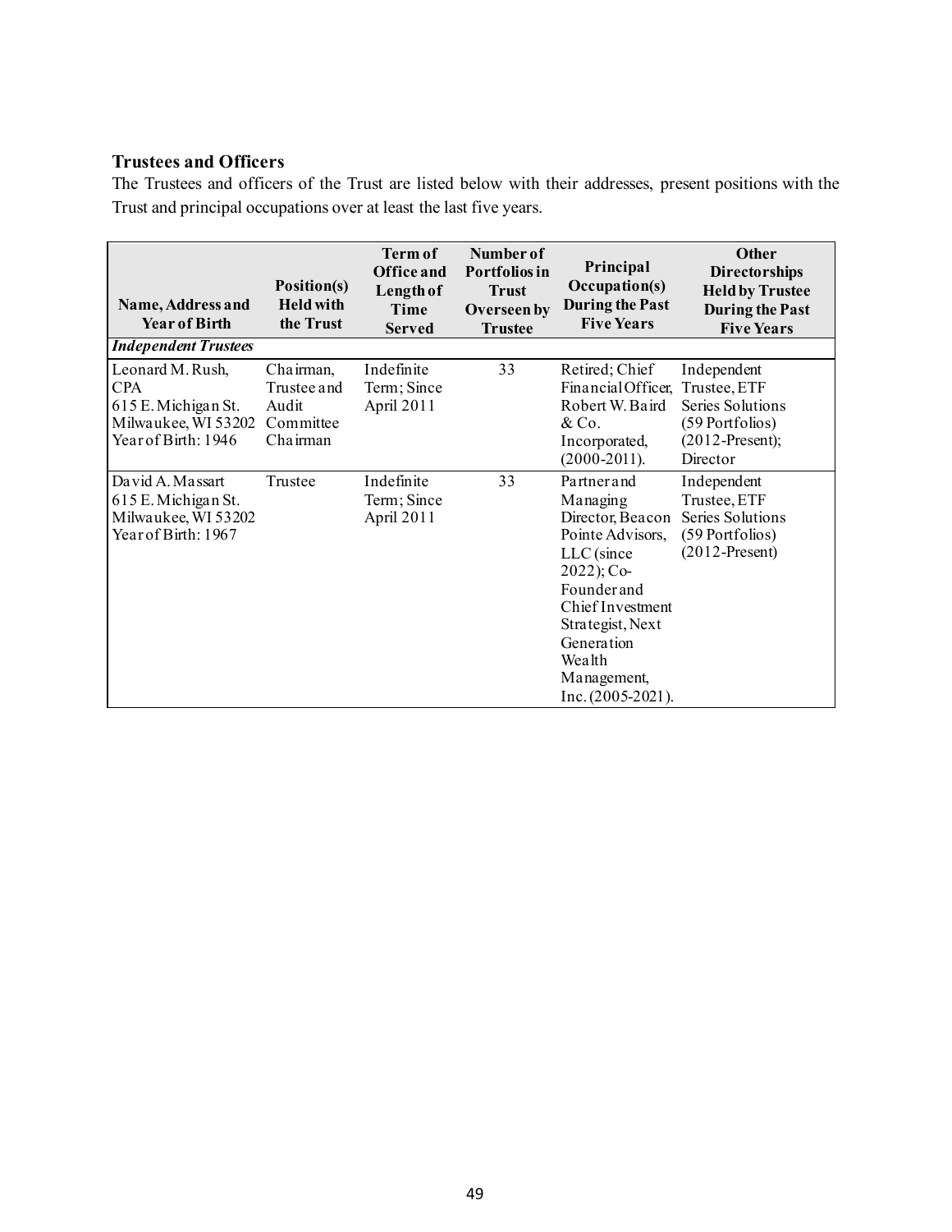### Trustees and Officers

The Trustees and officers of the Trust are listed below with their addresses, present positions with the Trust and principal occupations over at least the last five years.

| Name, Address and Year of Birth | Position(s) Held with the Trust | Term of Office and Length of Time Served | Number of Portfolios in Trust Overseen by Trustee | Principal Occupation(s) During the Past Five Years | Other Directorships Held by Trustee During the Past Five Years |
|---|---|---|---|---|---|
| ***Independent Trustees*** | | | | | |
| Leonard M. Rush, CPA<br>615 E. Michigan St.<br>Milwaukee, WI 53202<br>Year of Birth: 1946 | Chairman, Trustee and Audit Committee Chairman | Indefinite Term; Since April 2011 | 33 | Retired; Chief Financial Officer, Robert W. Baird & Co. Incorporated, (2000-2011). | Independent Trustee, ETF Series Solutions (59 Portfolios) (2012-Present); Director |
| David A. Massart<br>615 E. Michigan St.<br>Milwaukee, WI 53202<br>Year of Birth: 1967 | Trustee | Indefinite Term; Since April 2011 | 33 | Partner and Managing Director, Beacon Pointe Advisors, LLC (since 2022); Co-Founder and Chief Investment Strategist, Next Generation Wealth Management, Inc. (2005-2021). | Independent Trustee, ETF Series Solutions (59 Portfolios) (2012-Present) |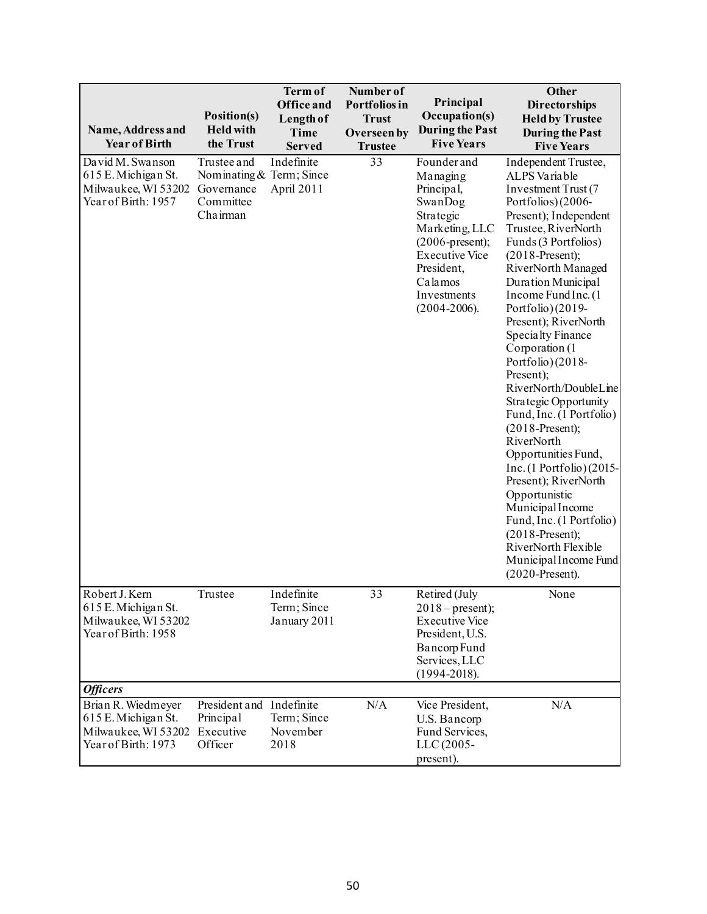| Name, Address and Year of Birth | Position(s) Held with the Trust | Term of Office and Length of Time Served | Number of Portfolios in Trust Overseen by Trustee | Principal Occupation(s) During the Past Five Years | Other Directorships Held by Trustee During the Past Five Years |
|---|---|---|---|---|---|
| David M. Swanson<br>615 E. Michigan St.<br>Milwaukee, WI 53202<br>Year of Birth: 1957 | Trustee and Nominating & Governance Committee Chairman | Indefinite Term; Since April 2011 | 33 | Founder and Managing Principal, SwanDog Strategic Marketing, LLC (2006-present); Executive Vice President, Calamos Investments (2004-2006). | Independent Trustee, ALPS Variable Investment Trust (7 Portfolios) (2006-Present); Independent Trustee, RiverNorth Funds (3 Portfolios) (2018-Present); RiverNorth Managed Duration Municipal Income Fund Inc. (1 Portfolio) (2019-Present); RiverNorth Specialty Finance Corporation (1 Portfolio) (2018-Present); RiverNorth/DoubleLine Strategic Opportunity Fund, Inc. (1 Portfolio) (2018-Present); RiverNorth Opportunities Fund, Inc. (1 Portfolio) (2015-Present); RiverNorth Opportunistic Municipal Income Fund, Inc. (1 Portfolio) (2018-Present); RiverNorth Flexible Municipal Income Fund (2020-Present). |
| Robert J. Kern<br>615 E. Michigan St.<br>Milwaukee, WI 53202<br>Year of Birth: 1958 | Trustee | Indefinite Term; Since January 2011 | 33 | Retired (July 2018 – present); Executive Vice President, U.S. Bancorp Fund Services, LLC (1994-2018). | None |
| ***Officers*** | | | | | |
| Brian R. Wiedmeyer<br>615 E. Michigan St.<br>Milwaukee, WI 53202<br>Year of Birth: 1973 | President and Principal Executive Officer | Indefinite Term; Since November 2018 | N/A | Vice President, U.S. Bancorp Fund Services, LLC (2005-present). | N/A |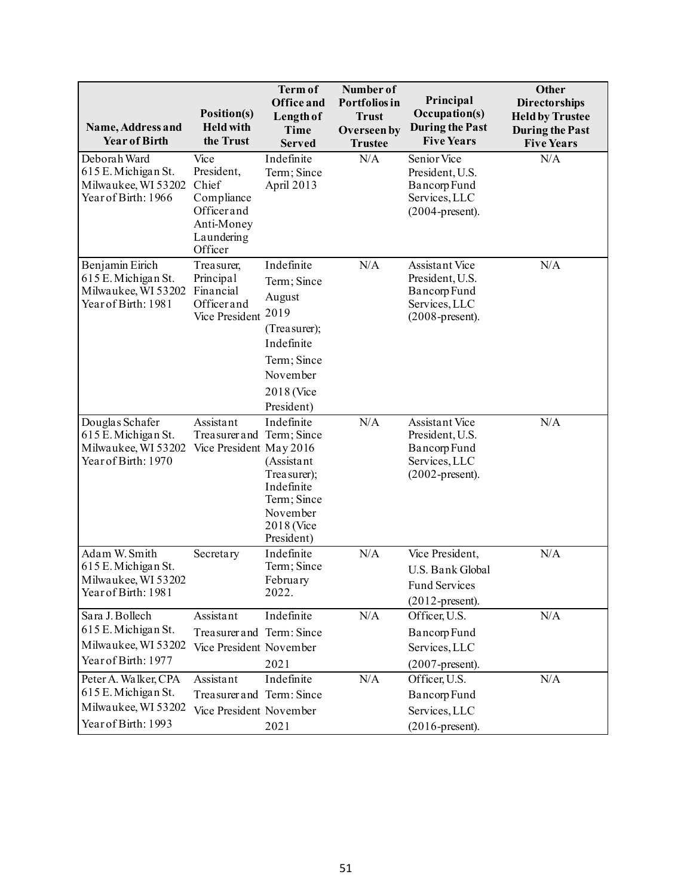| Name, Address and Year of Birth | Position(s) Held with the Trust | Term of Office and Length of Time Served | Number of Portfolios in Trust Overseen by Trustee | Principal Occupation(s) During the Past Five Years | Other Directorships Held by Trustee During the Past Five Years |
|---|---|---|---|---|---|
| Deborah Ward<br>615 E. Michigan St.<br>Milwaukee, WI 53202<br>Year of Birth: 1966 | Vice President, Chief Compliance Officer and Anti-Money Laundering Officer | Indefinite Term; Since April 2013 | N/A | Senior Vice President, U.S. Bancorp Fund Services, LLC (2004-present). | N/A |
| Benjamin Eirich<br>615 E. Michigan St.<br>Milwaukee, WI 53202<br>Year of Birth: 1981 | Treasurer, Principal Financial Officer and Vice President | Indefinite Term; Since August 2019 (Treasurer); Indefinite Term; Since November 2018 (Vice President) | N/A | Assistant Vice President, U.S. Bancorp Fund Services, LLC (2008-present). | N/A |
| Douglas Schafer<br>615 E. Michigan St.<br>Milwaukee, WI 53202<br>Year of Birth: 1970 | Assistant Treasurer and Vice President | Indefinite Term; Since May 2016 (Assistant Treasurer); Indefinite Term; Since November 2018 (Vice President) | N/A | Assistant Vice President, U.S. Bancorp Fund Services, LLC (2002-present). | N/A |
| Adam W. Smith<br>615 E. Michigan St.<br>Milwaukee, WI 53202<br>Year of Birth: 1981 | Secretary | Indefinite Term; Since February 2022. | N/A | Vice President, U.S. Bank Global Fund Services (2012-present). | N/A |
| Sara J. Bollech<br>615 E. Michigan St.<br>Milwaukee, WI 53202<br>Year of Birth: 1977 | Assistant Treasurer and Vice President | Indefinite Term: Since November 2021 | N/A | Officer, U.S. Bancorp Fund Services, LLC (2007-present). | N/A |
| Peter A. Walker, CPA<br>615 E. Michigan St.<br>Milwaukee, WI 53202<br>Year of Birth: 1993 | Assistant Treasurer and Vice President | Indefinite Term: Since November 2021 | N/A | Officer, U.S. Bancorp Fund Services, LLC (2016-present). | N/A |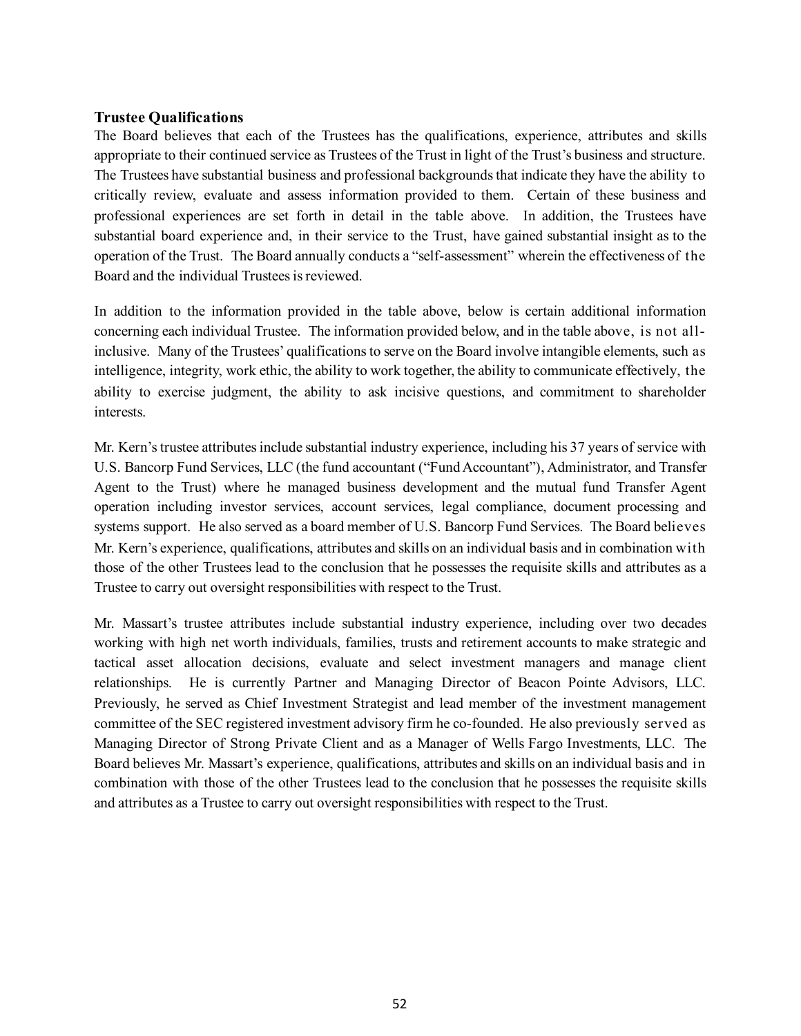### Trustee Qualifications

The Board believes that each of the Trustees has the qualifications, experience, attributes and skills appropriate to their continued service as Trustees of the Trust in light of the Trust's business and structure. The Trustees have substantial business and professional backgrounds that indicate they have the ability to critically review, evaluate and assess information provided to them. Certain of these business and professional experiences are set forth in detail in the table above. In addition, the Trustees have substantial board experience and, in their service to the Trust, have gained substantial insight as to the operation of the Trust. The Board annually conducts a "self-assessment" wherein the effectiveness of the Board and the individual Trustees is reviewed.

In addition to the information provided in the table above, below is certain additional information concerning each individual Trustee. The information provided below, and in the table above, is not all-inclusive. Many of the Trustees' qualifications to serve on the Board involve intangible elements, such as intelligence, integrity, work ethic, the ability to work together, the ability to communicate effectively, the ability to exercise judgment, the ability to ask incisive questions, and commitment to shareholder interests.

Mr. Kern's trustee attributes include substantial industry experience, including his 37 years of service with U.S. Bancorp Fund Services, LLC (the fund accountant ("Fund Accountant"), Administrator, and Transfer Agent to the Trust) where he managed business development and the mutual fund Transfer Agent operation including investor services, account services, legal compliance, document processing and systems support. He also served as a board member of U.S. Bancorp Fund Services. The Board believes Mr. Kern's experience, qualifications, attributes and skills on an individual basis and in combination with those of the other Trustees lead to the conclusion that he possesses the requisite skills and attributes as a Trustee to carry out oversight responsibilities with respect to the Trust.

Mr. Massart's trustee attributes include substantial industry experience, including over two decades working with high net worth individuals, families, trusts and retirement accounts to make strategic and tactical asset allocation decisions, evaluate and select investment managers and manage client relationships. He is currently Partner and Managing Director of Beacon Pointe Advisors, LLC. Previously, he served as Chief Investment Strategist and lead member of the investment management committee of the SEC registered investment advisory firm he co-founded. He also previously served as Managing Director of Strong Private Client and as a Manager of Wells Fargo Investments, LLC. The Board believes Mr. Massart's experience, qualifications, attributes and skills on an individual basis and in combination with those of the other Trustees lead to the conclusion that he possesses the requisite skills and attributes as a Trustee to carry out oversight responsibilities with respect to the Trust.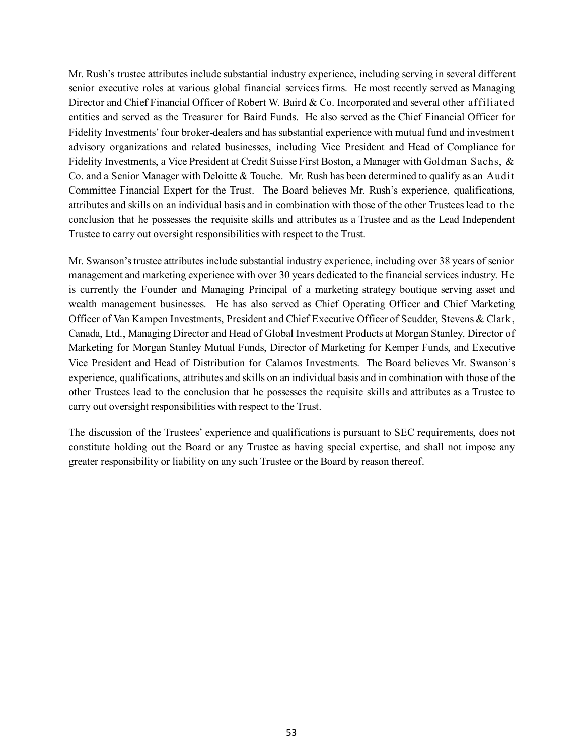Mr. Rush's trustee attributes include substantial industry experience, including serving in several different senior executive roles at various global financial services firms. He most recently served as Managing Director and Chief Financial Officer of Robert W. Baird & Co. Incorporated and several other affiliated entities and served as the Treasurer for Baird Funds. He also served as the Chief Financial Officer for Fidelity Investments' four broker-dealers and has substantial experience with mutual fund and investment advisory organizations and related businesses, including Vice President and Head of Compliance for Fidelity Investments, a Vice President at Credit Suisse First Boston, a Manager with Goldman Sachs, & Co. and a Senior Manager with Deloitte & Touche. Mr. Rush has been determined to qualify as an Audit Committee Financial Expert for the Trust. The Board believes Mr. Rush's experience, qualifications, attributes and skills on an individual basis and in combination with those of the other Trustees lead to the conclusion that he possesses the requisite skills and attributes as a Trustee and as the Lead Independent Trustee to carry out oversight responsibilities with respect to the Trust.

Mr. Swanson's trustee attributes include substantial industry experience, including over 38 years of senior management and marketing experience with over 30 years dedicated to the financial services industry. He is currently the Founder and Managing Principal of a marketing strategy boutique serving asset and wealth management businesses. He has also served as Chief Operating Officer and Chief Marketing Officer of Van Kampen Investments, President and Chief Executive Officer of Scudder, Stevens & Clark, Canada, Ltd., Managing Director and Head of Global Investment Products at Morgan Stanley, Director of Marketing for Morgan Stanley Mutual Funds, Director of Marketing for Kemper Funds, and Executive Vice President and Head of Distribution for Calamos Investments. The Board believes Mr. Swanson's experience, qualifications, attributes and skills on an individual basis and in combination with those of the other Trustees lead to the conclusion that he possesses the requisite skills and attributes as a Trustee to carry out oversight responsibilities with respect to the Trust.

The discussion of the Trustees' experience and qualifications is pursuant to SEC requirements, does not constitute holding out the Board or any Trustee as having special expertise, and shall not impose any greater responsibility or liability on any such Trustee or the Board by reason thereof.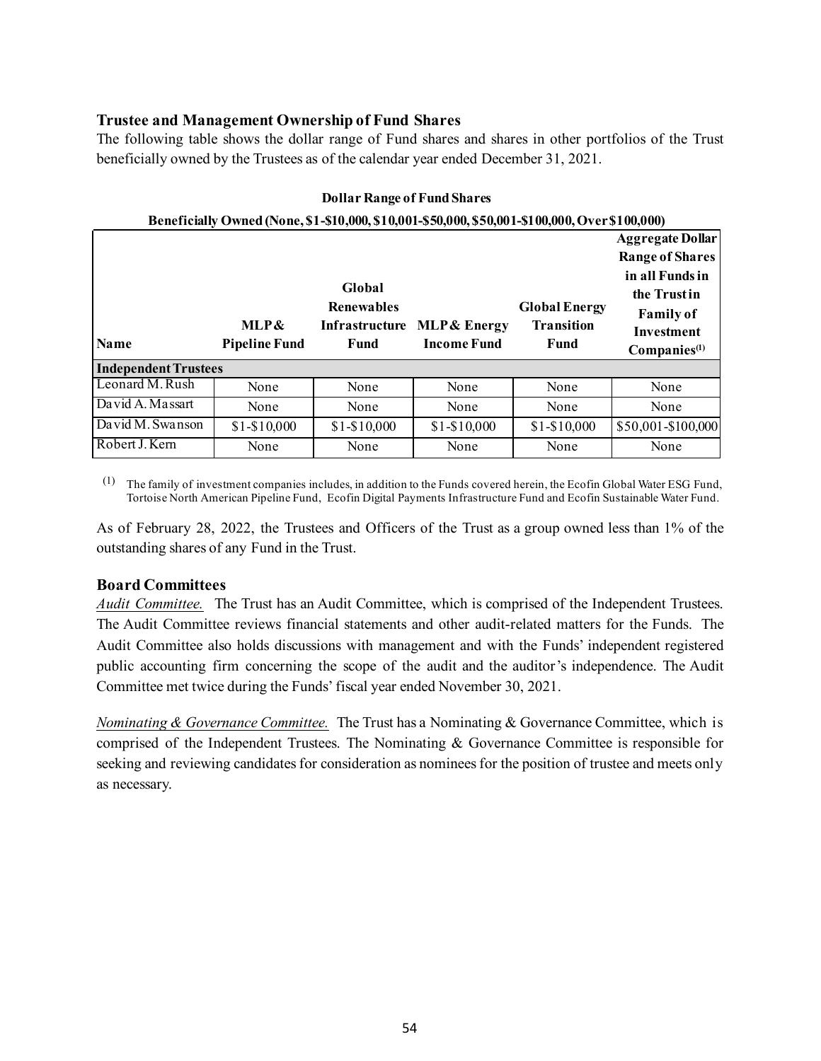### Trustee and Management Ownership of Fund Shares

The following table shows the dollar range of Fund shares and shares in other portfolios of the Trust beneficially owned by the Trustees as of the calendar year ended December 31, 2021.

**Dollar Range of Fund Shares**

**Beneficially Owned (None, $1-$10,000, $10,001-$50,000, $50,001-$100,000, Over $100,000)**

| Name | MLP & Pipeline Fund | Global Renewables Infrastructure Fund | MLP & Energy Income Fund | Global Energy Transition Fund | Aggregate Dollar Range of Shares in all Funds in the Trust in Family of Investment Companies[(1)] |
|---|---|---|---|---|---|
| **Independent Trustees** | | | | | |
| Leonard M. Rush | None | None | None | None | None |
| David A. Massart | None | None | None | None | None |
| David M. Swanson | $1-$10,000 | $1-$10,000 | $1-$10,000 | $1-$10,000 | $50,001-$100,000 |
| Robert J. Kern | None | None | None | None | None |

(1) The family of investment companies includes, in addition to the Funds covered herein, the Ecofin Global Water ESG Fund, Tortoise North American Pipeline Fund, Ecofin Digital Payments Infrastructure Fund and Ecofin Sustainable Water Fund.

As of February 28, 2022, the Trustees and Officers of the Trust as a group owned less than 1% of the outstanding shares of any Fund in the Trust.

### Board Committees

*Audit Committee.* The Trust has an Audit Committee, which is comprised of the Independent Trustees. The Audit Committee reviews financial statements and other audit-related matters for the Funds. The Audit Committee also holds discussions with management and with the Funds' independent registered public accounting firm concerning the scope of the audit and the auditor's independence. The Audit Committee met twice during the Funds' fiscal year ended November 30, 2021.

*Nominating & Governance Committee.* The Trust has a Nominating & Governance Committee, which is comprised of the Independent Trustees. The Nominating & Governance Committee is responsible for seeking and reviewing candidates for consideration as nominees for the position of trustee and meets only as necessary.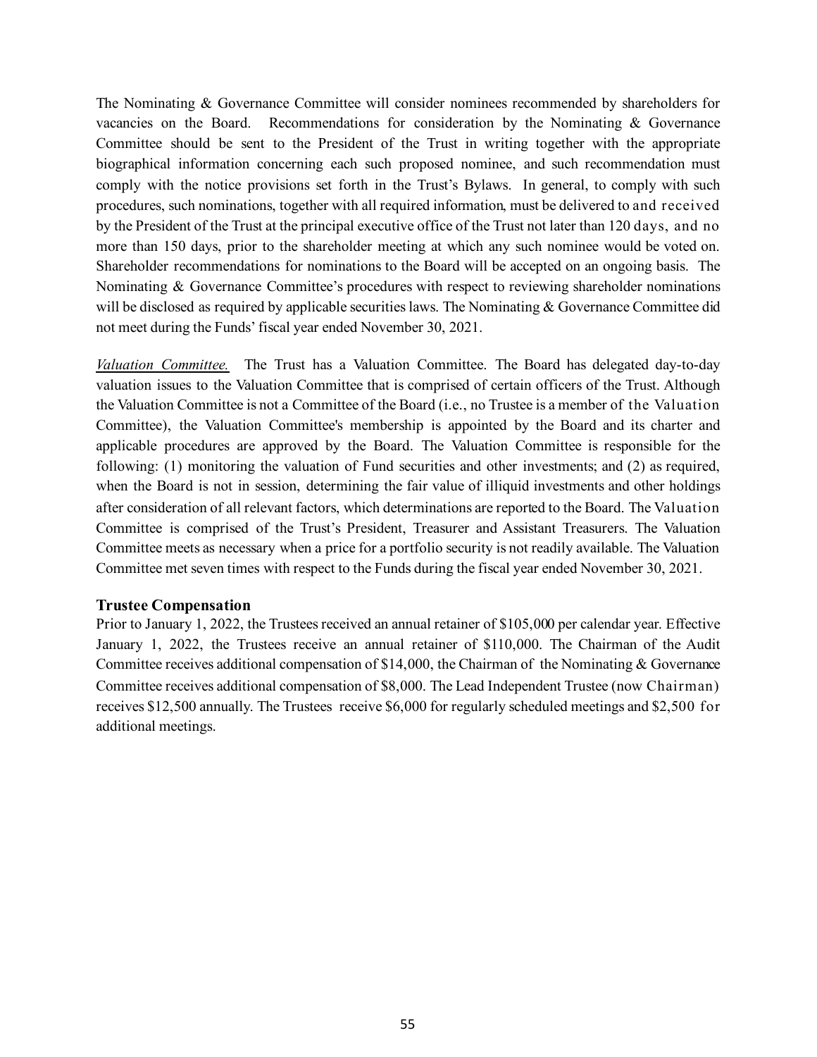The Nominating & Governance Committee will consider nominees recommended by shareholders for vacancies on the Board. Recommendations for consideration by the Nominating & Governance Committee should be sent to the President of the Trust in writing together with the appropriate biographical information concerning each such proposed nominee, and such recommendation must comply with the notice provisions set forth in the Trust's Bylaws. In general, to comply with such procedures, such nominations, together with all required information, must be delivered to and received by the President of the Trust at the principal executive office of the Trust not later than 120 days, and no more than 150 days, prior to the shareholder meeting at which any such nominee would be voted on. Shareholder recommendations for nominations to the Board will be accepted on an ongoing basis. The Nominating & Governance Committee's procedures with respect to reviewing shareholder nominations will be disclosed as required by applicable securities laws. The Nominating & Governance Committee did not meet during the Funds' fiscal year ended November 30, 2021.

*Valuation Committee.* The Trust has a Valuation Committee. The Board has delegated day-to-day valuation issues to the Valuation Committee that is comprised of certain officers of the Trust. Although the Valuation Committee is not a Committee of the Board (i.e., no Trustee is a member of the Valuation Committee), the Valuation Committee's membership is appointed by the Board and its charter and applicable procedures are approved by the Board. The Valuation Committee is responsible for the following: (1) monitoring the valuation of Fund securities and other investments; and (2) as required, when the Board is not in session, determining the fair value of illiquid investments and other holdings after consideration of all relevant factors, which determinations are reported to the Board. The Valuation Committee is comprised of the Trust's President, Treasurer and Assistant Treasurers. The Valuation Committee meets as necessary when a price for a portfolio security is not readily available. The Valuation Committee met seven times with respect to the Funds during the fiscal year ended November 30, 2021.

### Trustee Compensation

Prior to January 1, 2022, the Trustees received an annual retainer of $105,000 per calendar year. Effective January 1, 2022, the Trustees receive an annual retainer of $110,000. The Chairman of the Audit Committee receives additional compensation of $14,000, the Chairman of the Nominating & Governance Committee receives additional compensation of $8,000. The Lead Independent Trustee (now Chairman) receives $12,500 annually. The Trustees receive $6,000 for regularly scheduled meetings and $2,500 for additional meetings.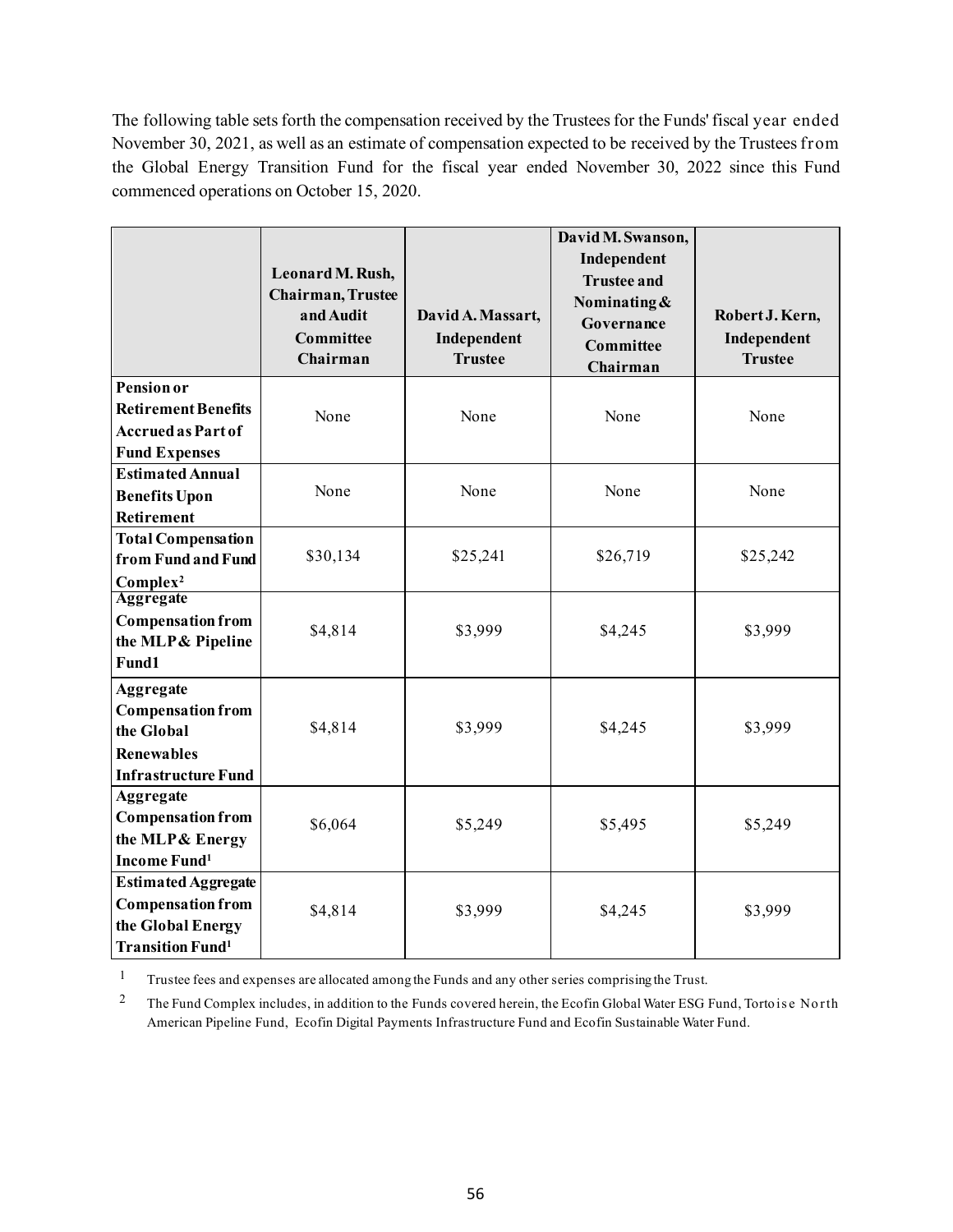The following table sets forth the compensation received by the Trustees for the Funds' fiscal year ended November 30, 2021, as well as an estimate of compensation expected to be received by the Trustees from the Global Energy Transition Fund for the fiscal year ended November 30, 2022 since this Fund commenced operations on October 15, 2020.

| | **Leonard M. Rush, Chairman, Trustee and Audit Committee Chairman** | **David A. Massart, Independent Trustee** | **David M. Swanson, Independent Trustee and Nominating & Governance Committee Chairman** | **Robert J. Kern, Independent Trustee** |
|---|---|---|---|---|
| **Pension or Retirement Benefits Accrued as Part of Fund Expenses** | None | None | None | None |
| **Estimated Annual Benefits Upon Retirement** | None | None | None | None |
| **Total Compensation from Fund and Fund Complex[2]** | $30,134 | $25,241 | $26,719 | $25,242 |
| **Aggregate Compensation from the MLP & Pipeline Fund1** | $4,814 | $3,999 | $4,245 | $3,999 |
| **Aggregate Compensation from the Global Renewables Infrastructure Fund** | $4,814 | $3,999 | $4,245 | $3,999 |
| **Aggregate Compensation from the MLP & Energy Income Fund[1]** | $6,064 | $5,249 | $5,495 | $5,249 |
| **Estimated Aggregate Compensation from the Global Energy Transition Fund[1]** | $4,814 | $3,999 | $4,245 | $3,999 |

[1] Trustee fees and expenses are allocated among the Funds and any other series comprising the Trust.

[2] The Fund Complex includes, in addition to the Funds covered herein, the Ecofin Global Water ESG Fund, Tortoise North American Pipeline Fund, Ecofin Digital Payments Infrastructure Fund and Ecofin Sustainable Water Fund.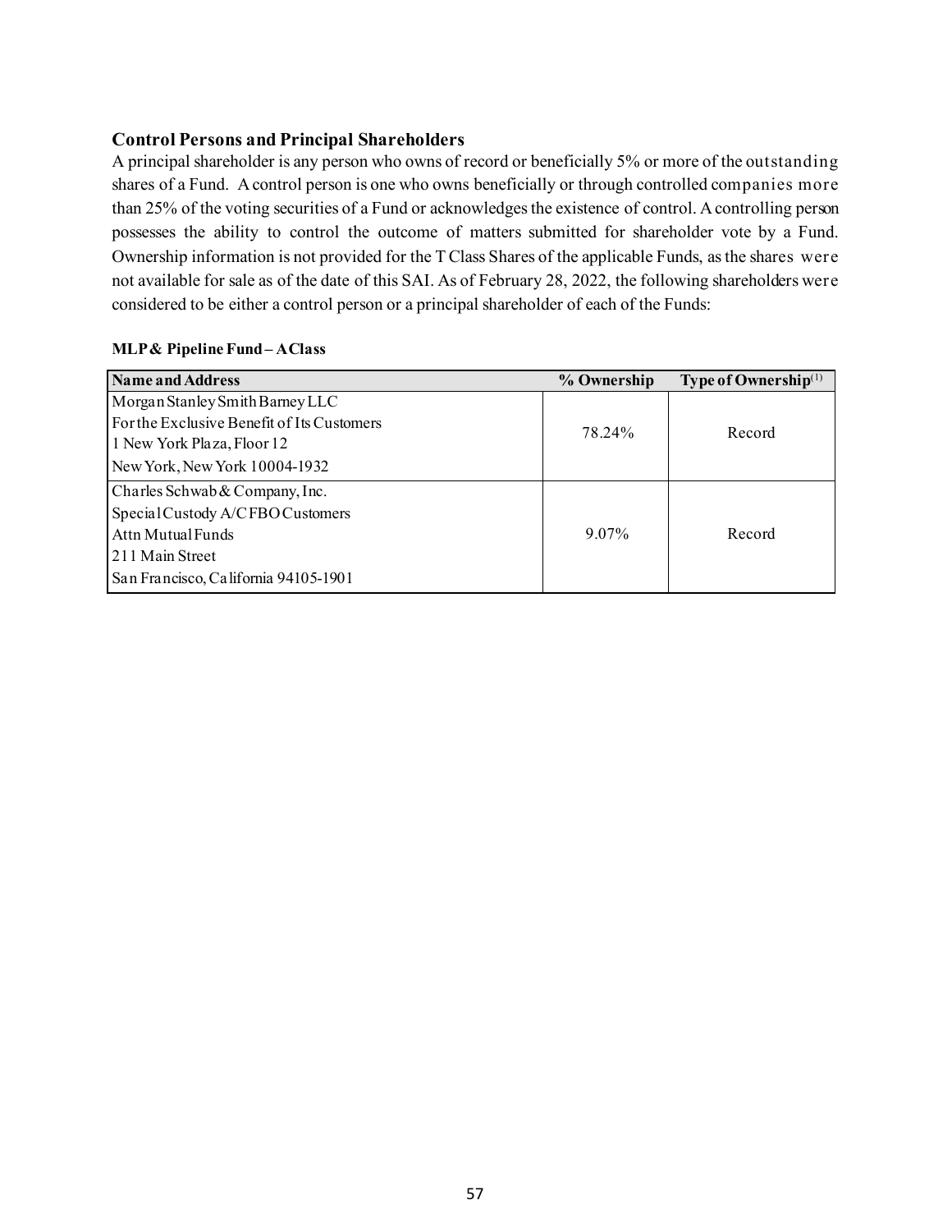## Control Persons and Principal Shareholders

A principal shareholder is any person who owns of record or beneficially 5% or more of the outstanding shares of a Fund. A control person is one who owns beneficially or through controlled companies more than 25% of the voting securities of a Fund or acknowledges the existence of control. A controlling person possesses the ability to control the outcome of matters submitted for shareholder vote by a Fund. Ownership information is not provided for the T Class Shares of the applicable Funds, as the shares were not available for sale as of the date of this SAI. As of February 28, 2022, the following shareholders were considered to be either a control person or a principal shareholder of each of the Funds:

**MLP & Pipeline Fund – A Class**

| Name and Address | % Ownership | Type of Ownership[(1)] |
|---|---|---|
| Morgan Stanley Smith Barney LLC<br>For the Exclusive Benefit of Its Customers<br>1 New York Plaza, Floor 12<br>New York, New York 10004-1932 | 78.24% | Record |
| Charles Schwab & Company, Inc.<br>Special Custody A/C FBO Customers<br>Attn Mutual Funds<br>211 Main Street<br>San Francisco, California 94105-1901 | 9.07% | Record |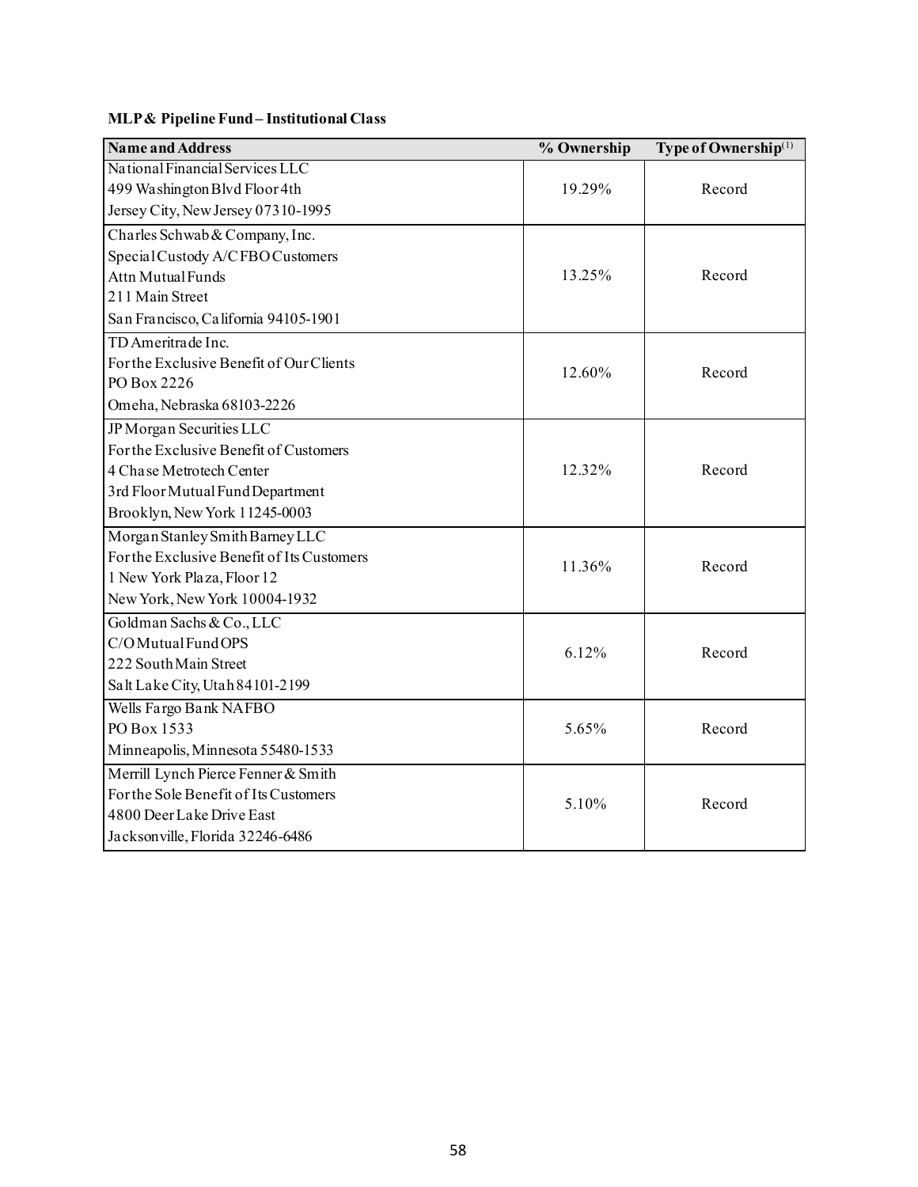**MLP & Pipeline Fund – Institutional Class**

| Name and Address | % Ownership | Type of Ownership[(1)] |
|---|---|---|
| National Financial Services LLC<br>499 Washington Blvd Floor 4th<br>Jersey City, New Jersey 07310-1995 | 19.29% | Record |
| Charles Schwab & Company, Inc.<br>Special Custody A/C FBO Customers<br>Attn Mutual Funds<br>211 Main Street<br>San Francisco, California 94105-1901 | 13.25% | Record |
| TD Ameritrade Inc.<br>For the Exclusive Benefit of Our Clients<br>PO Box 2226<br>Omeha, Nebraska 68103-2226 | 12.60% | Record |
| JP Morgan Securities LLC<br>For the Exclusive Benefit of Customers<br>4 Chase Metrotech Center<br>3rd Floor Mutual Fund Department<br>Brooklyn, New York 11245-0003 | 12.32% | Record |
| Morgan Stanley Smith Barney LLC<br>For the Exclusive Benefit of Its Customers<br>1 New York Plaza, Floor 12<br>New York, New York 10004-1932 | 11.36% | Record |
| Goldman Sachs & Co., LLC<br>C/O Mutual Fund OPS<br>222 South Main Street<br>Salt Lake City, Utah 84101-2199 | 6.12% | Record |
| Wells Fargo Bank NAFBO<br>PO Box 1533<br>Minneapolis, Minnesota 55480-1533 | 5.65% | Record |
| Merrill Lynch Pierce Fenner & Smith<br>For the Sole Benefit of Its Customers<br>4800 Deer Lake Drive East<br>Jacksonville, Florida 32246-6486 | 5.10% | Record |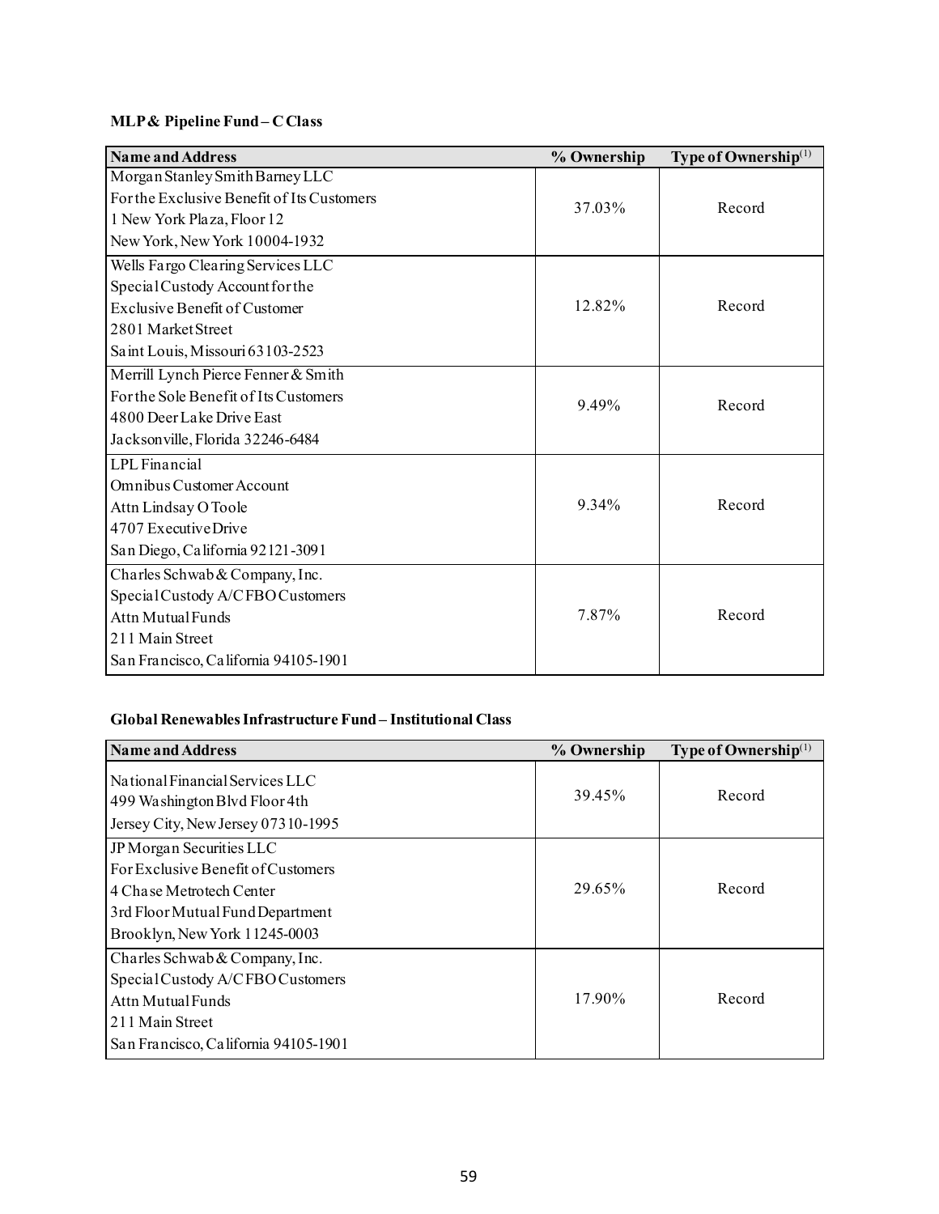**MLP & Pipeline Fund – C Class**

| Name and Address | % Ownership | Type of Ownership[(1)] |
|---|---|---|
| Morgan Stanley Smith Barney LLC<br>For the Exclusive Benefit of Its Customers<br>1 New York Plaza, Floor 12<br>New York, New York 10004-1932 | 37.03% | Record |
| Wells Fargo Clearing Services LLC<br>Special Custody Account for the<br>Exclusive Benefit of Customer<br>2801 Market Street<br>Saint Louis, Missouri 63103-2523 | 12.82% | Record |
| Merrill Lynch Pierce Fenner & Smith<br>For the Sole Benefit of Its Customers<br>4800 Deer Lake Drive East<br>Jacksonville, Florida 32246-6484 | 9.49% | Record |
| LPL Financial<br>Omnibus Customer Account<br>Attn Lindsay O Toole<br>4707 Executive Drive<br>San Diego, California 92121-3091 | 9.34% | Record |
| Charles Schwab & Company, Inc.<br>Special Custody A/C FBO Customers<br>Attn Mutual Funds<br>211 Main Street<br>San Francisco, California 94105-1901 | 7.87% | Record |

**Global Renewables Infrastructure Fund – Institutional Class**

| Name and Address | % Ownership | Type of Ownership[(1)] |
|---|---|---|
| National Financial Services LLC<br>499 Washington Blvd Floor 4th<br>Jersey City, New Jersey 07310-1995 | 39.45% | Record |
| JP Morgan Securities LLC<br>For Exclusive Benefit of Customers<br>4 Chase Metrotech Center<br>3rd Floor Mutual Fund Department<br>Brooklyn, New York 11245-0003 | 29.65% | Record |
| Charles Schwab & Company, Inc.<br>Special Custody A/C FBO Customers<br>Attn Mutual Funds<br>211 Main Street<br>San Francisco, California 94105-1901 | 17.90% | Record |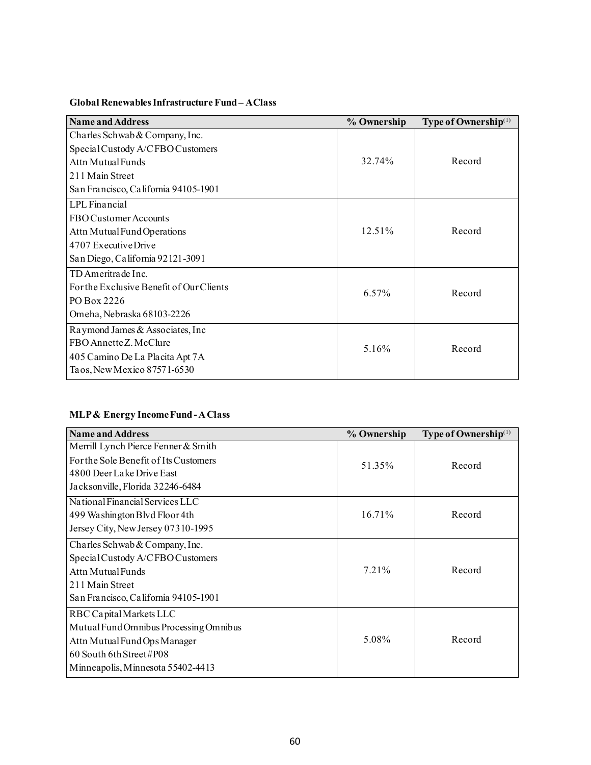**Global Renewables Infrastructure Fund – A Class**

| Name and Address | % Ownership | Type of Ownership[(1)] |
|---|---|---|
| Charles Schwab & Company, Inc.<br>Special Custody A/C FBO Customers<br>Attn Mutual Funds<br>211 Main Street<br>San Francisco, California 94105-1901 | 32.74% | Record |
| LPL Financial<br>FBO Customer Accounts<br>Attn Mutual Fund Operations<br>4707 Executive Drive<br>San Diego, California 92121-3091 | 12.51% | Record |
| TD Ameritrade Inc.<br>For the Exclusive Benefit of Our Clients<br>PO Box 2226<br>Omeha, Nebraska 68103-2226 | 6.57% | Record |
| Raymond James & Associates, Inc<br>FBO Annette Z. McClure<br>405 Camino De La Placita Apt 7A<br>Taos, New Mexico 87571-6530 | 5.16% | Record |

**MLP & Energy Income Fund - A Class**

| Name and Address | % Ownership | Type of Ownership[(1)] |
|---|---|---|
| Merrill Lynch Pierce Fenner & Smith<br>For the Sole Benefit of Its Customers<br>4800 Deer Lake Drive East<br>Jacksonville, Florida 32246-6484 | 51.35% | Record |
| National Financial Services LLC<br>499 Washington Blvd Floor 4th<br>Jersey City, New Jersey 07310-1995 | 16.71% | Record |
| Charles Schwab & Company, Inc.<br>Special Custody A/C FBO Customers<br>Attn Mutual Funds<br>211 Main Street<br>San Francisco, California 94105-1901 | 7.21% | Record |
| RBC Capital Markets LLC<br>Mutual Fund Omnibus Processing Omnibus<br>Attn Mutual Fund Ops Manager<br>60 South 6th Street #P08<br>Minneapolis, Minnesota 55402-4413 | 5.08% | Record |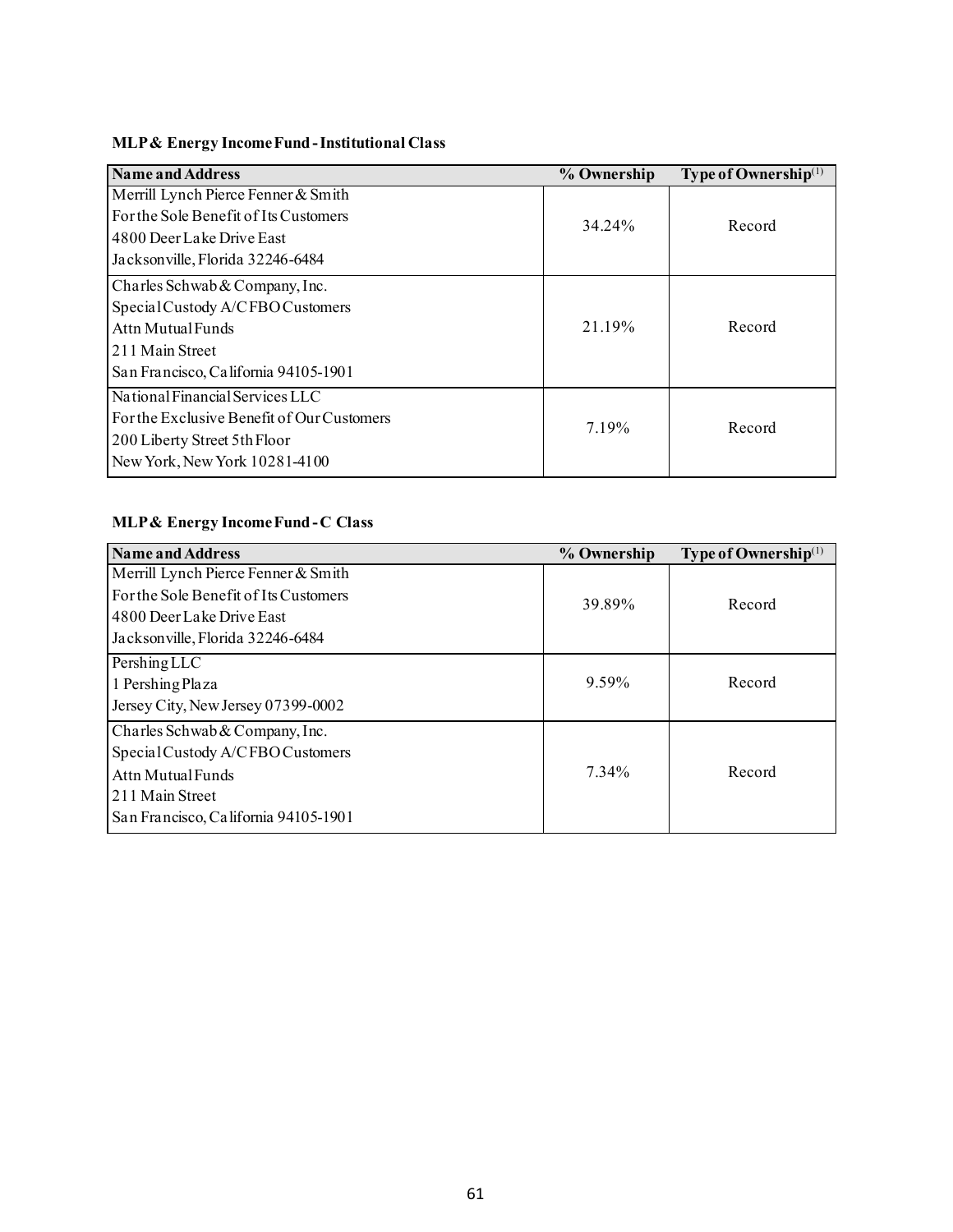**MLP & Energy Income Fund - Institutional Class**

| Name and Address | % Ownership | Type of Ownership[(1)] |
|---|---|---|
| Merrill Lynch Pierce Fenner & Smith<br>For the Sole Benefit of Its Customers<br>4800 Deer Lake Drive East<br>Jacksonville, Florida 32246-6484 | 34.24% | Record |
| Charles Schwab & Company, Inc.<br>Special Custody A/C FBO Customers<br>Attn Mutual Funds<br>211 Main Street<br>San Francisco, California 94105-1901 | 21.19% | Record |
| National Financial Services LLC<br>For the Exclusive Benefit of Our Customers<br>200 Liberty Street 5th Floor<br>New York, New York 10281-4100 | 7.19% | Record |

**MLP & Energy Income Fund - C Class**

| Name and Address | % Ownership | Type of Ownership[(1)] |
|---|---|---|
| Merrill Lynch Pierce Fenner & Smith<br>For the Sole Benefit of Its Customers<br>4800 Deer Lake Drive East<br>Jacksonville, Florida 32246-6484 | 39.89% | Record |
| Pershing LLC<br>1 Pershing Plaza<br>Jersey City, New Jersey 07399-0002 | 9.59% | Record |
| Charles Schwab & Company, Inc.<br>Special Custody A/C FBO Customers<br>Attn Mutual Funds<br>211 Main Street<br>San Francisco, California 94105-1901 | 7.34% | Record |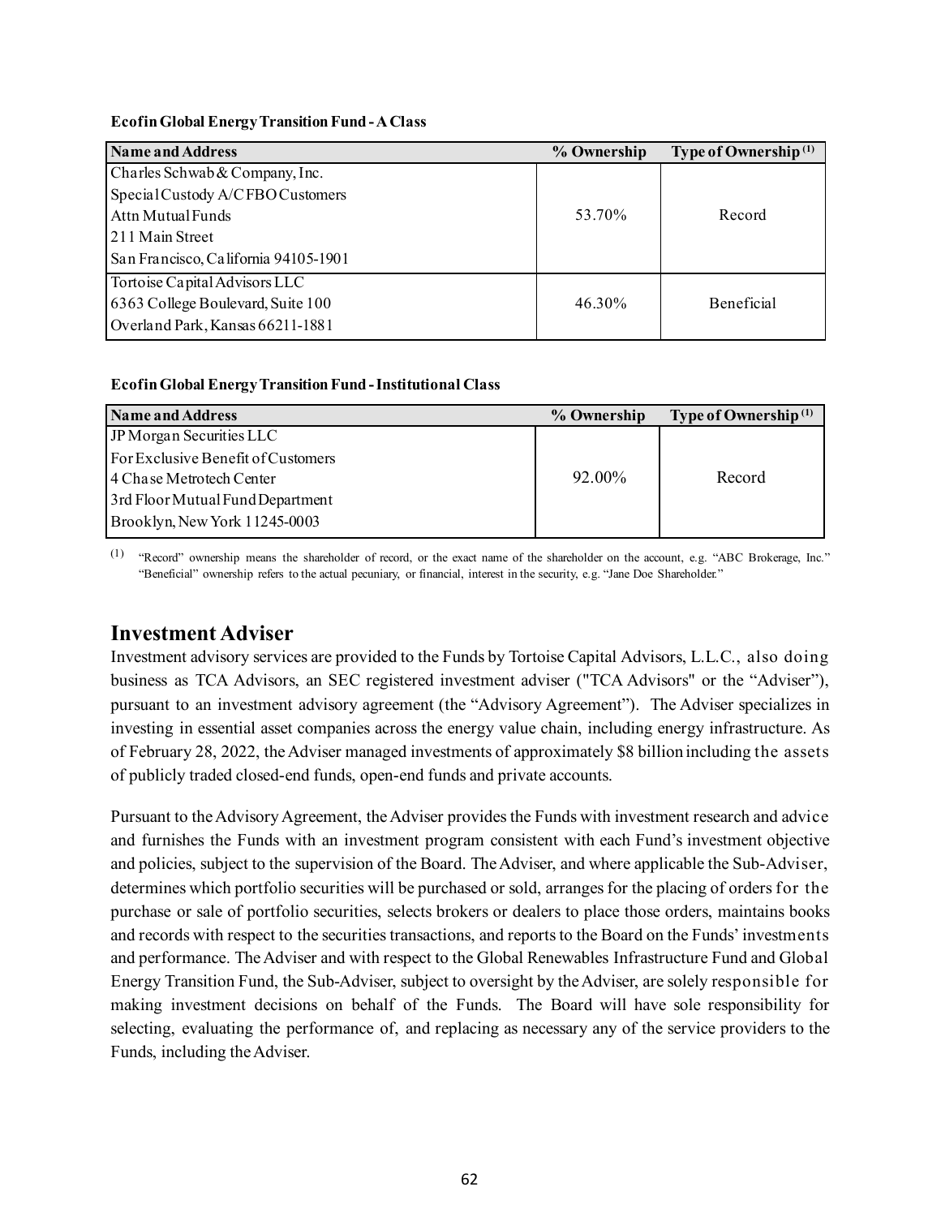**Ecofin Global Energy Transition Fund - A Class**

| Name and Address | % Ownership | Type of Ownership [(1)] |
| --- | --- | --- |
| Charles Schwab & Company, Inc.<br>Special Custody A/C FBO Customers<br>Attn Mutual Funds<br>211 Main Street<br>San Francisco, California 94105-1901 | 53.70% | Record |
| Tortoise Capital Advisors LLC<br>6363 College Boulevard, Suite 100<br>Overland Park, Kansas 66211-1881 | 46.30% | Beneficial |

**Ecofin Global Energy Transition Fund - Institutional Class**

| Name and Address | % Ownership | Type of Ownership [(1)] |
| --- | --- | --- |
| JP Morgan Securities LLC<br>For Exclusive Benefit of Customers<br>4 Chase Metrotech Center<br>3rd Floor Mutual Fund Department<br>Brooklyn, New York 11245-0003 | 92.00% | Record |

(1) "Record" ownership means the shareholder of record, or the exact name of the shareholder on the account, e.g. "ABC Brokerage, Inc." "Beneficial" ownership refers to the actual pecuniary, or financial, interest in the security, e.g. "Jane Doe Shareholder."

## Investment Adviser

Investment advisory services are provided to the Funds by Tortoise Capital Advisors, L.L.C., also doing business as TCA Advisors, an SEC registered investment adviser ("TCA Advisors" or the "Adviser"), pursuant to an investment advisory agreement (the "Advisory Agreement"). The Adviser specializes in investing in essential asset companies across the energy value chain, including energy infrastructure. As of February 28, 2022, the Adviser managed investments of approximately $8 billion including the assets of publicly traded closed-end funds, open-end funds and private accounts.

Pursuant to the Advisory Agreement, the Adviser provides the Funds with investment research and advice and furnishes the Funds with an investment program consistent with each Fund's investment objective and policies, subject to the supervision of the Board. The Adviser, and where applicable the Sub-Adviser, determines which portfolio securities will be purchased or sold, arranges for the placing of orders for the purchase or sale of portfolio securities, selects brokers or dealers to place those orders, maintains books and records with respect to the securities transactions, and reports to the Board on the Funds' investments and performance. The Adviser and with respect to the Global Renewables Infrastructure Fund and Global Energy Transition Fund, the Sub-Adviser, subject to oversight by the Adviser, are solely responsible for making investment decisions on behalf of the Funds. The Board will have sole responsibility for selecting, evaluating the performance of, and replacing as necessary any of the service providers to the Funds, including the Adviser.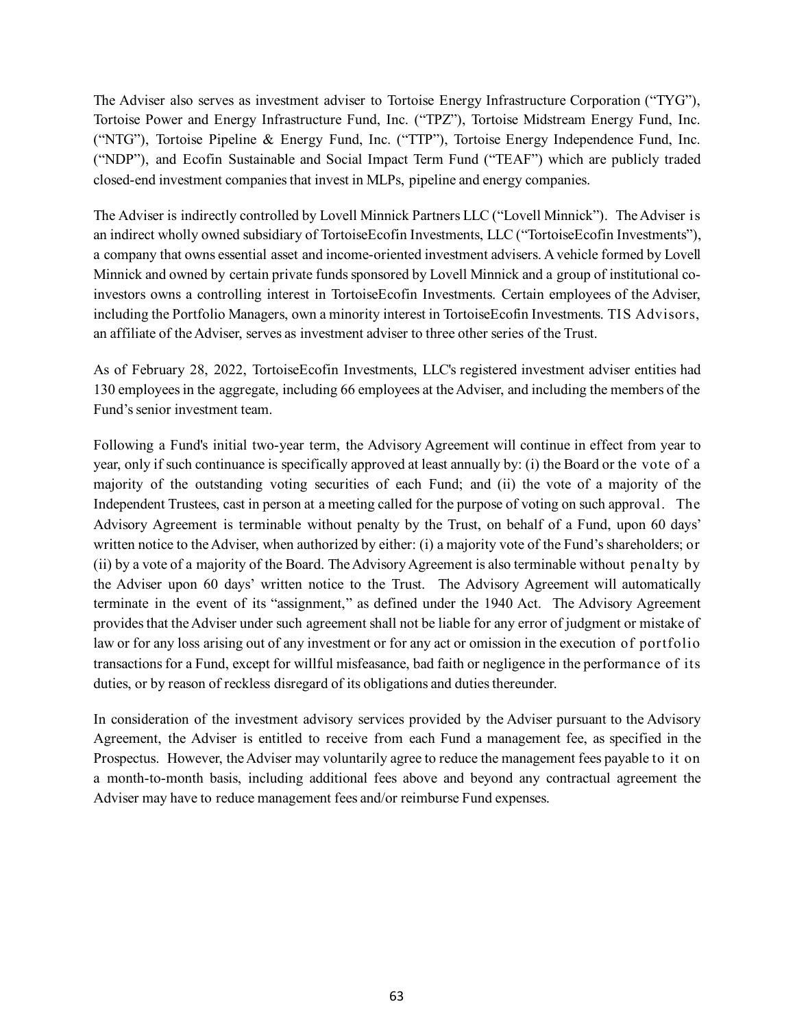The Adviser also serves as investment adviser to Tortoise Energy Infrastructure Corporation ("TYG"), Tortoise Power and Energy Infrastructure Fund, Inc. ("TPZ"), Tortoise Midstream Energy Fund, Inc. ("NTG"), Tortoise Pipeline & Energy Fund, Inc. ("TTP"), Tortoise Energy Independence Fund, Inc. ("NDP"), and Ecofin Sustainable and Social Impact Term Fund ("TEAF") which are publicly traded closed-end investment companies that invest in MLPs, pipeline and energy companies.

The Adviser is indirectly controlled by Lovell Minnick Partners LLC ("Lovell Minnick"). The Adviser is an indirect wholly owned subsidiary of TortoiseEcofin Investments, LLC ("TortoiseEcofin Investments"), a company that owns essential asset and income-oriented investment advisers. A vehicle formed by Lovell Minnick and owned by certain private funds sponsored by Lovell Minnick and a group of institutional co-investors owns a controlling interest in TortoiseEcofin Investments. Certain employees of the Adviser, including the Portfolio Managers, own a minority interest in TortoiseEcofin Investments. TIS Advisors, an affiliate of the Adviser, serves as investment adviser to three other series of the Trust.

As of February 28, 2022, TortoiseEcofin Investments, LLC's registered investment adviser entities had 130 employees in the aggregate, including 66 employees at the Adviser, and including the members of the Fund's senior investment team.

Following a Fund's initial two-year term, the Advisory Agreement will continue in effect from year to year, only if such continuance is specifically approved at least annually by: (i) the Board or the vote of a majority of the outstanding voting securities of each Fund; and (ii) the vote of a majority of the Independent Trustees, cast in person at a meeting called for the purpose of voting on such approval. The Advisory Agreement is terminable without penalty by the Trust, on behalf of a Fund, upon 60 days' written notice to the Adviser, when authorized by either: (i) a majority vote of the Fund's shareholders; or (ii) by a vote of a majority of the Board. The Advisory Agreement is also terminable without penalty by the Adviser upon 60 days' written notice to the Trust. The Advisory Agreement will automatically terminate in the event of its "assignment," as defined under the 1940 Act. The Advisory Agreement provides that the Adviser under such agreement shall not be liable for any error of judgment or mistake of law or for any loss arising out of any investment or for any act or omission in the execution of portfolio transactions for a Fund, except for willful misfeasance, bad faith or negligence in the performance of its duties, or by reason of reckless disregard of its obligations and duties thereunder.

In consideration of the investment advisory services provided by the Adviser pursuant to the Advisory Agreement, the Adviser is entitled to receive from each Fund a management fee, as specified in the Prospectus. However, the Adviser may voluntarily agree to reduce the management fees payable to it on a month-to-month basis, including additional fees above and beyond any contractual agreement the Adviser may have to reduce management fees and/or reimburse Fund expenses.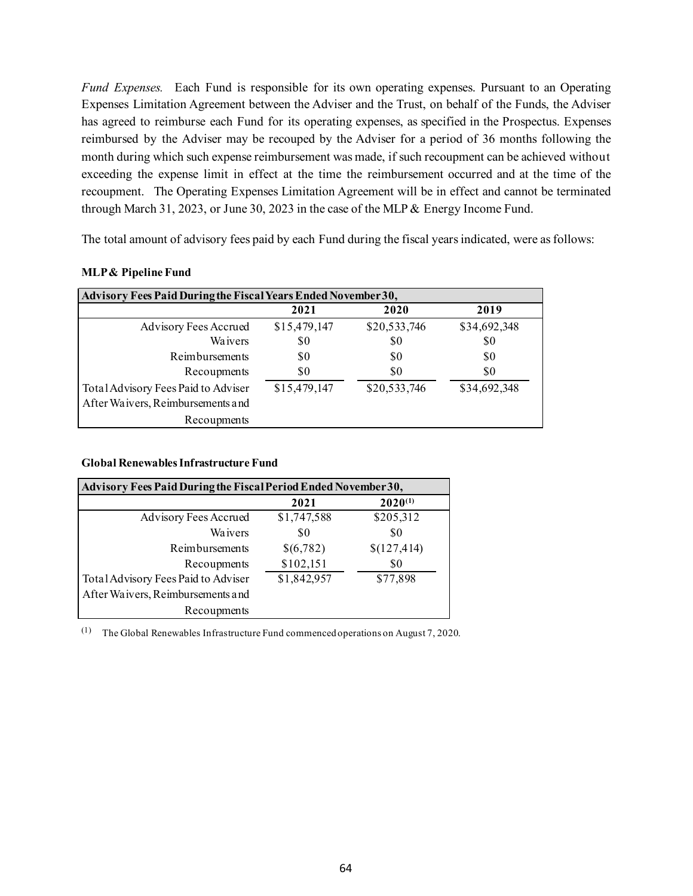*Fund Expenses.* Each Fund is responsible for its own operating expenses. Pursuant to an Operating Expenses Limitation Agreement between the Adviser and the Trust, on behalf of the Funds, the Adviser has agreed to reimburse each Fund for its operating expenses, as specified in the Prospectus. Expenses reimbursed by the Adviser may be recouped by the Adviser for a period of 36 months following the month during which such expense reimbursement was made, if such recoupment can be achieved without exceeding the expense limit in effect at the time the reimbursement occurred and at the time of the recoupment. The Operating Expenses Limitation Agreement will be in effect and cannot be terminated through March 31, 2023, or June 30, 2023 in the case of the MLP & Energy Income Fund.

The total amount of advisory fees paid by each Fund during the fiscal years indicated, were as follows:

**MLP & Pipeline Fund**

| Advisory Fees Paid During the Fiscal Years Ended November 30, | | | |
|---|---|---|---|
| | 2021 | 2020 | 2019 |
| Advisory Fees Accrued | $15,479,147 | $20,533,746 | $34,692,348 |
| Waivers | $0 | $0 | $0 |
| Reimbursements | $0 | $0 | $0 |
| Recoupments | $0 | $0 | $0 |
| Total Advisory Fees Paid to Adviser After Waivers, Reimbursements and Recoupments | $15,479,147 | $20,533,746 | $34,692,348 |

**Global Renewables Infrastructure Fund**

| Advisory Fees Paid During the Fiscal Period Ended November 30, | | |
|---|---|---|
| | 2021 | 2020[(1)] |
| Advisory Fees Accrued | $1,747,588 | $205,312 |
| Waivers | $0 | $0 |
| Reimbursements | $(6,782) | $(127,414) |
| Recoupments | $102,151 | $0 |
| Total Advisory Fees Paid to Adviser After Waivers, Reimbursements and Recoupments | $1,842,957 | $77,898 |

(1) The Global Renewables Infrastructure Fund commenced operations on August 7, 2020.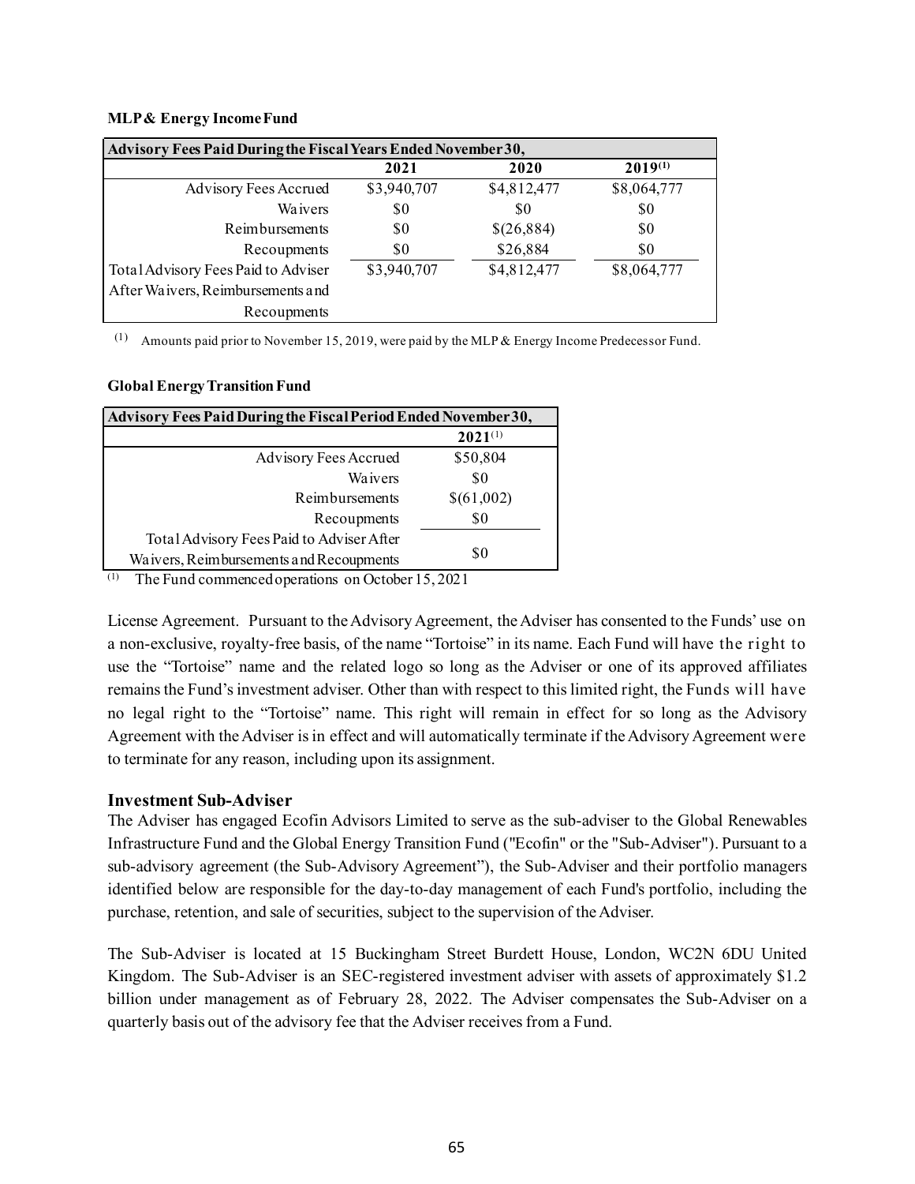**MLP & Energy Income Fund**

| Advisory Fees Paid During the Fiscal Years Ended November 30, | | | |
|---|---|---|---|
| | 2021 | 2020 | 2019[(1)] |
| Advisory Fees Accrued | $3,940,707 | $4,812,477 | $8,064,777 |
| Waivers | $0 | $0 | $0 |
| Reimbursements | $0 | $(26,884) | $0 |
| Recoupments | $0 | $26,884 | $0 |
| Total Advisory Fees Paid to Adviser After Waivers, Reimbursements and Recoupments | $3,940,707 | $4,812,477 | $8,064,777 |

(1) Amounts paid prior to November 15, 2019, were paid by the MLP & Energy Income Predecessor Fund.

**Global Energy Transition Fund**

| Advisory Fees Paid During the Fiscal Period Ended November 30, | |
|---|---|
| | 2021[(1)] |
| Advisory Fees Accrued | $50,804 |
| Waivers | $0 |
| Reimbursements | $(61,002) |
| Recoupments | $0 |
| Total Advisory Fees Paid to Adviser After Waivers, Reimbursements and Recoupments | $0 |

(1) The Fund commenced operations on October 15, 2021

License Agreement. Pursuant to the Advisory Agreement, the Adviser has consented to the Funds' use on a non-exclusive, royalty-free basis, of the name "Tortoise" in its name. Each Fund will have the right to use the "Tortoise" name and the related logo so long as the Adviser or one of its approved affiliates remains the Fund's investment adviser. Other than with respect to this limited right, the Funds will have no legal right to the "Tortoise" name. This right will remain in effect for so long as the Advisory Agreement with the Adviser is in effect and will automatically terminate if the Advisory Agreement were to terminate for any reason, including upon its assignment.

### Investment Sub-Adviser

The Adviser has engaged Ecofin Advisors Limited to serve as the sub-adviser to the Global Renewables Infrastructure Fund and the Global Energy Transition Fund ("Ecofin" or the "Sub-Adviser"). Pursuant to a sub-advisory agreement (the Sub-Advisory Agreement"), the Sub-Adviser and their portfolio managers identified below are responsible for the day-to-day management of each Fund's portfolio, including the purchase, retention, and sale of securities, subject to the supervision of the Adviser.

The Sub-Adviser is located at 15 Buckingham Street Burdett House, London, WC2N 6DU United Kingdom. The Sub-Adviser is an SEC-registered investment adviser with assets of approximately $1.2 billion under management as of February 28, 2022. The Adviser compensates the Sub-Adviser on a quarterly basis out of the advisory fee that the Adviser receives from a Fund.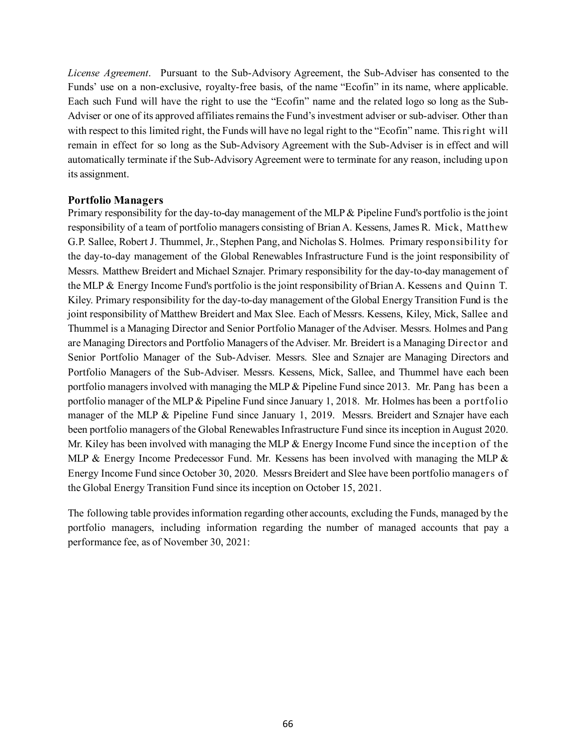*License Agreement*. Pursuant to the Sub-Advisory Agreement, the Sub-Adviser has consented to the Funds' use on a non-exclusive, royalty-free basis, of the name "Ecofin" in its name, where applicable. Each such Fund will have the right to use the "Ecofin" name and the related logo so long as the Sub-Adviser or one of its approved affiliates remains the Fund's investment adviser or sub-adviser. Other than with respect to this limited right, the Funds will have no legal right to the "Ecofin" name. This right will remain in effect for so long as the Sub-Advisory Agreement with the Sub-Adviser is in effect and will automatically terminate if the Sub-Advisory Agreement were to terminate for any reason, including upon its assignment.

### Portfolio Managers

Primary responsibility for the day-to-day management of the MLP & Pipeline Fund's portfolio is the joint responsibility of a team of portfolio managers consisting of Brian A. Kessens, James R. Mick, Matthew G.P. Sallee, Robert J. Thummel, Jr., Stephen Pang, and Nicholas S. Holmes. Primary responsibility for the day-to-day management of the Global Renewables Infrastructure Fund is the joint responsibility of Messrs. Matthew Breidert and Michael Sznajer. Primary responsibility for the day-to-day management of the MLP & Energy Income Fund's portfolio is the joint responsibility of Brian A. Kessens and Quinn T. Kiley. Primary responsibility for the day-to-day management of the Global Energy Transition Fund is the joint responsibility of Matthew Breidert and Max Slee. Each of Messrs. Kessens, Kiley, Mick, Sallee and Thummel is a Managing Director and Senior Portfolio Manager of the Adviser. Messrs. Holmes and Pang are Managing Directors and Portfolio Managers of the Adviser. Mr. Breidert is a Managing Director and Senior Portfolio Manager of the Sub-Adviser. Messrs. Slee and Sznajer are Managing Directors and Portfolio Managers of the Sub-Adviser. Messrs. Kessens, Mick, Sallee, and Thummel have each been portfolio managers involved with managing the MLP & Pipeline Fund since 2013. Mr. Pang has been a portfolio manager of the MLP & Pipeline Fund since January 1, 2018. Mr. Holmes has been a portfolio manager of the MLP & Pipeline Fund since January 1, 2019. Messrs. Breidert and Sznajer have each been portfolio managers of the Global Renewables Infrastructure Fund since its inception in August 2020. Mr. Kiley has been involved with managing the MLP & Energy Income Fund since the inception of the MLP & Energy Income Predecessor Fund. Mr. Kessens has been involved with managing the MLP & Energy Income Fund since October 30, 2020. Messrs Breidert and Slee have been portfolio managers of the Global Energy Transition Fund since its inception on October 15, 2021.

The following table provides information regarding other accounts, excluding the Funds, managed by the portfolio managers, including information regarding the number of managed accounts that pay a performance fee, as of November 30, 2021: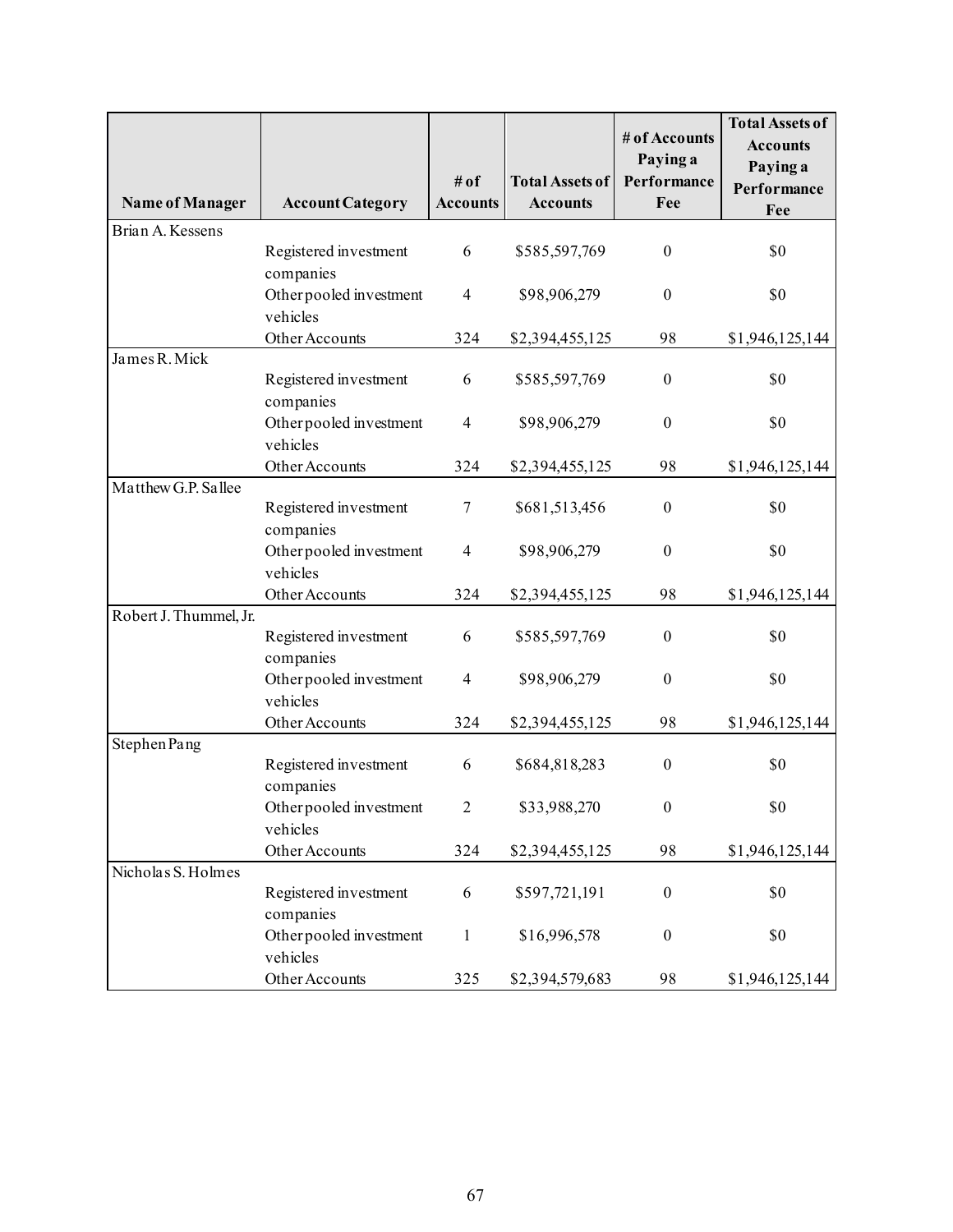| Name of Manager | Account Category | # of Accounts | Total Assets of Accounts | # of Accounts Paying a Performance Fee | Total Assets of Accounts Paying a Performance Fee |
|---|---|---|---|---|---|
| Brian A. Kessens | | | | | |
| | Registered investment companies | 6 | $585,597,769 | 0 | $0 |
| | Other pooled investment vehicles | 4 | $98,906,279 | 0 | $0 |
| | Other Accounts | 324 | $2,394,455,125 | 98 | $1,946,125,144 |
| James R. Mick | | | | | |
| | Registered investment companies | 6 | $585,597,769 | 0 | $0 |
| | Other pooled investment vehicles | 4 | $98,906,279 | 0 | $0 |
| | Other Accounts | 324 | $2,394,455,125 | 98 | $1,946,125,144 |
| Matthew G.P. Sallee | | | | | |
| | Registered investment companies | 7 | $681,513,456 | 0 | $0 |
| | Other pooled investment vehicles | 4 | $98,906,279 | 0 | $0 |
| | Other Accounts | 324 | $2,394,455,125 | 98 | $1,946,125,144 |
| Robert J. Thummel, Jr. | | | | | |
| | Registered investment companies | 6 | $585,597,769 | 0 | $0 |
| | Other pooled investment vehicles | 4 | $98,906,279 | 0 | $0 |
| | Other Accounts | 324 | $2,394,455,125 | 98 | $1,946,125,144 |
| Stephen Pang | | | | | |
| | Registered investment companies | 6 | $684,818,283 | 0 | $0 |
| | Other pooled investment vehicles | 2 | $33,988,270 | 0 | $0 |
| | Other Accounts | 324 | $2,394,455,125 | 98 | $1,946,125,144 |
| Nicholas S. Holmes | | | | | |
| | Registered investment companies | 6 | $597,721,191 | 0 | $0 |
| | Other pooled investment vehicles | 1 | $16,996,578 | 0 | $0 |
| | Other Accounts | 325 | $2,394,579,683 | 98 | $1,946,125,144 |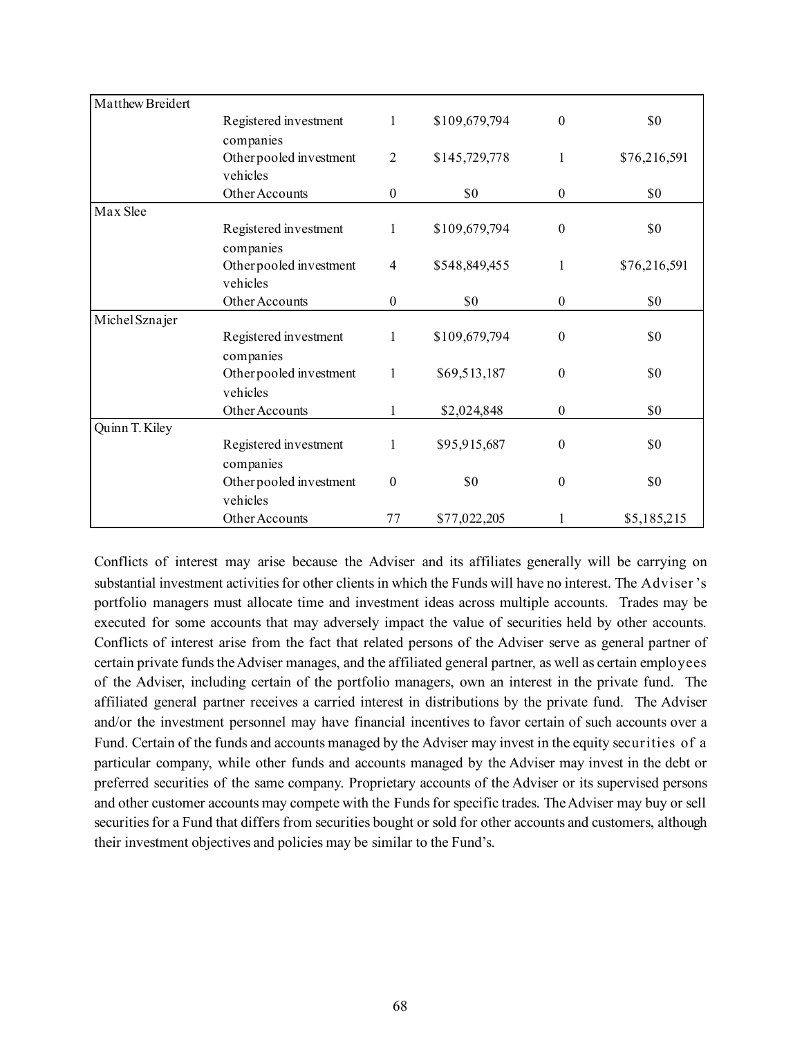| | | | | | |
|---|---|---|---|---|---|
| Matthew Breidert | | | | | |
| | Registered investment companies | 1 | $109,679,794 | 0 | $0 |
| | Other pooled investment vehicles | 2 | $145,729,778 | 1 | $76,216,591 |
| | Other Accounts | 0 | $0 | 0 | $0 |
| Max Slee | | | | | |
| | Registered investment companies | 1 | $109,679,794 | 0 | $0 |
| | Other pooled investment vehicles | 4 | $548,849,455 | 1 | $76,216,591 |
| | Other Accounts | 0 | $0 | 0 | $0 |
| Michel Sznajer | | | | | |
| | Registered investment companies | 1 | $109,679,794 | 0 | $0 |
| | Other pooled investment vehicles | 1 | $69,513,187 | 0 | $0 |
| | Other Accounts | 1 | $2,024,848 | 0 | $0 |
| Quinn T. Kiley | | | | | |
| | Registered investment companies | 1 | $95,915,687 | 0 | $0 |
| | Other pooled investment vehicles | 0 | $0 | 0 | $0 |
| | Other Accounts | 77 | $77,022,205 | 1 | $5,185,215 |

Conflicts of interest may arise because the Adviser and its affiliates generally will be carrying on substantial investment activities for other clients in which the Funds will have no interest. The Adviser's portfolio managers must allocate time and investment ideas across multiple accounts. Trades may be executed for some accounts that may adversely impact the value of securities held by other accounts. Conflicts of interest arise from the fact that related persons of the Adviser serve as general partner of certain private funds the Adviser manages, and the affiliated general partner, as well as certain employees of the Adviser, including certain of the portfolio managers, own an interest in the private fund. The affiliated general partner receives a carried interest in distributions by the private fund. The Adviser and/or the investment personnel may have financial incentives to favor certain of such accounts over a Fund. Certain of the funds and accounts managed by the Adviser may invest in the equity securities of a particular company, while other funds and accounts managed by the Adviser may invest in the debt or preferred securities of the same company. Proprietary accounts of the Adviser or its supervised persons and other customer accounts may compete with the Funds for specific trades. The Adviser may buy or sell securities for a Fund that differs from securities bought or sold for other accounts and customers, although their investment objectives and policies may be similar to the Fund's.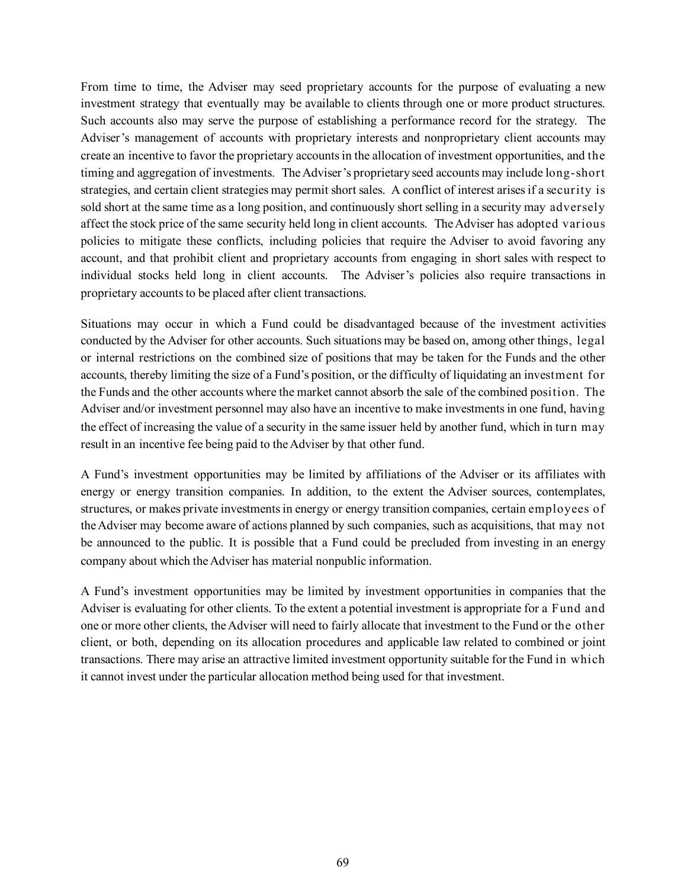From time to time, the Adviser may seed proprietary accounts for the purpose of evaluating a new investment strategy that eventually may be available to clients through one or more product structures. Such accounts also may serve the purpose of establishing a performance record for the strategy. The Adviser's management of accounts with proprietary interests and nonproprietary client accounts may create an incentive to favor the proprietary accounts in the allocation of investment opportunities, and the timing and aggregation of investments. The Adviser's proprietary seed accounts may include long-short strategies, and certain client strategies may permit short sales. A conflict of interest arises if a security is sold short at the same time as a long position, and continuously short selling in a security may adversely affect the stock price of the same security held long in client accounts. The Adviser has adopted various policies to mitigate these conflicts, including policies that require the Adviser to avoid favoring any account, and that prohibit client and proprietary accounts from engaging in short sales with respect to individual stocks held long in client accounts. The Adviser's policies also require transactions in proprietary accounts to be placed after client transactions.

Situations may occur in which a Fund could be disadvantaged because of the investment activities conducted by the Adviser for other accounts. Such situations may be based on, among other things, legal or internal restrictions on the combined size of positions that may be taken for the Funds and the other accounts, thereby limiting the size of a Fund's position, or the difficulty of liquidating an investment for the Funds and the other accounts where the market cannot absorb the sale of the combined position. The Adviser and/or investment personnel may also have an incentive to make investments in one fund, having the effect of increasing the value of a security in the same issuer held by another fund, which in turn may result in an incentive fee being paid to the Adviser by that other fund.

A Fund's investment opportunities may be limited by affiliations of the Adviser or its affiliates with energy or energy transition companies. In addition, to the extent the Adviser sources, contemplates, structures, or makes private investments in energy or energy transition companies, certain employees of the Adviser may become aware of actions planned by such companies, such as acquisitions, that may not be announced to the public. It is possible that a Fund could be precluded from investing in an energy company about which the Adviser has material nonpublic information.

A Fund's investment opportunities may be limited by investment opportunities in companies that the Adviser is evaluating for other clients. To the extent a potential investment is appropriate for a Fund and one or more other clients, the Adviser will need to fairly allocate that investment to the Fund or the other client, or both, depending on its allocation procedures and applicable law related to combined or joint transactions. There may arise an attractive limited investment opportunity suitable for the Fund in which it cannot invest under the particular allocation method being used for that investment.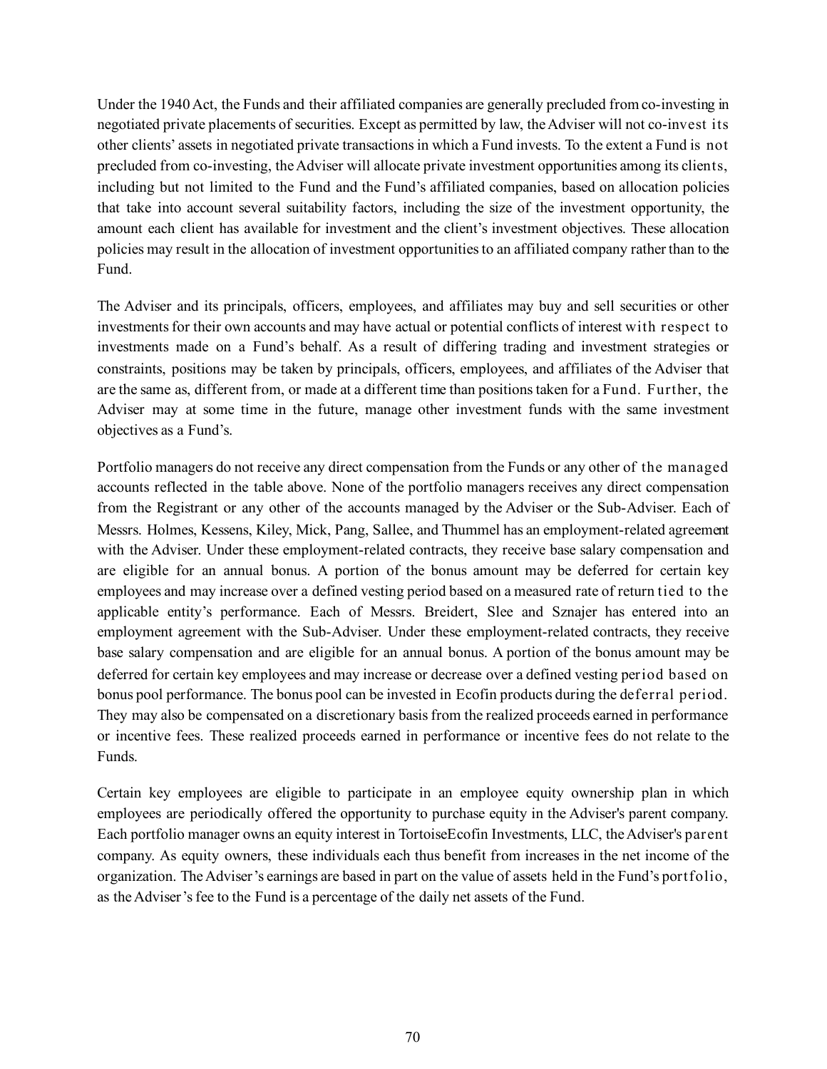Under the 1940 Act, the Funds and their affiliated companies are generally precluded from co-investing in negotiated private placements of securities. Except as permitted by law, the Adviser will not co-invest its other clients' assets in negotiated private transactions in which a Fund invests. To the extent a Fund is not precluded from co-investing, the Adviser will allocate private investment opportunities among its clients, including but not limited to the Fund and the Fund's affiliated companies, based on allocation policies that take into account several suitability factors, including the size of the investment opportunity, the amount each client has available for investment and the client's investment objectives. These allocation policies may result in the allocation of investment opportunities to an affiliated company rather than to the Fund.

The Adviser and its principals, officers, employees, and affiliates may buy and sell securities or other investments for their own accounts and may have actual or potential conflicts of interest with respect to investments made on a Fund's behalf. As a result of differing trading and investment strategies or constraints, positions may be taken by principals, officers, employees, and affiliates of the Adviser that are the same as, different from, or made at a different time than positions taken for a Fund. Further, the Adviser may at some time in the future, manage other investment funds with the same investment objectives as a Fund's.

Portfolio managers do not receive any direct compensation from the Funds or any other of the managed accounts reflected in the table above. None of the portfolio managers receives any direct compensation from the Registrant or any other of the accounts managed by the Adviser or the Sub-Adviser. Each of Messrs. Holmes, Kessens, Kiley, Mick, Pang, Sallee, and Thummel has an employment-related agreement with the Adviser. Under these employment-related contracts, they receive base salary compensation and are eligible for an annual bonus. A portion of the bonus amount may be deferred for certain key employees and may increase over a defined vesting period based on a measured rate of return tied to the applicable entity's performance. Each of Messrs. Breidert, Slee and Sznajer has entered into an employment agreement with the Sub-Adviser. Under these employment-related contracts, they receive base salary compensation and are eligible for an annual bonus. A portion of the bonus amount may be deferred for certain key employees and may increase or decrease over a defined vesting period based on bonus pool performance. The bonus pool can be invested in Ecofin products during the deferral period. They may also be compensated on a discretionary basis from the realized proceeds earned in performance or incentive fees. These realized proceeds earned in performance or incentive fees do not relate to the Funds.

Certain key employees are eligible to participate in an employee equity ownership plan in which employees are periodically offered the opportunity to purchase equity in the Adviser's parent company. Each portfolio manager owns an equity interest in TortoiseEcofin Investments, LLC, the Adviser's parent company. As equity owners, these individuals each thus benefit from increases in the net income of the organization. The Adviser's earnings are based in part on the value of assets held in the Fund's portfolio, as the Adviser's fee to the Fund is a percentage of the daily net assets of the Fund.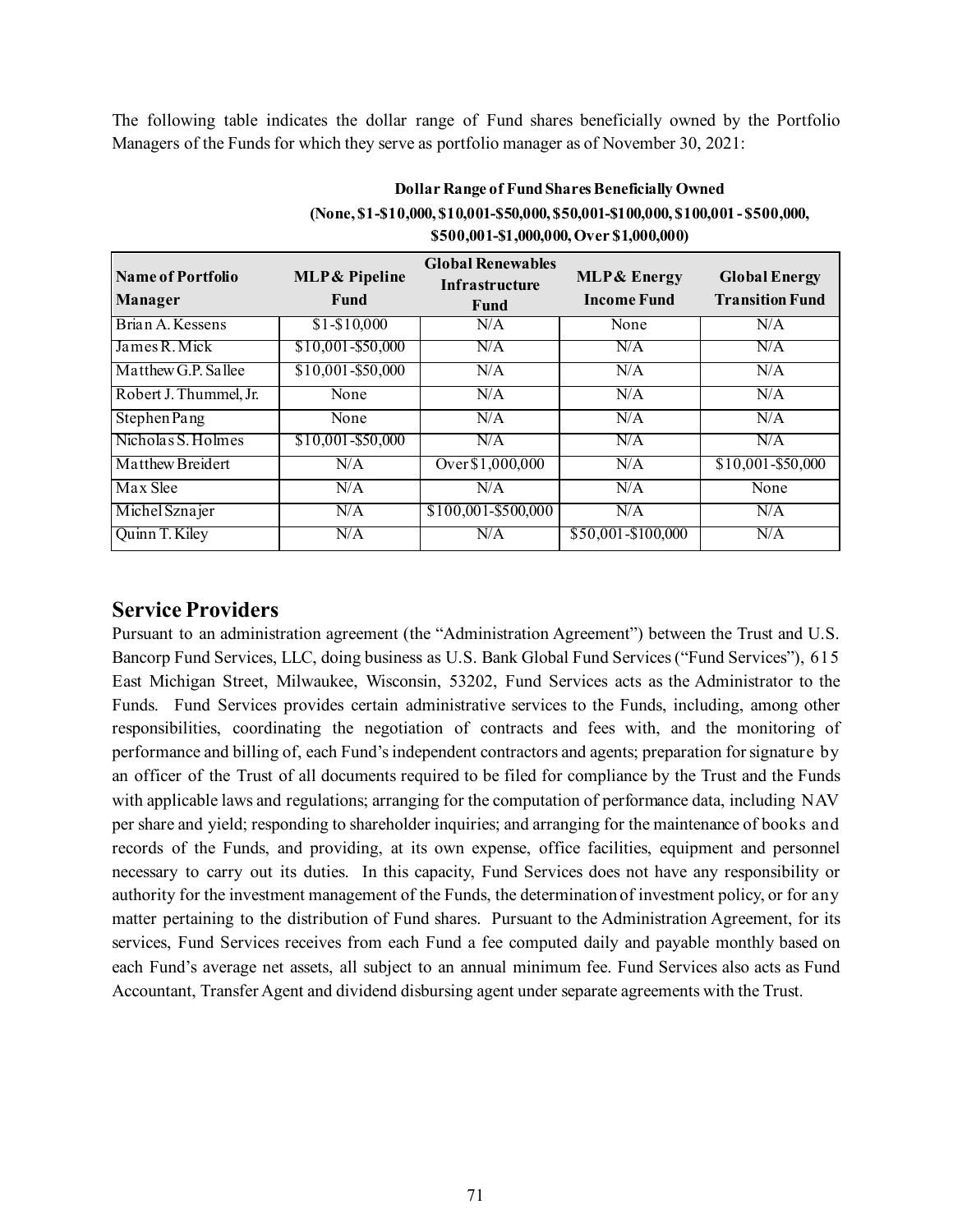The following table indicates the dollar range of Fund shares beneficially owned by the Portfolio Managers of the Funds for which they serve as portfolio manager as of November 30, 2021:

| | Dollar Range of Fund Shares Beneficially Owned (None, $1-$10,000, $10,001-$50,000, $50,001-$100,000, $100,001 - $500,000, $500,001-$1,000,000, Over $1,000,000) | | | |
|---|---|---|---|---|
| **Name of Portfolio Manager** | **MLP & Pipeline Fund** | **Global Renewables Infrastructure Fund** | **MLP & Energy Income Fund** | **Global Energy Transition Fund** |
| Brian A. Kessens | $1-$10,000 | N/A | None | N/A |
| James R. Mick | $10,001-$50,000 | N/A | N/A | N/A |
| Matthew G.P. Sallee | $10,001-$50,000 | N/A | N/A | N/A |
| Robert J. Thummel, Jr. | None | N/A | N/A | N/A |
| Stephen Pang | None | N/A | N/A | N/A |
| Nicholas S. Holmes | $10,001-$50,000 | N/A | N/A | N/A |
| Matthew Breidert | N/A | Over $1,000,000 | N/A | $10,001-$50,000 |
| Max Slee | N/A | N/A | N/A | None |
| Michel Sznajer | N/A | $100,001-$500,000 | N/A | N/A |
| Quinn T. Kiley | N/A | N/A | $50,001-$100,000 | N/A |

## Service Providers

Pursuant to an administration agreement (the "Administration Agreement") between the Trust and U.S. Bancorp Fund Services, LLC, doing business as U.S. Bank Global Fund Services ("Fund Services"), 615 East Michigan Street, Milwaukee, Wisconsin, 53202, Fund Services acts as the Administrator to the Funds. Fund Services provides certain administrative services to the Funds, including, among other responsibilities, coordinating the negotiation of contracts and fees with, and the monitoring of performance and billing of, each Fund's independent contractors and agents; preparation for signature by an officer of the Trust of all documents required to be filed for compliance by the Trust and the Funds with applicable laws and regulations; arranging for the computation of performance data, including NAV per share and yield; responding to shareholder inquiries; and arranging for the maintenance of books and records of the Funds, and providing, at its own expense, office facilities, equipment and personnel necessary to carry out its duties. In this capacity, Fund Services does not have any responsibility or authority for the investment management of the Funds, the determination of investment policy, or for any matter pertaining to the distribution of Fund shares. Pursuant to the Administration Agreement, for its services, Fund Services receives from each Fund a fee computed daily and payable monthly based on each Fund's average net assets, all subject to an annual minimum fee. Fund Services also acts as Fund Accountant, Transfer Agent and dividend disbursing agent under separate agreements with the Trust.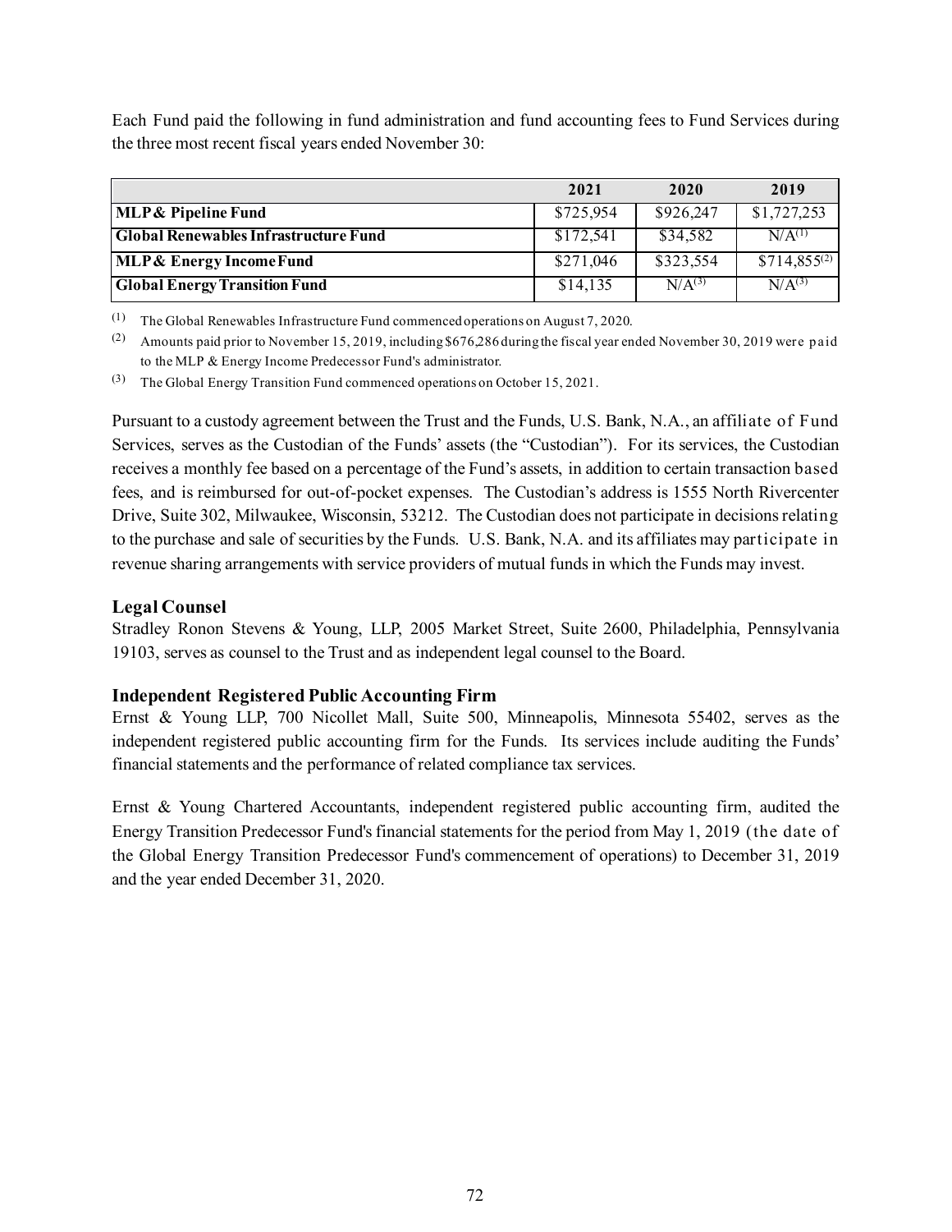Each Fund paid the following in fund administration and fund accounting fees to Fund Services during the three most recent fiscal years ended November 30:

| | 2021 | 2020 | 2019 |
|---|---|---|---|
| **MLP & Pipeline Fund** | $725,954 | $926,247 | $1,727,253 |
| **Global Renewables Infrastructure Fund** | $172,541 | $34,582 | N/A[1] |
| **MLP & Energy Income Fund** | $271,046 | $323,554 | $714,855[2] |
| **Global Energy Transition Fund** | $14,135 | N/A[3] | N/A[3] |

(1) The Global Renewables Infrastructure Fund commenced operations on August 7, 2020.

(2) Amounts paid prior to November 15, 2019, including $676,286 during the fiscal year ended November 30, 2019 were paid to the MLP & Energy Income Predecessor Fund's administrator.

(3) The Global Energy Transition Fund commenced operations on October 15, 2021.

Pursuant to a custody agreement between the Trust and the Funds, U.S. Bank, N.A., an affiliate of Fund Services, serves as the Custodian of the Funds' assets (the "Custodian"). For its services, the Custodian receives a monthly fee based on a percentage of the Fund's assets, in addition to certain transaction based fees, and is reimbursed for out-of-pocket expenses. The Custodian's address is 1555 North Rivercenter Drive, Suite 302, Milwaukee, Wisconsin, 53212. The Custodian does not participate in decisions relating to the purchase and sale of securities by the Funds. U.S. Bank, N.A. and its affiliates may participate in revenue sharing arrangements with service providers of mutual funds in which the Funds may invest.

### Legal Counsel

Stradley Ronon Stevens & Young, LLP, 2005 Market Street, Suite 2600, Philadelphia, Pennsylvania 19103, serves as counsel to the Trust and as independent legal counsel to the Board.

### Independent Registered Public Accounting Firm

Ernst & Young LLP, 700 Nicollet Mall, Suite 500, Minneapolis, Minnesota 55402, serves as the independent registered public accounting firm for the Funds. Its services include auditing the Funds' financial statements and the performance of related compliance tax services.

Ernst & Young Chartered Accountants, independent registered public accounting firm, audited the Energy Transition Predecessor Fund's financial statements for the period from May 1, 2019 (the date of the Global Energy Transition Predecessor Fund's commencement of operations) to December 31, 2019 and the year ended December 31, 2020.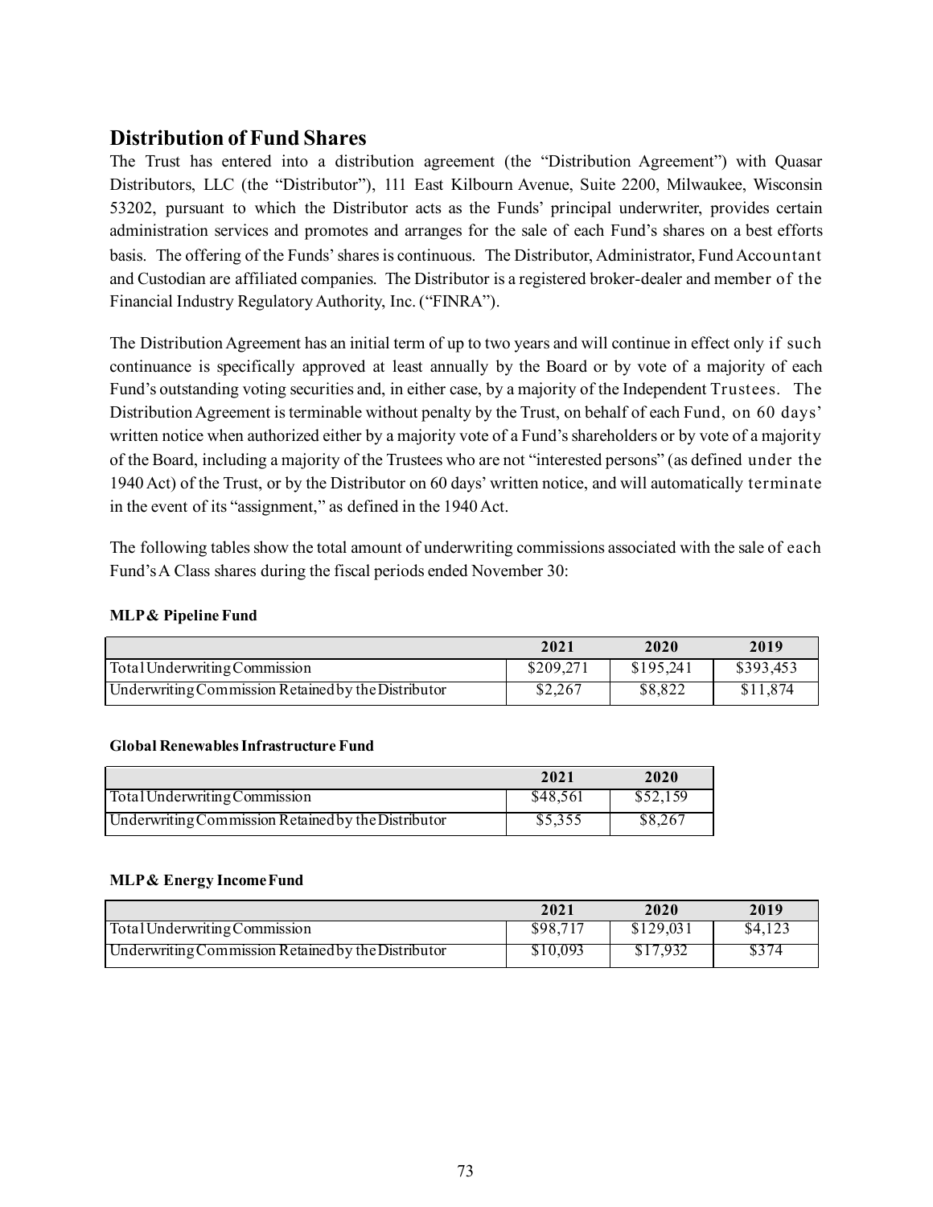## Distribution of Fund Shares

The Trust has entered into a distribution agreement (the "Distribution Agreement") with Quasar Distributors, LLC (the "Distributor"), 111 East Kilbourn Avenue, Suite 2200, Milwaukee, Wisconsin 53202, pursuant to which the Distributor acts as the Funds' principal underwriter, provides certain administration services and promotes and arranges for the sale of each Fund's shares on a best efforts basis. The offering of the Funds' shares is continuous. The Distributor, Administrator, Fund Accountant and Custodian are affiliated companies. The Distributor is a registered broker-dealer and member of the Financial Industry Regulatory Authority, Inc. ("FINRA").

The Distribution Agreement has an initial term of up to two years and will continue in effect only if such continuance is specifically approved at least annually by the Board or by vote of a majority of each Fund's outstanding voting securities and, in either case, by a majority of the Independent Trustees. The Distribution Agreement is terminable without penalty by the Trust, on behalf of each Fund, on 60 days' written notice when authorized either by a majority vote of a Fund's shareholders or by vote of a majority of the Board, including a majority of the Trustees who are not "interested persons" (as defined under the 1940 Act) of the Trust, or by the Distributor on 60 days' written notice, and will automatically terminate in the event of its "assignment," as defined in the 1940 Act.

The following tables show the total amount of underwriting commissions associated with the sale of each Fund's A Class shares during the fiscal periods ended November 30:

**MLP & Pipeline Fund**

| | 2021 | 2020 | 2019 |
|---|---|---|---|
| Total Underwriting Commission | $209,271 | $195,241 | $393,453 |
| Underwriting Commission Retained by the Distributor | $2,267 | $8,822 | $11,874 |

**Global Renewables Infrastructure Fund**

| | 2021 | 2020 |
|---|---|---|
| Total Underwriting Commission | $48,561 | $52,159 |
| Underwriting Commission Retained by the Distributor | $5,355 | $8,267 |

**MLP & Energy Income Fund**

| | 2021 | 2020 | 2019 |
|---|---|---|---|
| Total Underwriting Commission | $98,717 | $129,031 | $4,123 |
| Underwriting Commission Retained by the Distributor | $10,093 | $17,932 | $374 |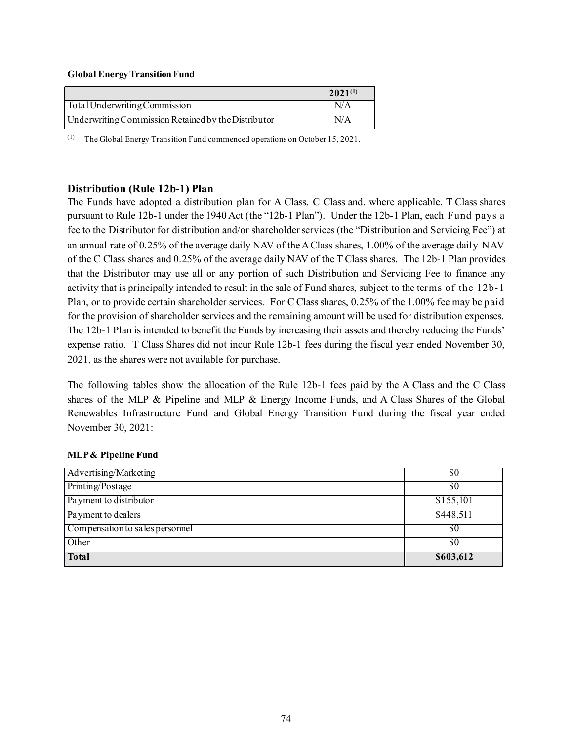**Global Energy Transition Fund**

| | 2021[(1)] |
|---|---|
| Total Underwriting Commission | N/A |
| Underwriting Commission Retained by the Distributor | N/A |

(1) The Global Energy Transition Fund commenced operations on October 15, 2021.

## Distribution (Rule 12b-1) Plan

The Funds have adopted a distribution plan for A Class, C Class and, where applicable, T Class shares pursuant to Rule 12b-1 under the 1940 Act (the "12b-1 Plan"). Under the 12b-1 Plan, each Fund pays a fee to the Distributor for distribution and/or shareholder services (the "Distribution and Servicing Fee") at an annual rate of 0.25% of the average daily NAV of the A Class shares, 1.00% of the average daily NAV of the C Class shares and 0.25% of the average daily NAV of the T Class shares. The 12b-1 Plan provides that the Distributor may use all or any portion of such Distribution and Servicing Fee to finance any activity that is principally intended to result in the sale of Fund shares, subject to the terms of the 12b-1 Plan, or to provide certain shareholder services. For C Class shares, 0.25% of the 1.00% fee may be paid for the provision of shareholder services and the remaining amount will be used for distribution expenses. The 12b-1 Plan is intended to benefit the Funds by increasing their assets and thereby reducing the Funds' expense ratio. T Class Shares did not incur Rule 12b-1 fees during the fiscal year ended November 30, 2021, as the shares were not available for purchase.

The following tables show the allocation of the Rule 12b-1 fees paid by the A Class and the C Class shares of the MLP & Pipeline and MLP & Energy Income Funds, and A Class Shares of the Global Renewables Infrastructure Fund and Global Energy Transition Fund during the fiscal year ended November 30, 2021:

**MLP & Pipeline Fund**

| | |
|---|---|
| Advertising/Marketing | $0 |
| Printing/Postage | $0 |
| Payment to distributor | $155,101 |
| Payment to dealers | $448,511 |
| Compensation to sales personnel | $0 |
| Other | $0 |
| **Total** | **$603,612** |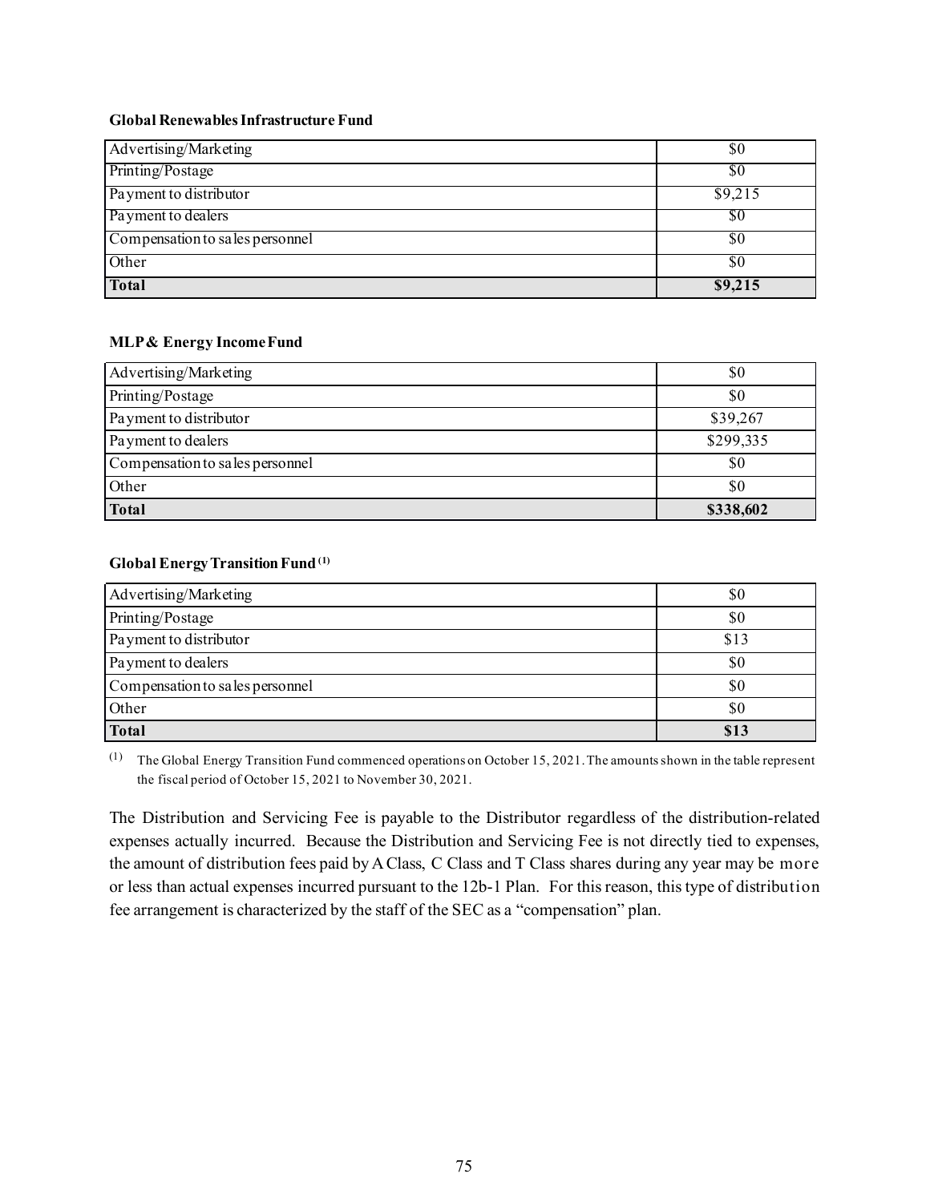**Global Renewables Infrastructure Fund**

| | |
|---|---|
| Advertising/Marketing | $0 |
| Printing/Postage | $0 |
| Payment to distributor | $9,215 |
| Payment to dealers | $0 |
| Compensation to sales personnel | $0 |
| Other | $0 |
| **Total** | **$9,215** |

**MLP & Energy Income Fund**

| | |
|---|---|
| Advertising/Marketing | $0 |
| Printing/Postage | $0 |
| Payment to distributor | $39,267 |
| Payment to dealers | $299,335 |
| Compensation to sales personnel | $0 |
| Other | $0 |
| **Total** | **$338,602** |

**Global Energy Transition Fund [(1)]**

| | |
|---|---|
| Advertising/Marketing | $0 |
| Printing/Postage | $0 |
| Payment to distributor | $13 |
| Payment to dealers | $0 |
| Compensation to sales personnel | $0 |
| Other | $0 |
| **Total** | **$13** |

(1) The Global Energy Transition Fund commenced operations on October 15, 2021. The amounts shown in the table represent the fiscal period of October 15, 2021 to November 30, 2021.

The Distribution and Servicing Fee is payable to the Distributor regardless of the distribution-related expenses actually incurred. Because the Distribution and Servicing Fee is not directly tied to expenses, the amount of distribution fees paid by A Class, C Class and T Class shares during any year may be more or less than actual expenses incurred pursuant to the 12b-1 Plan. For this reason, this type of distribution fee arrangement is characterized by the staff of the SEC as a "compensation" plan.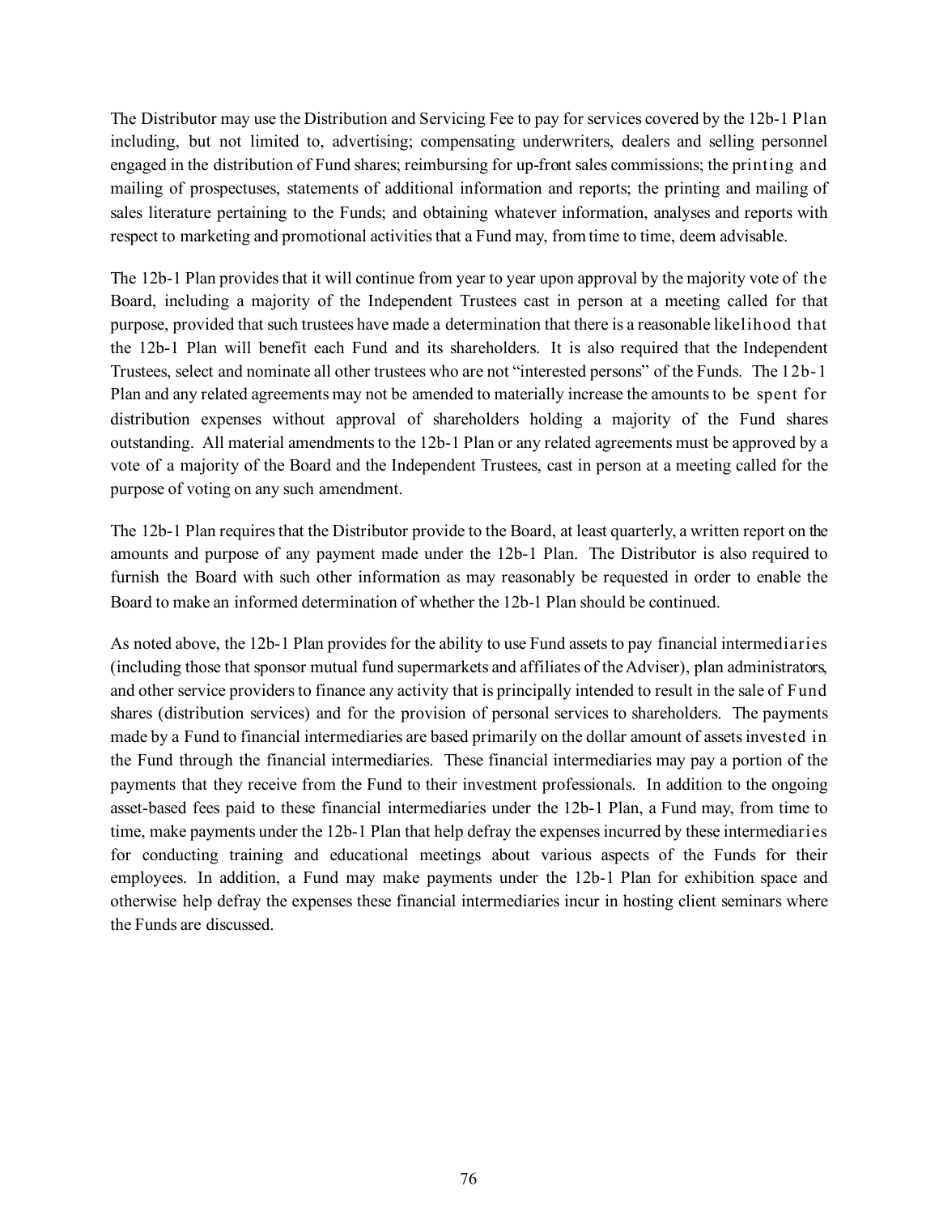The Distributor may use the Distribution and Servicing Fee to pay for services covered by the 12b-1 Plan including, but not limited to, advertising; compensating underwriters, dealers and selling personnel engaged in the distribution of Fund shares; reimbursing for up-front sales commissions; the printing and mailing of prospectuses, statements of additional information and reports; the printing and mailing of sales literature pertaining to the Funds; and obtaining whatever information, analyses and reports with respect to marketing and promotional activities that a Fund may, from time to time, deem advisable.

The 12b-1 Plan provides that it will continue from year to year upon approval by the majority vote of the Board, including a majority of the Independent Trustees cast in person at a meeting called for that purpose, provided that such trustees have made a determination that there is a reasonable likelihood that the 12b-1 Plan will benefit each Fund and its shareholders. It is also required that the Independent Trustees, select and nominate all other trustees who are not "interested persons" of the Funds. The 12b-1 Plan and any related agreements may not be amended to materially increase the amounts to be spent for distribution expenses without approval of shareholders holding a majority of the Fund shares outstanding. All material amendments to the 12b-1 Plan or any related agreements must be approved by a vote of a majority of the Board and the Independent Trustees, cast in person at a meeting called for the purpose of voting on any such amendment.

The 12b-1 Plan requires that the Distributor provide to the Board, at least quarterly, a written report on the amounts and purpose of any payment made under the 12b-1 Plan. The Distributor is also required to furnish the Board with such other information as may reasonably be requested in order to enable the Board to make an informed determination of whether the 12b-1 Plan should be continued.

As noted above, the 12b-1 Plan provides for the ability to use Fund assets to pay financial intermediaries (including those that sponsor mutual fund supermarkets and affiliates of the Adviser), plan administrators, and other service providers to finance any activity that is principally intended to result in the sale of Fund shares (distribution services) and for the provision of personal services to shareholders. The payments made by a Fund to financial intermediaries are based primarily on the dollar amount of assets invested in the Fund through the financial intermediaries. These financial intermediaries may pay a portion of the payments that they receive from the Fund to their investment professionals. In addition to the ongoing asset-based fees paid to these financial intermediaries under the 12b-1 Plan, a Fund may, from time to time, make payments under the 12b-1 Plan that help defray the expenses incurred by these intermediaries for conducting training and educational meetings about various aspects of the Funds for their employees. In addition, a Fund may make payments under the 12b-1 Plan for exhibition space and otherwise help defray the expenses these financial intermediaries incur in hosting client seminars where the Funds are discussed.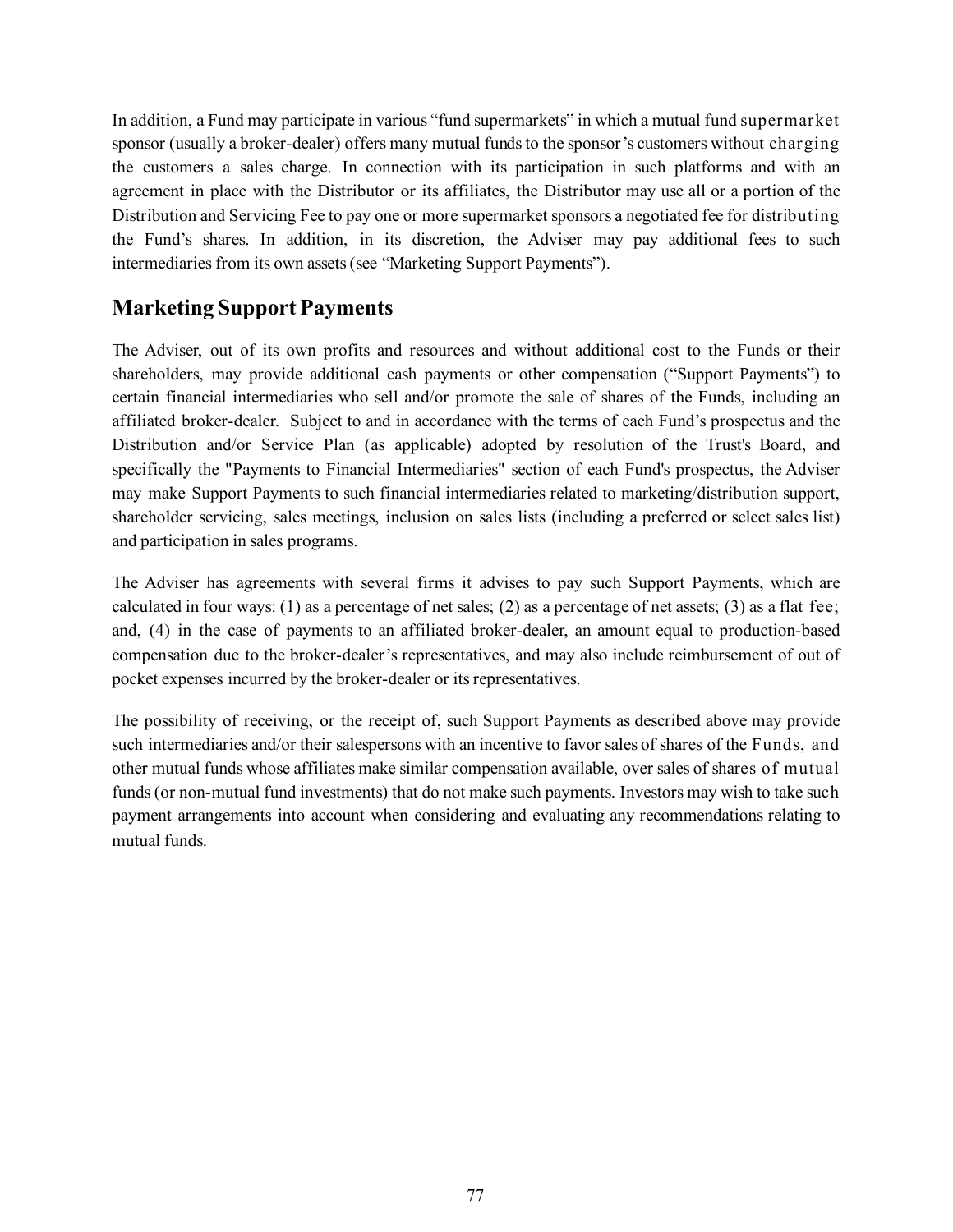In addition, a Fund may participate in various "fund supermarkets" in which a mutual fund supermarket sponsor (usually a broker-dealer) offers many mutual funds to the sponsor's customers without charging the customers a sales charge. In connection with its participation in such platforms and with an agreement in place with the Distributor or its affiliates, the Distributor may use all or a portion of the Distribution and Servicing Fee to pay one or more supermarket sponsors a negotiated fee for distributing the Fund's shares. In addition, in its discretion, the Adviser may pay additional fees to such intermediaries from its own assets (see "Marketing Support Payments").

## Marketing Support Payments

The Adviser, out of its own profits and resources and without additional cost to the Funds or their shareholders, may provide additional cash payments or other compensation ("Support Payments") to certain financial intermediaries who sell and/or promote the sale of shares of the Funds, including an affiliated broker-dealer. Subject to and in accordance with the terms of each Fund's prospectus and the Distribution and/or Service Plan (as applicable) adopted by resolution of the Trust's Board, and specifically the "Payments to Financial Intermediaries" section of each Fund's prospectus, the Adviser may make Support Payments to such financial intermediaries related to marketing/distribution support, shareholder servicing, sales meetings, inclusion on sales lists (including a preferred or select sales list) and participation in sales programs.

The Adviser has agreements with several firms it advises to pay such Support Payments, which are calculated in four ways: (1) as a percentage of net sales; (2) as a percentage of net assets; (3) as a flat fee; and, (4) in the case of payments to an affiliated broker-dealer, an amount equal to production-based compensation due to the broker-dealer's representatives, and may also include reimbursement of out of pocket expenses incurred by the broker-dealer or its representatives.

The possibility of receiving, or the receipt of, such Support Payments as described above may provide such intermediaries and/or their salespersons with an incentive to favor sales of shares of the Funds, and other mutual funds whose affiliates make similar compensation available, over sales of shares of mutual funds (or non-mutual fund investments) that do not make such payments. Investors may wish to take such payment arrangements into account when considering and evaluating any recommendations relating to mutual funds.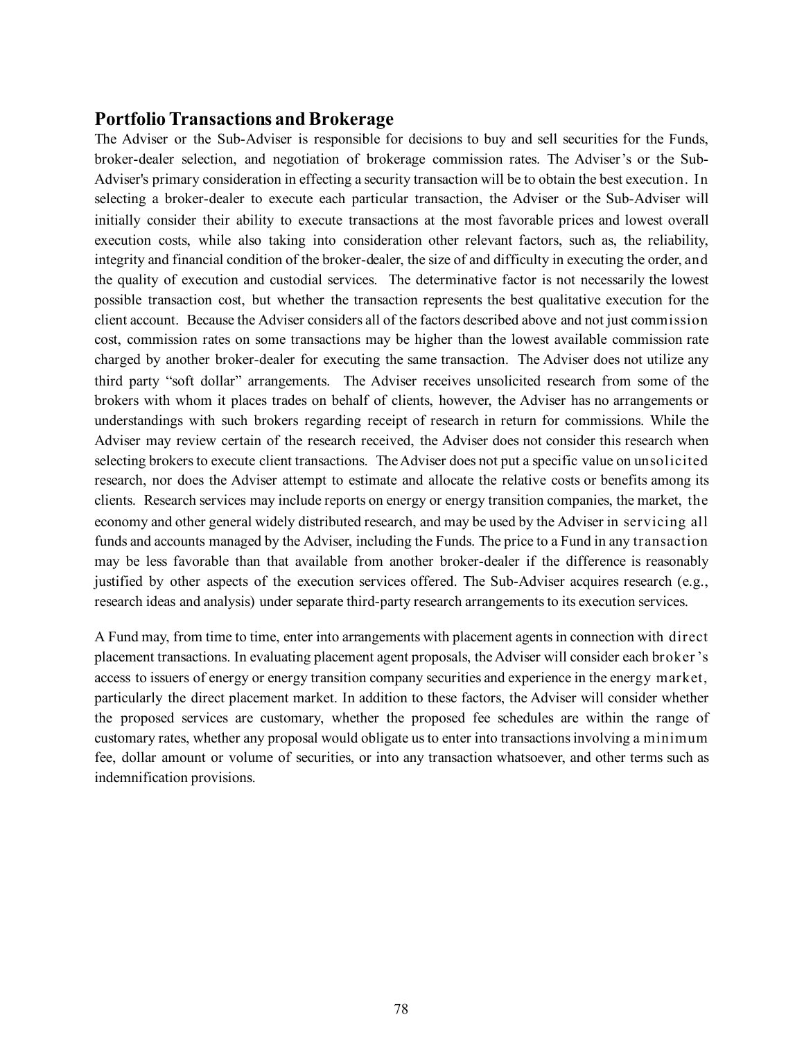## Portfolio Transactions and Brokerage

The Adviser or the Sub-Adviser is responsible for decisions to buy and sell securities for the Funds, broker-dealer selection, and negotiation of brokerage commission rates. The Adviser's or the Sub-Adviser's primary consideration in effecting a security transaction will be to obtain the best execution. In selecting a broker-dealer to execute each particular transaction, the Adviser or the Sub-Adviser will initially consider their ability to execute transactions at the most favorable prices and lowest overall execution costs, while also taking into consideration other relevant factors, such as, the reliability, integrity and financial condition of the broker-dealer, the size of and difficulty in executing the order, and the quality of execution and custodial services. The determinative factor is not necessarily the lowest possible transaction cost, but whether the transaction represents the best qualitative execution for the client account. Because the Adviser considers all of the factors described above and not just commission cost, commission rates on some transactions may be higher than the lowest available commission rate charged by another broker-dealer for executing the same transaction. The Adviser does not utilize any third party "soft dollar" arrangements. The Adviser receives unsolicited research from some of the brokers with whom it places trades on behalf of clients, however, the Adviser has no arrangements or understandings with such brokers regarding receipt of research in return for commissions. While the Adviser may review certain of the research received, the Adviser does not consider this research when selecting brokers to execute client transactions. The Adviser does not put a specific value on unsolicited research, nor does the Adviser attempt to estimate and allocate the relative costs or benefits among its clients. Research services may include reports on energy or energy transition companies, the market, the economy and other general widely distributed research, and may be used by the Adviser in servicing all funds and accounts managed by the Adviser, including the Funds. The price to a Fund in any transaction may be less favorable than that available from another broker-dealer if the difference is reasonably justified by other aspects of the execution services offered. The Sub-Adviser acquires research (e.g., research ideas and analysis) under separate third-party research arrangements to its execution services.

A Fund may, from time to time, enter into arrangements with placement agents in connection with direct placement transactions. In evaluating placement agent proposals, the Adviser will consider each broker's access to issuers of energy or energy transition company securities and experience in the energy market, particularly the direct placement market. In addition to these factors, the Adviser will consider whether the proposed services are customary, whether the proposed fee schedules are within the range of customary rates, whether any proposal would obligate us to enter into transactions involving a minimum fee, dollar amount or volume of securities, or into any transaction whatsoever, and other terms such as indemnification provisions.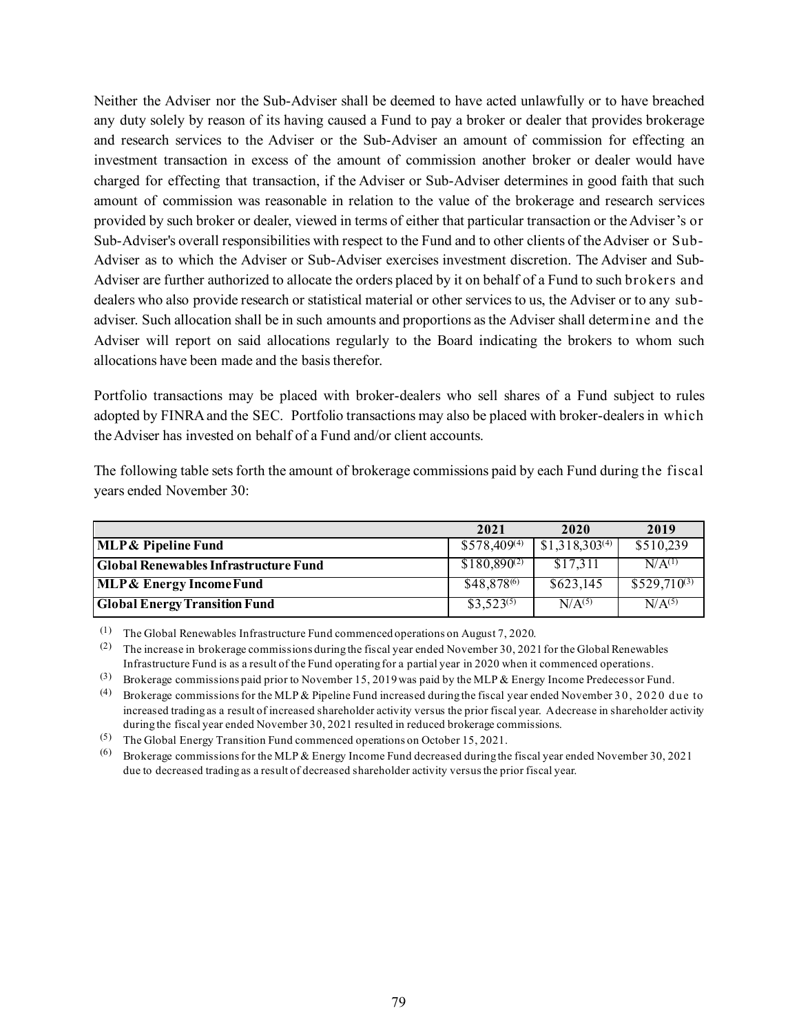Neither the Adviser nor the Sub-Adviser shall be deemed to have acted unlawfully or to have breached any duty solely by reason of its having caused a Fund to pay a broker or dealer that provides brokerage and research services to the Adviser or the Sub-Adviser an amount of commission for effecting an investment transaction in excess of the amount of commission another broker or dealer would have charged for effecting that transaction, if the Adviser or Sub-Adviser determines in good faith that such amount of commission was reasonable in relation to the value of the brokerage and research services provided by such broker or dealer, viewed in terms of either that particular transaction or the Adviser's or Sub-Adviser's overall responsibilities with respect to the Fund and to other clients of the Adviser or Sub-Adviser as to which the Adviser or Sub-Adviser exercises investment discretion. The Adviser and Sub-Adviser are further authorized to allocate the orders placed by it on behalf of a Fund to such brokers and dealers who also provide research or statistical material or other services to us, the Adviser or to any sub-adviser. Such allocation shall be in such amounts and proportions as the Adviser shall determine and the Adviser will report on said allocations regularly to the Board indicating the brokers to whom such allocations have been made and the basis therefor.

Portfolio transactions may be placed with broker-dealers who sell shares of a Fund subject to rules adopted by FINRA and the SEC. Portfolio transactions may also be placed with broker-dealers in which the Adviser has invested on behalf of a Fund and/or client accounts.

The following table sets forth the amount of brokerage commissions paid by each Fund during the fiscal years ended November 30:

| | 2021 | 2020 | 2019 |
|---|---|---|---|
| **MLP & Pipeline Fund** | $578,409[4] | $1,318,303[4] | $510,239 |
| **Global Renewables Infrastructure Fund** | $180,890[2] | $17,311 | N/A[1] |
| **MLP & Energy Income Fund** | $48,878[6] | $623,145 | $529,710[3] |
| **Global Energy Transition Fund** | $3,523[5] | N/A[5] | N/A[5] |

(1) The Global Renewables Infrastructure Fund commenced operations on August 7, 2020.

(2) The increase in brokerage commissions during the fiscal year ended November 30, 2021 for the Global Renewables Infrastructure Fund is as a result of the Fund operating for a partial year in 2020 when it commenced operations.

(3) Brokerage commissions paid prior to November 15, 2019 was paid by the MLP & Energy Income Predecessor Fund.

(4) Brokerage commissions for the MLP & Pipeline Fund increased during the fiscal year ended November 30, 2020 due to increased trading as a result of increased shareholder activity versus the prior fiscal year. A decrease in shareholder activity during the fiscal year ended November 30, 2021 resulted in reduced brokerage commissions.

(5) The Global Energy Transition Fund commenced operations on October 15, 2021.

(6) Brokerage commissions for the MLP & Energy Income Fund decreased during the fiscal year ended November 30, 2021 due to decreased trading as a result of decreased shareholder activity versus the prior fiscal year.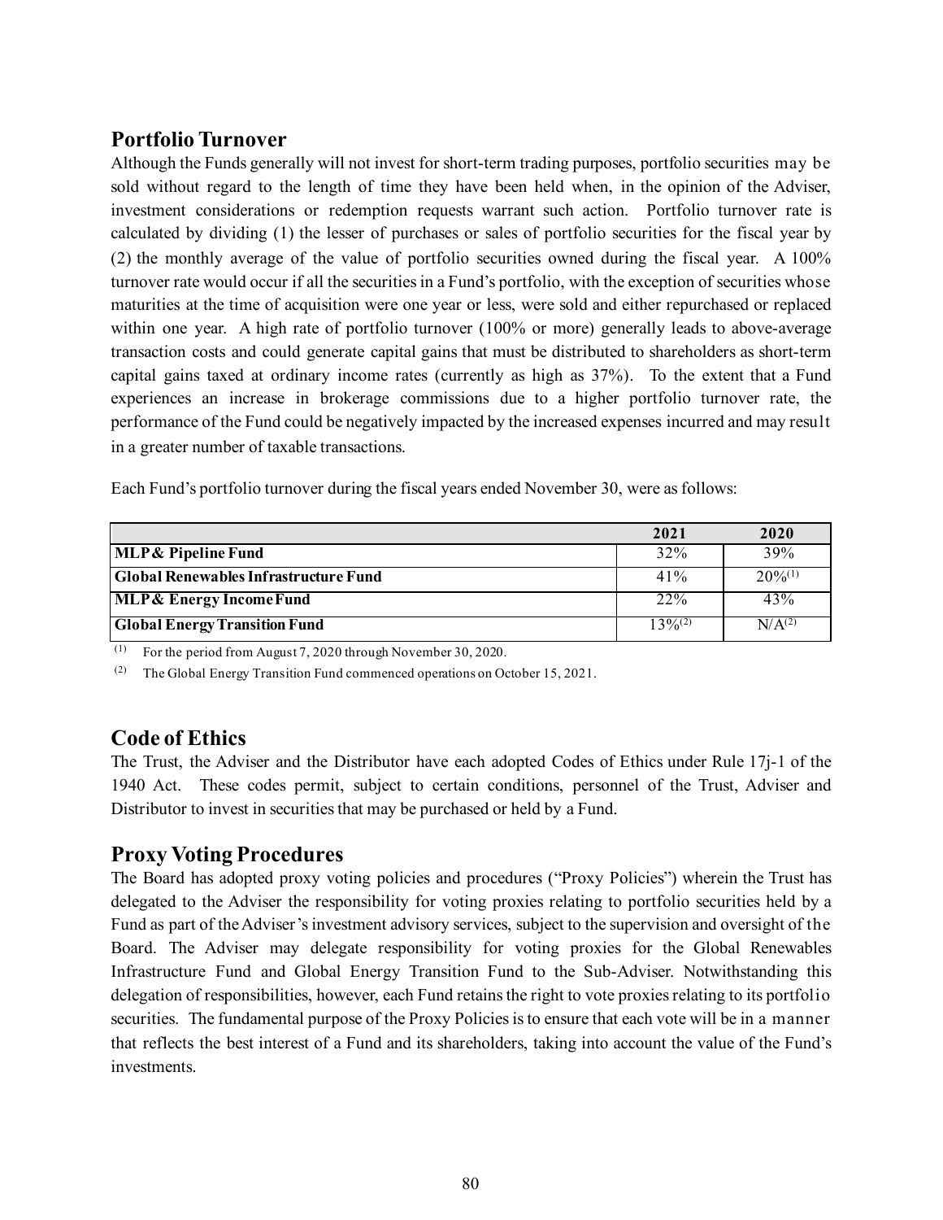## Portfolio Turnover

Although the Funds generally will not invest for short-term trading purposes, portfolio securities may be sold without regard to the length of time they have been held when, in the opinion of the Adviser, investment considerations or redemption requests warrant such action. Portfolio turnover rate is calculated by dividing (1) the lesser of purchases or sales of portfolio securities for the fiscal year by (2) the monthly average of the value of portfolio securities owned during the fiscal year. A 100% turnover rate would occur if all the securities in a Fund's portfolio, with the exception of securities whose maturities at the time of acquisition were one year or less, were sold and either repurchased or replaced within one year. A high rate of portfolio turnover (100% or more) generally leads to above-average transaction costs and could generate capital gains that must be distributed to shareholders as short-term capital gains taxed at ordinary income rates (currently as high as 37%). To the extent that a Fund experiences an increase in brokerage commissions due to a higher portfolio turnover rate, the performance of the Fund could be negatively impacted by the increased expenses incurred and may result in a greater number of taxable transactions.

Each Fund's portfolio turnover during the fiscal years ended November 30, were as follows:

| | 2021 | 2020 |
|---|---|---|
| **MLP & Pipeline Fund** | 32% | 39% |
| **Global Renewables Infrastructure Fund** | 41% | 20%[1] |
| **MLP & Energy Income Fund** | 22% | 43% |
| **Global Energy Transition Fund** | 13%[2] | N/A[2] |

(1) For the period from August 7, 2020 through November 30, 2020.

(2) The Global Energy Transition Fund commenced operations on October 15, 2021.

## Code of Ethics

The Trust, the Adviser and the Distributor have each adopted Codes of Ethics under Rule 17j-1 of the 1940 Act. These codes permit, subject to certain conditions, personnel of the Trust, Adviser and Distributor to invest in securities that may be purchased or held by a Fund.

## Proxy Voting Procedures

The Board has adopted proxy voting policies and procedures ("Proxy Policies") wherein the Trust has delegated to the Adviser the responsibility for voting proxies relating to portfolio securities held by a Fund as part of the Adviser's investment advisory services, subject to the supervision and oversight of the Board. The Adviser may delegate responsibility for voting proxies for the Global Renewables Infrastructure Fund and Global Energy Transition Fund to the Sub-Adviser. Notwithstanding this delegation of responsibilities, however, each Fund retains the right to vote proxies relating to its portfolio securities. The fundamental purpose of the Proxy Policies is to ensure that each vote will be in a manner that reflects the best interest of a Fund and its shareholders, taking into account the value of the Fund's investments.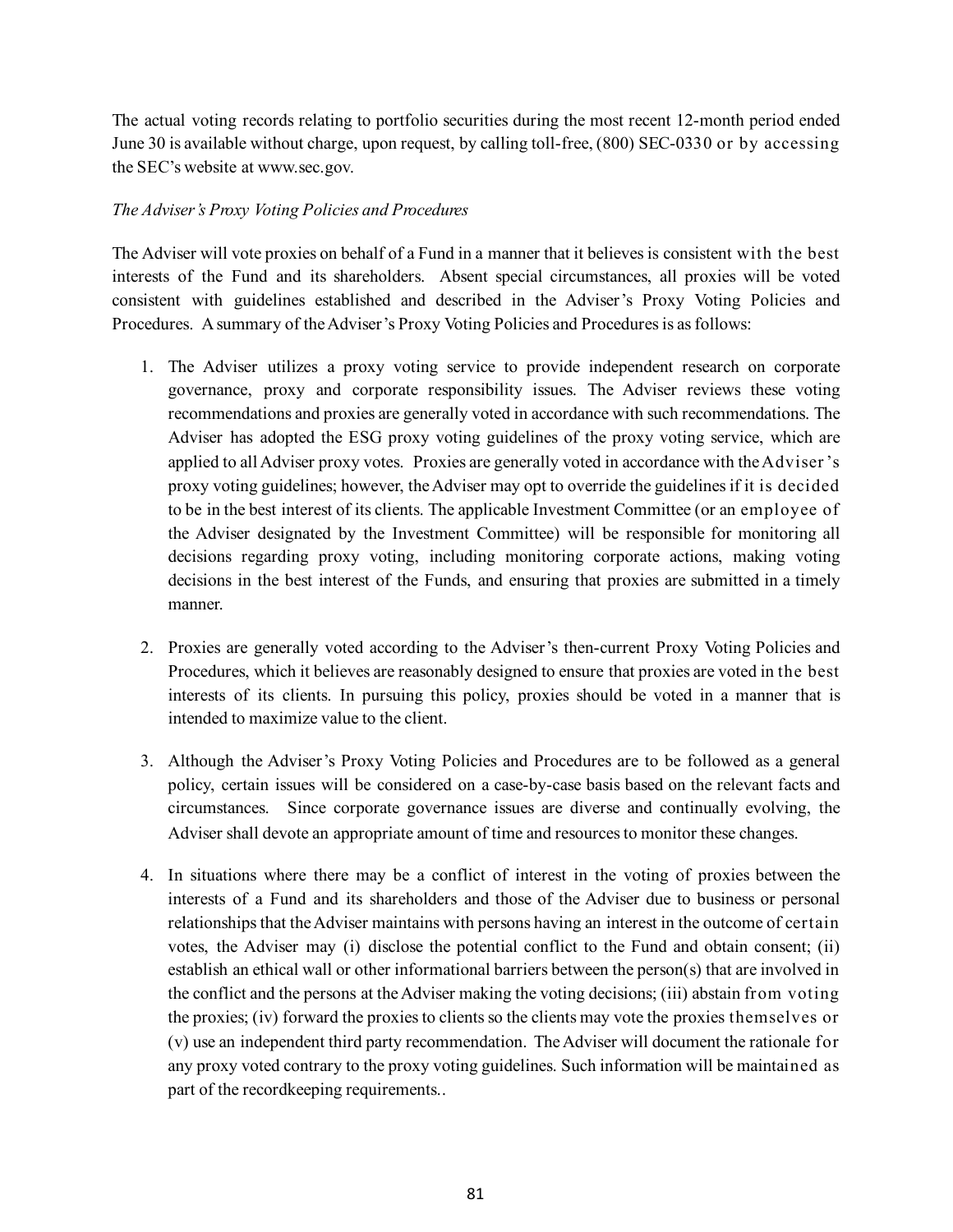The actual voting records relating to portfolio securities during the most recent 12-month period ended June 30 is available without charge, upon request, by calling toll-free, (800) SEC-0330 or by accessing the SEC's website at www.sec.gov.

*The Adviser's Proxy Voting Policies and Procedures*

The Adviser will vote proxies on behalf of a Fund in a manner that it believes is consistent with the best interests of the Fund and its shareholders. Absent special circumstances, all proxies will be voted consistent with guidelines established and described in the Adviser's Proxy Voting Policies and Procedures. A summary of the Adviser's Proxy Voting Policies and Procedures is as follows:

1. The Adviser utilizes a proxy voting service to provide independent research on corporate governance, proxy and corporate responsibility issues. The Adviser reviews these voting recommendations and proxies are generally voted in accordance with such recommendations. The Adviser has adopted the ESG proxy voting guidelines of the proxy voting service, which are applied to all Adviser proxy votes. Proxies are generally voted in accordance with the Adviser's proxy voting guidelines; however, the Adviser may opt to override the guidelines if it is decided to be in the best interest of its clients. The applicable Investment Committee (or an employee of the Adviser designated by the Investment Committee) will be responsible for monitoring all decisions regarding proxy voting, including monitoring corporate actions, making voting decisions in the best interest of the Funds, and ensuring that proxies are submitted in a timely manner.

2. Proxies are generally voted according to the Adviser's then-current Proxy Voting Policies and Procedures, which it believes are reasonably designed to ensure that proxies are voted in the best interests of its clients. In pursuing this policy, proxies should be voted in a manner that is intended to maximize value to the client.

3. Although the Adviser's Proxy Voting Policies and Procedures are to be followed as a general policy, certain issues will be considered on a case-by-case basis based on the relevant facts and circumstances. Since corporate governance issues are diverse and continually evolving, the Adviser shall devote an appropriate amount of time and resources to monitor these changes.

4. In situations where there may be a conflict of interest in the voting of proxies between the interests of a Fund and its shareholders and those of the Adviser due to business or personal relationships that the Adviser maintains with persons having an interest in the outcome of certain votes, the Adviser may (i) disclose the potential conflict to the Fund and obtain consent; (ii) establish an ethical wall or other informational barriers between the person(s) that are involved in the conflict and the persons at the Adviser making the voting decisions; (iii) abstain from voting the proxies; (iv) forward the proxies to clients so the clients may vote the proxies themselves or (v) use an independent third party recommendation. The Adviser will document the rationale for any proxy voted contrary to the proxy voting guidelines. Such information will be maintained as part of the recordkeeping requirements..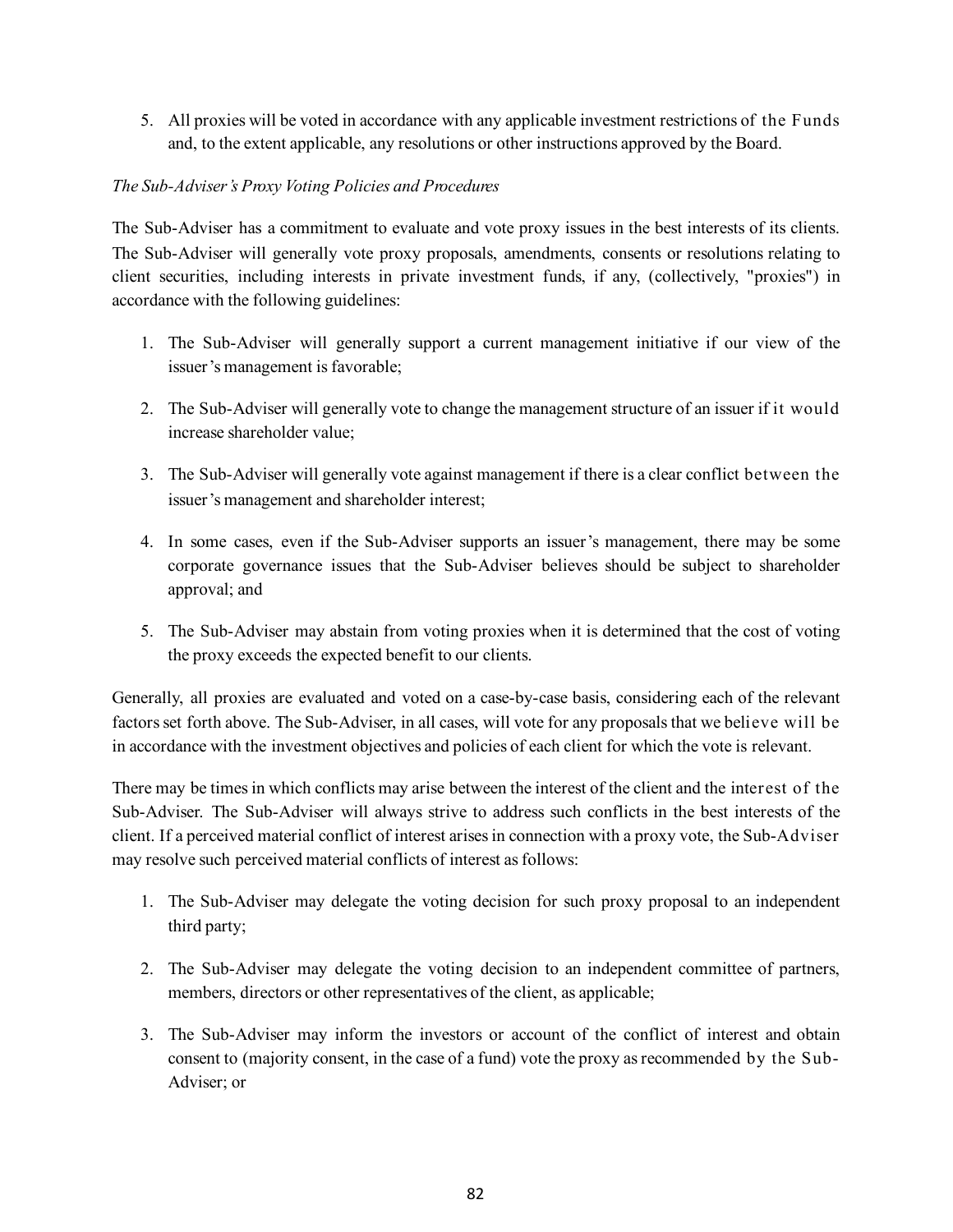5. All proxies will be voted in accordance with any applicable investment restrictions of the Funds and, to the extent applicable, any resolutions or other instructions approved by the Board.

*The Sub-Adviser's Proxy Voting Policies and Procedures*

The Sub-Adviser has a commitment to evaluate and vote proxy issues in the best interests of its clients. The Sub-Adviser will generally vote proxy proposals, amendments, consents or resolutions relating to client securities, including interests in private investment funds, if any, (collectively, "proxies") in accordance with the following guidelines:

1. The Sub-Adviser will generally support a current management initiative if our view of the issuer's management is favorable;

2. The Sub-Adviser will generally vote to change the management structure of an issuer if it would increase shareholder value;

3. The Sub-Adviser will generally vote against management if there is a clear conflict between the issuer's management and shareholder interest;

4. In some cases, even if the Sub-Adviser supports an issuer's management, there may be some corporate governance issues that the Sub-Adviser believes should be subject to shareholder approval; and

5. The Sub-Adviser may abstain from voting proxies when it is determined that the cost of voting the proxy exceeds the expected benefit to our clients.

Generally, all proxies are evaluated and voted on a case-by-case basis, considering each of the relevant factors set forth above. The Sub-Adviser, in all cases, will vote for any proposals that we believe will be in accordance with the investment objectives and policies of each client for which the vote is relevant.

There may be times in which conflicts may arise between the interest of the client and the interest of the Sub-Adviser. The Sub-Adviser will always strive to address such conflicts in the best interests of the client. If a perceived material conflict of interest arises in connection with a proxy vote, the Sub-Adviser may resolve such perceived material conflicts of interest as follows:

1. The Sub-Adviser may delegate the voting decision for such proxy proposal to an independent third party;

2. The Sub-Adviser may delegate the voting decision to an independent committee of partners, members, directors or other representatives of the client, as applicable;

3. The Sub-Adviser may inform the investors or account of the conflict of interest and obtain consent to (majority consent, in the case of a fund) vote the proxy as recommended by the Sub-Adviser; or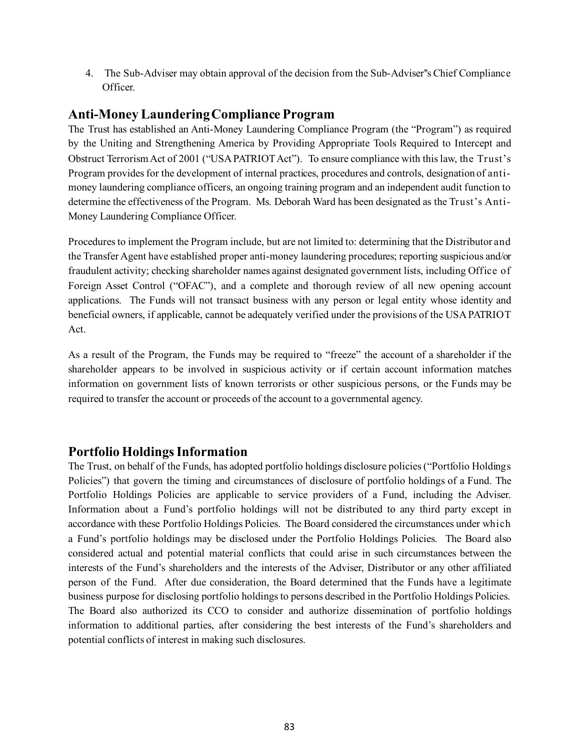4. The Sub-Adviser may obtain approval of the decision from the Sub-Adviser"s Chief Compliance Officer.

## Anti-Money Laundering Compliance Program

The Trust has established an Anti-Money Laundering Compliance Program (the "Program") as required by the Uniting and Strengthening America by Providing Appropriate Tools Required to Intercept and Obstruct Terrorism Act of 2001 ("USA PATRIOT Act"). To ensure compliance with this law, the Trust's Program provides for the development of internal practices, procedures and controls, designation of anti-money laundering compliance officers, an ongoing training program and an independent audit function to determine the effectiveness of the Program. Ms. Deborah Ward has been designated as the Trust's Anti-Money Laundering Compliance Officer.

Procedures to implement the Program include, but are not limited to: determining that the Distributor and the Transfer Agent have established proper anti-money laundering procedures; reporting suspicious and/or fraudulent activity; checking shareholder names against designated government lists, including Office of Foreign Asset Control ("OFAC"), and a complete and thorough review of all new opening account applications. The Funds will not transact business with any person or legal entity whose identity and beneficial owners, if applicable, cannot be adequately verified under the provisions of the USA PATRIOT Act.

As a result of the Program, the Funds may be required to "freeze" the account of a shareholder if the shareholder appears to be involved in suspicious activity or if certain account information matches information on government lists of known terrorists or other suspicious persons, or the Funds may be required to transfer the account or proceeds of the account to a governmental agency.

## Portfolio Holdings Information

The Trust, on behalf of the Funds, has adopted portfolio holdings disclosure policies ("Portfolio Holdings Policies") that govern the timing and circumstances of disclosure of portfolio holdings of a Fund. The Portfolio Holdings Policies are applicable to service providers of a Fund, including the Adviser. Information about a Fund's portfolio holdings will not be distributed to any third party except in accordance with these Portfolio Holdings Policies. The Board considered the circumstances under which a Fund's portfolio holdings may be disclosed under the Portfolio Holdings Policies. The Board also considered actual and potential material conflicts that could arise in such circumstances between the interests of the Fund's shareholders and the interests of the Adviser, Distributor or any other affiliated person of the Fund. After due consideration, the Board determined that the Funds have a legitimate business purpose for disclosing portfolio holdings to persons described in the Portfolio Holdings Policies. The Board also authorized its CCO to consider and authorize dissemination of portfolio holdings information to additional parties, after considering the best interests of the Fund's shareholders and potential conflicts of interest in making such disclosures.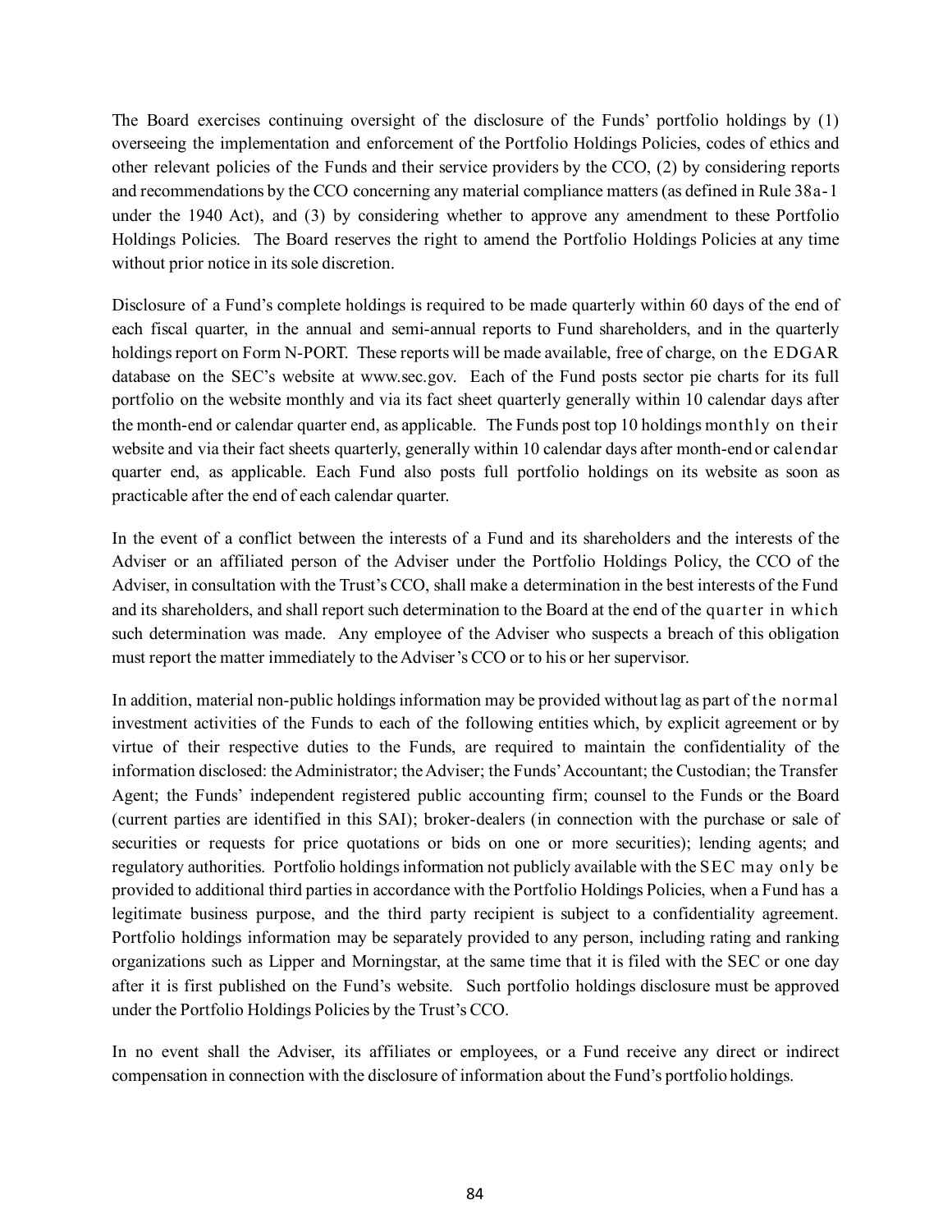The Board exercises continuing oversight of the disclosure of the Funds' portfolio holdings by (1) overseeing the implementation and enforcement of the Portfolio Holdings Policies, codes of ethics and other relevant policies of the Funds and their service providers by the CCO, (2) by considering reports and recommendations by the CCO concerning any material compliance matters (as defined in Rule 38a-1 under the 1940 Act), and (3) by considering whether to approve any amendment to these Portfolio Holdings Policies. The Board reserves the right to amend the Portfolio Holdings Policies at any time without prior notice in its sole discretion.

Disclosure of a Fund's complete holdings is required to be made quarterly within 60 days of the end of each fiscal quarter, in the annual and semi-annual reports to Fund shareholders, and in the quarterly holdings report on Form N-PORT. These reports will be made available, free of charge, on the EDGAR database on the SEC's website at www.sec.gov. Each of the Fund posts sector pie charts for its full portfolio on the website monthly and via its fact sheet quarterly generally within 10 calendar days after the month-end or calendar quarter end, as applicable. The Funds post top 10 holdings monthly on their website and via their fact sheets quarterly, generally within 10 calendar days after month-end or calendar quarter end, as applicable. Each Fund also posts full portfolio holdings on its website as soon as practicable after the end of each calendar quarter.

In the event of a conflict between the interests of a Fund and its shareholders and the interests of the Adviser or an affiliated person of the Adviser under the Portfolio Holdings Policy, the CCO of the Adviser, in consultation with the Trust's CCO, shall make a determination in the best interests of the Fund and its shareholders, and shall report such determination to the Board at the end of the quarter in which such determination was made. Any employee of the Adviser who suspects a breach of this obligation must report the matter immediately to the Adviser's CCO or to his or her supervisor.

In addition, material non-public holdings information may be provided without lag as part of the normal investment activities of the Funds to each of the following entities which, by explicit agreement or by virtue of their respective duties to the Funds, are required to maintain the confidentiality of the information disclosed: the Administrator; the Adviser; the Funds' Accountant; the Custodian; the Transfer Agent; the Funds' independent registered public accounting firm; counsel to the Funds or the Board (current parties are identified in this SAI); broker-dealers (in connection with the purchase or sale of securities or requests for price quotations or bids on one or more securities); lending agents; and regulatory authorities. Portfolio holdings information not publicly available with the SEC may only be provided to additional third parties in accordance with the Portfolio Holdings Policies, when a Fund has a legitimate business purpose, and the third party recipient is subject to a confidentiality agreement. Portfolio holdings information may be separately provided to any person, including rating and ranking organizations such as Lipper and Morningstar, at the same time that it is filed with the SEC or one day after it is first published on the Fund's website. Such portfolio holdings disclosure must be approved under the Portfolio Holdings Policies by the Trust's CCO.

In no event shall the Adviser, its affiliates or employees, or a Fund receive any direct or indirect compensation in connection with the disclosure of information about the Fund's portfolio holdings.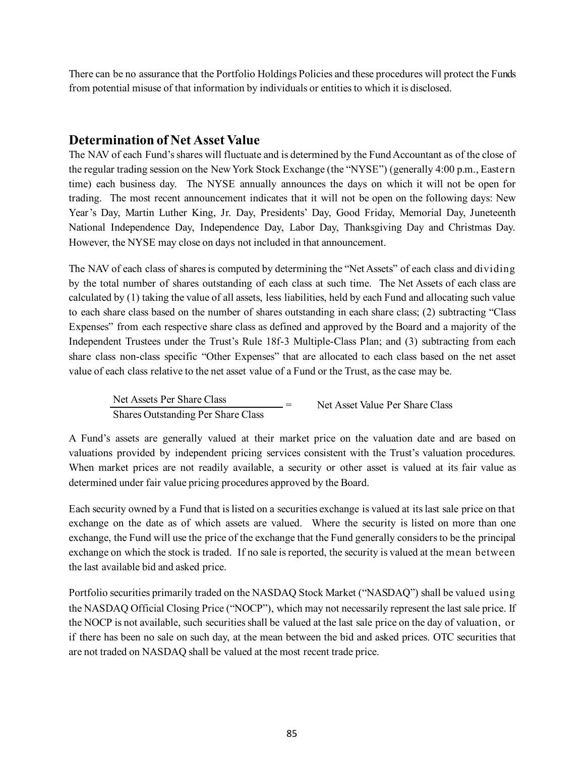There can be no assurance that the Portfolio Holdings Policies and these procedures will protect the Funds from potential misuse of that information by individuals or entities to which it is disclosed.

## Determination of Net Asset Value

The NAV of each Fund's shares will fluctuate and is determined by the Fund Accountant as of the close of the regular trading session on the New York Stock Exchange (the "NYSE") (generally 4:00 p.m., Eastern time) each business day. The NYSE annually announces the days on which it will not be open for trading. The most recent announcement indicates that it will not be open on the following days: New Year's Day, Martin Luther King, Jr. Day, Presidents' Day, Good Friday, Memorial Day, Juneteenth National Independence Day, Independence Day, Labor Day, Thanksgiving Day and Christmas Day. However, the NYSE may close on days not included in that announcement.

The NAV of each class of shares is computed by determining the "Net Assets" of each class and dividing by the total number of shares outstanding of each class at such time. The Net Assets of each class are calculated by (1) taking the value of all assets, less liabilities, held by each Fund and allocating such value to each share class based on the number of shares outstanding in each share class; (2) subtracting "Class Expenses" from each respective share class as defined and approved by the Board and a majority of the Independent Trustees under the Trust's Rule 18f-3 Multiple-Class Plan; and (3) subtracting from each share class non-class specific "Other Expenses" that are allocated to each class based on the net asset value of each class relative to the net asset value of a Fund or the Trust, as the case may be.

$$\frac{\text{Net Assets Per Share Class}}{\text{Shares Outstanding Per Share Class}} = \text{Net Asset Value Per Share Class}$$

A Fund's assets are generally valued at their market price on the valuation date and are based on valuations provided by independent pricing services consistent with the Trust's valuation procedures. When market prices are not readily available, a security or other asset is valued at its fair value as determined under fair value pricing procedures approved by the Board.

Each security owned by a Fund that is listed on a securities exchange is valued at its last sale price on that exchange on the date as of which assets are valued. Where the security is listed on more than one exchange, the Fund will use the price of the exchange that the Fund generally considers to be the principal exchange on which the stock is traded. If no sale is reported, the security is valued at the mean between the last available bid and asked price.

Portfolio securities primarily traded on the NASDAQ Stock Market ("NASDAQ") shall be valued using the NASDAQ Official Closing Price ("NOCP"), which may not necessarily represent the last sale price. If the NOCP is not available, such securities shall be valued at the last sale price on the day of valuation, or if there has been no sale on such day, at the mean between the bid and asked prices. OTC securities that are not traded on NASDAQ shall be valued at the most recent trade price.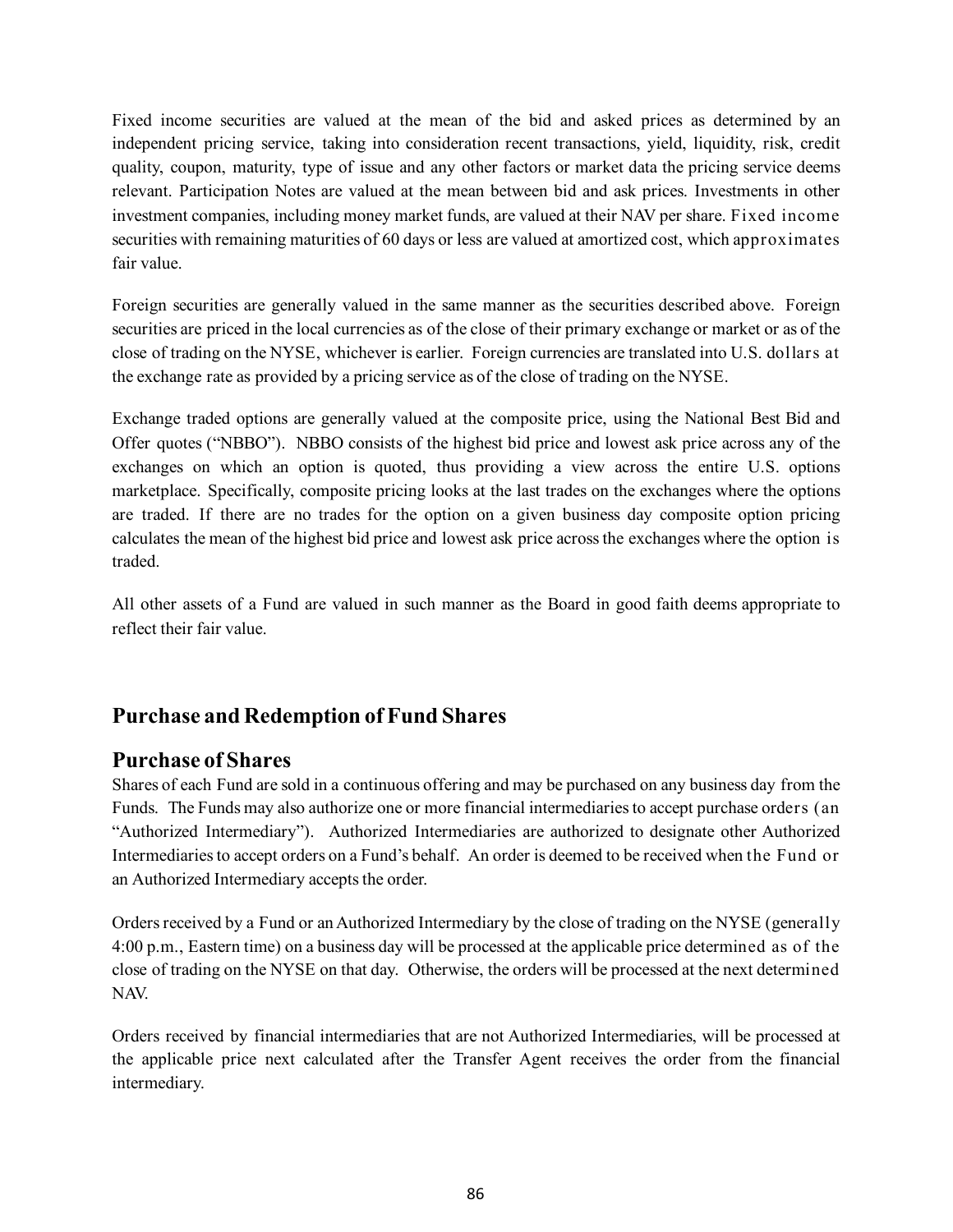Fixed income securities are valued at the mean of the bid and asked prices as determined by an independent pricing service, taking into consideration recent transactions, yield, liquidity, risk, credit quality, coupon, maturity, type of issue and any other factors or market data the pricing service deems relevant. Participation Notes are valued at the mean between bid and ask prices. Investments in other investment companies, including money market funds, are valued at their NAV per share. Fixed income securities with remaining maturities of 60 days or less are valued at amortized cost, which approximates fair value.

Foreign securities are generally valued in the same manner as the securities described above. Foreign securities are priced in the local currencies as of the close of their primary exchange or market or as of the close of trading on the NYSE, whichever is earlier. Foreign currencies are translated into U.S. dollars at the exchange rate as provided by a pricing service as of the close of trading on the NYSE.

Exchange traded options are generally valued at the composite price, using the National Best Bid and Offer quotes ("NBBO"). NBBO consists of the highest bid price and lowest ask price across any of the exchanges on which an option is quoted, thus providing a view across the entire U.S. options marketplace. Specifically, composite pricing looks at the last trades on the exchanges where the options are traded. If there are no trades for the option on a given business day composite option pricing calculates the mean of the highest bid price and lowest ask price across the exchanges where the option is traded.

All other assets of a Fund are valued in such manner as the Board in good faith deems appropriate to reflect their fair value.

## Purchase and Redemption of Fund Shares

## Purchase of Shares

Shares of each Fund are sold in a continuous offering and may be purchased on any business day from the Funds. The Funds may also authorize one or more financial intermediaries to accept purchase orders (an "Authorized Intermediary"). Authorized Intermediaries are authorized to designate other Authorized Intermediaries to accept orders on a Fund's behalf. An order is deemed to be received when the Fund or an Authorized Intermediary accepts the order.

Orders received by a Fund or an Authorized Intermediary by the close of trading on the NYSE (generally 4:00 p.m., Eastern time) on a business day will be processed at the applicable price determined as of the close of trading on the NYSE on that day. Otherwise, the orders will be processed at the next determined NAV.

Orders received by financial intermediaries that are not Authorized Intermediaries, will be processed at the applicable price next calculated after the Transfer Agent receives the order from the financial intermediary.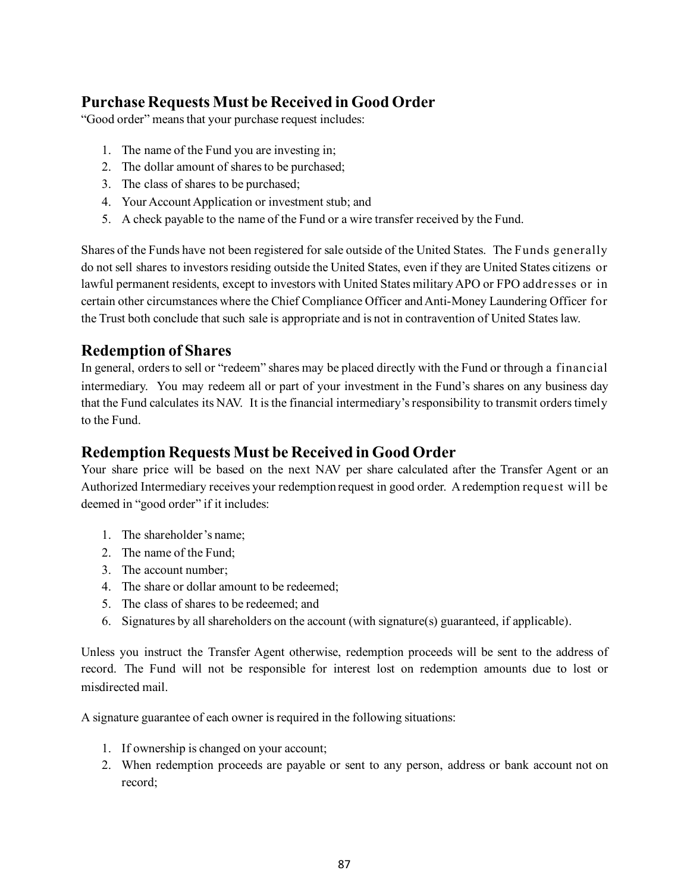## Purchase Requests Must be Received in Good Order

"Good order" means that your purchase request includes:

1. The name of the Fund you are investing in;
2. The dollar amount of shares to be purchased;
3. The class of shares to be purchased;
4. Your Account Application or investment stub; and
5. A check payable to the name of the Fund or a wire transfer received by the Fund.

Shares of the Funds have not been registered for sale outside of the United States. The Funds generally do not sell shares to investors residing outside the United States, even if they are United States citizens or lawful permanent residents, except to investors with United States military APO or FPO addresses or in certain other circumstances where the Chief Compliance Officer and Anti-Money Laundering Officer for the Trust both conclude that such sale is appropriate and is not in contravention of United States law.

## Redemption of Shares

In general, orders to sell or "redeem" shares may be placed directly with the Fund or through a financial intermediary. You may redeem all or part of your investment in the Fund's shares on any business day that the Fund calculates its NAV. It is the financial intermediary's responsibility to transmit orders timely to the Fund.

## Redemption Requests Must be Received in Good Order

Your share price will be based on the next NAV per share calculated after the Transfer Agent or an Authorized Intermediary receives your redemption request in good order. A redemption request will be deemed in "good order" if it includes:

1. The shareholder's name;
2. The name of the Fund;
3. The account number;
4. The share or dollar amount to be redeemed;
5. The class of shares to be redeemed; and
6. Signatures by all shareholders on the account (with signature(s) guaranteed, if applicable).

Unless you instruct the Transfer Agent otherwise, redemption proceeds will be sent to the address of record. The Fund will not be responsible for interest lost on redemption amounts due to lost or misdirected mail.

A signature guarantee of each owner is required in the following situations:

1. If ownership is changed on your account;
2. When redemption proceeds are payable or sent to any person, address or bank account not on record;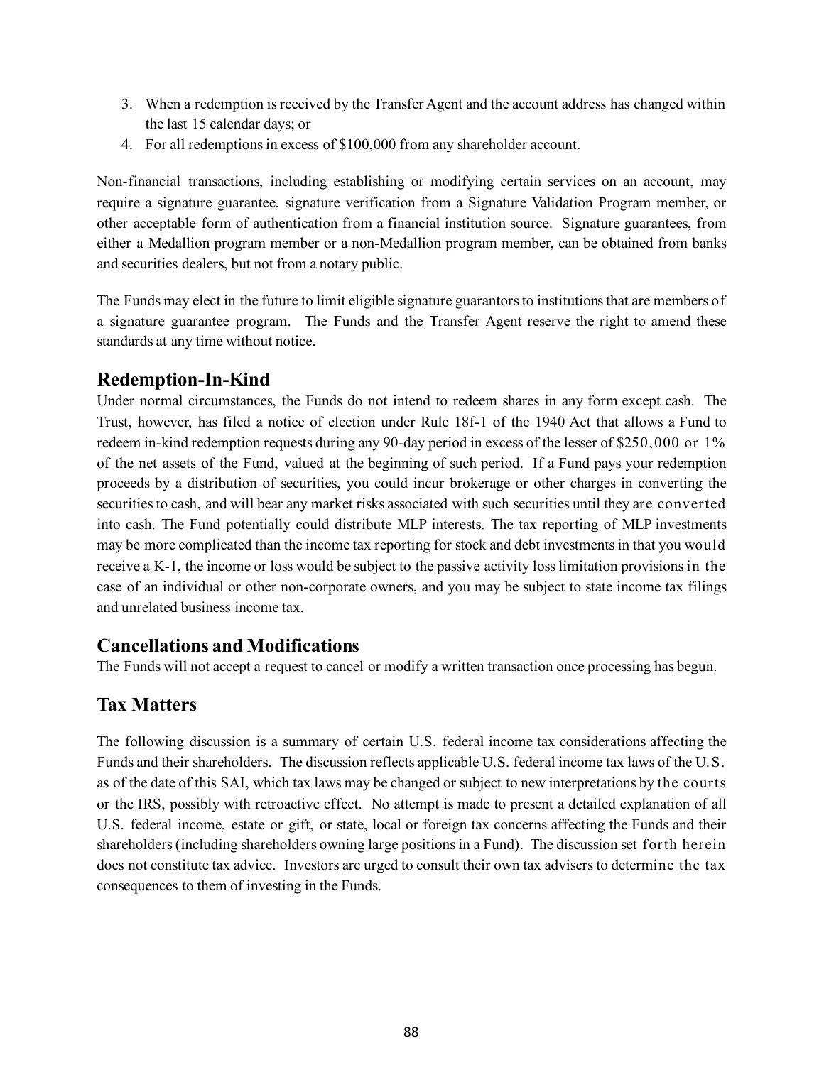3. When a redemption is received by the Transfer Agent and the account address has changed within the last 15 calendar days; or
4. For all redemptions in excess of $100,000 from any shareholder account.

Non-financial transactions, including establishing or modifying certain services on an account, may require a signature guarantee, signature verification from a Signature Validation Program member, or other acceptable form of authentication from a financial institution source. Signature guarantees, from either a Medallion program member or a non-Medallion program member, can be obtained from banks and securities dealers, but not from a notary public.

The Funds may elect in the future to limit eligible signature guarantors to institutions that are members of a signature guarantee program. The Funds and the Transfer Agent reserve the right to amend these standards at any time without notice.

## Redemption-In-Kind

Under normal circumstances, the Funds do not intend to redeem shares in any form except cash. The Trust, however, has filed a notice of election under Rule 18f-1 of the 1940 Act that allows a Fund to redeem in-kind redemption requests during any 90-day period in excess of the lesser of $250,000 or 1% of the net assets of the Fund, valued at the beginning of such period. If a Fund pays your redemption proceeds by a distribution of securities, you could incur brokerage or other charges in converting the securities to cash, and will bear any market risks associated with such securities until they are converted into cash. The Fund potentially could distribute MLP interests. The tax reporting of MLP investments may be more complicated than the income tax reporting for stock and debt investments in that you would receive a K-1, the income or loss would be subject to the passive activity loss limitation provisions in the case of an individual or other non-corporate owners, and you may be subject to state income tax filings and unrelated business income tax.

## Cancellations and Modifications

The Funds will not accept a request to cancel or modify a written transaction once processing has begun.

## Tax Matters

The following discussion is a summary of certain U.S. federal income tax considerations affecting the Funds and their shareholders. The discussion reflects applicable U.S. federal income tax laws of the U.S. as of the date of this SAI, which tax laws may be changed or subject to new interpretations by the courts or the IRS, possibly with retroactive effect. No attempt is made to present a detailed explanation of all U.S. federal income, estate or gift, or state, local or foreign tax concerns affecting the Funds and their shareholders (including shareholders owning large positions in a Fund). The discussion set forth herein does not constitute tax advice. Investors are urged to consult their own tax advisers to determine the tax consequences to them of investing in the Funds.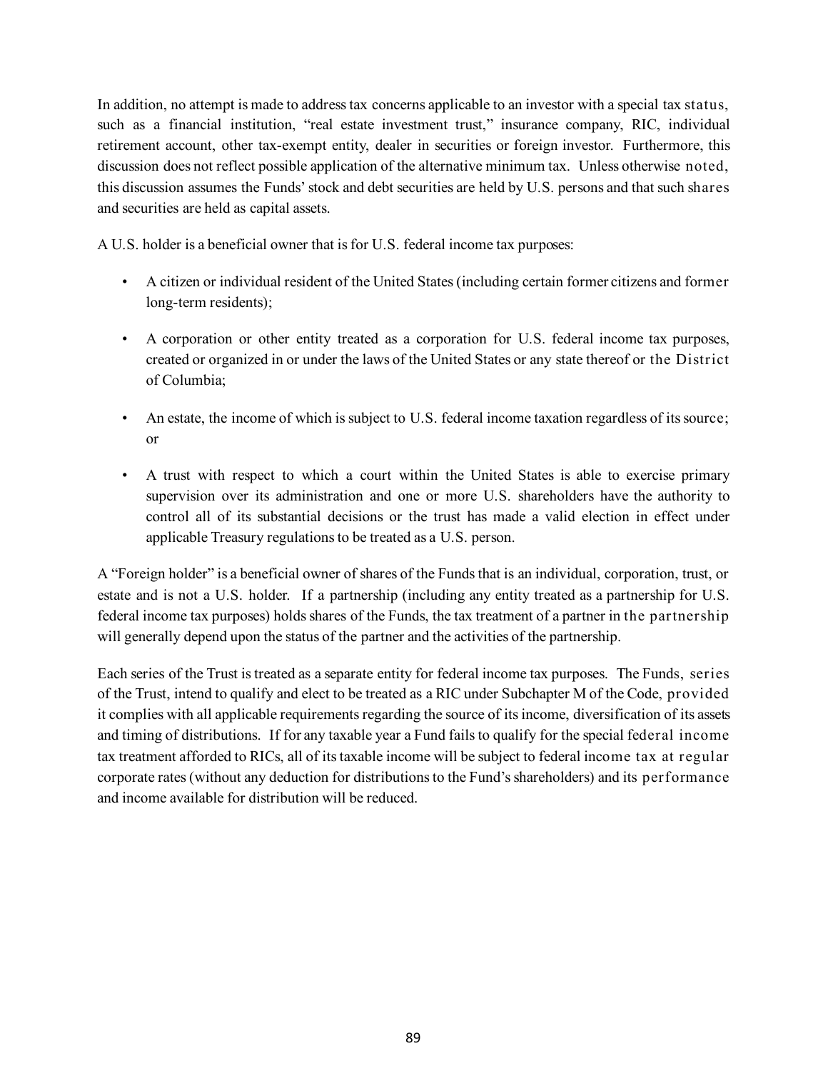In addition, no attempt is made to address tax concerns applicable to an investor with a special tax status, such as a financial institution, "real estate investment trust," insurance company, RIC, individual retirement account, other tax-exempt entity, dealer in securities or foreign investor. Furthermore, this discussion does not reflect possible application of the alternative minimum tax. Unless otherwise noted, this discussion assumes the Funds' stock and debt securities are held by U.S. persons and that such shares and securities are held as capital assets.

A U.S. holder is a beneficial owner that is for U.S. federal income tax purposes:

- A citizen or individual resident of the United States (including certain former citizens and former long-term residents);
- A corporation or other entity treated as a corporation for U.S. federal income tax purposes, created or organized in or under the laws of the United States or any state thereof or the District of Columbia;
- An estate, the income of which is subject to U.S. federal income taxation regardless of its source; or
- A trust with respect to which a court within the United States is able to exercise primary supervision over its administration and one or more U.S. shareholders have the authority to control all of its substantial decisions or the trust has made a valid election in effect under applicable Treasury regulations to be treated as a U.S. person.

A "Foreign holder" is a beneficial owner of shares of the Funds that is an individual, corporation, trust, or estate and is not a U.S. holder. If a partnership (including any entity treated as a partnership for U.S. federal income tax purposes) holds shares of the Funds, the tax treatment of a partner in the partnership will generally depend upon the status of the partner and the activities of the partnership.

Each series of the Trust is treated as a separate entity for federal income tax purposes. The Funds, series of the Trust, intend to qualify and elect to be treated as a RIC under Subchapter M of the Code, provided it complies with all applicable requirements regarding the source of its income, diversification of its assets and timing of distributions. If for any taxable year a Fund fails to qualify for the special federal income tax treatment afforded to RICs, all of its taxable income will be subject to federal income tax at regular corporate rates (without any deduction for distributions to the Fund's shareholders) and its performance and income available for distribution will be reduced.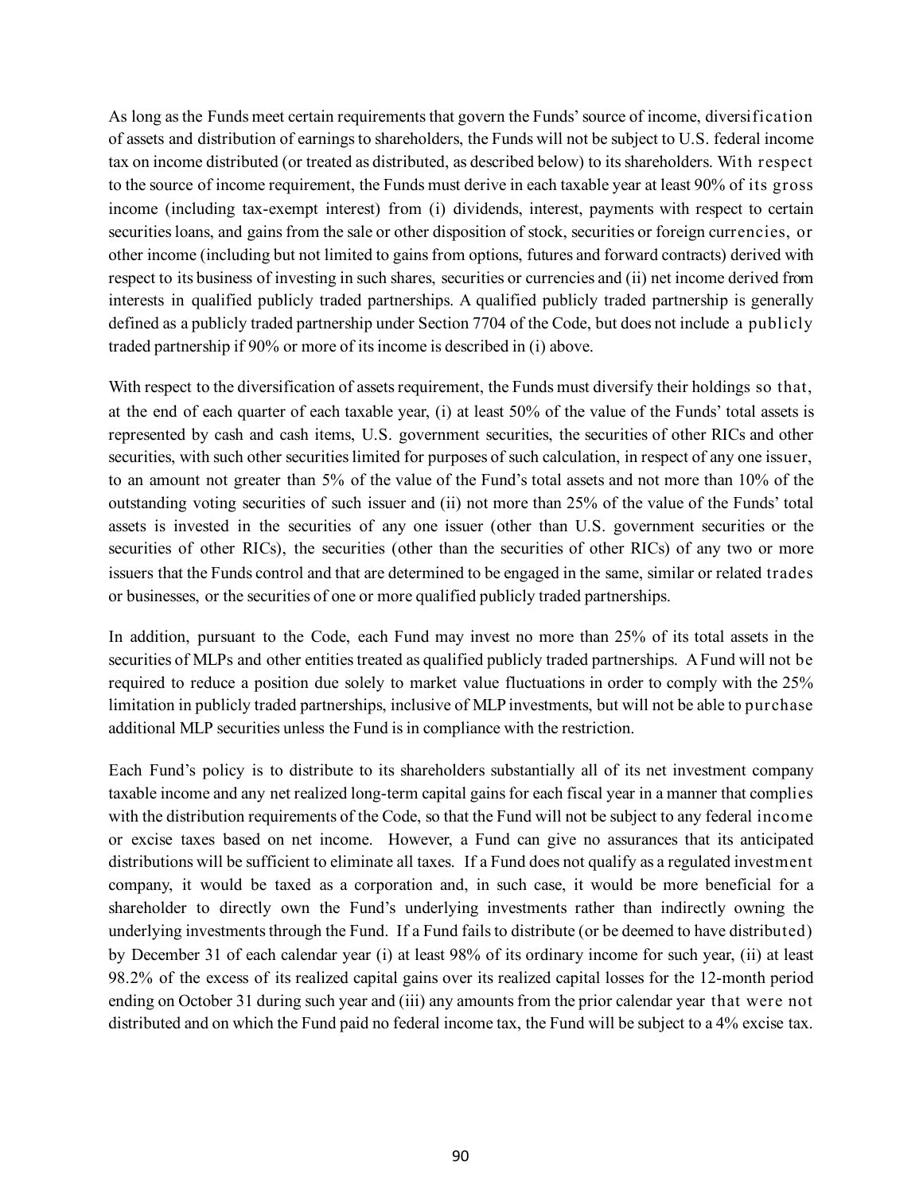As long as the Funds meet certain requirements that govern the Funds' source of income, diversification of assets and distribution of earnings to shareholders, the Funds will not be subject to U.S. federal income tax on income distributed (or treated as distributed, as described below) to its shareholders. With respect to the source of income requirement, the Funds must derive in each taxable year at least 90% of its gross income (including tax-exempt interest) from (i) dividends, interest, payments with respect to certain securities loans, and gains from the sale or other disposition of stock, securities or foreign currencies, or other income (including but not limited to gains from options, futures and forward contracts) derived with respect to its business of investing in such shares, securities or currencies and (ii) net income derived from interests in qualified publicly traded partnerships. A qualified publicly traded partnership is generally defined as a publicly traded partnership under Section 7704 of the Code, but does not include a publicly traded partnership if 90% or more of its income is described in (i) above.

With respect to the diversification of assets requirement, the Funds must diversify their holdings so that, at the end of each quarter of each taxable year, (i) at least 50% of the value of the Funds' total assets is represented by cash and cash items, U.S. government securities, the securities of other RICs and other securities, with such other securities limited for purposes of such calculation, in respect of any one issuer, to an amount not greater than 5% of the value of the Fund's total assets and not more than 10% of the outstanding voting securities of such issuer and (ii) not more than 25% of the value of the Funds' total assets is invested in the securities of any one issuer (other than U.S. government securities or the securities of other RICs), the securities (other than the securities of other RICs) of any two or more issuers that the Funds control and that are determined to be engaged in the same, similar or related trades or businesses, or the securities of one or more qualified publicly traded partnerships.

In addition, pursuant to the Code, each Fund may invest no more than 25% of its total assets in the securities of MLPs and other entities treated as qualified publicly traded partnerships. A Fund will not be required to reduce a position due solely to market value fluctuations in order to comply with the 25% limitation in publicly traded partnerships, inclusive of MLP investments, but will not be able to purchase additional MLP securities unless the Fund is in compliance with the restriction.

Each Fund's policy is to distribute to its shareholders substantially all of its net investment company taxable income and any net realized long-term capital gains for each fiscal year in a manner that complies with the distribution requirements of the Code, so that the Fund will not be subject to any federal income or excise taxes based on net income. However, a Fund can give no assurances that its anticipated distributions will be sufficient to eliminate all taxes. If a Fund does not qualify as a regulated investment company, it would be taxed as a corporation and, in such case, it would be more beneficial for a shareholder to directly own the Fund's underlying investments rather than indirectly owning the underlying investments through the Fund. If a Fund fails to distribute (or be deemed to have distributed) by December 31 of each calendar year (i) at least 98% of its ordinary income for such year, (ii) at least 98.2% of the excess of its realized capital gains over its realized capital losses for the 12-month period ending on October 31 during such year and (iii) any amounts from the prior calendar year that were not distributed and on which the Fund paid no federal income tax, the Fund will be subject to a 4% excise tax.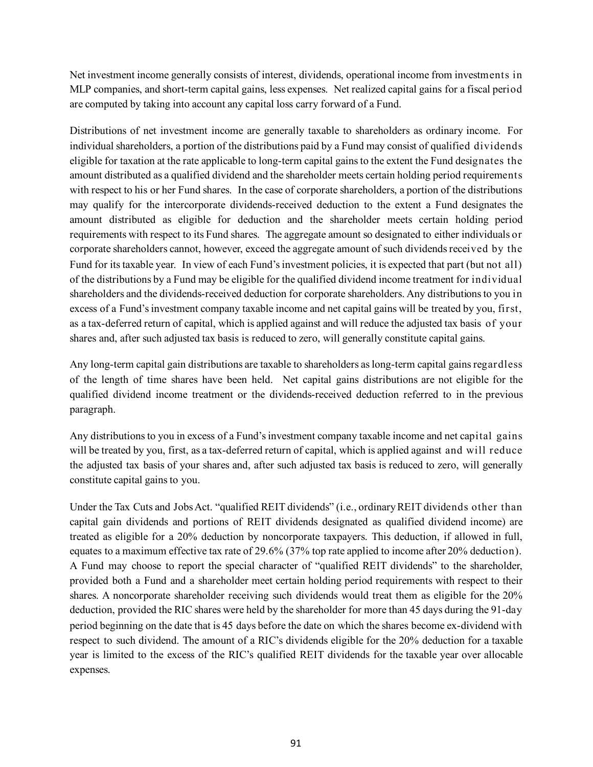Net investment income generally consists of interest, dividends, operational income from investments in MLP companies, and short-term capital gains, less expenses. Net realized capital gains for a fiscal period are computed by taking into account any capital loss carry forward of a Fund.

Distributions of net investment income are generally taxable to shareholders as ordinary income. For individual shareholders, a portion of the distributions paid by a Fund may consist of qualified dividends eligible for taxation at the rate applicable to long-term capital gains to the extent the Fund designates the amount distributed as a qualified dividend and the shareholder meets certain holding period requirements with respect to his or her Fund shares. In the case of corporate shareholders, a portion of the distributions may qualify for the intercorporate dividends-received deduction to the extent a Fund designates the amount distributed as eligible for deduction and the shareholder meets certain holding period requirements with respect to its Fund shares. The aggregate amount so designated to either individuals or corporate shareholders cannot, however, exceed the aggregate amount of such dividends received by the Fund for its taxable year. In view of each Fund's investment policies, it is expected that part (but not all) of the distributions by a Fund may be eligible for the qualified dividend income treatment for individual shareholders and the dividends-received deduction for corporate shareholders. Any distributions to you in excess of a Fund's investment company taxable income and net capital gains will be treated by you, first, as a tax-deferred return of capital, which is applied against and will reduce the adjusted tax basis of your shares and, after such adjusted tax basis is reduced to zero, will generally constitute capital gains.

Any long-term capital gain distributions are taxable to shareholders as long-term capital gains regardless of the length of time shares have been held. Net capital gains distributions are not eligible for the qualified dividend income treatment or the dividends-received deduction referred to in the previous paragraph.

Any distributions to you in excess of a Fund's investment company taxable income and net capital gains will be treated by you, first, as a tax-deferred return of capital, which is applied against and will reduce the adjusted tax basis of your shares and, after such adjusted tax basis is reduced to zero, will generally constitute capital gains to you.

Under the Tax Cuts and Jobs Act. "qualified REIT dividends" (i.e., ordinary REIT dividends other than capital gain dividends and portions of REIT dividends designated as qualified dividend income) are treated as eligible for a 20% deduction by noncorporate taxpayers. This deduction, if allowed in full, equates to a maximum effective tax rate of 29.6% (37% top rate applied to income after 20% deduction). A Fund may choose to report the special character of "qualified REIT dividends" to the shareholder, provided both a Fund and a shareholder meet certain holding period requirements with respect to their shares. A noncorporate shareholder receiving such dividends would treat them as eligible for the 20% deduction, provided the RIC shares were held by the shareholder for more than 45 days during the 91-day period beginning on the date that is 45 days before the date on which the shares become ex-dividend with respect to such dividend. The amount of a RIC's dividends eligible for the 20% deduction for a taxable year is limited to the excess of the RIC's qualified REIT dividends for the taxable year over allocable expenses.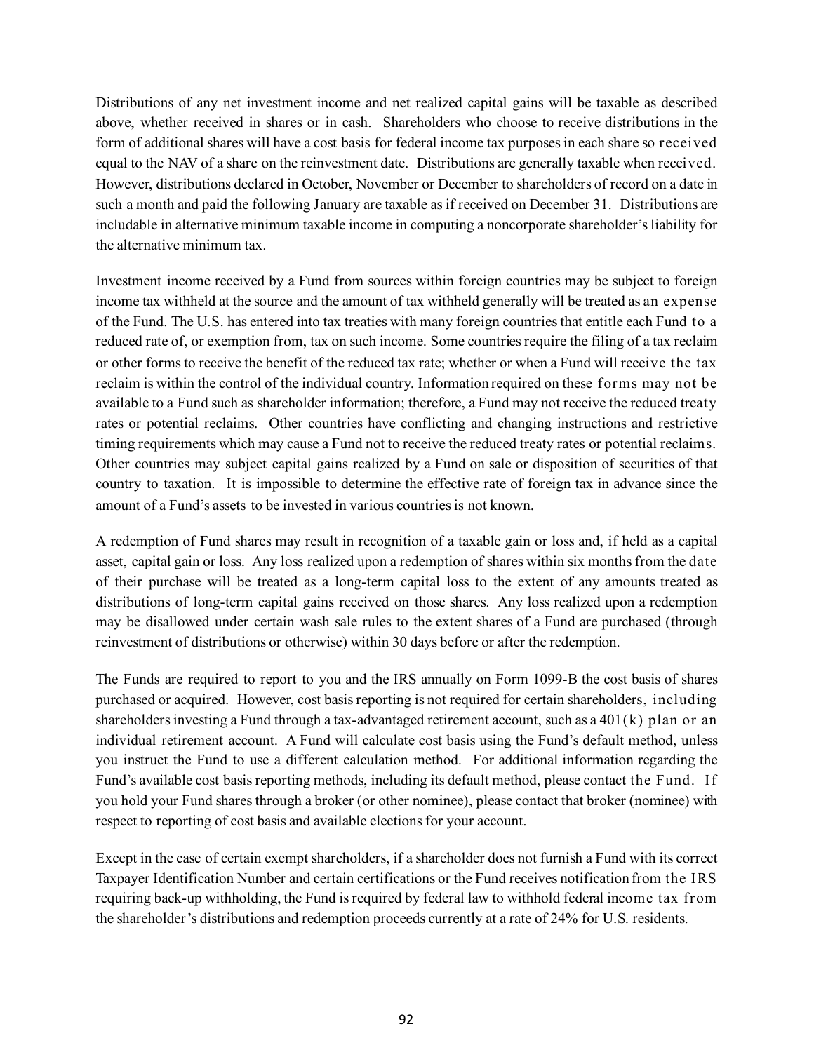Distributions of any net investment income and net realized capital gains will be taxable as described above, whether received in shares or in cash. Shareholders who choose to receive distributions in the form of additional shares will have a cost basis for federal income tax purposes in each share so received equal to the NAV of a share on the reinvestment date. Distributions are generally taxable when received. However, distributions declared in October, November or December to shareholders of record on a date in such a month and paid the following January are taxable as if received on December 31. Distributions are includable in alternative minimum taxable income in computing a noncorporate shareholder's liability for the alternative minimum tax.

Investment income received by a Fund from sources within foreign countries may be subject to foreign income tax withheld at the source and the amount of tax withheld generally will be treated as an expense of the Fund. The U.S. has entered into tax treaties with many foreign countries that entitle each Fund to a reduced rate of, or exemption from, tax on such income. Some countries require the filing of a tax reclaim or other forms to receive the benefit of the reduced tax rate; whether or when a Fund will receive the tax reclaim is within the control of the individual country. Information required on these forms may not be available to a Fund such as shareholder information; therefore, a Fund may not receive the reduced treaty rates or potential reclaims. Other countries have conflicting and changing instructions and restrictive timing requirements which may cause a Fund not to receive the reduced treaty rates or potential reclaims. Other countries may subject capital gains realized by a Fund on sale or disposition of securities of that country to taxation. It is impossible to determine the effective rate of foreign tax in advance since the amount of a Fund's assets to be invested in various countries is not known.

A redemption of Fund shares may result in recognition of a taxable gain or loss and, if held as a capital asset, capital gain or loss. Any loss realized upon a redemption of shares within six months from the date of their purchase will be treated as a long-term capital loss to the extent of any amounts treated as distributions of long-term capital gains received on those shares. Any loss realized upon a redemption may be disallowed under certain wash sale rules to the extent shares of a Fund are purchased (through reinvestment of distributions or otherwise) within 30 days before or after the redemption.

The Funds are required to report to you and the IRS annually on Form 1099-B the cost basis of shares purchased or acquired. However, cost basis reporting is not required for certain shareholders, including shareholders investing a Fund through a tax-advantaged retirement account, such as a 401(k) plan or an individual retirement account. A Fund will calculate cost basis using the Fund's default method, unless you instruct the Fund to use a different calculation method. For additional information regarding the Fund's available cost basis reporting methods, including its default method, please contact the Fund. If you hold your Fund shares through a broker (or other nominee), please contact that broker (nominee) with respect to reporting of cost basis and available elections for your account.

Except in the case of certain exempt shareholders, if a shareholder does not furnish a Fund with its correct Taxpayer Identification Number and certain certifications or the Fund receives notification from the IRS requiring back-up withholding, the Fund is required by federal law to withhold federal income tax from the shareholder's distributions and redemption proceeds currently at a rate of 24% for U.S. residents.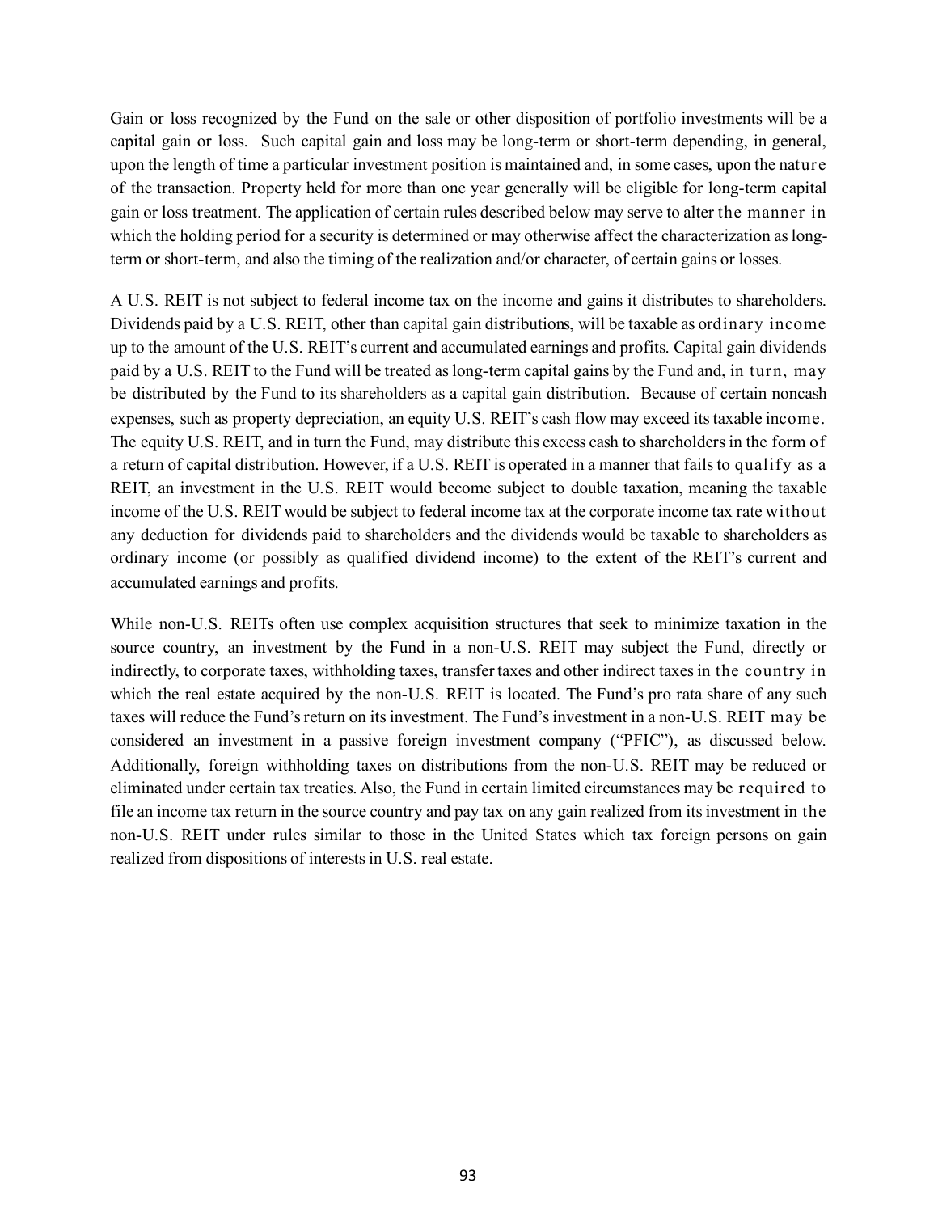Gain or loss recognized by the Fund on the sale or other disposition of portfolio investments will be a capital gain or loss. Such capital gain and loss may be long-term or short-term depending, in general, upon the length of time a particular investment position is maintained and, in some cases, upon the nature of the transaction. Property held for more than one year generally will be eligible for long-term capital gain or loss treatment. The application of certain rules described below may serve to alter the manner in which the holding period for a security is determined or may otherwise affect the characterization as long-term or short-term, and also the timing of the realization and/or character, of certain gains or losses.

A U.S. REIT is not subject to federal income tax on the income and gains it distributes to shareholders. Dividends paid by a U.S. REIT, other than capital gain distributions, will be taxable as ordinary income up to the amount of the U.S. REIT's current and accumulated earnings and profits. Capital gain dividends paid by a U.S. REIT to the Fund will be treated as long-term capital gains by the Fund and, in turn, may be distributed by the Fund to its shareholders as a capital gain distribution. Because of certain noncash expenses, such as property depreciation, an equity U.S. REIT's cash flow may exceed its taxable income. The equity U.S. REIT, and in turn the Fund, may distribute this excess cash to shareholders in the form of a return of capital distribution. However, if a U.S. REIT is operated in a manner that fails to qualify as a REIT, an investment in the U.S. REIT would become subject to double taxation, meaning the taxable income of the U.S. REIT would be subject to federal income tax at the corporate income tax rate without any deduction for dividends paid to shareholders and the dividends would be taxable to shareholders as ordinary income (or possibly as qualified dividend income) to the extent of the REIT's current and accumulated earnings and profits.

While non-U.S. REITs often use complex acquisition structures that seek to minimize taxation in the source country, an investment by the Fund in a non-U.S. REIT may subject the Fund, directly or indirectly, to corporate taxes, withholding taxes, transfer taxes and other indirect taxes in the country in which the real estate acquired by the non-U.S. REIT is located. The Fund's pro rata share of any such taxes will reduce the Fund's return on its investment. The Fund's investment in a non-U.S. REIT may be considered an investment in a passive foreign investment company ("PFIC"), as discussed below. Additionally, foreign withholding taxes on distributions from the non-U.S. REIT may be reduced or eliminated under certain tax treaties. Also, the Fund in certain limited circumstances may be required to file an income tax return in the source country and pay tax on any gain realized from its investment in the non-U.S. REIT under rules similar to those in the United States which tax foreign persons on gain realized from dispositions of interests in U.S. real estate.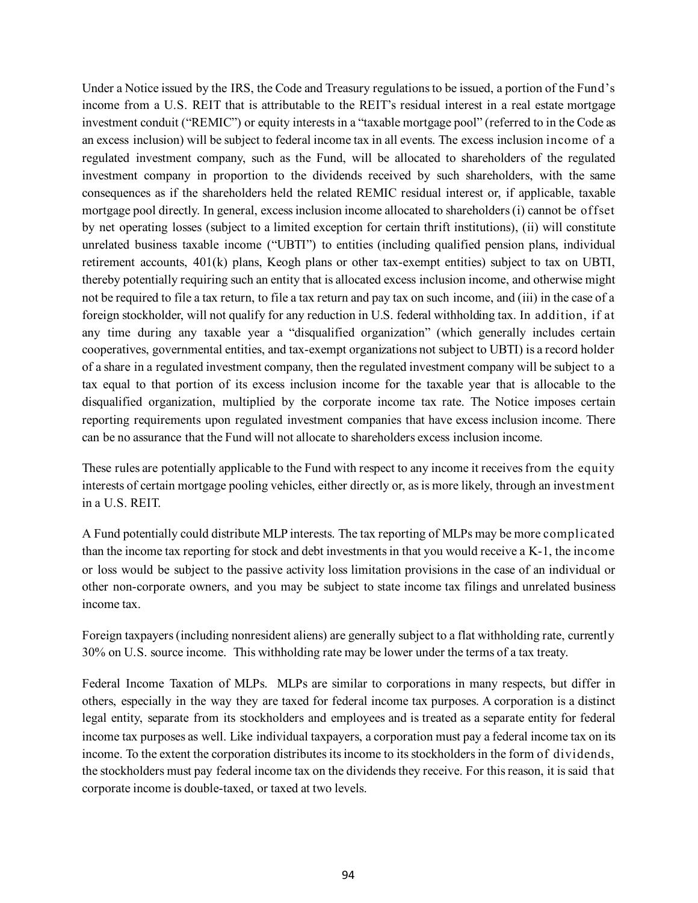Under a Notice issued by the IRS, the Code and Treasury regulations to be issued, a portion of the Fund's income from a U.S. REIT that is attributable to the REIT's residual interest in a real estate mortgage investment conduit ("REMIC") or equity interests in a "taxable mortgage pool" (referred to in the Code as an excess inclusion) will be subject to federal income tax in all events. The excess inclusion income of a regulated investment company, such as the Fund, will be allocated to shareholders of the regulated investment company in proportion to the dividends received by such shareholders, with the same consequences as if the shareholders held the related REMIC residual interest or, if applicable, taxable mortgage pool directly. In general, excess inclusion income allocated to shareholders (i) cannot be offset by net operating losses (subject to a limited exception for certain thrift institutions), (ii) will constitute unrelated business taxable income ("UBTI") to entities (including qualified pension plans, individual retirement accounts, 401(k) plans, Keogh plans or other tax-exempt entities) subject to tax on UBTI, thereby potentially requiring such an entity that is allocated excess inclusion income, and otherwise might not be required to file a tax return, to file a tax return and pay tax on such income, and (iii) in the case of a foreign stockholder, will not qualify for any reduction in U.S. federal withholding tax. In addition, if at any time during any taxable year a "disqualified organization" (which generally includes certain cooperatives, governmental entities, and tax-exempt organizations not subject to UBTI) is a record holder of a share in a regulated investment company, then the regulated investment company will be subject to a tax equal to that portion of its excess inclusion income for the taxable year that is allocable to the disqualified organization, multiplied by the corporate income tax rate. The Notice imposes certain reporting requirements upon regulated investment companies that have excess inclusion income. There can be no assurance that the Fund will not allocate to shareholders excess inclusion income.

These rules are potentially applicable to the Fund with respect to any income it receives from the equity interests of certain mortgage pooling vehicles, either directly or, as is more likely, through an investment in a U.S. REIT.

A Fund potentially could distribute MLP interests. The tax reporting of MLPs may be more complicated than the income tax reporting for stock and debt investments in that you would receive a K-1, the income or loss would be subject to the passive activity loss limitation provisions in the case of an individual or other non-corporate owners, and you may be subject to state income tax filings and unrelated business income tax.

Foreign taxpayers (including nonresident aliens) are generally subject to a flat withholding rate, currently 30% on U.S. source income. This withholding rate may be lower under the terms of a tax treaty.

Federal Income Taxation of MLPs. MLPs are similar to corporations in many respects, but differ in others, especially in the way they are taxed for federal income tax purposes. A corporation is a distinct legal entity, separate from its stockholders and employees and is treated as a separate entity for federal income tax purposes as well. Like individual taxpayers, a corporation must pay a federal income tax on its income. To the extent the corporation distributes its income to its stockholders in the form of dividends, the stockholders must pay federal income tax on the dividends they receive. For this reason, it is said that corporate income is double-taxed, or taxed at two levels.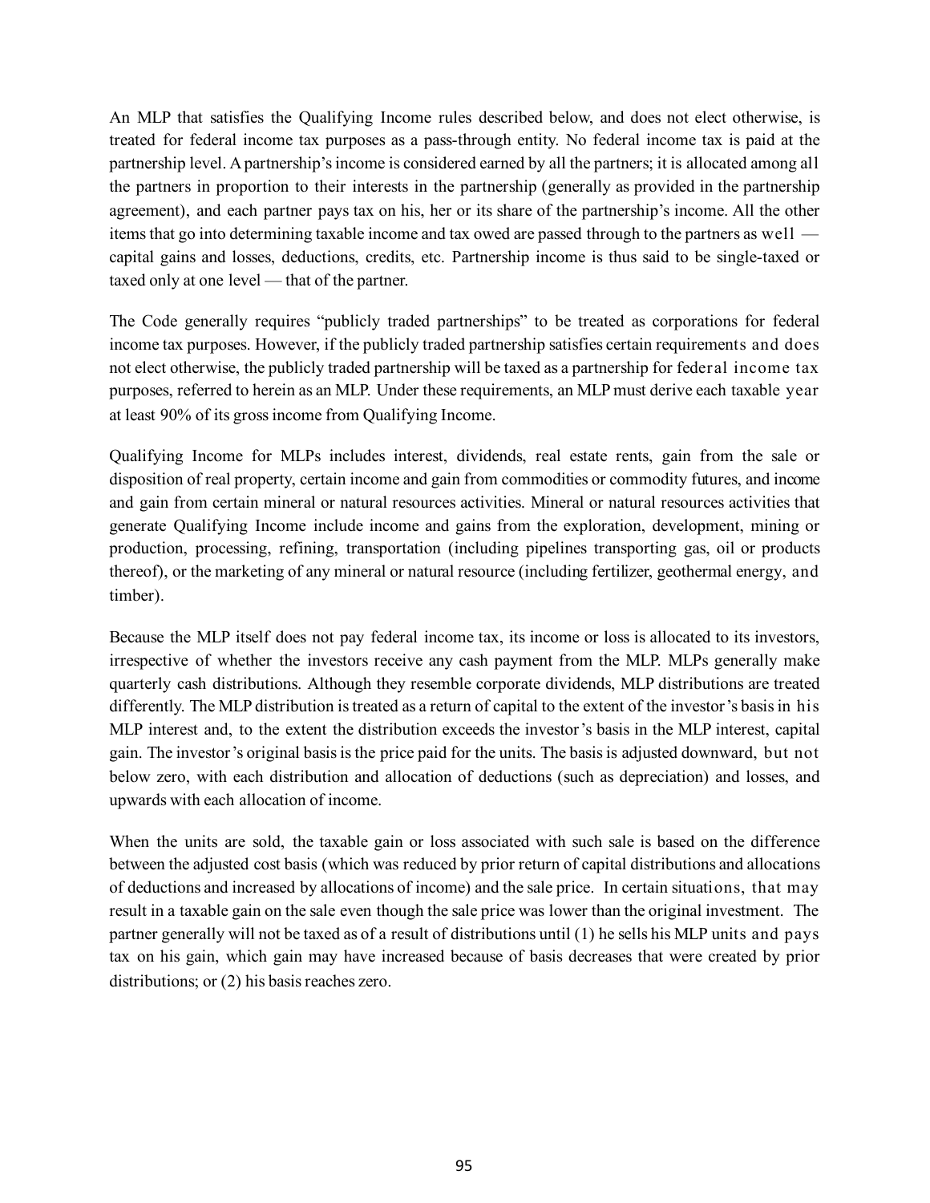An MLP that satisfies the Qualifying Income rules described below, and does not elect otherwise, is treated for federal income tax purposes as a pass-through entity. No federal income tax is paid at the partnership level. A partnership's income is considered earned by all the partners; it is allocated among all the partners in proportion to their interests in the partnership (generally as provided in the partnership agreement), and each partner pays tax on his, her or its share of the partnership's income. All the other items that go into determining taxable income and tax owed are passed through to the partners as well — capital gains and losses, deductions, credits, etc. Partnership income is thus said to be single-taxed or taxed only at one level — that of the partner.

The Code generally requires "publicly traded partnerships" to be treated as corporations for federal income tax purposes. However, if the publicly traded partnership satisfies certain requirements and does not elect otherwise, the publicly traded partnership will be taxed as a partnership for federal income tax purposes, referred to herein as an MLP. Under these requirements, an MLP must derive each taxable year at least 90% of its gross income from Qualifying Income.

Qualifying Income for MLPs includes interest, dividends, real estate rents, gain from the sale or disposition of real property, certain income and gain from commodities or commodity futures, and income and gain from certain mineral or natural resources activities. Mineral or natural resources activities that generate Qualifying Income include income and gains from the exploration, development, mining or production, processing, refining, transportation (including pipelines transporting gas, oil or products thereof), or the marketing of any mineral or natural resource (including fertilizer, geothermal energy, and timber).

Because the MLP itself does not pay federal income tax, its income or loss is allocated to its investors, irrespective of whether the investors receive any cash payment from the MLP. MLPs generally make quarterly cash distributions. Although they resemble corporate dividends, MLP distributions are treated differently. The MLP distribution is treated as a return of capital to the extent of the investor's basis in his MLP interest and, to the extent the distribution exceeds the investor's basis in the MLP interest, capital gain. The investor's original basis is the price paid for the units. The basis is adjusted downward, but not below zero, with each distribution and allocation of deductions (such as depreciation) and losses, and upwards with each allocation of income.

When the units are sold, the taxable gain or loss associated with such sale is based on the difference between the adjusted cost basis (which was reduced by prior return of capital distributions and allocations of deductions and increased by allocations of income) and the sale price. In certain situations, that may result in a taxable gain on the sale even though the sale price was lower than the original investment. The partner generally will not be taxed as of a result of distributions until (1) he sells his MLP units and pays tax on his gain, which gain may have increased because of basis decreases that were created by prior distributions; or (2) his basis reaches zero.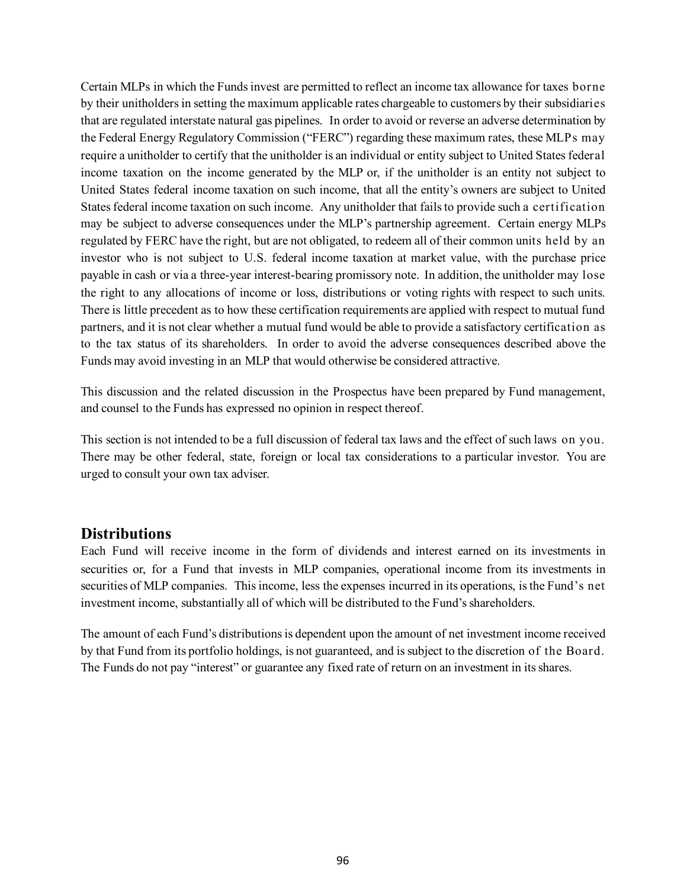Certain MLPs in which the Funds invest are permitted to reflect an income tax allowance for taxes borne by their unitholders in setting the maximum applicable rates chargeable to customers by their subsidiaries that are regulated interstate natural gas pipelines. In order to avoid or reverse an adverse determination by the Federal Energy Regulatory Commission ("FERC") regarding these maximum rates, these MLPs may require a unitholder to certify that the unitholder is an individual or entity subject to United States federal income taxation on the income generated by the MLP or, if the unitholder is an entity not subject to United States federal income taxation on such income, that all the entity's owners are subject to United States federal income taxation on such income. Any unitholder that fails to provide such a certification may be subject to adverse consequences under the MLP's partnership agreement. Certain energy MLPs regulated by FERC have the right, but are not obligated, to redeem all of their common units held by an investor who is not subject to U.S. federal income taxation at market value, with the purchase price payable in cash or via a three-year interest-bearing promissory note. In addition, the unitholder may lose the right to any allocations of income or loss, distributions or voting rights with respect to such units. There is little precedent as to how these certification requirements are applied with respect to mutual fund partners, and it is not clear whether a mutual fund would be able to provide a satisfactory certification as to the tax status of its shareholders. In order to avoid the adverse consequences described above the Funds may avoid investing in an MLP that would otherwise be considered attractive.

This discussion and the related discussion in the Prospectus have been prepared by Fund management, and counsel to the Funds has expressed no opinion in respect thereof.

This section is not intended to be a full discussion of federal tax laws and the effect of such laws on you. There may be other federal, state, foreign or local tax considerations to a particular investor. You are urged to consult your own tax adviser.

## Distributions

Each Fund will receive income in the form of dividends and interest earned on its investments in securities or, for a Fund that invests in MLP companies, operational income from its investments in securities of MLP companies. This income, less the expenses incurred in its operations, is the Fund's net investment income, substantially all of which will be distributed to the Fund's shareholders.

The amount of each Fund's distributions is dependent upon the amount of net investment income received by that Fund from its portfolio holdings, is not guaranteed, and is subject to the discretion of the Board. The Funds do not pay "interest" or guarantee any fixed rate of return on an investment in its shares.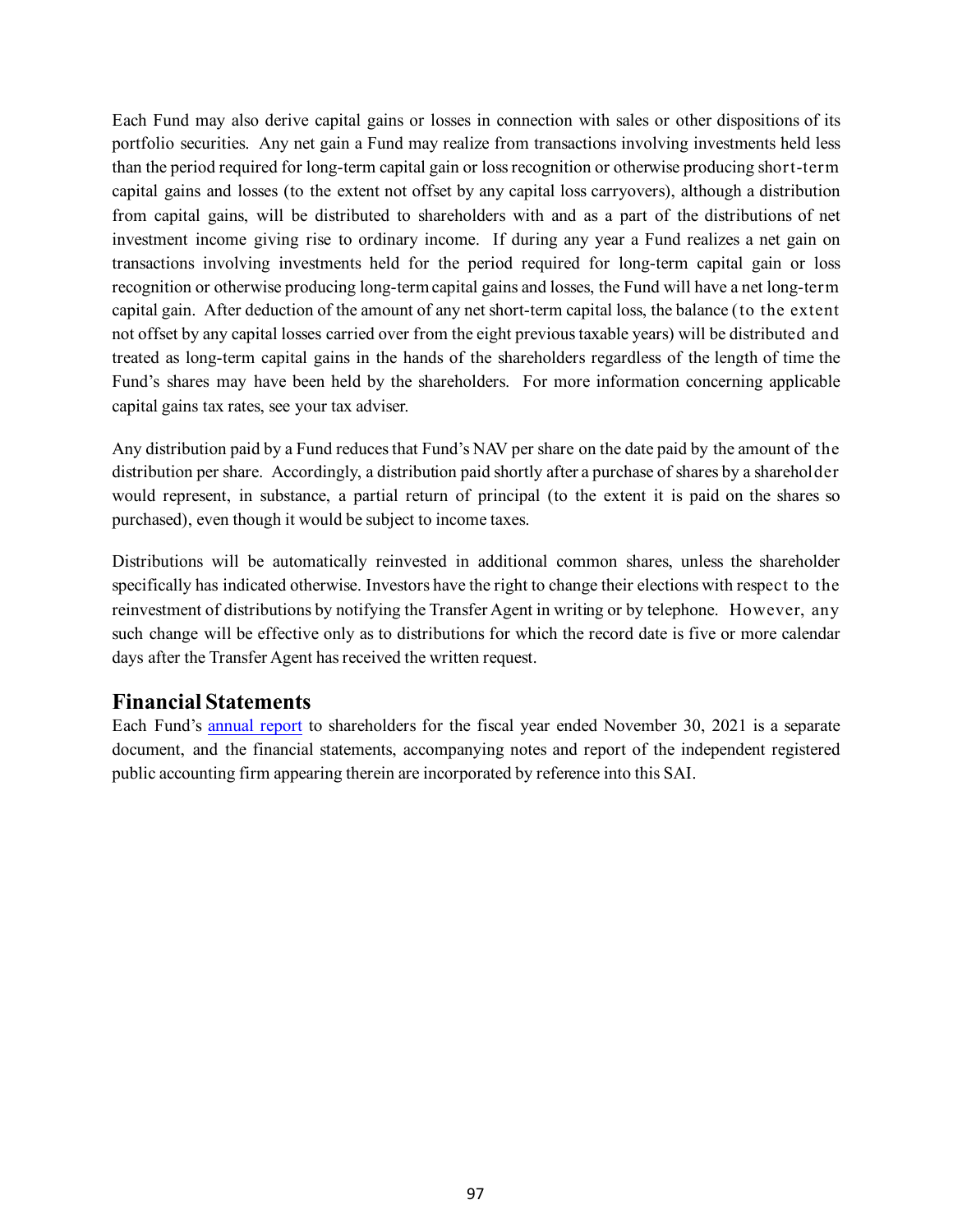Each Fund may also derive capital gains or losses in connection with sales or other dispositions of its portfolio securities. Any net gain a Fund may realize from transactions involving investments held less than the period required for long-term capital gain or loss recognition or otherwise producing short-term capital gains and losses (to the extent not offset by any capital loss carryovers), although a distribution from capital gains, will be distributed to shareholders with and as a part of the distributions of net investment income giving rise to ordinary income. If during any year a Fund realizes a net gain on transactions involving investments held for the period required for long-term capital gain or loss recognition or otherwise producing long-term capital gains and losses, the Fund will have a net long-term capital gain. After deduction of the amount of any net short-term capital loss, the balance (to the extent not offset by any capital losses carried over from the eight previous taxable years) will be distributed and treated as long-term capital gains in the hands of the shareholders regardless of the length of time the Fund's shares may have been held by the shareholders. For more information concerning applicable capital gains tax rates, see your tax adviser.

Any distribution paid by a Fund reduces that Fund's NAV per share on the date paid by the amount of the distribution per share. Accordingly, a distribution paid shortly after a purchase of shares by a shareholder would represent, in substance, a partial return of principal (to the extent it is paid on the shares so purchased), even though it would be subject to income taxes.

Distributions will be automatically reinvested in additional common shares, unless the shareholder specifically has indicated otherwise. Investors have the right to change their elections with respect to the reinvestment of distributions by notifying the Transfer Agent in writing or by telephone. However, any such change will be effective only as to distributions for which the record date is five or more calendar days after the Transfer Agent has received the written request.

## Financial Statements

Each Fund's annual report to shareholders for the fiscal year ended November 30, 2021 is a separate document, and the financial statements, accompanying notes and report of the independent registered public accounting firm appearing therein are incorporated by reference into this SAI.